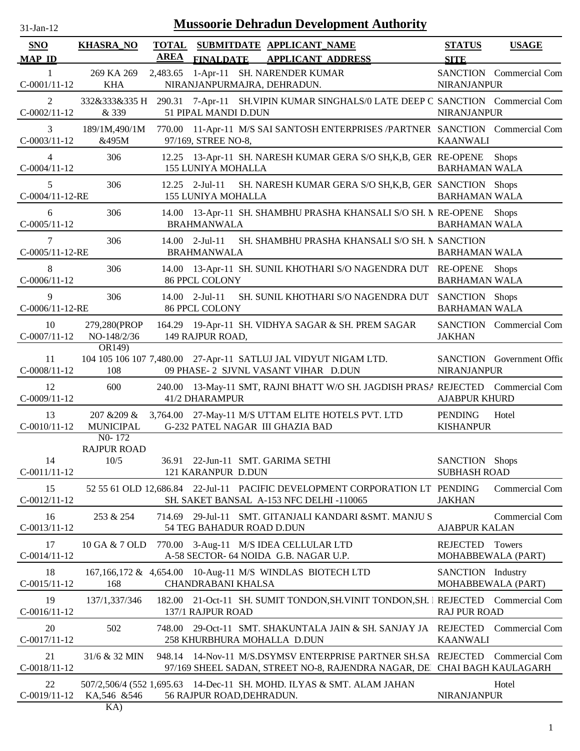# Mussoorie Dehradun Development Authority

31-Jan-12

| SNO / MAP_ID | KHASRA_NO | TOTAL AREA | SUBMITDATE / FINALDATE | APPLICANT_NAME / APPLICANT_ADDRESS | STATUS / SITE | USAGE |
|---|---|---|---|---|---|---|
| 1 / C-0001/11-12 | 269 KA 269 KHA | 2,483.65 | 1-Apr-11 | SH. NARENDER KUMAR / NIRANJANPURMAJRA, DEHRADUN. | SANCTION / NIRANJANPUR | Commercial Com |
| 2 / C-0002/11-12 | 332&333&335 H & 339 | 290.31 | 7-Apr-11 | SH.VIPIN KUMAR SINGHALS/0 LATE DEEP C / 51 PIPAL MANDI D.DUN | SANCTION / NIRANJANPUR | Commercial Com |
| 3 / C-0003/11-12 | 189/1M,490/1M &495M | 770.00 | 11-Apr-11 | M/S SAI SANTOSH ENTERPRISES /PARTNER / 97/169, STREE NO-8, | SANCTION / KAANWALI | Commercial Com |
| 4 / C-0004/11-12 | 306 | 12.25 | 13-Apr-11 | SH. NARESH KUMAR GERA S/O SH,K,B, GER / 155 LUNIYA MOHALLA | RE-OPENE / BARHAMAN WALA | Shops |
| 5 / C-0004/11-12-RE | 306 | 12.25 | 2-Jul-11 | SH. NARESH KUMAR GERA S/O SH,K,B, GER / 155 LUNIYA MOHALLA | SANCTION / BARHAMAN WALA | Shops |
| 6 / C-0005/11-12 | 306 | 14.00 | 13-Apr-11 | SH. SHAMBHU PRASHA KHANSALI S/O SH. M / BRAHMANWALA | RE-OPENE / BARHAMAN WALA | Shops |
| 7 / C-0005/11-12-RE | 306 | 14.00 | 2-Jul-11 | SH. SHAMBHU PRASHA KHANSALI S/O SH. M / BRAHMANWALA | SANCTION / BARHAMAN WALA | |
| 8 / C-0006/11-12 | 306 | 14.00 | 13-Apr-11 | SH. SUNIL KHOTHARI S/O NAGENDRA DUT / 86 PPCL COLONY | RE-OPENE / BARHAMAN WALA | Shops |
| 9 / C-0006/11-12-RE | 306 | 14.00 | 2-Jul-11 | SH. SUNIL KHOTHARI S/O NAGENDRA DUT / 86 PPCL COLONY | SANCTION / BARHAMAN WALA | Shops |
| 10 / C-0007/11-12 | 279,280(PROP NO-148/2/36 OR149) | 164.29 | 19-Apr-11 | SH. VIDHYA SAGAR & SH. PREM SAGAR / 149 RAJPUR ROAD, | SANCTION / JAKHAN | Commercial Com |
| 11 / C-0008/11-12 | 104 105 106 107 108 | 7,480.00 | 27-Apr-11 | SATLUJ JAL VIDYUT NIGAM LTD. / 09 PHASE- 2 SJVNL VASANT VIHAR D.DUN | SANCTION / NIRANJANPUR | Government Offic |
| 12 / C-0009/11-12 | 600 | 240.00 | 13-May-11 | SMT, RAJNI BHATT W/O SH. JAGDISH PRASA / 41/2 DHARAMPUR | REJECTED / AJABPUR KHURD | Commercial Com |
| 13 / C-0010/11-12 | 207 &209 & MUNICIPAL N0- 172 RAJPUR ROAD | 3,764.00 | 27-May-11 | M/S UTTAM ELITE HOTELS PVT. LTD / G-232 PATEL NAGAR III GHAZIA BAD | PENDING / KISHANPUR | Hotel |
| 14 / C-0011/11-12 | 10/5 | 36.91 | 22-Jun-11 | SMT. GARIMA SETHI / 121 KARANPUR D.DUN | SANCTION / SUBHASH ROAD | Shops |
| 15 / C-0012/11-12 | 52 55 61 OLD | 12,686.84 | 22-Jul-11 | PACIFIC DEVELOPMENT CORPORATION LT / SH. SAKET BANSAL A-153 NFC DELHI -110065 | PENDING / JAKHAN | Commercial Com |
| 16 / C-0013/11-12 | 253 & 254 | 714.69 | 29-Jul-11 | SMT. GITANJALI KANDARI &SMT. MANJU S / 54 TEG BAHADUR ROAD D.DUN | / AJABPUR KALAN | Commercial Com |
| 17 / C-0014/11-12 | 10 GA & 7 OLD | 770.00 | 3-Aug-11 | M/S IDEA CELLULAR LTD / A-58 SECTOR- 64 NOIDA G.B. NAGAR U.P. | REJECTED / MOHABBEWALA (PART) | Towers |
| 18 / C-0015/11-12 | 167,166,172 & 168 | 4,654.00 | 10-Aug-11 | M/S WINDLAS BIOTECH LTD / CHANDRABANI KHALSA | SANCTION / MOHABBEWALA (PART) | Industry |
| 19 / C-0016/11-12 | 137/1,337/346 | 182.00 | 21-Oct-11 | SH. SUMIT TONDON,SH.VINIT TONDON,SH. / 137/1 RAJPUR ROAD | REJECTED / RAJ PUR ROAD | Commercial Com |
| 20 / C-0017/11-12 | 502 | 748.00 | 29-Oct-11 | SMT. SHAKUNTALA JAIN & SH. SANJAY JA / 258 KHURBHURA MOHALLA D.DUN | REJECTED / KAANWALI | Commercial Com |
| 21 / C-0018/11-12 | 31/6 & 32 MIN | 948.14 | 14-Nov-11 | M/S.DSYMSV ENTERPRISE PARTNER SH.SA / 97/169 SHEEL SADAN, STREET NO-8, RAJENDRA NAGAR, DE | REJECTED / CHAI BAGH KAULAGARH | Commercial Com |
| 22 / C-0019/11-12 | 507/2,506/4 (552 KA,546 &546 KA) | 1,695.63 | 14-Dec-11 | SH. MOHD. ILYAS & SMT. ALAM JAHAN / 56 RAJPUR ROAD,DEHRADUN. | / NIRANJANPUR | Hotel |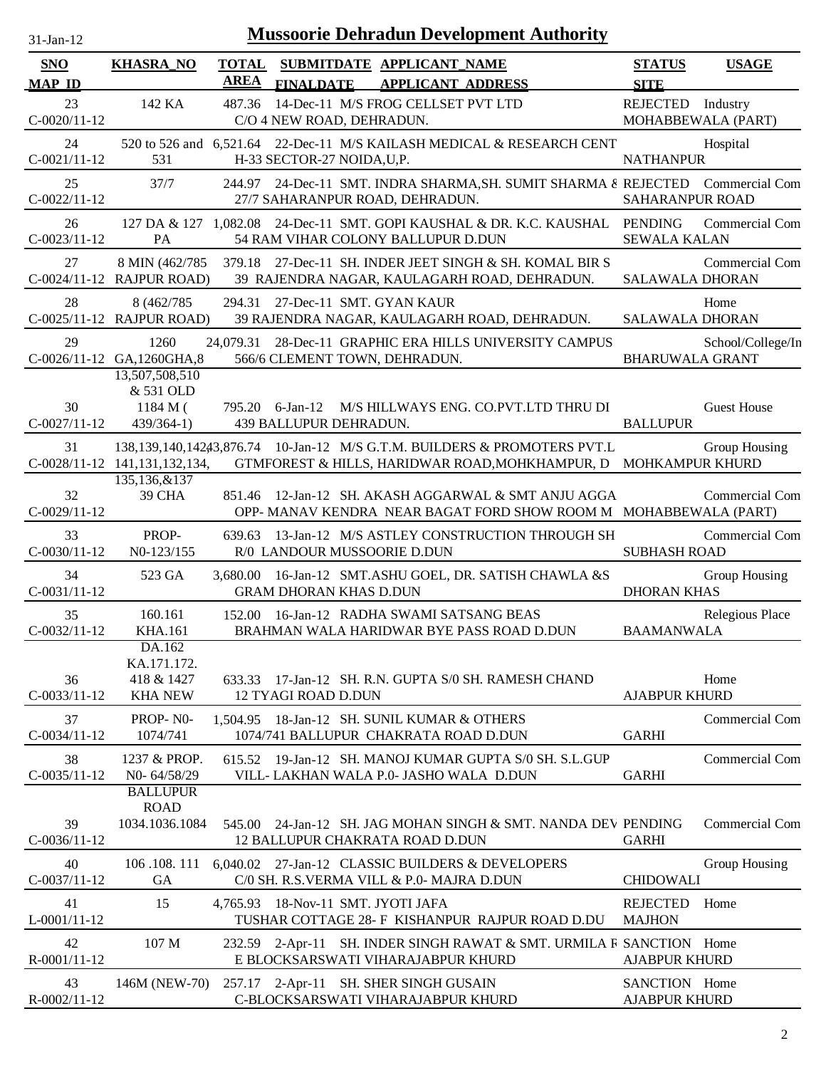# Mussoorie Dehradun Development Authority

31-Jan-12

| SNO / MAP_ID | KHASRA_NO | TOTAL AREA | SUBMITDATE / FINALDATE | APPLICANT_NAME / APPLICANT_ADDRESS | STATUS / SITE | USAGE |
|---|---|---|---|---|---|---|
| 23 / C-0020/11-12 | 142 KA | 487.36 | 14-Dec-11 | M/S FROG CELLSET PVT LTD / C/O 4 NEW ROAD, DEHRADUN. | REJECTED / MOHABBEWALA (PART) | Industry |
| 24 / C-0021/11-12 | 520 to 526 and 531 | 6,521.64 | 22-Dec-11 | M/S KAILASH MEDICAL & RESEARCH CENT / H-33 SECTOR-27 NOIDA,U,P. | NATHANPUR | Hospital |
| 25 / C-0022/11-12 | 37/7 | 244.97 | 24-Dec-11 | SMT. INDRA SHARMA,SH. SUMIT SHARMA & / 27/7 SAHARANPUR ROAD, DEHRADUN. | REJECTED / SAHARANPUR ROAD | Commercial Com |
| 26 / C-0023/11-12 | 127 DA & 127 PA | 1,082.08 | 24-Dec-11 | SMT. GOPI KAUSHAL & DR. K.C. KAUSHAL / 54 RAM VIHAR COLONY BALLUPUR D.DUN | PENDING / SEWALA KALAN | Commercial Com |
| 27 / C-0024/11-12 | 8 MIN (462/785 RAJPUR ROAD) | 379.18 | 27-Dec-11 | SH. INDER JEET SINGH & SH. KOMAL BIR S / 39 RAJENDRA NAGAR, KAULAGARH ROAD, DEHRADUN. | SALAWALA DHORAN | Commercial Com |
| 28 / C-0025/11-12 | 8 (462/785 RAJPUR ROAD) | 294.31 | 27-Dec-11 | SMT. GYAN KAUR / 39 RAJENDRA NAGAR, KAULAGARH ROAD, DEHRADUN. | SALAWALA DHORAN | Home |
| 29 / C-0026/11-12 | 1260 GA,1260GHA,8 13,507,508,510 & 531 OLD | 24,079.31 | 28-Dec-11 | GRAPHIC ERA HILLS UNIVERSITY CAMPUS / 566/6 CLEMENT TOWN, DEHRADUN. | BHARUWALA GRANT | School/College/In |
| 30 / C-0027/11-12 | 1184 M ( 439/364-1) | 795.20 | 6-Jan-12 | M/S HILLWAYS ENG. CO.PVT.LTD THRU DI / 439 BALLUPUR DEHRADUN. | BALLUPUR | Guest House |
| 31 / C-0028/11-12 | 138,139,140,142, 141,131,132,134, 135,136,&137 | 43,876.74 | 10-Jan-12 | M/S G.T.M. BUILDERS & PROMOTERS PVT.L / GTMFOREST & HILLS, HARIDWAR ROAD,MOHKHAMPUR, D | MOHKAMPUR KHURD | Group Housing |
| 32 / C-0029/11-12 | 39 CHA | 851.46 | 12-Jan-12 | SH. AKASH AGGARWAL & SMT ANJU AGGA / OPP- MANAV KENDRA NEAR BAGAT FORD SHOW ROOM M | MOHABBEWALA (PART) | Commercial Com |
| 33 / C-0030/11-12 | PROP- N0-123/155 | 639.63 | 13-Jan-12 | M/S ASTLEY CONSTRUCTION THROUGH SH / R/0 LANDOUR MUSSOORIE D.DUN | SUBHASH ROAD | Commercial Com |
| 34 / C-0031/11-12 | 523 GA | 3,680.00 | 16-Jan-12 | SMT.ASHU GOEL, DR. SATISH CHAWLA &S / GRAM DHORAN KHAS D.DUN | DHORAN KHAS | Group Housing |
| 35 / C-0032/11-12 | 160.161 KHA.161 DA.162 KA.171.172. | 152.00 | 16-Jan-12 | RADHA SWAMI SATSANG BEAS / BRAHMAN WALA HARIDWAR BYE PASS ROAD D.DUN | BAAMANWALA | Relegious Place |
| 36 / C-0033/11-12 | 418 & 1427 KHA NEW | 633.33 | 17-Jan-12 | SH. R.N. GUPTA S/0 SH. RAMESH CHAND / 12 TYAGI ROAD D.DUN | AJABPUR KHURD | Home |
| 37 / C-0034/11-12 | PROP- N0- 1074/741 | 1,504.95 | 18-Jan-12 | SH. SUNIL KUMAR & OTHERS / 1074/741 BALLUPUR CHAKRATA ROAD D.DUN | GARHI | Commercial Com |
| 38 / C-0035/11-12 | 1237 & PROP. N0- 64/58/29 BALLUPUR ROAD | 615.52 | 19-Jan-12 | SH. MANOJ KUMAR GUPTA S/0 SH. S.L.GUP / VILL- LAKHAN WALA P.0- JASHO WALA D.DUN | GARHI | Commercial Com |
| 39 / C-0036/11-12 | 1034.1036.1084 | 545.00 | 24-Jan-12 | SH. JAG MOHAN SINGH & SMT. NANDA DEV / 12 BALLUPUR CHAKRATA ROAD D.DUN | PENDING / GARHI | Commercial Com |
| 40 / C-0037/11-12 | 106 .108. 111 GA | 6,040.02 | 27-Jan-12 | CLASSIC BUILDERS & DEVELOPERS / C/0 SH. R.S.VERMA VILL & P.0- MAJRA D.DUN | CHIDOWALI | Group Housing |
| 41 / L-0001/11-12 | 15 | 4,765.93 | 18-Nov-11 | SMT. JYOTI JAFA / TUSHAR COTTAGE 28- F KISHANPUR RAJPUR ROAD D.DU | REJECTED / MAJHON | Home |
| 42 / R-0001/11-12 | 107 M | 232.59 | 2-Apr-11 | SH. INDER SINGH RAWAT & SMT. URMILA R / E BLOCKSARSWATI VIHARAJABPUR KHURD | SANCTION / AJABPUR KHURD | Home |
| 43 / R-0002/11-12 | 146M (NEW-70) | 257.17 | 2-Apr-11 | SH. SHER SINGH GUSAIN / C-BLOCKSARSWATI VIHARAJABPUR KHURD | SANCTION / AJABPUR KHURD | Home |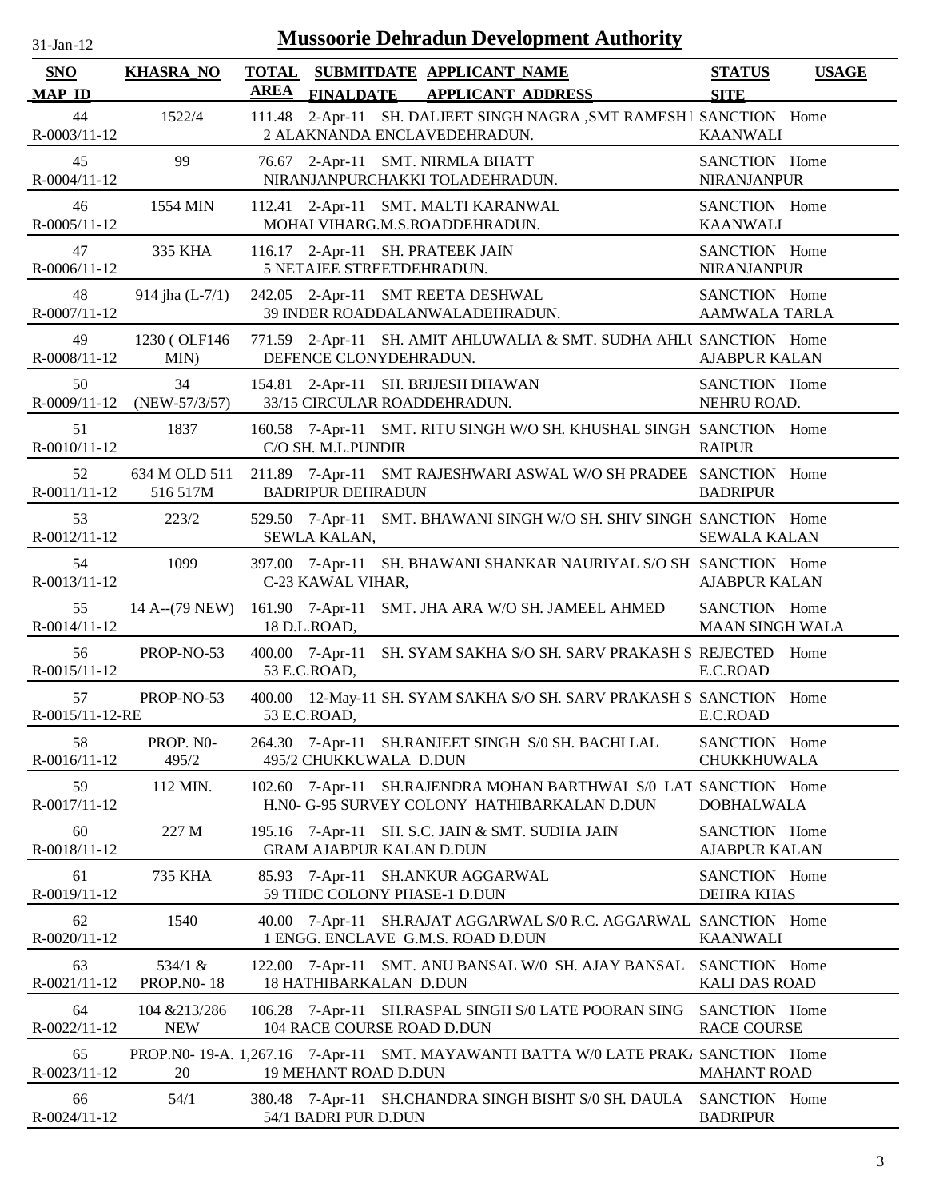# Mussoorie Dehradun Development Authority

31-Jan-12

| SNO / MAP ID | KHASRA_NO | TOTAL AREA | SUBMITDATE / FINALDATE | APPLICANT_NAME / APPLICANT ADDRESS | STATUS / SITE | USAGE |
|---|---|---|---|---|---|---|
| 44 / R-0003/11-12 | 1522/4 | 111.48 | 2-Apr-11 | SH. DALJEET SINGH NAGRA ,SMT RAMESH I / 2 ALAKNANDA ENCLAVEDEHRADUN. | SANCTION / KAANWALI | Home |
| 45 / R-0004/11-12 | 99 | 76.67 | 2-Apr-11 | SMT. NIRMLA BHATT / NIRANJANPURCHAKKI TOLADEHRADUN. | SANCTION / NIRANJANPUR | Home |
| 46 / R-0005/11-12 | 1554 MIN | 112.41 | 2-Apr-11 | SMT. MALTI KARANWAL / MOHAI VIHARG.M.S.ROADDEHRADUN. | SANCTION / KAANWALI | Home |
| 47 / R-0006/11-12 | 335 KHA | 116.17 | 2-Apr-11 | SH. PRATEEK JAIN / 5 NETAJEE STREETDEHRADUN. | SANCTION / NIRANJANPUR | Home |
| 48 / R-0007/11-12 | 914 jha (L-7/1) | 242.05 | 2-Apr-11 | SMT REETA DESHWAL / 39 INDER ROADDALANWALADEHRADUN. | SANCTION / AAMWALA TARLA | Home |
| 49 / R-0008/11-12 | 1230 ( OLF146 MIN) | 771.59 | 2-Apr-11 | SH. AMIT AHLUWALIA & SMT. SUDHA AHLU / DEFENCE CLONYDEHRADUN. | SANCTION / AJABPUR KALAN | Home |
| 50 / R-0009/11-12 | 34 (NEW-57/3/57) | 154.81 | 2-Apr-11 | SH. BRIJESH DHAWAN / 33/15 CIRCULAR ROADDEHRADUN. | SANCTION / NEHRU ROAD. | Home |
| 51 / R-0010/11-12 | 1837 | 160.58 | 7-Apr-11 | SMT. RITU SINGH W/O SH. KHUSHAL SINGH / C/O SH. M.L.PUNDIR | SANCTION / RAIPUR | Home |
| 52 / R-0011/11-12 | 634 M OLD 511 516 517M | 211.89 | 7-Apr-11 | SMT RAJESHWARI ASWAL W/O SH PRADEE / BADRIPUR DEHRADUN | SANCTION / BADRIPUR | Home |
| 53 / R-0012/11-12 | 223/2 | 529.50 | 7-Apr-11 | SMT. BHAWANI SINGH W/O SH. SHIV SINGH / SEWLA KALAN, | SANCTION / SEWALA KALAN | Home |
| 54 / R-0013/11-12 | 1099 | 397.00 | 7-Apr-11 | SH. BHAWANI SHANKAR NAURIYAL S/O SH / C-23 KAWAL VIHAR, | SANCTION / AJABPUR KALAN | Home |
| 55 / R-0014/11-12 | 14 A--(79 NEW) | 161.90 | 7-Apr-11 | SMT. JHA ARA W/O SH. JAMEEL AHMED / 18 D.L.ROAD, | SANCTION / MAAN SINGH WALA | Home |
| 56 / R-0015/11-12 | PROP-NO-53 | 400.00 | 7-Apr-11 | SH. SYAM SAKHA S/O SH. SARV PRAKASH S / 53 E.C.ROAD, | REJECTED / E.C.ROAD | Home |
| 57 / R-0015/11-12-RE | PROP-NO-53 | 400.00 | 12-May-11 | SH. SYAM SAKHA S/O SH. SARV PRAKASH S / 53 E.C.ROAD, | SANCTION / E.C.ROAD | Home |
| 58 / R-0016/11-12 | PROP. N0-495/2 | 264.30 | 7-Apr-11 | SH.RANJEET SINGH S/0 SH. BACHI LAL / 495/2 CHUKKUWALA D.DUN | SANCTION / CHUKKHUWALA | Home |
| 59 / R-0017/11-12 | 112 MIN. | 102.60 | 7-Apr-11 | SH.RAJENDRA MOHAN BARTHWAL S/0 LAT / H.N0- G-95 SURVEY COLONY HATHIBARKALAN D.DUN | SANCTION / DOBHALWALA | Home |
| 60 / R-0018/11-12 | 227 M | 195.16 | 7-Apr-11 | SH. S.C. JAIN & SMT. SUDHA JAIN / GRAM AJABPUR KALAN D.DUN | SANCTION / AJABPUR KALAN | Home |
| 61 / R-0019/11-12 | 735 KHA | 85.93 | 7-Apr-11 | SH.ANKUR AGGARWAL / 59 THDC COLONY PHASE-1 D.DUN | SANCTION / DEHRA KHAS | Home |
| 62 / R-0020/11-12 | 1540 | 40.00 | 7-Apr-11 | SH.RAJAT AGGARWAL S/0 R.C. AGGARWAL / 1 ENGG. ENCLAVE G.M.S. ROAD D.DUN | SANCTION / KAANWALI | Home |
| 63 / R-0021/11-12 | 534/1 & PROP.N0- 18 | 122.00 | 7-Apr-11 | SMT. ANU BANSAL W/0 SH. AJAY BANSAL / 18 HATHIBARKALAN D.DUN | SANCTION / KALI DAS ROAD | Home |
| 64 / R-0022/11-12 | 104 &213/286 NEW | 106.28 | 7-Apr-11 | SH.RASPAL SINGH S/0 LATE POORAN SING / 104 RACE COURSE ROAD D.DUN | SANCTION / RACE COURSE | Home |
| 65 / R-0023/11-12 | PROP.N0- 19-A. 20 | 1,267.16 | 7-Apr-11 | SMT. MAYAWANTI BATTA W/0 LATE PRAK / 19 MEHANT ROAD D.DUN | SANCTION / MAHANT ROAD | Home |
| 66 / R-0024/11-12 | 54/1 | 380.48 | 7-Apr-11 | SH.CHANDRA SINGH BISHT S/0 SH. DAULA / 54/1 BADRI PUR D.DUN | SANCTION / BADRIPUR | Home |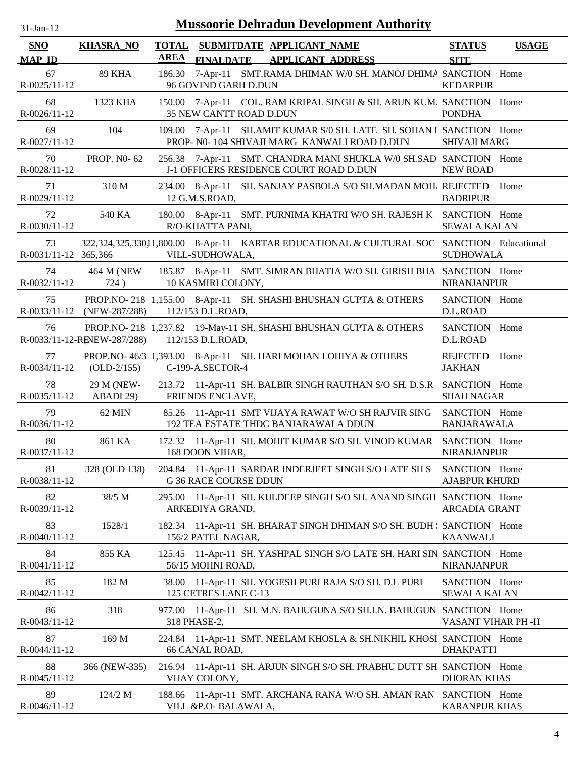# Mussoorie Dehradun Development Authority

31-Jan-12

| SNO / MAP_ID | KHASRA_NO | TOTAL AREA | SUBMITDATE / FINALDATE | APPLICANT_NAME / APPLICANT_ADDRESS | STATUS / SITE | USAGE |
|---|---|---|---|---|---|---|
| 67 R-0025/11-12 | 89 KHA | 186.30 | 7-Apr-11 | SMT.RAMA DHIMAN W/0 SH. MANOJ DHIMA 96 GOVIND GARH D.DUN | SANCTION KEDARPUR | Home |
| 68 R-0026/11-12 | 1323 KHA | 150.00 | 7-Apr-11 | COL. RAM KRIPAL SINGH & SH. ARUN KUM 35 NEW CANTT ROAD D.DUN | SANCTION PONDHA | Home |
| 69 R-0027/11-12 | 104 | 109.00 | 7-Apr-11 | SH.AMIT KUMAR S/0 SH. LATE SH. SOHAN I PROP- N0- 104 SHIVAJI MARG KANWALI ROAD D.DUN | SANCTION SHIVAJI MARG | Home |
| 70 R-0028/11-12 | PROP. N0- 62 | 256.38 | 7-Apr-11 | SMT. CHANDRA MANI SHUKLA W/0 SH.SAD J-1 OFFICERS RESIDENCE COURT ROAD D.DUN | SANCTION NEW ROAD | Home |
| 71 R-0029/11-12 | 310 M | 234.00 | 8-Apr-11 | SH. SANJAY PASBOLA S/O SH.MADAN MOH 12 G.M.S.ROAD, | REJECTED BADRIPUR | Home |
| 72 R-0030/11-12 | 540 KA | 180.00 | 8-Apr-11 | SMT. PURNIMA KHATRI W/O SH. RAJESH K R/O-KHATTA PANI, | SANCTION SEWALA KALAN | Home |
| 73 R-0031/11-12 | 322,324,325,330, 365,366 | 11,800.00 | 8-Apr-11 | KARTAR EDUCATIONAL & CULTURAL SOC VILL-SUDHOWALA, | SANCTION SUDHOWALA | Educational |
| 74 R-0032/11-12 | 464 M (NEW 724 ) | 185.87 | 8-Apr-11 | SMT. SIMRAN BHATIA W/O SH. GIRISH BHA 10 KASMIRI COLONY, | SANCTION NIRANJANPUR | Home |
| 75 R-0033/11-12 | PROP.NO- 218 (NEW-287/288) | 1,155.00 | 8-Apr-11 | SH. SHASHI BHUSHAN GUPTA & OTHERS 112/153 D.L.ROAD, | SANCTION D.L.ROAD | Home |
| 76 R-0033/11-12-RE | PROP.NO- 218 (NEW-287/288) | 1,237.82 | 19-May-11 | SH. SHASHI BHUSHAN GUPTA & OTHERS 112/153 D.L.ROAD, | SANCTION D.L.ROAD | Home |
| 77 R-0034/11-12 | PROP.NO- 46/3 (OLD-2/155) | 1,393.00 | 8-Apr-11 | SH. HARI MOHAN LOHIYA & OTHERS C-199-A,SECTOR-4 | REJECTED JAKHAN | Home |
| 78 R-0035/11-12 | 29 M (NEW- ABADI 29) | 213.72 | 11-Apr-11 | SH. BALBIR SINGH RAUTHAN S/O SH. D.S.R FRIENDS ENCLAVE, | SANCTION SHAH NAGAR | Home |
| 79 R-0036/11-12 | 62 MIN | 85.26 | 11-Apr-11 | SMT VIJAYA RAWAT W/O SH RAJVIR SING 192 TEA ESTATE THDC BANJARAWALA DDUN | SANCTION BANJARAWALA | Home |
| 80 R-0037/11-12 | 861 KA | 172.32 | 11-Apr-11 | SH. MOHIT KUMAR S/O SH. VINOD KUMAR 168 DOON VIHAR, | SANCTION NIRANJANPUR | Home |
| 81 R-0038/11-12 | 328 (OLD 138) | 204.84 | 11-Apr-11 | SARDAR INDERJEET SINGH S/O LATE SH S G 36 RACE COURSE DDUN | SANCTION AJABPUR KHURD | Home |
| 82 R-0039/11-12 | 38/5 M | 295.00 | 11-Apr-11 | SH. KULDEEP SINGH S/O SH. ANAND SINGH ARKEDIYA GRAND, | SANCTION ARCADIA GRANT | Home |
| 83 R-0040/11-12 | 1528/1 | 182.34 | 11-Apr-11 | SH. BHARAT SINGH DHIMAN S/O SH. BUDH 156/2 PATEL NAGAR, | SANCTION KAANWALI | Home |
| 84 R-0041/11-12 | 855 KA | 125.45 | 11-Apr-11 | SH. YASHPAL SINGH S/O LATE SH. HARI SIN 56/15 MOHNI ROAD, | SANCTION NIRANJANPUR | Home |
| 85 R-0042/11-12 | 182 M | 38.00 | 11-Apr-11 | SH. YOGESH PURI RAJA S/O SH. D.L PURI 125 CETRES LANE C-13 | SANCTION SEWALA KALAN | Home |
| 86 R-0043/11-12 | 318 | 977.00 | 11-Apr-11 | SH. M.N. BAHUGUNA S/O SH.I.N. BAHUGUN 318 PHASE-2, | SANCTION VASANT VIHAR PH -II | Home |
| 87 R-0044/11-12 | 169 M | 224.84 | 11-Apr-11 | SMT. NEELAM KHOSLA & SH.NIKHIL KHOSI 66 CANAL ROAD, | SANCTION DHAKPATTI | Home |
| 88 R-0045/11-12 | 366 (NEW-335) | 216.94 | 11-Apr-11 | SH. ARJUN SINGH S/O SH. PRABHU DUTT SH VIJAY COLONY, | SANCTION DHORAN KHAS | Home |
| 89 R-0046/11-12 | 124/2 M | 188.66 | 11-Apr-11 | SMT. ARCHANA RANA W/O SH. AMAN RAN VILL &P.O- BALAWALA, | SANCTION KARANPUR KHAS | Home |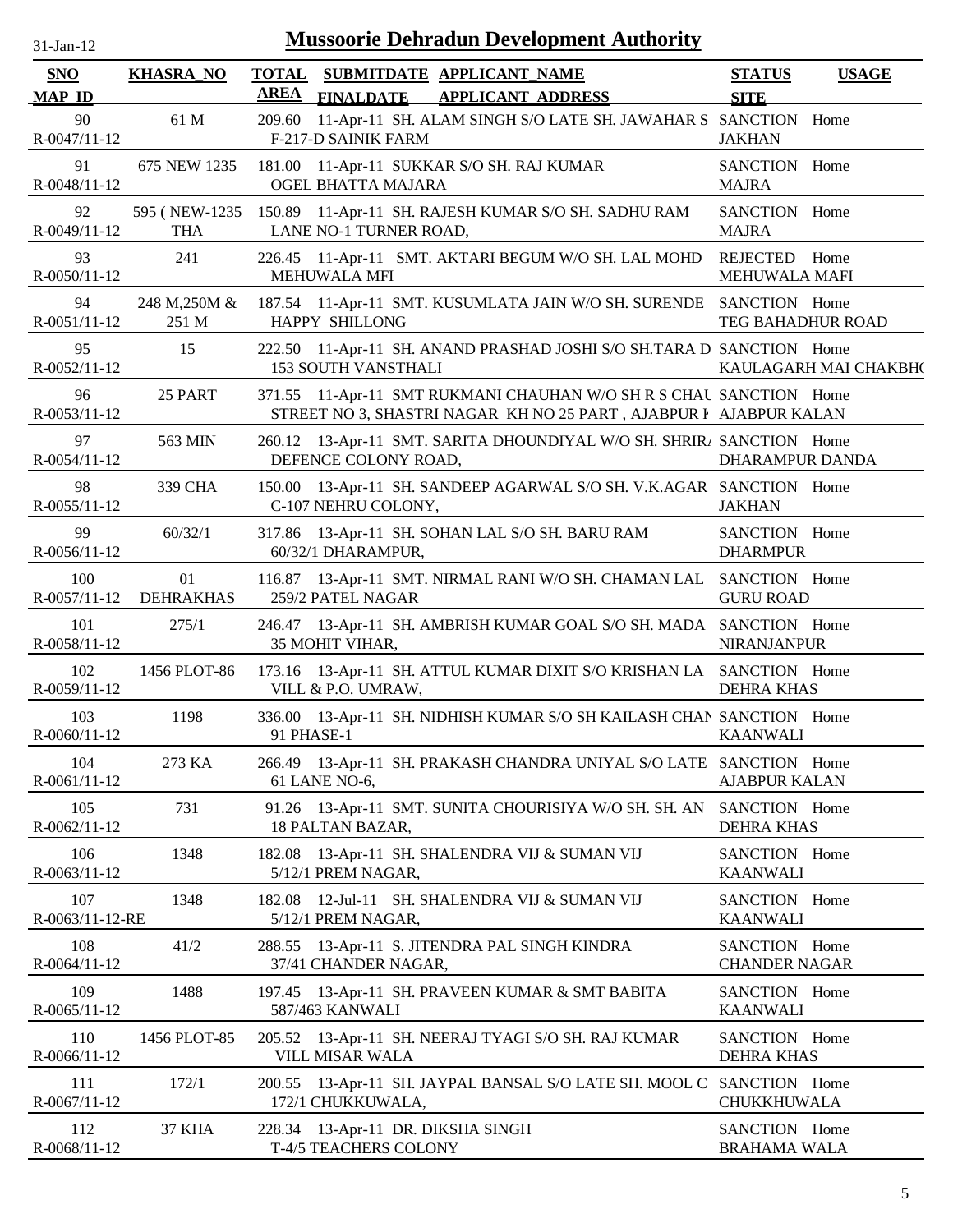# Mussoorie Dehradun Development Authority

31-Jan-12

| SNO<br>MAP_ID | KHASRA_NO | TOTAL AREA | SUBMITDATE<br>FINALDATE | APPLICANT_NAME<br>APPLICANT ADDRESS | STATUS<br>SITE | USAGE |
|---|---|---|---|---|---|---|
| 90<br>R-0047/11-12 | 61 M | 209.60 | 11-Apr-11 | SH. ALAM SINGH S/O LATE SH. JAWAHAR S<br>F-217-D SAINIK FARM | SANCTION<br>JAKHAN | Home |
| 91<br>R-0048/11-12 | 675 NEW 1235 | 181.00 | 11-Apr-11 | SUKKAR S/O SH. RAJ KUMAR<br>OGEL BHATTA MAJARA | SANCTION<br>MAJRA | Home |
| 92<br>R-0049/11-12 | 595 ( NEW-1235 THA | 150.89 | 11-Apr-11 | SH. RAJESH KUMAR S/O SH. SADHU RAM<br>LANE NO-1 TURNER ROAD, | SANCTION<br>MAJRA | Home |
| 93<br>R-0050/11-12 | 241 | 226.45 | 11-Apr-11 | SMT. AKTARI BEGUM W/O SH. LAL MOHD<br>MEHUWALA MFI | REJECTED<br>MEHUWALA MAFI | Home |
| 94<br>R-0051/11-12 | 248 M,250M & 251 M | 187.54 | 11-Apr-11 | SMT. KUSUMLATA JAIN W/O SH. SURENDE<br>HAPPY SHILLONG | SANCTION<br>TEG BAHADHUR ROAD | Home |
| 95<br>R-0052/11-12 | 15 | 222.50 | 11-Apr-11 | SH. ANAND PRASHAD JOSHI S/O SH.TARA D<br>153 SOUTH VANSTHALI | SANCTION<br>KAULAGARH MAI CHAKBH( | Home |
| 96<br>R-0053/11-12 | 25 PART | 371.55 | 11-Apr-11 | SMT RUKMANI CHAUHAN W/O SH R S CHAU<br>STREET NO 3, SHASTRI NAGAR KH NO 25 PART , AJABPUR K | SANCTION<br>AJABPUR KALAN | Home |
| 97<br>R-0054/11-12 | 563 MIN | 260.12 | 13-Apr-11 | SMT. SARITA DHOUNDIYAL W/O SH. SHRIR/<br>DEFENCE COLONY ROAD, | SANCTION<br>DHARAMPUR DANDA | Home |
| 98<br>R-0055/11-12 | 339 CHA | 150.00 | 13-Apr-11 | SH. SANDEEP AGARWAL S/O SH. V.K.AGAR<br>C-107 NEHRU COLONY, | SANCTION<br>JAKHAN | Home |
| 99<br>R-0056/11-12 | 60/32/1 | 317.86 | 13-Apr-11 | SH. SOHAN LAL S/O SH. BARU RAM<br>60/32/1 DHARAMPUR, | SANCTION<br>DHARMPUR | Home |
| 100<br>R-0057/11-12 | 01 DEHRAKHAS | 116.87 | 13-Apr-11 | SMT. NIRMAL RANI W/O SH. CHAMAN LAL<br>259/2 PATEL NAGAR | SANCTION<br>GURU ROAD | Home |
| 101<br>R-0058/11-12 | 275/1 | 246.47 | 13-Apr-11 | SH. AMBRISH KUMAR GOAL S/O SH. MADA<br>35 MOHIT VIHAR, | SANCTION<br>NIRANJANPUR | Home |
| 102<br>R-0059/11-12 | 1456 PLOT-86 | 173.16 | 13-Apr-11 | SH. ATTUL KUMAR DIXIT S/O KRISHAN LA<br>VILL & P.O. UMRAW, | SANCTION<br>DEHRA KHAS | Home |
| 103<br>R-0060/11-12 | 1198 | 336.00 | 13-Apr-11 | SH. NIDHISH KUMAR S/O SH KAILASH CHAN<br>91 PHASE-1 | SANCTION<br>KAANWALI | Home |
| 104<br>R-0061/11-12 | 273 KA | 266.49 | 13-Apr-11 | SH. PRAKASH CHANDRA UNIYAL S/O LATE<br>61 LANE NO-6, | SANCTION<br>AJABPUR KALAN | Home |
| 105<br>R-0062/11-12 | 731 | 91.26 | 13-Apr-11 | SMT. SUNITA CHOURISIYA W/O SH. SH. AN<br>18 PALTAN BAZAR, | SANCTION<br>DEHRA KHAS | Home |
| 106<br>R-0063/11-12 | 1348 | 182.08 | 13-Apr-11 | SH. SHALENDRA VIJ & SUMAN VIJ<br>5/12/1 PREM NAGAR, | SANCTION<br>KAANWALI | Home |
| 107<br>R-0063/11-12-RE | 1348 | 182.08 | 12-Jul-11 | SH. SHALENDRA VIJ & SUMAN VIJ<br>5/12/1 PREM NAGAR, | SANCTION<br>KAANWALI | Home |
| 108<br>R-0064/11-12 | 41/2 | 288.55 | 13-Apr-11 | S. JITENDRA PAL SINGH KINDRA<br>37/41 CHANDER NAGAR, | SANCTION<br>CHANDER NAGAR | Home |
| 109<br>R-0065/11-12 | 1488 | 197.45 | 13-Apr-11 | SH. PRAVEEN KUMAR & SMT BABITA<br>587/463 KANWALI | SANCTION<br>KAANWALI | Home |
| 110<br>R-0066/11-12 | 1456 PLOT-85 | 205.52 | 13-Apr-11 | SH. NEERAJ TYAGI S/O SH. RAJ KUMAR<br>VILL MISAR WALA | SANCTION<br>DEHRA KHAS | Home |
| 111<br>R-0067/11-12 | 172/1 | 200.55 | 13-Apr-11 | SH. JAYPAL BANSAL S/O LATE SH. MOOL C<br>172/1 CHUKKUWALA, | SANCTION<br>CHUKKHUWALA | Home |
| 112<br>R-0068/11-12 | 37 KHA | 228.34 | 13-Apr-11 | DR. DIKSHA SINGH<br>T-4/5 TEACHERS COLONY | SANCTION<br>BRAHAMA WALA | Home |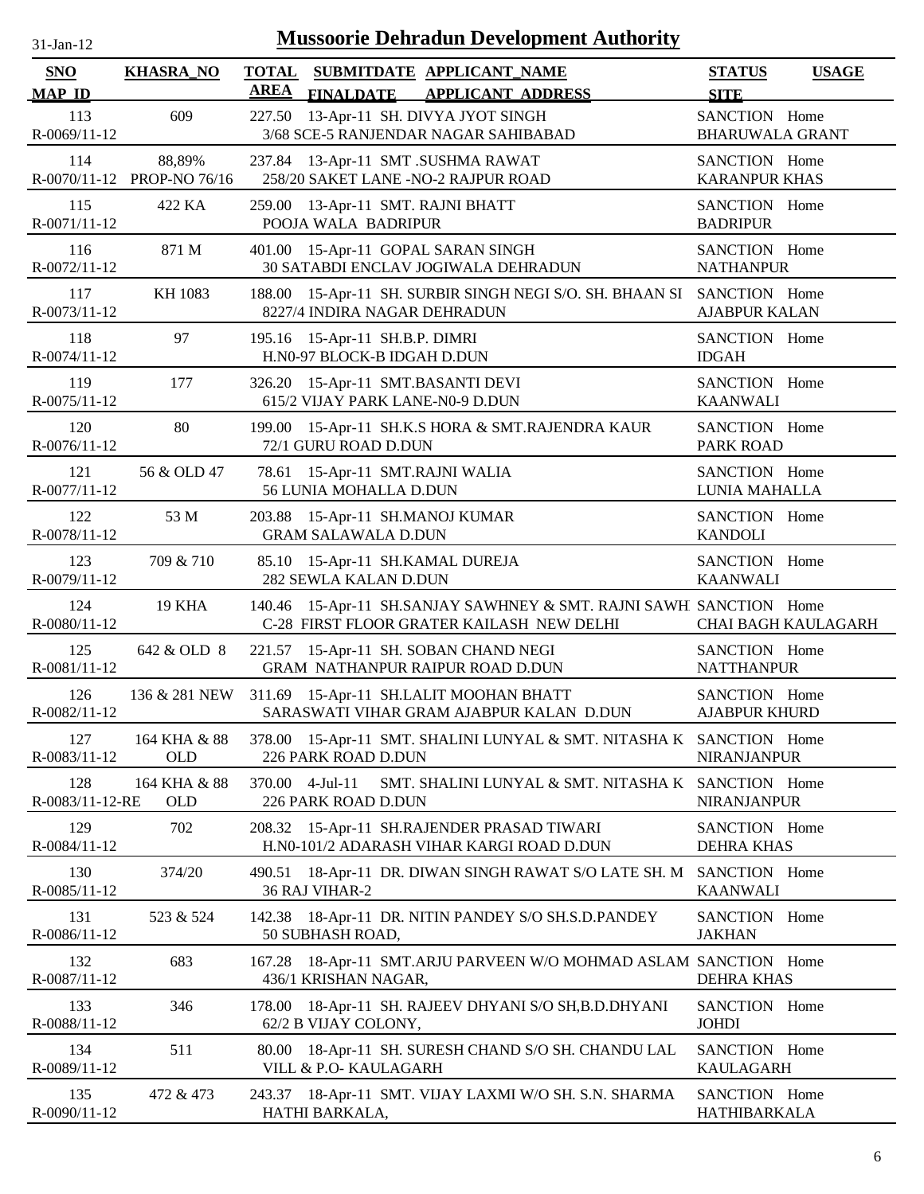# Mussoorie Dehradun Development Authority

31-Jan-12

| SNO / MAP_ID | KHASRA_NO | TOTAL AREA | SUBMITDATE / FINALDATE | APPLICANT_NAME / APPLICANT_ADDRESS | STATUS / SITE | USAGE |
|---|---|---|---|---|---|---|
| 113 / R-0069/11-12 | 609 | 227.50 | 13-Apr-11 | SH. DIVYA JYOT SINGH / 3/68 SCE-5 RANJENDAR NAGAR SAHIBABAD | SANCTION / BHARUWALA GRANT | Home |
| 114 / R-0070/11-12 | 88,89% PROP-NO 76/16 | 237.84 | 13-Apr-11 | SMT .SUSHMA RAWAT / 258/20 SAKET LANE -NO-2 RAJPUR ROAD | SANCTION / KARANPUR KHAS | Home |
| 115 / R-0071/11-12 | 422 KA | 259.00 | 13-Apr-11 | SMT. RAJNI BHATT / POOJA WALA BADRIPUR | SANCTION / BADRIPUR | Home |
| 116 / R-0072/11-12 | 871 M | 401.00 | 15-Apr-11 | GOPAL SARAN SINGH / 30 SATABDI ENCLAV JOGIWALA DEHRADUN | SANCTION / NATHANPUR | Home |
| 117 / R-0073/11-12 | KH 1083 | 188.00 | 15-Apr-11 | SH. SURBIR SINGH NEGI S/O. SH. BHAAN SI / 8227/4 INDIRA NAGAR DEHRADUN | SANCTION / AJABPUR KALAN | Home |
| 118 / R-0074/11-12 | 97 | 195.16 | 15-Apr-11 | SH.B.P. DIMRI / H.N0-97 BLOCK-B IDGAH D.DUN | SANCTION / IDGAH | Home |
| 119 / R-0075/11-12 | 177 | 326.20 | 15-Apr-11 | SMT.BASANTI DEVI / 615/2 VIJAY PARK LANE-N0-9 D.DUN | SANCTION / KAANWALI | Home |
| 120 / R-0076/11-12 | 80 | 199.00 | 15-Apr-11 | SH.K.S HORA & SMT.RAJENDRA KAUR / 72/1 GURU ROAD D.DUN | SANCTION / PARK ROAD | Home |
| 121 / R-0077/11-12 | 56 & OLD 47 | 78.61 | 15-Apr-11 | SMT.RAJNI WALIA / 56 LUNIA MOHALLA D.DUN | SANCTION / LUNIA MAHALLA | Home |
| 122 / R-0078/11-12 | 53 M | 203.88 | 15-Apr-11 | SH.MANOJ KUMAR / GRAM SALAWALA D.DUN | SANCTION / KANDOLI | Home |
| 123 / R-0079/11-12 | 709 & 710 | 85.10 | 15-Apr-11 | SH.KAMAL DUREJA / 282 SEWLA KALAN D.DUN | SANCTION / KAANWALI | Home |
| 124 / R-0080/11-12 | 19 KHA | 140.46 | 15-Apr-11 | SH.SANJAY SAWHNEY & SMT. RAJNI SAWH / C-28 FIRST FLOOR GRATER KAILASH NEW DELHI | SANCTION / CHAI BAGH KAULAGARH | Home |
| 125 / R-0081/11-12 | 642 & OLD 8 | 221.57 | 15-Apr-11 | SH. SOBAN CHAND NEGI / GRAM NATHANPUR RAIPUR ROAD D.DUN | SANCTION / NATTHANPUR | Home |
| 126 / R-0082/11-12 | 136 & 281 NEW | 311.69 | 15-Apr-11 | SH.LALIT MOOHAN BHATT / SARASWATI VIHAR GRAM AJABPUR KALAN D.DUN | SANCTION / AJABPUR KHURD | Home |
| 127 / R-0083/11-12 | 164 KHA & 88 OLD | 378.00 | 15-Apr-11 | SMT. SHALINI LUNYAL & SMT. NITASHA K / 226 PARK ROAD D.DUN | SANCTION / NIRANJANPUR | Home |
| 128 / R-0083/11-12-RE | 164 KHA & 88 OLD | 370.00 | 4-Jul-11 | SMT. SHALINI LUNYAL & SMT. NITASHA K / 226 PARK ROAD D.DUN | SANCTION / NIRANJANPUR | Home |
| 129 / R-0084/11-12 | 702 | 208.32 | 15-Apr-11 | SH.RAJENDER PRASAD TIWARI / H.N0-101/2 ADARASH VIHAR KARGI ROAD D.DUN | SANCTION / DEHRA KHAS | Home |
| 130 / R-0085/11-12 | 374/20 | 490.51 | 18-Apr-11 | DR. DIWAN SINGH RAWAT S/O LATE SH. M / 36 RAJ VIHAR-2 | SANCTION / KAANWALI | Home |
| 131 / R-0086/11-12 | 523 & 524 | 142.38 | 18-Apr-11 | DR. NITIN PANDEY S/O SH.S.D.PANDEY / 50 SUBHASH ROAD, | SANCTION / JAKHAN | Home |
| 132 / R-0087/11-12 | 683 | 167.28 | 18-Apr-11 | SMT.ARJU PARVEEN W/O MOHMAD ASLAM / 436/1 KRISHAN NAGAR, | SANCTION / DEHRA KHAS | Home |
| 133 / R-0088/11-12 | 346 | 178.00 | 18-Apr-11 | SH. RAJEEV DHYANI S/O SH,B.D.DHYANI / 62/2 B VIJAY COLONY, | SANCTION / JOHDI | Home |
| 134 / R-0089/11-12 | 511 | 80.00 | 18-Apr-11 | SH. SURESH CHAND S/O SH. CHANDU LAL / VILL & P.O- KAULAGARH | SANCTION / KAULAGARH | Home |
| 135 / R-0090/11-12 | 472 & 473 | 243.37 | 18-Apr-11 | SMT. VIJAY LAXMI W/O SH. S.N. SHARMA / HATHI BARKALA, | SANCTION / HATHIBARKALA | Home |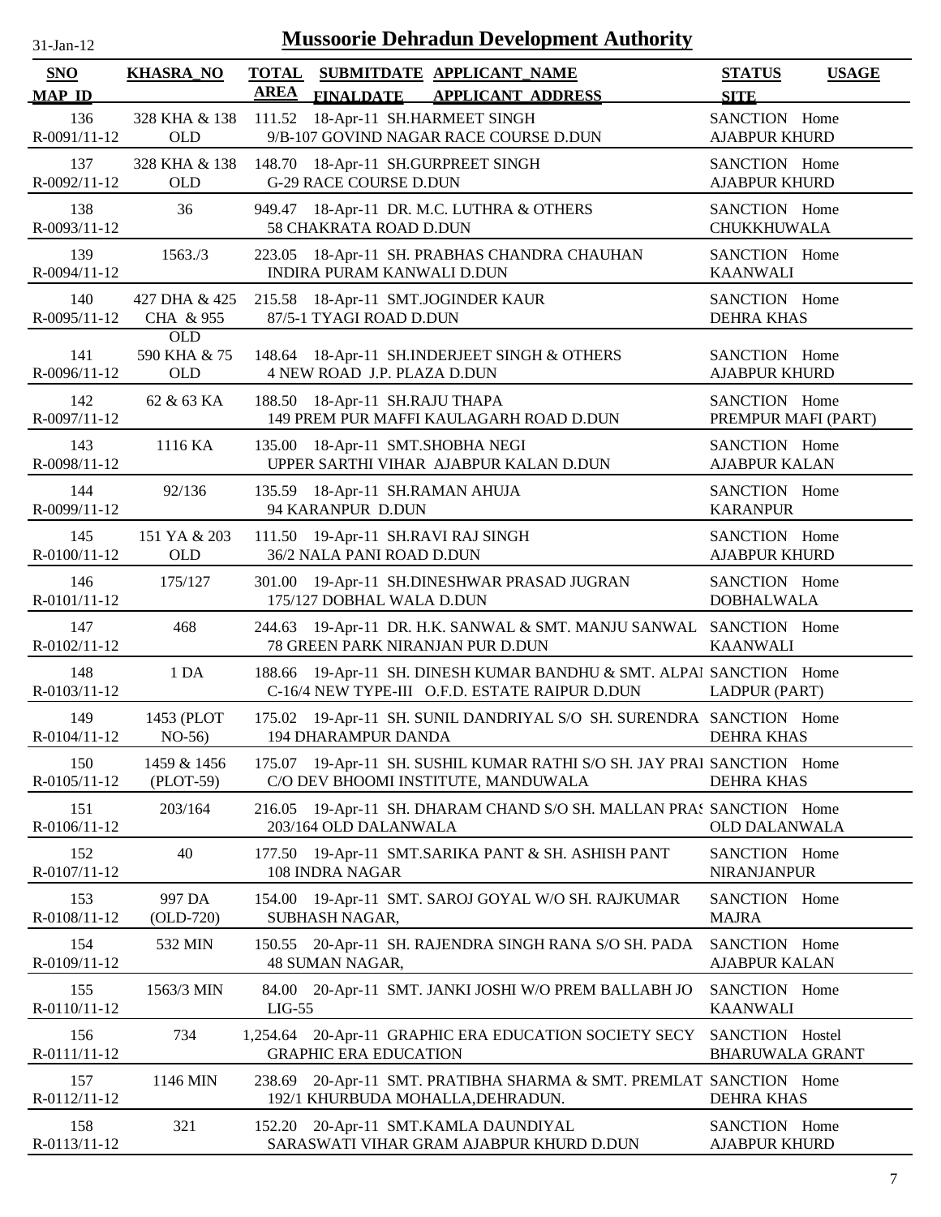# Mussoorie Dehradun Development Authority

31-Jan-12

| SNO / MAP_ID | KHASRA_NO | TOTAL AREA | SUBMITDATE / FINALDATE | APPLICANT_NAME / APPLICANT_ADDRESS | STATUS / SITE | USAGE |
|---|---|---|---|---|---|---|
| 136 R-0091/11-12 | 328 KHA & 138 OLD | 111.52 | 18-Apr-11 | SH.HARMEET SINGH 9/B-107 GOVIND NAGAR RACE COURSE D.DUN | SANCTION AJABPUR KHURD | Home |
| 137 R-0092/11-12 | 328 KHA & 138 OLD | 148.70 | 18-Apr-11 | SH.GURPREET SINGH G-29 RACE COURSE D.DUN | SANCTION AJABPUR KHURD | Home |
| 138 R-0093/11-12 | 36 | 949.47 | 18-Apr-11 | DR. M.C. LUTHRA & OTHERS 58 CHAKRATA ROAD D.DUN | SANCTION CHUKKHUWALA | Home |
| 139 R-0094/11-12 | 1563./3 | 223.05 | 18-Apr-11 | SH. PRABHAS CHANDRA CHAUHAN INDIRA PURAM KANWALI D.DUN | SANCTION KAANWALI | Home |
| 140 R-0095/11-12 | 427 DHA & 425 CHA & 955 OLD | 215.58 | 18-Apr-11 | SMT.JOGINDER KAUR 87/5-1 TYAGI ROAD D.DUN | SANCTION DEHRA KHAS | Home |
| 141 R-0096/11-12 | 590 KHA & 75 OLD | 148.64 | 18-Apr-11 | SH.INDERJEET SINGH & OTHERS 4 NEW ROAD J.P. PLAZA D.DUN | SANCTION AJABPUR KHURD | Home |
| 142 R-0097/11-12 | 62 & 63 KA | 188.50 | 18-Apr-11 | SH.RAJU THAPA 149 PREM PUR MAFFI KAULAGARH ROAD D.DUN | SANCTION PREMPUR MAFI (PART) | Home |
| 143 R-0098/11-12 | 1116 KA | 135.00 | 18-Apr-11 | SMT.SHOBHA NEGI UPPER SARTHI VIHAR AJABPUR KALAN D.DUN | SANCTION AJABPUR KALAN | Home |
| 144 R-0099/11-12 | 92/136 | 135.59 | 18-Apr-11 | SH.RAMAN AHUJA 94 KARANPUR D.DUN | SANCTION KARANPUR | Home |
| 145 R-0100/11-12 | 151 YA & 203 OLD | 111.50 | 19-Apr-11 | SH.RAVI RAJ SINGH 36/2 NALA PANI ROAD D.DUN | SANCTION AJABPUR KHURD | Home |
| 146 R-0101/11-12 | 175/127 | 301.00 | 19-Apr-11 | SH.DINESHWAR PRASAD JUGRAN 175/127 DOBHAL WALA D.DUN | SANCTION DOBHALWALA | Home |
| 147 R-0102/11-12 | 468 | 244.63 | 19-Apr-11 | DR. H.K. SANWAL & SMT. MANJU SANWAL 78 GREEN PARK NIRANJAN PUR D.DUN | SANCTION KAANWALI | Home |
| 148 R-0103/11-12 | 1 DA | 188.66 | 19-Apr-11 | SH. DINESH KUMAR BANDHU & SMT. ALPAI C-16/4 NEW TYPE-III O.F.D. ESTATE RAIPUR D.DUN | SANCTION LADPUR (PART) | Home |
| 149 R-0104/11-12 | 1453 (PLOT NO-56) | 175.02 | 19-Apr-11 | SH. SUNIL DANDRIYAL S/O SH. SURENDRA 194 DHARAMPUR DANDA | SANCTION DEHRA KHAS | Home |
| 150 R-0105/11-12 | 1459 & 1456 (PLOT-59) | 175.07 | 19-Apr-11 | SH. SUSHIL KUMAR RATHI S/O SH. JAY PRAI C/O DEV BHOOMI INSTITUTE, MANDUWALA | SANCTION DEHRA KHAS | Home |
| 151 R-0106/11-12 | 203/164 | 216.05 | 19-Apr-11 | SH. DHARAM CHAND S/O SH. MALLAN PRAS 203/164 OLD DALANWALA | SANCTION OLD DALANWALA | Home |
| 152 R-0107/11-12 | 40 | 177.50 | 19-Apr-11 | SMT.SARIKA PANT & SH. ASHISH PANT 108 INDRA NAGAR | SANCTION NIRANJANPUR | Home |
| 153 R-0108/11-12 | 997 DA (OLD-720) | 154.00 | 19-Apr-11 | SMT. SAROJ GOYAL W/O SH. RAJKUMAR SUBHASH NAGAR, | SANCTION MAJRA | Home |
| 154 R-0109/11-12 | 532 MIN | 150.55 | 20-Apr-11 | SH. RAJENDRA SINGH RANA S/O SH. PADA 48 SUMAN NAGAR, | SANCTION AJABPUR KALAN | Home |
| 155 R-0110/11-12 | 1563/3 MIN | 84.00 | 20-Apr-11 | SMT. JANKI JOSHI W/O PREM BALLABH JO LIG-55 | SANCTION KAANWALI | Home |
| 156 R-0111/11-12 | 734 | 1,254.64 | 20-Apr-11 | GRAPHIC ERA EDUCATION SOCIETY SECY GRAPHIC ERA EDUCATION | SANCTION BHARUWALA GRANT | Hostel |
| 157 R-0112/11-12 | 1146 MIN | 238.69 | 20-Apr-11 | SMT. PRATIBHA SHARMA & SMT. PREMLAT 192/1 KHURBUDA MOHALLA,DEHRADUN. | SANCTION DEHRA KHAS | Home |
| 158 R-0113/11-12 | 321 | 152.20 | 20-Apr-11 | SMT.KAMLA DAUNDIYAL SARASWATI VIHAR GRAM AJABPUR KHURD D.DUN | SANCTION AJABPUR KHURD | Home |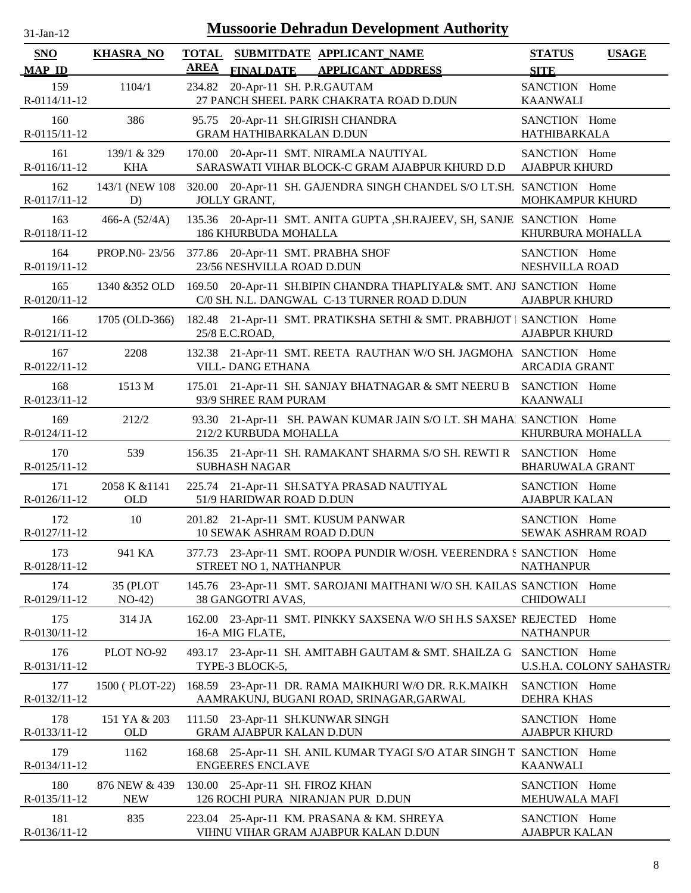# Mussoorie Dehradun Development Authority

31-Jan-12

| SNO / MAP_ID | KHASRA_NO | TOTAL AREA | SUBMITDATE / FINALDATE | APPLICANT_NAME / APPLICANT_ADDRESS | STATUS / SITE | USAGE |
|---|---|---|---|---|---|---|
| 159 / R-0114/11-12 | 1104/1 | 234.82 | 20-Apr-11 | SH. P.R.GAUTAM / 27 PANCH SHEEL PARK CHAKRATA ROAD D.DUN | SANCTION / KAANWALI | Home |
| 160 / R-0115/11-12 | 386 | 95.75 | 20-Apr-11 | SH.GIRISH CHANDRA / GRAM HATHIBARKALAN D.DUN | SANCTION / HATHIBARKALA | Home |
| 161 / R-0116/11-12 | 139/1 & 329 KHA | 170.00 | 20-Apr-11 | SMT. NIRAMLA NAUTIYAL / SARASWATI VIHAR BLOCK-C GRAM AJABPUR KHURD D.D | SANCTION / AJABPUR KHURD | Home |
| 162 / R-0117/11-12 | 143/1 (NEW 108 D) | 320.00 | 20-Apr-11 | SH. GAJENDRA SINGH CHANDEL S/O LT.SH. / JOLLY GRANT, | SANCTION / MOHKAMPUR KHURD | Home |
| 163 / R-0118/11-12 | 466-A (52/4A) | 135.36 | 20-Apr-11 | SMT. ANITA GUPTA ,SH.RAJEEV, SH, SANJE / 186 KHURBUDA MOHALLA | SANCTION / KHURBURA MOHALLA | Home |
| 164 / R-0119/11-12 | PROP.N0- 23/56 | 377.86 | 20-Apr-11 | SMT. PRABHA SHOF / 23/56 NESHVILLA ROAD D.DUN | SANCTION / NESHVILLA ROAD | Home |
| 165 / R-0120/11-12 | 1340 &352 OLD | 169.50 | 20-Apr-11 | SH.BIPIN CHANDRA THAPLIYAL& SMT. ANJ / C/0 SH. N.L. DANGWAL C-13 TURNER ROAD D.DUN | SANCTION / AJABPUR KHURD | Home |
| 166 / R-0121/11-12 | 1705 (OLD-366) | 182.48 | 21-Apr-11 | SMT. PRATIKSHA SETHI & SMT. PRABHJOT I / 25/8 E.C.ROAD, | SANCTION / AJABPUR KHURD | Home |
| 167 / R-0122/11-12 | 2208 | 132.38 | 21-Apr-11 | SMT. REETA RAUTHAN W/O SH. JAGMOHA / VILL- DANG ETHANA | SANCTION / ARCADIA GRANT | Home |
| 168 / R-0123/11-12 | 1513 M | 175.01 | 21-Apr-11 | SH. SANJAY BHATNAGAR & SMT NEERU B / 93/9 SHREE RAM PURAM | SANCTION / KAANWALI | Home |
| 169 / R-0124/11-12 | 212/2 | 93.30 | 21-Apr-11 | SH. PAWAN KUMAR JAIN S/O LT. SH MAHA / 212/2 KURBUDA MOHALLA | SANCTION / KHURBURA MOHALLA | Home |
| 170 / R-0125/11-12 | 539 | 156.35 | 21-Apr-11 | SH. RAMAKANT SHARMA S/O SH. REWTI R / SUBHASH NAGAR | SANCTION / BHARUWALA GRANT | Home |
| 171 / R-0126/11-12 | 2058 K &1141 OLD | 225.74 | 21-Apr-11 | SH.SATYA PRASAD NAUTIYAL / 51/9 HARIDWAR ROAD D.DUN | SANCTION / AJABPUR KALAN | Home |
| 172 / R-0127/11-12 | 10 | 201.82 | 21-Apr-11 | SMT. KUSUM PANWAR / 10 SEWAK ASHRAM ROAD D.DUN | SANCTION / SEWAK ASHRAM ROAD | Home |
| 173 / R-0128/11-12 | 941 KA | 377.73 | 23-Apr-11 | SMT. ROOPA PUNDIR W/OSH. VEERENDRA S / STREET NO 1, NATHANPUR | SANCTION / NATHANPUR | Home |
| 174 / R-0129/11-12 | 35 (PLOT NO-42) | 145.76 | 23-Apr-11 | SMT. SAROJANI MAITHANI W/O SH. KAILAS / 38 GANGOTRI AVAS, | SANCTION / CHIDOWALI | Home |
| 175 / R-0130/11-12 | 314 JA | 162.00 | 23-Apr-11 | SMT. PINKKY SAXSENA W/O SH H.S SAXSEN / 16-A MIG FLATE, | REJECTED / NATHANPUR | Home |
| 176 / R-0131/11-12 | PLOT NO-92 | 493.17 | 23-Apr-11 | SH. AMITABH GAUTAM & SMT. SHAILZA G / TYPE-3 BLOCK-5, | SANCTION / U.S.H.A. COLONY SAHASTRA | Home |
| 177 / R-0132/11-12 | 1500 ( PLOT-22) | 168.59 | 23-Apr-11 | DR. RAMA MAIKHURI W/O DR. R.K.MAIKH / AAMRAKUNJ, BUGANI ROAD, SRINAGAR,GARWAL | SANCTION / DEHRA KHAS | Home |
| 178 / R-0133/11-12 | 151 YA & 203 OLD | 111.50 | 23-Apr-11 | SH.KUNWAR SINGH / GRAM AJABPUR KALAN D.DUN | SANCTION / AJABPUR KHURD | Home |
| 179 / R-0134/11-12 | 1162 | 168.68 | 25-Apr-11 | SH. ANIL KUMAR TYAGI S/O ATAR SINGH T / ENGEERES ENCLAVE | SANCTION / KAANWALI | Home |
| 180 / R-0135/11-12 | 876 NEW & 439 NEW | 130.00 | 25-Apr-11 | SH. FIROZ KHAN / 126 ROCHI PURA NIRANJAN PUR D.DUN | SANCTION / MEHUWALA MAFI | Home |
| 181 / R-0136/11-12 | 835 | 223.04 | 25-Apr-11 | KM. PRASANA & KM. SHREYA / VIHNU VIHAR GRAM AJABPUR KALAN D.DUN | SANCTION / AJABPUR KALAN | Home |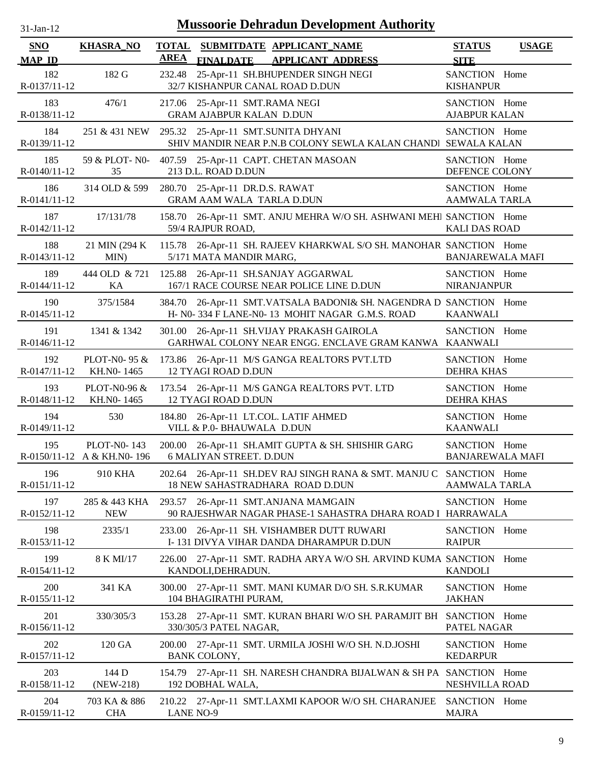# Mussoorie Dehradun Development Authority

31-Jan-12

| SNO / MAP_ID | KHASRA_NO | TOTAL AREA | SUBMITDATE / FINALDATE | APPLICANT_NAME / APPLICANT ADDRESS | STATUS / SITE | USAGE |
|---|---|---|---|---|---|---|
| 182 R-0137/11-12 | 182 G | 232.48 | 25-Apr-11 | SH.BHUPENDER SINGH NEGI 32/7 KISHANPUR CANAL ROAD D.DUN | SANCTION KISHANPUR | Home |
| 183 R-0138/11-12 | 476/1 | 217.06 | 25-Apr-11 | SMT.RAMA NEGI GRAM AJABPUR KALAN D.DUN | SANCTION AJABPUR KALAN | Home |
| 184 R-0139/11-12 | 251 & 431 NEW | 295.32 | 25-Apr-11 | SMT.SUNITA DHYANI SHIV MANDIR NEAR P.N.B COLONY SEWLA KALAN CHANDI | SANCTION SEWALA KALAN | Home |
| 185 R-0140/11-12 | 59 & PLOT- N0- 35 | 407.59 | 25-Apr-11 | CAPT. CHETAN MASOAN 213 D.L. ROAD D.DUN | SANCTION DEFENCE COLONY | Home |
| 186 R-0141/11-12 | 314 OLD & 599 | 280.70 | 25-Apr-11 | DR.D.S. RAWAT GRAM AAM WALA TARLA D.DUN | SANCTION AAMWALA TARLA | Home |
| 187 R-0142/11-12 | 17/131/78 | 158.70 | 26-Apr-11 | SMT. ANJU MEHRA W/O SH. ASHWANI MEHI 59/4 RAJPUR ROAD, | SANCTION KALI DAS ROAD | Home |
| 188 R-0143/11-12 | 21 MIN (294 K MIN) | 115.78 | 26-Apr-11 | SH. RAJEEV KHARKWAL S/O SH. MANOHAR 5/171 MATA MANDIR MARG, | SANCTION BANJAREWALA MAFI | Home |
| 189 R-0144/11-12 | 444 OLD & 721 KA | 125.88 | 26-Apr-11 | SH.SANJAY AGGARWAL 167/1 RACE COURSE NEAR POLICE LINE D.DUN | SANCTION NIRANJANPUR | Home |
| 190 R-0145/11-12 | 375/1584 | 384.70 | 26-Apr-11 | SMT.VATSALA BADONI& SH. NAGENDRA D H- N0- 334 F LANE-N0- 13 MOHIT NAGAR G.M.S. ROAD | SANCTION KAANWALI | Home |
| 191 R-0146/11-12 | 1341 & 1342 | 301.00 | 26-Apr-11 | SH.VIJAY PRAKASH GAIROLA GARHWAL COLONY NEAR ENGG. ENCLAVE GRAM KANWA | SANCTION KAANWALI | Home |
| 192 R-0147/11-12 | PLOT-N0- 95 & KH.N0- 1465 | 173.86 | 26-Apr-11 | M/S GANGA REALTORS PVT.LTD 12 TYAGI ROAD D.DUN | SANCTION DEHRA KHAS | Home |
| 193 R-0148/11-12 | PLOT-N0-96 & KH.N0- 1465 | 173.54 | 26-Apr-11 | M/S GANGA REALTORS PVT. LTD 12 TYAGI ROAD D.DUN | SANCTION DEHRA KHAS | Home |
| 194 R-0149/11-12 | 530 | 184.80 | 26-Apr-11 | LT.COL. LATIF AHMED VILL & P.0- BHAUWALA D.DUN | SANCTION KAANWALI | Home |
| 195 R-0150/11-12 | PLOT-N0- 143 A & KH.N0- 196 | 200.00 | 26-Apr-11 | SH.AMIT GUPTA & SH. SHISHIR GARG 6 MALIYAN STREET. D.DUN | SANCTION BANJAREWALA MAFI | Home |
| 196 R-0151/11-12 | 910 KHA | 202.64 | 26-Apr-11 | SH.DEV RAJ SINGH RANA & SMT. MANJU C 18 NEW SAHASTRADHARA ROAD D.DUN | SANCTION AAMWALA TARLA | Home |
| 197 R-0152/11-12 | 285 & 443 KHA NEW | 293.57 | 26-Apr-11 | SMT.ANJANA MAMGAIN 90 RAJESHWAR NAGAR PHASE-1 SAHASTRA DHARA ROAD I | SANCTION HARRAWALA | Home |
| 198 R-0153/11-12 | 2335/1 | 233.00 | 26-Apr-11 | SH. VISHAMBER DUTT RUWARI I- 131 DIVYA VIHAR DANDA DHARAMPUR D.DUN | SANCTION RAIPUR | Home |
| 199 R-0154/11-12 | 8 K MI/17 | 226.00 | 27-Apr-11 | SMT. RADHA ARYA W/O SH. ARVIND KUMA KANDOLI,DEHRADUN. | SANCTION KANDOLI | Home |
| 200 R-0155/11-12 | 341 KA | 300.00 | 27-Apr-11 | SMT. MANI KUMAR D/O SH. S.R.KUMAR 104 BHAGIRATHI PURAM, | SANCTION JAKHAN | Home |
| 201 R-0156/11-12 | 330/305/3 | 153.28 | 27-Apr-11 | SMT. KURAN BHARI W/O SH. PARAMJIT BH 330/305/3 PATEL NAGAR, | SANCTION PATEL NAGAR | Home |
| 202 R-0157/11-12 | 120 GA | 200.00 | 27-Apr-11 | SMT. URMILA JOSHI W/O SH. N.D.JOSHI BANK COLONY, | SANCTION KEDARPUR | Home |
| 203 R-0158/11-12 | 144 D (NEW-218) | 154.79 | 27-Apr-11 | SH. NARESH CHANDRA BIJALWAN & SH PA 192 DOBHAL WALA, | SANCTION NESHVILLA ROAD | Home |
| 204 R-0159/11-12 | 703 KA & 886 CHA | 210.22 | 27-Apr-11 | SMT.LAXMI KAPOOR W/O SH. CHARANJEE LANE NO-9 | SANCTION MAJRA | Home |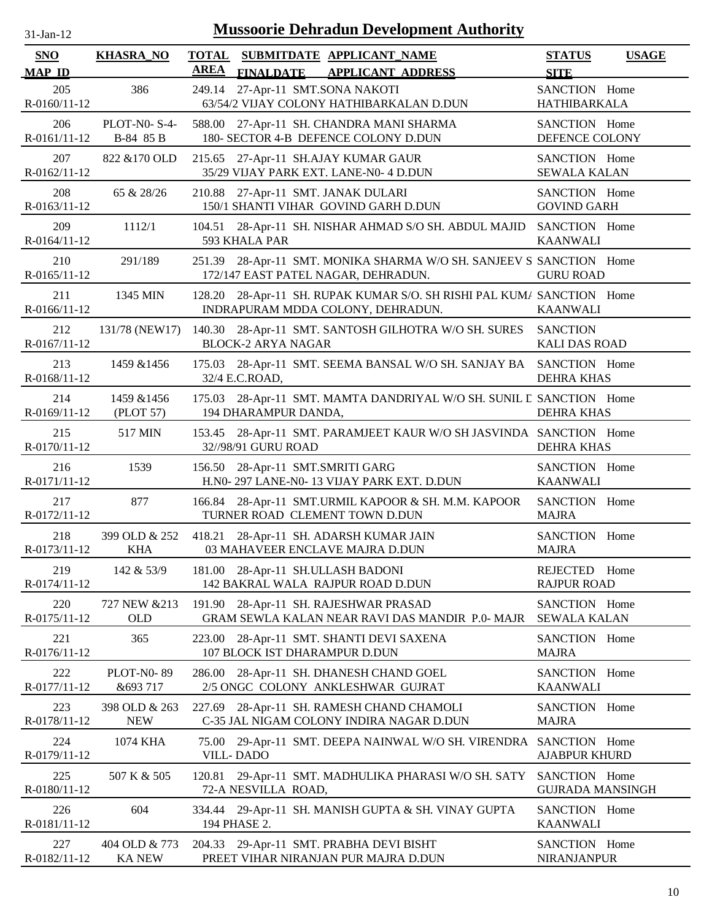31-Jan-12

# Mussoorie Dehradun Development Authority

| SNO<br>MAP_ID | KHASRA_NO | TOTAL AREA | SUBMITDATE FINALDATE | APPLICANT_NAME<br>APPLICANT ADDRESS | STATUS<br>SITE | USAGE |
|---|---|---|---|---|---|---|
| 205<br>R-0160/11-12 | 386 | 249.14 | 27-Apr-11 | SMT.SONA NAKOTI<br>63/54/2 VIJAY COLONY HATHIBARKALAN D.DUN | SANCTION<br>HATHIBARKALA | Home |
| 206<br>R-0161/11-12 | PLOT-N0- S-4-B-84 85 B | 588.00 | 27-Apr-11 | SH. CHANDRA MANI SHARMA<br>180- SECTOR 4-B DEFENCE COLONY D.DUN | SANCTION<br>DEFENCE COLONY | Home |
| 207<br>R-0162/11-12 | 822 &170 OLD | 215.65 | 27-Apr-11 | SH.AJAY KUMAR GAUR<br>35/29 VIJAY PARK EXT. LANE-N0- 4 D.DUN | SANCTION<br>SEWALA KALAN | Home |
| 208<br>R-0163/11-12 | 65 & 28/26 | 210.88 | 27-Apr-11 | SMT. JANAK DULARI<br>150/1 SHANTI VIHAR GOVIND GARH D.DUN | SANCTION<br>GOVIND GARH | Home |
| 209<br>R-0164/11-12 | 1112/1 | 104.51 | 28-Apr-11 | SH. NISHAR AHMAD S/O SH. ABDUL MAJID<br>593 KHALA PAR | SANCTION<br>KAANWALI | Home |
| 210<br>R-0165/11-12 | 291/189 | 251.39 | 28-Apr-11 | SMT. MONIKA SHARMA W/O SH. SANJEEV S<br>172/147 EAST PATEL NAGAR, DEHRADUN. | SANCTION<br>GURU ROAD | Home |
| 211<br>R-0166/11-12 | 1345 MIN | 128.20 | 28-Apr-11 | SH. RUPAK KUMAR S/O. SH RISHI PAL KUM/<br>INDRAPURAM MDDA COLONY, DEHRADUN. | SANCTION<br>KAANWALI | Home |
| 212<br>R-0167/11-12 | 131/78 (NEW17) | 140.30 | 28-Apr-11 | SMT. SANTOSH GILHOTRA W/O SH. SURES<br>BLOCK-2 ARYA NAGAR | SANCTION<br>KALI DAS ROAD | |
| 213<br>R-0168/11-12 | 1459 &1456 | 175.03 | 28-Apr-11 | SMT. SEEMA BANSAL W/O SH. SANJAY BA<br>32/4 E.C.ROAD, | SANCTION<br>DEHRA KHAS | Home |
| 214<br>R-0169/11-12 | 1459 &1456 (PLOT 57) | 175.03 | 28-Apr-11 | SMT. MAMTA DANDRIYAL W/O SH. SUNIL D<br>194 DHARAMPUR DANDA, | SANCTION<br>DEHRA KHAS | Home |
| 215<br>R-0170/11-12 | 517 MIN | 153.45 | 28-Apr-11 | SMT. PARAMJEET KAUR W/O SH JASVINDA<br>32//98/91 GURU ROAD | SANCTION<br>DEHRA KHAS | Home |
| 216<br>R-0171/11-12 | 1539 | 156.50 | 28-Apr-11 | SMT.SMRITI GARG<br>H.N0- 297 LANE-N0- 13 VIJAY PARK EXT. D.DUN | SANCTION<br>KAANWALI | Home |
| 217<br>R-0172/11-12 | 877 | 166.84 | 28-Apr-11 | SMT.URMIL KAPOOR & SH. M.M. KAPOOR<br>TURNER ROAD CLEMENT TOWN D.DUN | SANCTION<br>MAJRA | Home |
| 218<br>R-0173/11-12 | 399 OLD & 252 KHA | 418.21 | 28-Apr-11 | SH. ADARSH KUMAR JAIN<br>03 MAHAVEER ENCLAVE MAJRA D.DUN | SANCTION<br>MAJRA | Home |
| 219<br>R-0174/11-12 | 142 & 53/9 | 181.00 | 28-Apr-11 | SH.ULLASH BADONI<br>142 BAKRAL WALA RAJPUR ROAD D.DUN | REJECTED<br>RAJPUR ROAD | Home |
| 220<br>R-0175/11-12 | 727 NEW &213 OLD | 191.90 | 28-Apr-11 | SH. RAJESHWAR PRASAD<br>GRAM SEWLA KALAN NEAR RAVI DAS MANDIR P.0- MAJR | SANCTION<br>SEWALA KALAN | Home |
| 221<br>R-0176/11-12 | 365 | 223.00 | 28-Apr-11 | SMT. SHANTI DEVI SAXENA<br>107 BLOCK IST DHARAMPUR D.DUN | SANCTION<br>MAJRA | Home |
| 222<br>R-0177/11-12 | PLOT-N0- 89 &693 717 | 286.00 | 28-Apr-11 | SH. DHANESH CHAND GOEL<br>2/5 ONGC COLONY ANKLESHWAR GUJRAT | SANCTION<br>KAANWALI | Home |
| 223<br>R-0178/11-12 | 398 OLD & 263 NEW | 227.69 | 28-Apr-11 | SH. RAMESH CHAND CHAMOLI<br>C-35 JAL NIGAM COLONY INDIRA NAGAR D.DUN | SANCTION<br>MAJRA | Home |
| 224<br>R-0179/11-12 | 1074 KHA | 75.00 | 29-Apr-11 | SMT. DEEPA NAINWAL W/O SH. VIRENDRA<br>VILL- DADO | SANCTION<br>AJABPUR KHURD | Home |
| 225<br>R-0180/11-12 | 507 K & 505 | 120.81 | 29-Apr-11 | SMT. MADHULIKA PHARASI W/O SH. SATY<br>72-A NESVILLA ROAD, | SANCTION<br>GUJRADA MANSINGH | Home |
| 226<br>R-0181/11-12 | 604 | 334.44 | 29-Apr-11 | SH. MANISH GUPTA & SH. VINAY GUPTA<br>194 PHASE 2. | SANCTION<br>KAANWALI | Home |
| 227<br>R-0182/11-12 | 404 OLD & 773 KA NEW | 204.33 | 29-Apr-11 | SMT. PRABHA DEVI BISHT<br>PREET VIHAR NIRANJAN PUR MAJRA D.DUN | SANCTION<br>NIRANJANPUR | Home |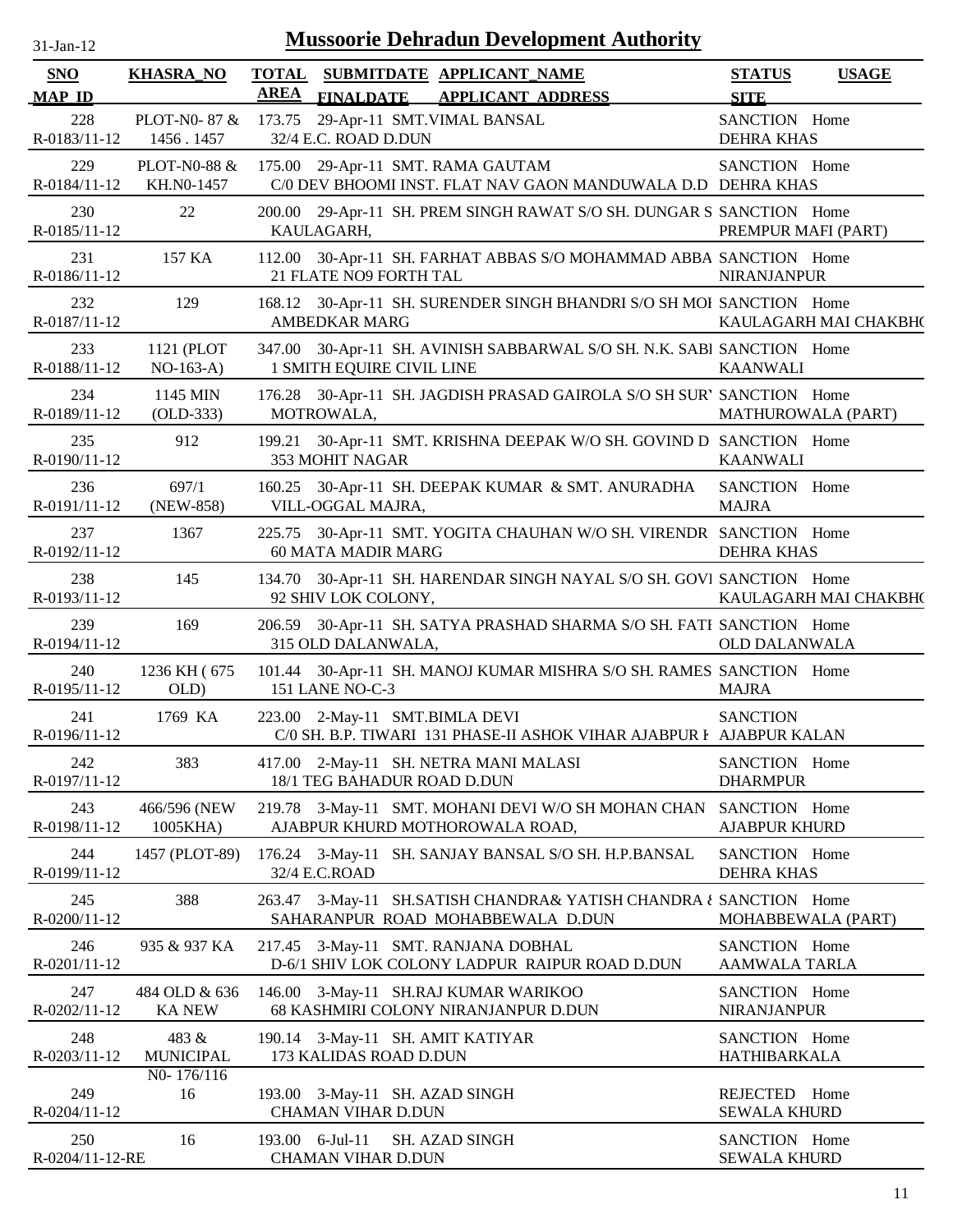# Mussoorie Dehradun Development Authority

31-Jan-12

| SNO<br>MAP_ID | KHASRA_NO | TOTAL AREA | SUBMITDATE FINALDATE | APPLICANT_NAME<br>APPLICANT ADDRESS | STATUS<br>SITE | USAGE |
|---|---|---|---|---|---|---|
| 228<br>R-0183/11-12 | PLOT-N0- 87 & 1456 . 1457 | 173.75 | 29-Apr-11 | SMT.VIMAL BANSAL<br>32/4 E.C. ROAD D.DUN | SANCTION<br>DEHRA KHAS | Home |
| 229<br>R-0184/11-12 | PLOT-N0-88 & KH.N0-1457 | 175.00 | 29-Apr-11 | SMT. RAMA GAUTAM<br>C/0 DEV BHOOMI INST. FLAT NAV GAON MANDUWALA D.D | SANCTION<br>DEHRA KHAS | Home |
| 230<br>R-0185/11-12 | 22 | 200.00 | 29-Apr-11 | SH. PREM SINGH RAWAT S/O SH. DUNGAR S<br>KAULAGARH, | SANCTION<br>PREMPUR MAFI (PART) | Home |
| 231<br>R-0186/11-12 | 157 KA | 112.00 | 30-Apr-11 | SH. FARHAT ABBAS S/O MOHAMMAD ABBA<br>21 FLATE NO9 FORTH TAL | SANCTION<br>NIRANJANPUR | Home |
| 232<br>R-0187/11-12 | 129 | 168.12 | 30-Apr-11 | SH. SURENDER SINGH BHANDRI S/O SH MOI<br>AMBEDKAR MARG | SANCTION<br>KAULAGARH MAI CHAKBH( | Home |
| 233<br>R-0188/11-12 | 1121 (PLOT NO-163-A) | 347.00 | 30-Apr-11 | SH. AVINISH SABBARWAL S/O SH. N.K. SABI<br>1 SMITH EQUIRE CIVIL LINE | SANCTION<br>KAANWALI | Home |
| 234<br>R-0189/11-12 | 1145 MIN (OLD-333) | 176.28 | 30-Apr-11 | SH. JAGDISH PRASAD GAIROLA S/O SH SUR'<br>MOTROWALA, | SANCTION<br>MATHUROWALA (PART) | Home |
| 235<br>R-0190/11-12 | 912 | 199.21 | 30-Apr-11 | SMT. KRISHNA DEEPAK W/O SH. GOVIND D<br>353 MOHIT NAGAR | SANCTION<br>KAANWALI | Home |
| 236<br>R-0191/11-12 | 697/1 (NEW-858) | 160.25 | 30-Apr-11 | SH. DEEPAK KUMAR & SMT. ANURADHA<br>VILL-OGGAL MAJRA, | SANCTION<br>MAJRA | Home |
| 237<br>R-0192/11-12 | 1367 | 225.75 | 30-Apr-11 | SMT. YOGITA CHAUHAN W/O SH. VIRENDR<br>60 MATA MADIR MARG | SANCTION<br>DEHRA KHAS | Home |
| 238<br>R-0193/11-12 | 145 | 134.70 | 30-Apr-11 | SH. HARENDAR SINGH NAYAL S/O SH. GOVI<br>92 SHIV LOK COLONY, | SANCTION<br>KAULAGARH MAI CHAKBH( | Home |
| 239<br>R-0194/11-12 | 169 | 206.59 | 30-Apr-11 | SH. SATYA PRASHAD SHARMA S/O SH. FATI<br>315 OLD DALANWALA, | SANCTION<br>OLD DALANWALA | Home |
| 240<br>R-0195/11-12 | 1236 KH ( 675 OLD) | 101.44 | 30-Apr-11 | SH. MANOJ KUMAR MISHRA S/O SH. RAMES<br>151 LANE NO-C-3 | SANCTION<br>MAJRA | Home |
| 241<br>R-0196/11-12 | 1769 KA | 223.00 | 2-May-11 | SMT.BIMLA DEVI<br>C/0 SH. B.P. TIWARI 131 PHASE-II ASHOK VIHAR AJABPUR K | SANCTION<br>AJABPUR KALAN | |
| 242<br>R-0197/11-12 | 383 | 417.00 | 2-May-11 | SH. NETRA MANI MALASI<br>18/1 TEG BAHADUR ROAD D.DUN | SANCTION<br>DHARMPUR | Home |
| 243<br>R-0198/11-12 | 466/596 (NEW 1005KHA) | 219.78 | 3-May-11 | SMT. MOHANI DEVI W/O SH MOHAN CHAN<br>AJABPUR KHURD MOTHOROWALA ROAD, | SANCTION<br>AJABPUR KHURD | Home |
| 244<br>R-0199/11-12 | 1457 (PLOT-89) | 176.24 | 3-May-11 | SH. SANJAY BANSAL S/O SH. H.P.BANSAL<br>32/4 E.C.ROAD | SANCTION<br>DEHRA KHAS | Home |
| 245<br>R-0200/11-12 | 388 | 263.47 | 3-May-11 | SH.SATISH CHANDRA& YATISH CHANDRA &<br>SAHARANPUR ROAD MOHABBEWALA D.DUN | SANCTION<br>MOHABBEWALA (PART) | Home |
| 246<br>R-0201/11-12 | 935 & 937 KA | 217.45 | 3-May-11 | SMT. RANJANA DOBHAL<br>D-6/1 SHIV LOK COLONY LADPUR RAIPUR ROAD D.DUN | SANCTION<br>AAMWALA TARLA | Home |
| 247<br>R-0202/11-12 | 484 OLD & 636 KA NEW | 146.00 | 3-May-11 | SH.RAJ KUMAR WARIKOO<br>68 KASHMIRI COLONY NIRANJANPUR D.DUN | SANCTION<br>NIRANJANPUR | Home |
| 248<br>R-0203/11-12 | 483 & MUNICIPAL N0- 176/116 | 190.14 | 3-May-11 | SH. AMIT KATIYAR<br>173 KALIDAS ROAD D.DUN | SANCTION<br>HATHIBARKALA | Home |
| 249<br>R-0204/11-12 | 16 | 193.00 | 3-May-11 | SH. AZAD SINGH<br>CHAMAN VIHAR D.DUN | REJECTED<br>SEWALA KHURD | Home |
| 250<br>R-0204/11-12-RE | 16 | 193.00 | 6-Jul-11 | SH. AZAD SINGH<br>CHAMAN VIHAR D.DUN | SANCTION<br>SEWALA KHURD | Home |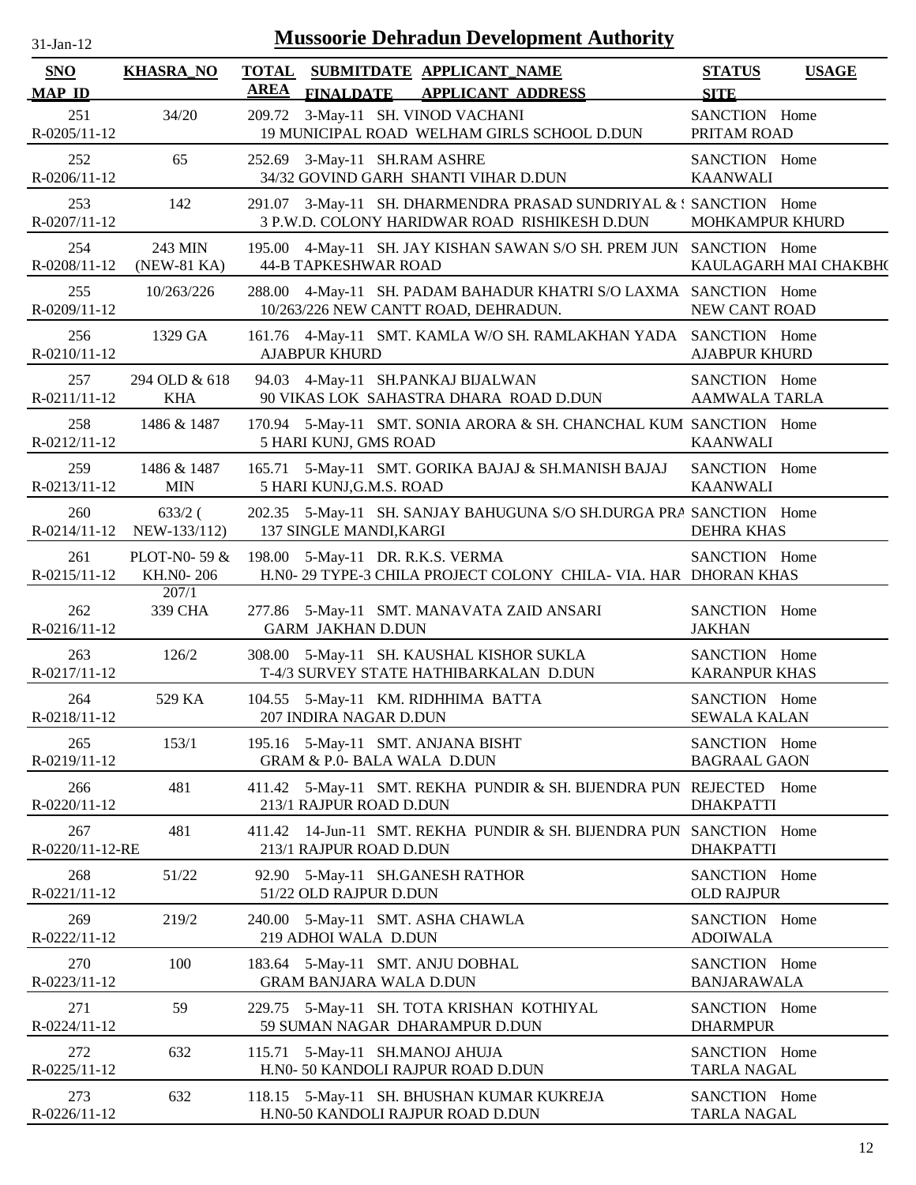# Mussoorie Dehradun Development Authority

31-Jan-12

| SNO / MAP_ID | KHASRA_NO | TOTAL AREA | SUBMITDATE / FINALDATE | APPLICANT_NAME / APPLICANT ADDRESS | STATUS / SITE | USAGE |
|---|---|---|---|---|---|---|
| 251 / R-0205/11-12 | 34/20 | 209.72 | 3-May-11 | SH. VINOD VACHANI / 19 MUNICIPAL ROAD WELHAM GIRLS SCHOOL D.DUN | SANCTION / PRITAM ROAD | Home |
| 252 / R-0206/11-12 | 65 | 252.69 | 3-May-11 | SH.RAM ASHRE / 34/32 GOVIND GARH SHANTI VIHAR D.DUN | SANCTION / KAANWALI | Home |
| 253 / R-0207/11-12 | 142 | 291.07 | 3-May-11 | SH. DHARMENDRA PRASAD SUNDRIYAL & S / 3 P.W.D. COLONY HARIDWAR ROAD RISHIKESH D.DUN | SANCTION / MOHKAMPUR KHURD | Home |
| 254 / R-0208/11-12 | 243 MIN (NEW-81 KA) | 195.00 | 4-May-11 | SH. JAY KISHAN SAWAN S/O SH. PREM JUN / 44-B TAPKESHWAR ROAD | SANCTION / KAULAGARH MAI CHAKBHO | Home |
| 255 / R-0209/11-12 | 10/263/226 | 288.00 | 4-May-11 | SH. PADAM BAHADUR KHATRI S/O LAXMA / 10/263/226 NEW CANTT ROAD, DEHRADUN. | SANCTION / NEW CANT ROAD | Home |
| 256 / R-0210/11-12 | 1329 GA | 161.76 | 4-May-11 | SMT. KAMLA W/O SH. RAMLAKHAN YADA / AJABPUR KHURD | SANCTION / AJABPUR KHURD | Home |
| 257 / R-0211/11-12 | 294 OLD & 618 KHA | 94.03 | 4-May-11 | SH.PANKAJ BIJALWAN / 90 VIKAS LOK SAHASTRA DHARA ROAD D.DUN | SANCTION / AAMWALA TARLA | Home |
| 258 / R-0212/11-12 | 1486 & 1487 | 170.94 | 5-May-11 | SMT. SONIA ARORA & SH. CHANCHAL KUM / 5 HARI KUNJ, GMS ROAD | SANCTION / KAANWALI | Home |
| 259 / R-0213/11-12 | 1486 & 1487 MIN | 165.71 | 5-May-11 | SMT. GORIKA BAJAJ & SH.MANISH BAJAJ / 5 HARI KUNJ,G.M.S. ROAD | SANCTION / KAANWALI | Home |
| 260 / R-0214/11-12 | 633/2 ( NEW-133/112) | 202.35 | 5-May-11 | SH. SANJAY BAHUGUNA S/O SH.DURGA PRA / 137 SINGLE MANDI,KARGI | SANCTION / DEHRA KHAS | Home |
| 261 / R-0215/11-12 | PLOT-N0- 59 & KH.N0- 206 207/1 | 198.00 | 5-May-11 | DR. R.K.S. VERMA / H.N0- 29 TYPE-3 CHILA PROJECT COLONY CHILA- VIA. HAR | SANCTION / DHORAN KHAS | Home |
| 262 / R-0216/11-12 | 339 CHA | 277.86 | 5-May-11 | SMT. MANAVATA ZAID ANSARI / GARM JAKHAN D.DUN | SANCTION / JAKHAN | Home |
| 263 / R-0217/11-12 | 126/2 | 308.00 | 5-May-11 | SH. KAUSHAL KISHOR SUKLA / T-4/3 SURVEY STATE HATHIBARKALAN D.DUN | SANCTION / KARANPUR KHAS | Home |
| 264 / R-0218/11-12 | 529 KA | 104.55 | 5-May-11 | KM. RIDHHIMA BATTA / 207 INDIRA NAGAR D.DUN | SANCTION / SEWALA KALAN | Home |
| 265 / R-0219/11-12 | 153/1 | 195.16 | 5-May-11 | SMT. ANJANA BISHT / GRAM & P.0- BALA WALA D.DUN | SANCTION / BAGRAAL GAON | Home |
| 266 / R-0220/11-12 | 481 | 411.42 | 5-May-11 | SMT. REKHA PUNDIR & SH. BIJENDRA PUN / 213/1 RAJPUR ROAD D.DUN | REJECTED / DHAKPATTI | Home |
| 267 / R-0220/11-12-RE | 481 | 411.42 | 14-Jun-11 | SMT. REKHA PUNDIR & SH. BIJENDRA PUN / 213/1 RAJPUR ROAD D.DUN | SANCTION / DHAKPATTI | Home |
| 268 / R-0221/11-12 | 51/22 | 92.90 | 5-May-11 | SH.GANESH RATHOR / 51/22 OLD RAJPUR D.DUN | SANCTION / OLD RAJPUR | Home |
| 269 / R-0222/11-12 | 219/2 | 240.00 | 5-May-11 | SMT. ASHA CHAWLA / 219 ADHOI WALA D.DUN | SANCTION / ADOIWALA | Home |
| 270 / R-0223/11-12 | 100 | 183.64 | 5-May-11 | SMT. ANJU DOBHAL / GRAM BANJARA WALA D.DUN | SANCTION / BANJARAWALA | Home |
| 271 / R-0224/11-12 | 59 | 229.75 | 5-May-11 | SH. TOTA KRISHAN KOTHIYAL / 59 SUMAN NAGAR DHARAMPUR D.DUN | SANCTION / DHARMPUR | Home |
| 272 / R-0225/11-12 | 632 | 115.71 | 5-May-11 | SH.MANOJ AHUJA / H.N0- 50 KANDOLI RAJPUR ROAD D.DUN | SANCTION / TARLA NAGAL | Home |
| 273 / R-0226/11-12 | 632 | 118.15 | 5-May-11 | SH. BHUSHAN KUMAR KUKREJA / H.N0-50 KANDOLI RAJPUR ROAD D.DUN | SANCTION / TARLA NAGAL | Home |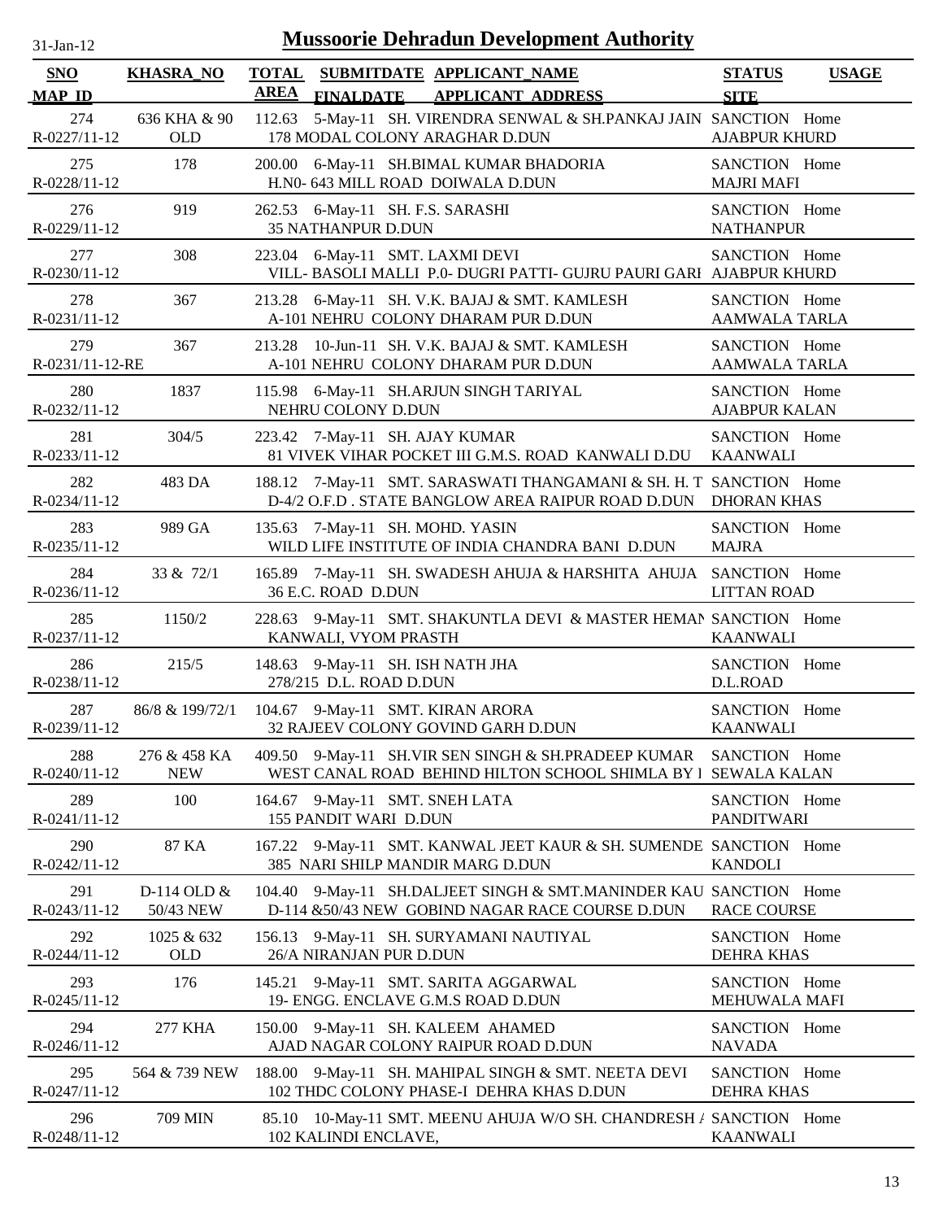31-Jan-12

# Mussoorie Dehradun Development Authority

| SNO<br>MAP ID | KHASRA_NO | TOTAL AREA | SUBMITDATE<br>FINALDATE | APPLICANT_NAME<br>APPLICANT ADDRESS | STATUS<br>SITE | USAGE |
|---|---|---|---|---|---|---|
| 274<br>R-0227/11-12 | 636 KHA & 90 OLD | 112.63 | 5-May-11 | SH. VIRENDRA SENWAL & SH.PANKAJ JAIN<br>178 MODAL COLONY ARAGHAR D.DUN | SANCTION<br>AJABPUR KHURD | Home |
| 275<br>R-0228/11-12 | 178 | 200.00 | 6-May-11 | SH.BIMAL KUMAR BHADORIA<br>H.N0- 643 MILL ROAD DOIWALA D.DUN | SANCTION<br>MAJRI MAFI | Home |
| 276<br>R-0229/11-12 | 919 | 262.53 | 6-May-11 | SH. F.S. SARASHI<br>35 NATHANPUR D.DUN | SANCTION<br>NATHANPUR | Home |
| 277<br>R-0230/11-12 | 308 | 223.04 | 6-May-11 | SMT. LAXMI DEVI<br>VILL- BASOLI MALLI P.0- DUGRI PATTI- GUJRU PAURI GARI | SANCTION<br>AJABPUR KHURD | Home |
| 278<br>R-0231/11-12 | 367 | 213.28 | 6-May-11 | SH. V.K. BAJAJ & SMT. KAMLESH<br>A-101 NEHRU COLONY DHARAM PUR D.DUN | SANCTION<br>AAMWALA TARLA | Home |
| 279<br>R-0231/11-12-RE | 367 | 213.28 | 10-Jun-11 | SH. V.K. BAJAJ & SMT. KAMLESH<br>A-101 NEHRU COLONY DHARAM PUR D.DUN | SANCTION<br>AAMWALA TARLA | Home |
| 280<br>R-0232/11-12 | 1837 | 115.98 | 6-May-11 | SH.ARJUN SINGH TARIYAL<br>NEHRU COLONY D.DUN | SANCTION<br>AJABPUR KALAN | Home |
| 281<br>R-0233/11-12 | 304/5 | 223.42 | 7-May-11 | SH. AJAY KUMAR<br>81 VIVEK VIHAR POCKET III G.M.S. ROAD KANWALI D.DU | SANCTION<br>KAANWALI | Home |
| 282<br>R-0234/11-12 | 483 DA | 188.12 | 7-May-11 | SMT. SARASWATI THANGAMANI & SH. H. T<br>D-4/2 O.F.D . STATE BANGLOW AREA RAIPUR ROAD D.DUN | SANCTION<br>DHORAN KHAS | Home |
| 283<br>R-0235/11-12 | 989 GA | 135.63 | 7-May-11 | SH. MOHD. YASIN<br>WILD LIFE INSTITUTE OF INDIA CHANDRA BANI D.DUN | SANCTION<br>MAJRA | Home |
| 284<br>R-0236/11-12 | 33 & 72/1 | 165.89 | 7-May-11 | SH. SWADESH AHUJA & HARSHITA AHUJA<br>36 E.C. ROAD D.DUN | SANCTION<br>LITTAN ROAD | Home |
| 285<br>R-0237/11-12 | 1150/2 | 228.63 | 9-May-11 | SMT. SHAKUNTLA DEVI & MASTER HEMAN<br>KANWALI, VYOM PRASTH | SANCTION<br>KAANWALI | Home |
| 286<br>R-0238/11-12 | 215/5 | 148.63 | 9-May-11 | SH. ISH NATH JHA<br>278/215 D.L. ROAD D.DUN | SANCTION<br>D.L.ROAD | Home |
| 287<br>R-0239/11-12 | 86/8 & 199/72/1 | 104.67 | 9-May-11 | SMT. KIRAN ARORA<br>32 RAJEEV COLONY GOVIND GARH D.DUN | SANCTION<br>KAANWALI | Home |
| 288<br>R-0240/11-12 | 276 & 458 KA NEW | 409.50 | 9-May-11 | SH.VIR SEN SINGH & SH.PRADEEP KUMAR<br>WEST CANAL ROAD BEHIND HILTON SCHOOL SHIMLA BY I | SANCTION<br>SEWALA KALAN | Home |
| 289<br>R-0241/11-12 | 100 | 164.67 | 9-May-11 | SMT. SNEH LATA<br>155 PANDIT WARI D.DUN | SANCTION<br>PANDITWARI | Home |
| 290<br>R-0242/11-12 | 87 KA | 167.22 | 9-May-11 | SMT. KANWAL JEET KAUR & SH. SUMENDE<br>385 NARI SHILP MANDIR MARG D.DUN | SANCTION<br>KANDOLI | Home |
| 291<br>R-0243/11-12 | D-114 OLD & 50/43 NEW | 104.40 | 9-May-11 | SH.DALJEET SINGH & SMT.MANINDER KAU<br>D-114 &50/43 NEW GOBIND NAGAR RACE COURSE D.DUN | SANCTION<br>RACE COURSE | Home |
| 292<br>R-0244/11-12 | 1025 & 632 OLD | 156.13 | 9-May-11 | SH. SURYAMANI NAUTIYAL<br>26/A NIRANJAN PUR D.DUN | SANCTION<br>DEHRA KHAS | Home |
| 293<br>R-0245/11-12 | 176 | 145.21 | 9-May-11 | SMT. SARITA AGGARWAL<br>19- ENGG. ENCLAVE G.M.S ROAD D.DUN | SANCTION<br>MEHUWALA MAFI | Home |
| 294<br>R-0246/11-12 | 277 KHA | 150.00 | 9-May-11 | SH. KALEEM AHAMED<br>AJAD NAGAR COLONY RAIPUR ROAD D.DUN | SANCTION<br>NAVADA | Home |
| 295<br>R-0247/11-12 | 564 & 739 NEW | 188.00 | 9-May-11 | SH. MAHIPAL SINGH & SMT. NEETA DEVI<br>102 THDC COLONY PHASE-I DEHRA KHAS D.DUN | SANCTION<br>DEHRA KHAS | Home |
| 296<br>R-0248/11-12 | 709 MIN | 85.10 | 10-May-11 | SMT. MEENU AHUJA W/O SH. CHANDRESH A<br>102 KALINDI ENCLAVE, | SANCTION<br>KAANWALI | Home |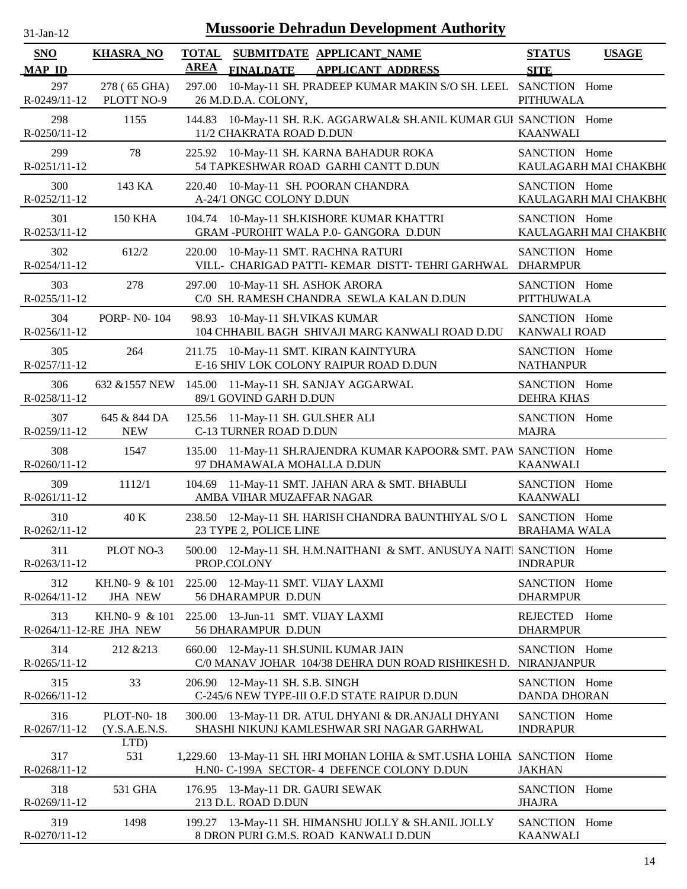# Mussoorie Dehradun Development Authority

31-Jan-12

| SNO / MAP_ID | KHASRA_NO | TOTAL AREA | SUBMITDATE / FINALDATE | APPLICANT_NAME / APPLICANT ADDRESS | STATUS / SITE | USAGE |
|---|---|---|---|---|---|---|
| 297 / R-0249/11-12 | 278 ( 65 GHA) PLOTT NO-9 | 297.00 | 10-May-11 | SH. PRADEEP KUMAR MAKIN S/O SH. LEEL / 26 M.D.D.A. COLONY, | SANCTION / PITHUWALA | Home |
| 298 / R-0250/11-12 | 1155 | 144.83 | 10-May-11 | SH. R.K. AGGARWAL& SH.ANIL KUMAR GUI / 11/2 CHAKRATA ROAD D.DUN | SANCTION / KAANWALI | Home |
| 299 / R-0251/11-12 | 78 | 225.92 | 10-May-11 | SH. KARNA BAHADUR ROKA / 54 TAPKESHWAR ROAD GARHI CANTT D.DUN | SANCTION / KAULAGARH MAI CHAKBHO | Home |
| 300 / R-0252/11-12 | 143 KA | 220.40 | 10-May-11 | SH. POORAN CHANDRA / A-24/1 ONGC COLONY D.DUN | SANCTION / KAULAGARH MAI CHAKBHO | Home |
| 301 / R-0253/11-12 | 150 KHA | 104.74 | 10-May-11 | SH.KISHORE KUMAR KHATTRI / GRAM -PUROHIT WALA P.0- GANGORA D.DUN | SANCTION / KAULAGARH MAI CHAKBHO | Home |
| 302 / R-0254/11-12 | 612/2 | 220.00 | 10-May-11 | SMT. RACHNA RATURI / VILL- CHARIGAD PATTI- KEMAR DISTT- TEHRI GARHWAL | SANCTION / DHARMPUR | Home |
| 303 / R-0255/11-12 | 278 | 297.00 | 10-May-11 | SH. ASHOK ARORA / C/0 SH. RAMESH CHANDRA SEWLA KALAN D.DUN | SANCTION / PITTHUWALA | Home |
| 304 / R-0256/11-12 | PORP- N0- 104 | 98.93 | 10-May-11 | SH.VIKAS KUMAR / 104 CHHABIL BAGH SHIVAJI MARG KANWALI ROAD D.DU | SANCTION / KANWALI ROAD | Home |
| 305 / R-0257/11-12 | 264 | 211.75 | 10-May-11 | SMT. KIRAN KAINTYURA / E-16 SHIV LOK COLONY RAIPUR ROAD D.DUN | SANCTION / NATHANPUR | Home |
| 306 / R-0258/11-12 | 632 &1557 NEW | 145.00 | 11-May-11 | SH. SANJAY AGGARWAL / 89/1 GOVIND GARH D.DUN | SANCTION / DEHRA KHAS | Home |
| 307 / R-0259/11-12 | 645 & 844 DA NEW | 125.56 | 11-May-11 | SH. GULSHER ALI / C-13 TURNER ROAD D.DUN | SANCTION / MAJRA | Home |
| 308 / R-0260/11-12 | 1547 | 135.00 | 11-May-11 | SH.RAJENDRA KUMAR KAPOOR& SMT. PAW / 97 DHAMAWALA MOHALLA D.DUN | SANCTION / KAANWALI | Home |
| 309 / R-0261/11-12 | 1112/1 | 104.69 | 11-May-11 | SMT. JAHAN ARA & SMT. BHABULI / AMBA VIHAR MUZAFFAR NAGAR | SANCTION / KAANWALI | Home |
| 310 / R-0262/11-12 | 40 K | 238.50 | 12-May-11 | SH. HARISH CHANDRA BAUNTHIYAL S/O L / 23 TYPE 2, POLICE LINE | SANCTION / BRAHAMA WALA | Home |
| 311 / R-0263/11-12 | PLOT NO-3 | 500.00 | 12-May-11 | SH. H.M.NAITHANI & SMT. ANUSUYA NAITI / PROP.COLONY | SANCTION / INDRAPUR | Home |
| 312 / R-0264/11-12 | KH.N0- 9 & 101 JHA NEW | 225.00 | 12-May-11 | SMT. VIJAY LAXMI / 56 DHARAMPUR D.DUN | SANCTION / DHARMPUR | Home |
| 313 / R-0264/11-12-RE | KH.N0- 9 & 101 JHA NEW | 225.00 | 13-Jun-11 | SMT. VIJAY LAXMI / 56 DHARAMPUR D.DUN | REJECTED / DHARMPUR | Home |
| 314 / R-0265/11-12 | 212 &213 | 660.00 | 12-May-11 | SH.SUNIL KUMAR JAIN / C/0 MANAV JOHAR 104/38 DEHRA DUN ROAD RISHIKESH D. | SANCTION / NIRANJANPUR | Home |
| 315 / R-0266/11-12 | 33 | 206.90 | 12-May-11 | SH. S.B. SINGH / C-245/6 NEW TYPE-III O.F.D STATE RAIPUR D.DUN | SANCTION / DANDA DHORAN | Home |
| 316 / R-0267/11-12 | PLOT-N0- 18 (Y.S.A.E.N.S. LTD) | 300.00 | 13-May-11 | DR. ATUL DHYANI & DR.ANJALI DHYANI / SHASHI NIKUNJ KAMLESHWAR SRI NAGAR GARHWAL | SANCTION / INDRAPUR | Home |
| 317 / R-0268/11-12 | 531 | 1,229.60 | 13-May-11 | SH. HRI MOHAN LOHIA & SMT.USHA LOHIA / H.N0- C-199A SECTOR- 4 DEFENCE COLONY D.DUN | SANCTION / JAKHAN | Home |
| 318 / R-0269/11-12 | 531 GHA | 176.95 | 13-May-11 | DR. GAURI SEWAK / 213 D.L. ROAD D.DUN | SANCTION / JHAJRA | Home |
| 319 / R-0270/11-12 | 1498 | 199.27 | 13-May-11 | SH. HIMANSHU JOLLY & SH.ANIL JOLLY / 8 DRON PURI G.M.S. ROAD KANWALI D.DUN | SANCTION / KAANWALI | Home |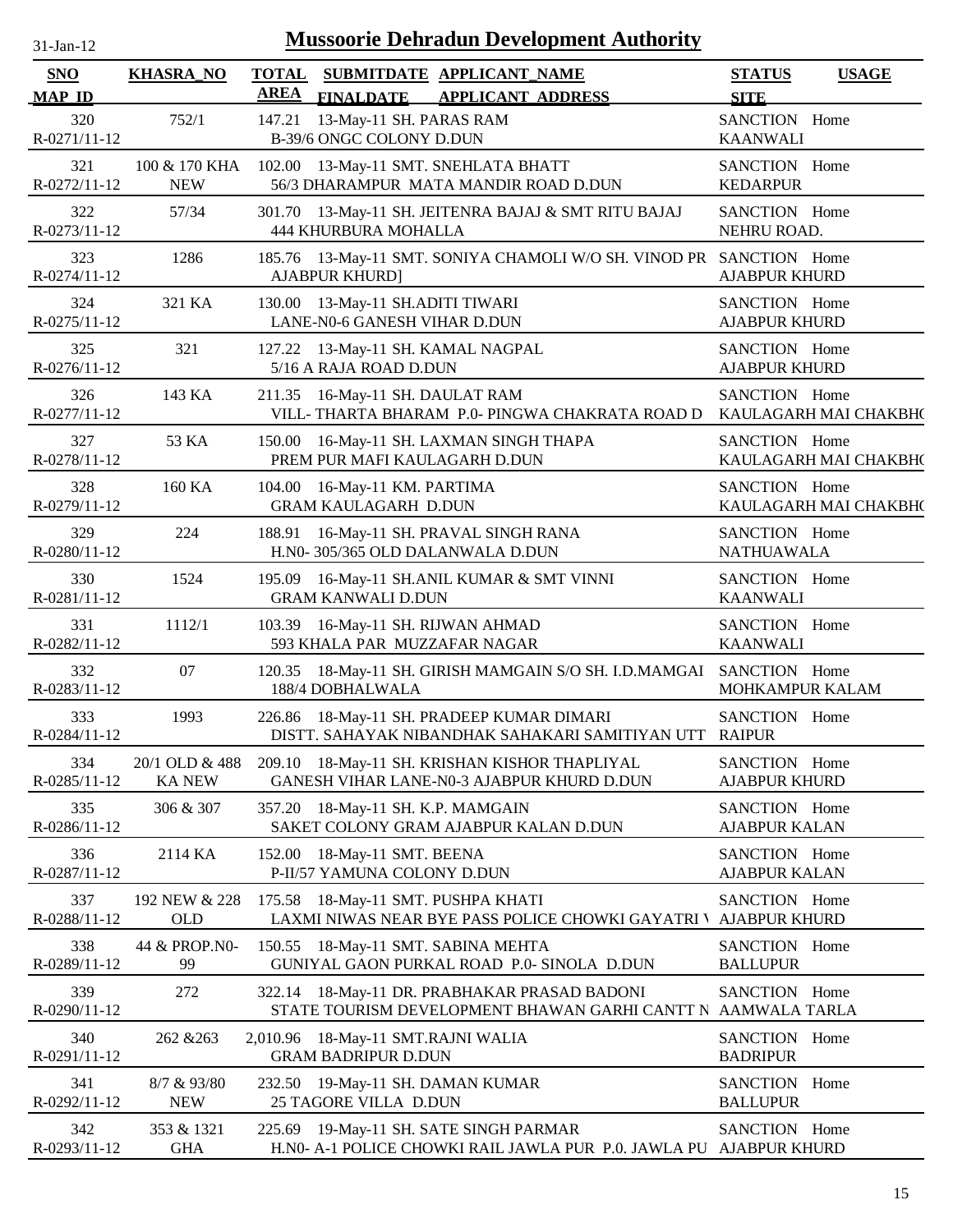# Mussoorie Dehradun Development Authority

31-Jan-12

| SNO<br>MAP_ID | KHASRA_NO | TOTAL AREA | SUBMITDATE<br>FINALDATE | APPLICANT_NAME<br>APPLICANT_ADDRESS | STATUS<br>SITE | USAGE |
|---|---|---|---|---|---|---|
| 320<br>R-0271/11-12 | 752/1 | 147.21 | 13-May-11 | SH. PARAS RAM<br>B-39/6 ONGC COLONY D.DUN | SANCTION<br>KAANWALI | Home |
| 321<br>R-0272/11-12 | 100 & 170 KHA NEW | 102.00 | 13-May-11 | SMT. SNEHLATA BHATT<br>56/3 DHARAMPUR MATA MANDIR ROAD D.DUN | SANCTION<br>KEDARPUR | Home |
| 322<br>R-0273/11-12 | 57/34 | 301.70 | 13-May-11 | SH. JEITENRA BAJAJ & SMT RITU BAJAJ<br>444 KHURBURA MOHALLA | SANCTION<br>NEHRU ROAD. | Home |
| 323<br>R-0274/11-12 | 1286 | 185.76 | 13-May-11 | SMT. SONIYA CHAMOLI W/O SH. VINOD PR<br>AJABPUR KHURD] | SANCTION<br>AJABPUR KHURD | Home |
| 324<br>R-0275/11-12 | 321 KA | 130.00 | 13-May-11 | SH.ADITI TIWARI<br>LANE-N0-6 GANESH VIHAR D.DUN | SANCTION<br>AJABPUR KHURD | Home |
| 325<br>R-0276/11-12 | 321 | 127.22 | 13-May-11 | SH. KAMAL NAGPAL<br>5/16 A RAJA ROAD D.DUN | SANCTION<br>AJABPUR KHURD | Home |
| 326<br>R-0277/11-12 | 143 KA | 211.35 | 16-May-11 | SH. DAULAT RAM<br>VILL- THARTA BHARAM P.0- PINGWA CHAKRATA ROAD D | SANCTION<br>KAULAGARH MAI CHAKBH( | Home |
| 327<br>R-0278/11-12 | 53 KA | 150.00 | 16-May-11 | SH. LAXMAN SINGH THAPA<br>PREM PUR MAFI KAULAGARH D.DUN | SANCTION<br>KAULAGARH MAI CHAKBH( | Home |
| 328<br>R-0279/11-12 | 160 KA | 104.00 | 16-May-11 | KM. PARTIMA<br>GRAM KAULAGARH D.DUN | SANCTION<br>KAULAGARH MAI CHAKBH( | Home |
| 329<br>R-0280/11-12 | 224 | 188.91 | 16-May-11 | SH. PRAVAL SINGH RANA<br>H.N0- 305/365 OLD DALANWALA D.DUN | SANCTION<br>NATHUAWALA | Home |
| 330<br>R-0281/11-12 | 1524 | 195.09 | 16-May-11 | SH.ANIL KUMAR & SMT VINNI<br>GRAM KANWALI D.DUN | SANCTION<br>KAANWALI | Home |
| 331<br>R-0282/11-12 | 1112/1 | 103.39 | 16-May-11 | SH. RIJWAN AHMAD<br>593 KHALA PAR MUZZAFAR NAGAR | SANCTION<br>KAANWALI | Home |
| 332<br>R-0283/11-12 | 07 | 120.35 | 18-May-11 | SH. GIRISH MAMGAIN S/O SH. I.D.MAMGAI<br>188/4 DOBHALWALA | SANCTION<br>MOHKAMPUR KALAM | Home |
| 333<br>R-0284/11-12 | 1993 | 226.86 | 18-May-11 | SH. PRADEEP KUMAR DIMARI<br>DISTT. SAHAYAK NIBANDHAK SAHAKARI SAMITIYAN UTT | SANCTION<br>RAIPUR | Home |
| 334<br>R-0285/11-12 | 20/1 OLD & 488 KA NEW | 209.10 | 18-May-11 | SH. KRISHAN KISHOR THAPLIYAL<br>GANESH VIHAR LANE-N0-3 AJABPUR KHURD D.DUN | SANCTION<br>AJABPUR KHURD | Home |
| 335<br>R-0286/11-12 | 306 & 307 | 357.20 | 18-May-11 | SH. K.P. MAMGAIN<br>SAKET COLONY GRAM AJABPUR KALAN D.DUN | SANCTION<br>AJABPUR KALAN | Home |
| 336<br>R-0287/11-12 | 2114 KA | 152.00 | 18-May-11 | SMT. BEENA<br>P-II/57 YAMUNA COLONY D.DUN | SANCTION<br>AJABPUR KALAN | Home |
| 337<br>R-0288/11-12 | 192 NEW & 228 OLD | 175.58 | 18-May-11 | SMT. PUSHPA KHATI<br>LAXMI NIWAS NEAR BYE PASS POLICE CHOWKI GAYATRI \ | SANCTION<br>AJABPUR KHURD | Home |
| 338<br>R-0289/11-12 | 44 & PROP.N0-99 | 150.55 | 18-May-11 | SMT. SABINA MEHTA<br>GUNIYAL GAON PURKAL ROAD P.0- SINOLA D.DUN | SANCTION<br>BALLUPUR | Home |
| 339<br>R-0290/11-12 | 272 | 322.14 | 18-May-11 | DR. PRABHAKAR PRASAD BADONI<br>STATE TOURISM DEVELOPMENT BHAWAN GARHI CANTT N | SANCTION<br>AAMWALA TARLA | Home |
| 340<br>R-0291/11-12 | 262 &263 | 2,010.96 | 18-May-11 | SMT.RAJNI WALIA<br>GRAM BADRIPUR D.DUN | SANCTION<br>BADRIPUR | Home |
| 341<br>R-0292/11-12 | 8/7 & 93/80 NEW | 232.50 | 19-May-11 | SH. DAMAN KUMAR<br>25 TAGORE VILLA D.DUN | SANCTION<br>BALLUPUR | Home |
| 342<br>R-0293/11-12 | 353 & 1321 GHA | 225.69 | 19-May-11 | SH. SATE SINGH PARMAR<br>H.N0- A-1 POLICE CHOWKI RAIL JAWLA PUR P.0. JAWLA PU | SANCTION<br>AJABPUR KHURD | Home |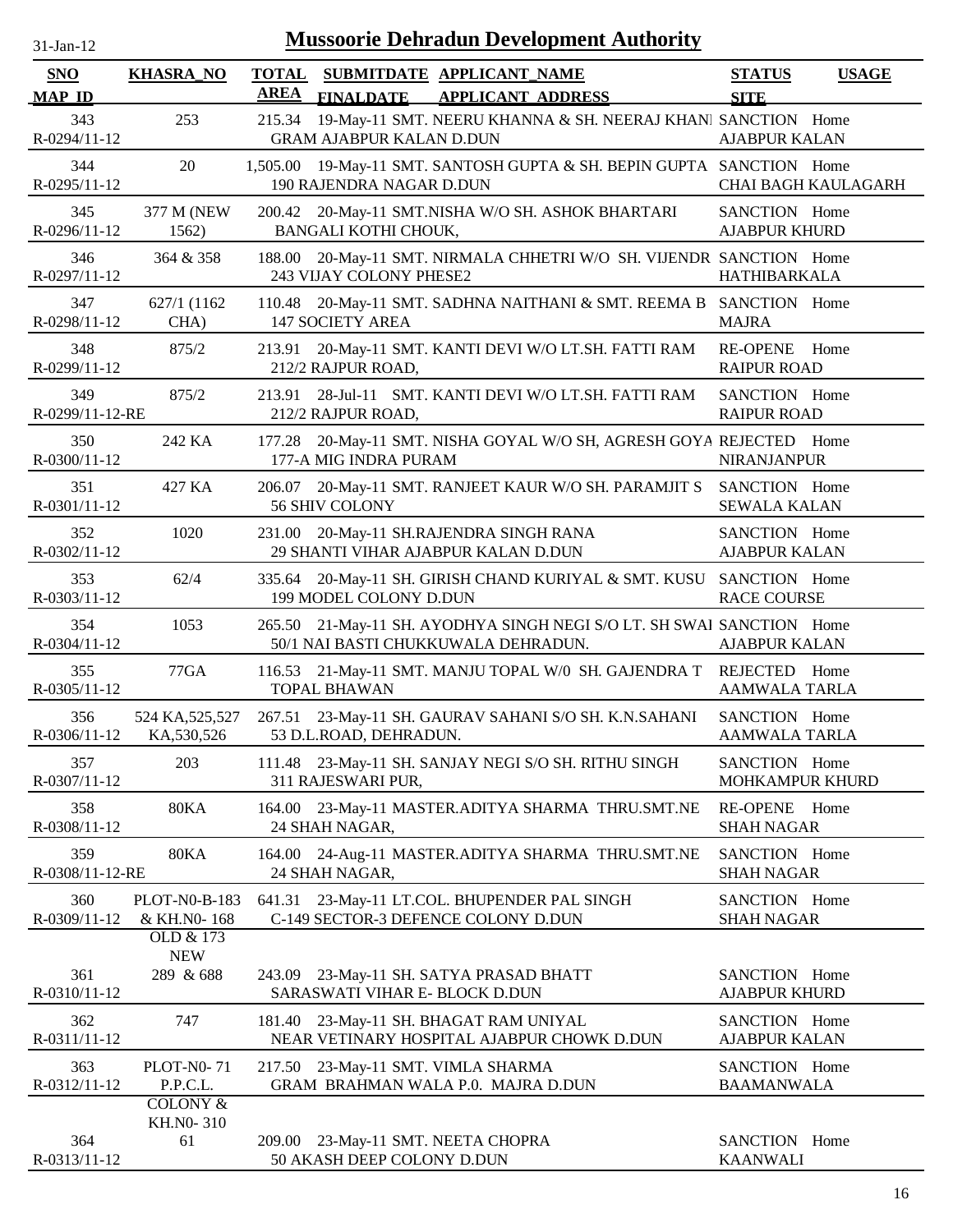# Mussoorie Dehradun Development Authority

31-Jan-12

| SNO<br>MAP_ID | KHASRA_NO | TOTAL AREA | SUBMITDATE<br>FINALDATE | APPLICANT_NAME<br>APPLICANT_ADDRESS | STATUS<br>SITE | USAGE |
|---|---|---|---|---|---|---|
| 343<br>R-0294/11-12 | 253 | 215.34 | 19-May-11 | SMT. NEERU KHANNA & SH. NEERAJ KHANI<br>GRAM AJABPUR KALAN D.DUN | SANCTION<br>AJABPUR KALAN | Home |
| 344<br>R-0295/11-12 | 20 | 1,505.00 | 19-May-11 | SMT. SANTOSH GUPTA & SH. BEPIN GUPTA<br>190 RAJENDRA NAGAR D.DUN | SANCTION<br>CHAI BAGH KAULAGARH | Home |
| 345<br>R-0296/11-12 | 377 M (NEW 1562) | 200.42 | 20-May-11 | SMT.NISHA W/O SH. ASHOK BHARTARI<br>BANGALI KOTHI CHOUK, | SANCTION<br>AJABPUR KHURD | Home |
| 346<br>R-0297/11-12 | 364 & 358 | 188.00 | 20-May-11 | SMT. NIRMALA CHHETRI W/O SH. VIJENDR<br>243 VIJAY COLONY PHESE2 | SANCTION<br>HATHIBARKALA | Home |
| 347<br>R-0298/11-12 | 627/1 (1162 CHA) | 110.48 | 20-May-11 | SMT. SADHNA NAITHANI & SMT. REEMA B<br>147 SOCIETY AREA | SANCTION<br>MAJRA | Home |
| 348<br>R-0299/11-12 | 875/2 | 213.91 | 20-May-11 | SMT. KANTI DEVI W/O LT.SH. FATTI RAM<br>212/2 RAJPUR ROAD, | RE-OPENE<br>RAIPUR ROAD | Home |
| 349<br>R-0299/11-12-RE | 875/2 | 213.91 | 28-Jul-11 | SMT. KANTI DEVI W/O LT.SH. FATTI RAM<br>212/2 RAJPUR ROAD, | SANCTION<br>RAIPUR ROAD | Home |
| 350<br>R-0300/11-12 | 242 KA | 177.28 | 20-May-11 | SMT. NISHA GOYAL W/O SH, AGRESH GOYA<br>177-A MIG INDRA PURAM | REJECTED<br>NIRANJANPUR | Home |
| 351<br>R-0301/11-12 | 427 KA | 206.07 | 20-May-11 | SMT. RANJEET KAUR W/O SH. PARAMJIT S<br>56 SHIV COLONY | SANCTION<br>SEWALA KALAN | Home |
| 352<br>R-0302/11-12 | 1020 | 231.00 | 20-May-11 | SH.RAJENDRA SINGH RANA<br>29 SHANTI VIHAR AJABPUR KALAN D.DUN | SANCTION<br>AJABPUR KALAN | Home |
| 353<br>R-0303/11-12 | 62/4 | 335.64 | 20-May-11 | SH. GIRISH CHAND KURIYAL & SMT. KUSU<br>199 MODEL COLONY D.DUN | SANCTION<br>RACE COURSE | Home |
| 354<br>R-0304/11-12 | 1053 | 265.50 | 21-May-11 | SH. AYODHYA SINGH NEGI S/O LT. SH SWAI<br>50/1 NAI BASTI CHUKKUWALA DEHRADUN. | SANCTION<br>AJABPUR KALAN | Home |
| 355<br>R-0305/11-12 | 77GA | 116.53 | 21-May-11 | SMT. MANJU TOPAL W/0 SH. GAJENDRA T<br>TOPAL BHAWAN | REJECTED<br>AAMWALA TARLA | Home |
| 356<br>R-0306/11-12 | 524 KA,525,527 KA,530,526 | 267.51 | 23-May-11 | SH. GAURAV SAHANI S/O SH. K.N.SAHANI<br>53 D.L.ROAD, DEHRADUN. | SANCTION<br>AAMWALA TARLA | Home |
| 357<br>R-0307/11-12 | 203 | 111.48 | 23-May-11 | SH. SANJAY NEGI S/O SH. RITHU SINGH<br>311 RAJESWARI PUR, | SANCTION<br>MOHKAMPUR KHURD | Home |
| 358<br>R-0308/11-12 | 80KA | 164.00 | 23-May-11 | MASTER.ADITYA SHARMA THRU.SMT.NE<br>24 SHAH NAGAR, | RE-OPENE<br>SHAH NAGAR | Home |
| 359<br>R-0308/11-12-RE | 80KA | 164.00 | 24-Aug-11 | MASTER.ADITYA SHARMA THRU.SMT.NE<br>24 SHAH NAGAR, | SANCTION<br>SHAH NAGAR | Home |
| 360<br>R-0309/11-12 | PLOT-N0-B-183 & KH.N0- 168 OLD & 173 NEW | 641.31 | 23-May-11 | LT.COL. BHUPENDER PAL SINGH<br>C-149 SECTOR-3 DEFENCE COLONY D.DUN | SANCTION<br>SHAH NAGAR | Home |
| 361<br>R-0310/11-12 | 289 & 688 | 243.09 | 23-May-11 | SH. SATYA PRASAD BHATT<br>SARASWATI VIHAR E- BLOCK D.DUN | SANCTION<br>AJABPUR KHURD | Home |
| 362<br>R-0311/11-12 | 747 | 181.40 | 23-May-11 | SH. BHAGAT RAM UNIYAL<br>NEAR VETINARY HOSPITAL AJABPUR CHOWK D.DUN | SANCTION<br>AJABPUR KALAN | Home |
| 363<br>R-0312/11-12 | PLOT-N0- 71 P.P.C.L. COLONY & KH.N0- 310 | 217.50 | 23-May-11 | SMT. VIMLA SHARMA<br>GRAM BRAHMAN WALA P.0. MAJRA D.DUN | SANCTION<br>BAAMANWALA | Home |
| 364<br>R-0313/11-12 | 61 | 209.00 | 23-May-11 | SMT. NEETA CHOPRA<br>50 AKASH DEEP COLONY D.DUN | SANCTION<br>KAANWALI | Home |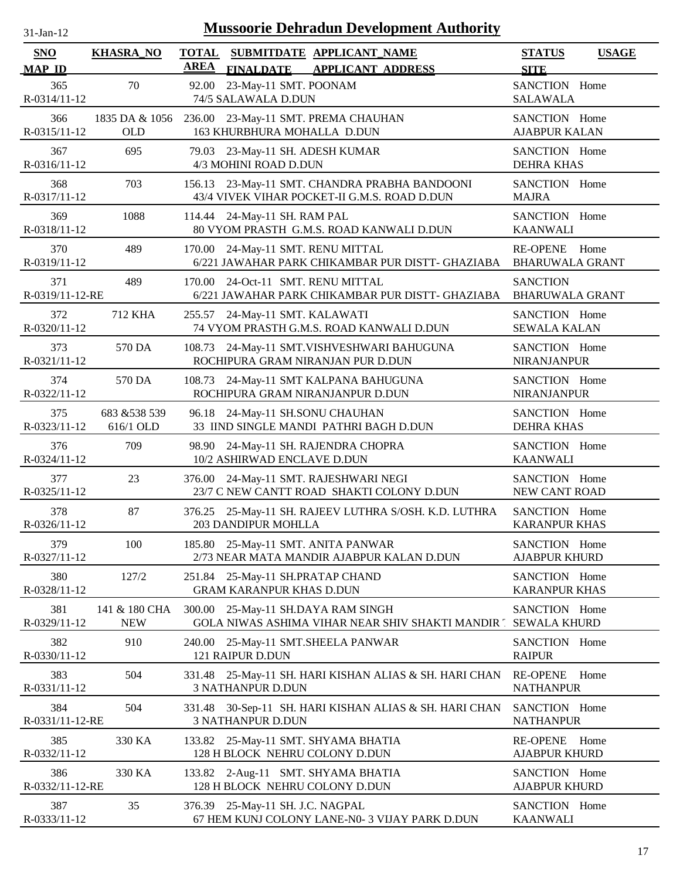# Mussoorie Dehradun Development Authority

31-Jan-12

| SNO / MAP_ID | KHASRA_NO | TOTAL AREA | SUBMITDATE / FINALDATE | APPLICANT_NAME / APPLICANT_ADDRESS | STATUS / SITE | USAGE |
|---|---|---|---|---|---|---|
| 365 / R-0314/11-12 | 70 | 92.00 | 23-May-11 | SMT. POONAM / 74/5 SALAWALA D.DUN | SANCTION / SALAWALA | Home |
| 366 / R-0315/11-12 | 1835 DA & 1056 OLD | 236.00 | 23-May-11 | SMT. PREMA CHAUHAN / 163 KHURBHURA MOHALLA D.DUN | SANCTION / AJABPUR KALAN | Home |
| 367 / R-0316/11-12 | 695 | 79.03 | 23-May-11 | SH. ADESH KUMAR / 4/3 MOHINI ROAD D.DUN | SANCTION / DEHRA KHAS | Home |
| 368 / R-0317/11-12 | 703 | 156.13 | 23-May-11 | SMT. CHANDRA PRABHA BANDOONI / 43/4 VIVEK VIHAR POCKET-II G.M.S. ROAD D.DUN | SANCTION / MAJRA | Home |
| 369 / R-0318/11-12 | 1088 | 114.44 | 24-May-11 | SH. RAM PAL / 80 VYOM PRASTH G.M.S. ROAD KANWALI D.DUN | SANCTION / KAANWALI | Home |
| 370 / R-0319/11-12 | 489 | 170.00 | 24-May-11 | SMT. RENU MITTAL / 6/221 JAWAHAR PARK CHIKAMBAR PUR DISTT- GHAZIABA | RE-OPENE / BHARUWALA GRANT | Home |
| 371 / R-0319/11-12-RE | 489 | 170.00 | 24-Oct-11 | SMT. RENU MITTAL / 6/221 JAWAHAR PARK CHIKAMBAR PUR DISTT- GHAZIABA | SANCTION / BHARUWALA GRANT | |
| 372 / R-0320/11-12 | 712 KHA | 255.57 | 24-May-11 | SMT. KALAWATI / 74 VYOM PRASTH G.M.S. ROAD KANWALI D.DUN | SANCTION / SEWALA KALAN | Home |
| 373 / R-0321/11-12 | 570 DA | 108.73 | 24-May-11 | SMT.VISHVESHWARI BAHUGUNA / ROCHIPURA GRAM NIRANJAN PUR D.DUN | SANCTION / NIRANJANPUR | Home |
| 374 / R-0322/11-12 | 570 DA | 108.73 | 24-May-11 | SMT KALPANA BAHUGUNA / ROCHIPURA GRAM NIRANJANPUR D.DUN | SANCTION / NIRANJANPUR | Home |
| 375 / R-0323/11-12 | 683 &538 539 616/1 OLD | 96.18 | 24-May-11 | SH.SONU CHAUHAN / 33 IIND SINGLE MANDI PATHRI BAGH D.DUN | SANCTION / DEHRA KHAS | Home |
| 376 / R-0324/11-12 | 709 | 98.90 | 24-May-11 | SH. RAJENDRA CHOPRA / 10/2 ASHIRWAD ENCLAVE D.DUN | SANCTION / KAANWALI | Home |
| 377 / R-0325/11-12 | 23 | 376.00 | 24-May-11 | SMT. RAJESHWARI NEGI / 23/7 C NEW CANTT ROAD SHAKTI COLONY D.DUN | SANCTION / NEW CANT ROAD | Home |
| 378 / R-0326/11-12 | 87 | 376.25 | 25-May-11 | SH. RAJEEV LUTHRA S/OSH. K.D. LUTHRA / 203 DANDIPUR MOHLLA | SANCTION / KARANPUR KHAS | Home |
| 379 / R-0327/11-12 | 100 | 185.80 | 25-May-11 | SMT. ANITA PANWAR / 2/73 NEAR MATA MANDIR AJABPUR KALAN D.DUN | SANCTION / AJABPUR KHURD | Home |
| 380 / R-0328/11-12 | 127/2 | 251.84 | 25-May-11 | SH.PRATAP CHAND / GRAM KARANPUR KHAS D.DUN | SANCTION / KARANPUR KHAS | Home |
| 381 / R-0329/11-12 | 141 & 180 CHA NEW | 300.00 | 25-May-11 | SH.DAYA RAM SINGH / GOLA NIWAS ASHIMA VIHAR NEAR SHIV SHAKTI MANDIR | SANCTION / SEWALA KHURD | Home |
| 382 / R-0330/11-12 | 910 | 240.00 | 25-May-11 | SMT.SHEELA PANWAR / 121 RAIPUR D.DUN | SANCTION / RAIPUR | Home |
| 383 / R-0331/11-12 | 504 | 331.48 | 25-May-11 | SH. HARI KISHAN ALIAS & SH. HARI CHAN / 3 NATHANPUR D.DUN | RE-OPENE / NATHANPUR | Home |
| 384 / R-0331/11-12-RE | 504 | 331.48 | 30-Sep-11 | SH. HARI KISHAN ALIAS & SH. HARI CHAN / 3 NATHANPUR D.DUN | SANCTION / NATHANPUR | Home |
| 385 / R-0332/11-12 | 330 KA | 133.82 | 25-May-11 | SMT. SHYAMA BHATIA / 128 H BLOCK NEHRU COLONY D.DUN | RE-OPENE / AJABPUR KHURD | Home |
| 386 / R-0332/11-12-RE | 330 KA | 133.82 | 2-Aug-11 | SMT. SHYAMA BHATIA / 128 H BLOCK NEHRU COLONY D.DUN | SANCTION / AJABPUR KHURD | Home |
| 387 / R-0333/11-12 | 35 | 376.39 | 25-May-11 | SH. J.C. NAGPAL / 67 HEM KUNJ COLONY LANE-N0- 3 VIJAY PARK D.DUN | SANCTION / KAANWALI | Home |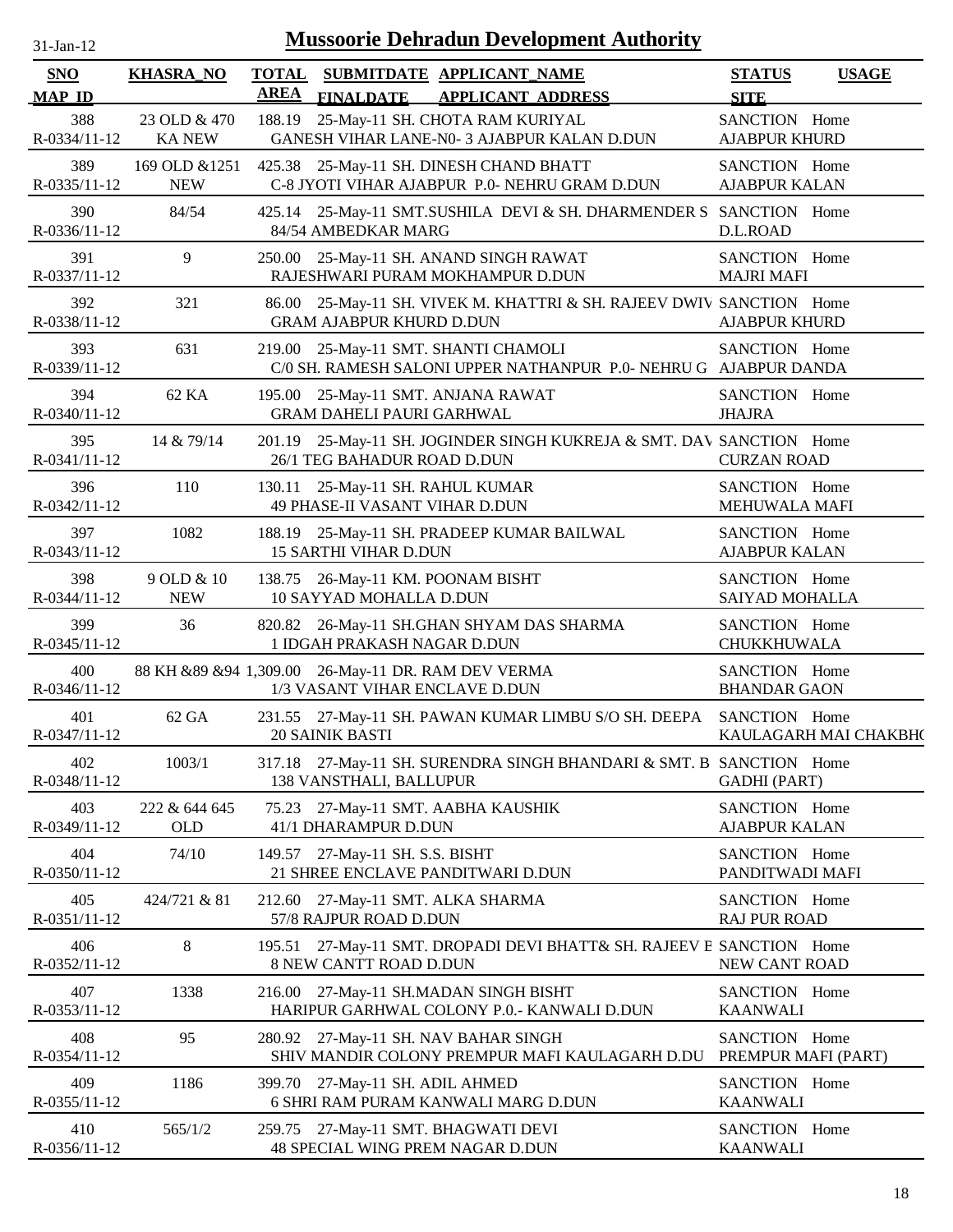# Mussoorie Dehradun Development Authority

31-Jan-12

| SNO<br>MAP_ID | KHASRA_NO | TOTAL AREA | SUBMITDATE FINALDATE | APPLICANT_NAME<br>APPLICANT_ADDRESS | STATUS<br>SITE | USAGE |
|---|---|---|---|---|---|---|
| 388<br>R-0334/11-12 | 23 OLD & 470 KA NEW | 188.19 | 25-May-11 | SH. CHOTA RAM KURIYAL<br>GANESH VIHAR LANE-N0- 3 AJABPUR KALAN D.DUN | SANCTION<br>AJABPUR KHURD | Home |
| 389<br>R-0335/11-12 | 169 OLD &1251 NEW | 425.38 | 25-May-11 | SH. DINESH CHAND BHATT<br>C-8 JYOTI VIHAR AJABPUR P.0- NEHRU GRAM D.DUN | SANCTION<br>AJABPUR KALAN | Home |
| 390<br>R-0336/11-12 | 84/54 | 425.14 | 25-May-11 | SMT.SUSHILA DEVI & SH. DHARMENDER S<br>84/54 AMBEDKAR MARG | SANCTION<br>D.L.ROAD | Home |
| 391<br>R-0337/11-12 | 9 | 250.00 | 25-May-11 | SH. ANAND SINGH RAWAT<br>RAJESHWARI PURAM MOKHAMPUR D.DUN | SANCTION<br>MAJRI MAFI | Home |
| 392<br>R-0338/11-12 | 321 | 86.00 | 25-May-11 | SH. VIVEK M. KHATTRI & SH. RAJEEV DWIV<br>GRAM AJABPUR KHURD D.DUN | SANCTION<br>AJABPUR KHURD | Home |
| 393<br>R-0339/11-12 | 631 | 219.00 | 25-May-11 | SMT. SHANTI CHAMOLI<br>C/0 SH. RAMESH SALONI UPPER NATHANPUR P.0- NEHRU G | SANCTION<br>AJABPUR DANDA | Home |
| 394<br>R-0340/11-12 | 62 KA | 195.00 | 25-May-11 | SMT. ANJANA RAWAT<br>GRAM DAHELI PAURI GARHWAL | SANCTION<br>JHAJRA | Home |
| 395<br>R-0341/11-12 | 14 & 79/14 | 201.19 | 25-May-11 | SH. JOGINDER SINGH KUKREJA & SMT. DAV<br>26/1 TEG BAHADUR ROAD D.DUN | SANCTION<br>CURZAN ROAD | Home |
| 396<br>R-0342/11-12 | 110 | 130.11 | 25-May-11 | SH. RAHUL KUMAR<br>49 PHASE-II VASANT VIHAR D.DUN | SANCTION<br>MEHUWALA MAFI | Home |
| 397<br>R-0343/11-12 | 1082 | 188.19 | 25-May-11 | SH. PRADEEP KUMAR BAILWAL<br>15 SARTHI VIHAR D.DUN | SANCTION<br>AJABPUR KALAN | Home |
| 398<br>R-0344/11-12 | 9 OLD & 10 NEW | 138.75 | 26-May-11 | KM. POONAM BISHT<br>10 SAYYAD MOHALLA D.DUN | SANCTION<br>SAIYAD MOHALLA | Home |
| 399<br>R-0345/11-12 | 36 | 820.82 | 26-May-11 | SH.GHAN SHYAM DAS SHARMA<br>1 IDGAH PRAKASH NAGAR D.DUN | SANCTION<br>CHUKKHUWALA | Home |
| 400<br>R-0346/11-12 | 88 KH &89 &94 | 1,309.00 | 26-May-11 | DR. RAM DEV VERMA<br>1/3 VASANT VIHAR ENCLAVE D.DUN | SANCTION<br>BHANDAR GAON | Home |
| 401<br>R-0347/11-12 | 62 GA | 231.55 | 27-May-11 | SH. PAWAN KUMAR LIMBU S/O SH. DEEPA<br>20 SAINIK BASTI | SANCTION<br>KAULAGARH MAI CHAKBHC | Home |
| 402<br>R-0348/11-12 | 1003/1 | 317.18 | 27-May-11 | SH. SURENDRA SINGH BHANDARI & SMT. B<br>138 VANSTHALI, BALLUPUR | SANCTION<br>GADHI (PART) | Home |
| 403<br>R-0349/11-12 | 222 & 644 645 OLD | 75.23 | 27-May-11 | SMT. AABHA KAUSHIK<br>41/1 DHARAMPUR D.DUN | SANCTION<br>AJABPUR KALAN | Home |
| 404<br>R-0350/11-12 | 74/10 | 149.57 | 27-May-11 | SH. S.S. BISHT<br>21 SHREE ENCLAVE PANDITWARI D.DUN | SANCTION<br>PANDITWADI MAFI | Home |
| 405<br>R-0351/11-12 | 424/721 & 81 | 212.60 | 27-May-11 | SMT. ALKA SHARMA<br>57/8 RAJPUR ROAD D.DUN | SANCTION<br>RAJ PUR ROAD | Home |
| 406<br>R-0352/11-12 | 8 | 195.51 | 27-May-11 | SMT. DROPADI DEVI BHATT& SH. RAJEEV E<br>8 NEW CANTT ROAD D.DUN | SANCTION<br>NEW CANT ROAD | Home |
| 407<br>R-0353/11-12 | 1338 | 216.00 | 27-May-11 | SH.MADAN SINGH BISHT<br>HARIPUR GARHWAL COLONY P.0.- KANWALI D.DUN | SANCTION<br>KAANWALI | Home |
| 408<br>R-0354/11-12 | 95 | 280.92 | 27-May-11 | SH. NAV BAHAR SINGH<br>SHIV MANDIR COLONY PREMPUR MAFI KAULAGARH D.DU | SANCTION<br>PREMPUR MAFI (PART) | Home |
| 409<br>R-0355/11-12 | 1186 | 399.70 | 27-May-11 | SH. ADIL AHMED<br>6 SHRI RAM PURAM KANWALI MARG D.DUN | SANCTION<br>KAANWALI | Home |
| 410<br>R-0356/11-12 | 565/1/2 | 259.75 | 27-May-11 | SMT. BHAGWATI DEVI<br>48 SPECIAL WING PREM NAGAR D.DUN | SANCTION<br>KAANWALI | Home |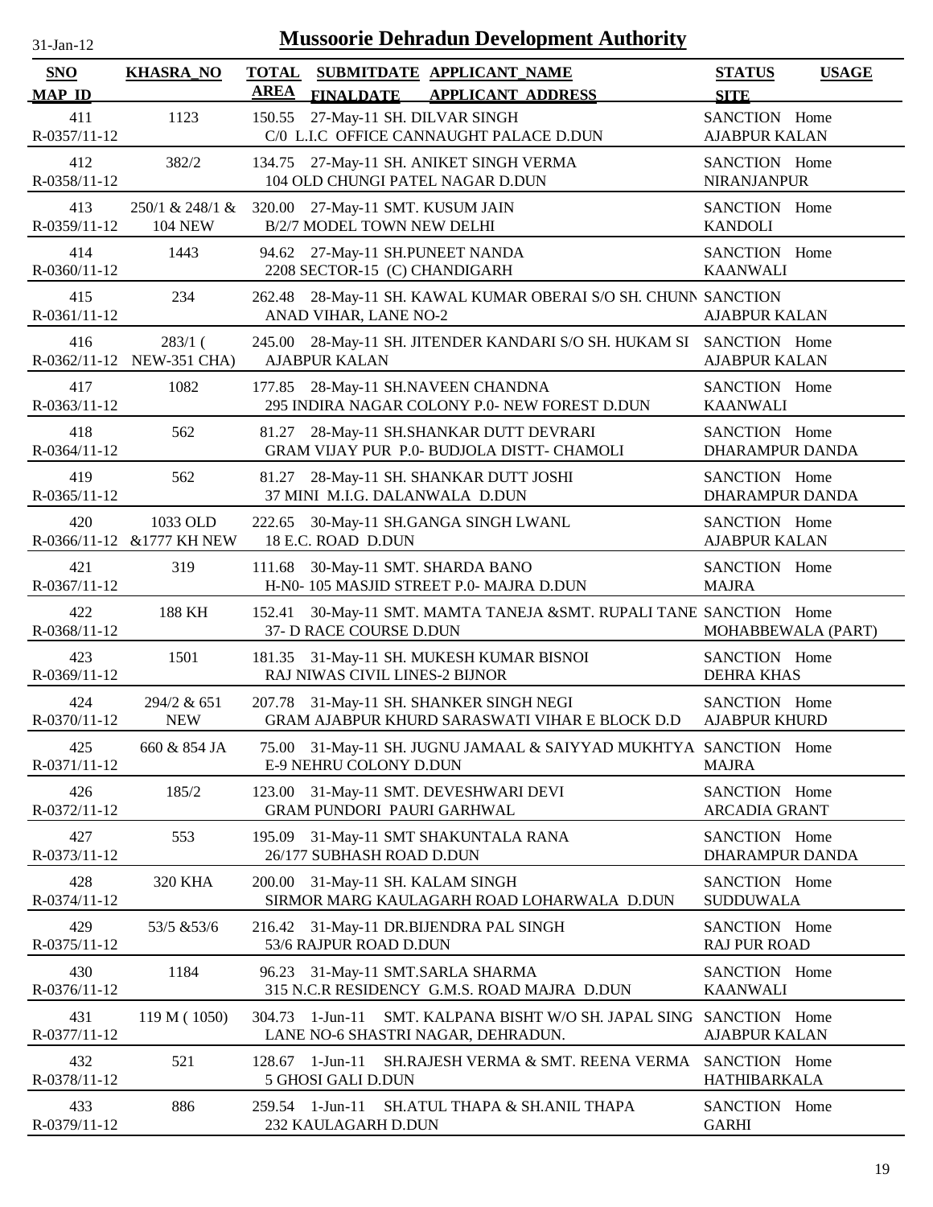31-Jan-12

# Mussoorie Dehradun Development Authority

| SNO<br>MAP ID | KHASRA_NO | TOTAL AREA | SUBMITDATE FINALDATE | APPLICANT_NAME<br>APPLICANT_ADDRESS | STATUS<br>SITE | USAGE |
|---|---|---|---|---|---|---|
| 411<br>R-0357/11-12 | 1123 | 150.55 | 27-May-11 | SH. DILVAR SINGH<br>C/0 L.I.C OFFICE CANNAUGHT PALACE D.DUN | SANCTION<br>AJABPUR KALAN | Home |
| 412<br>R-0358/11-12 | 382/2 | 134.75 | 27-May-11 | SH. ANIKET SINGH VERMA<br>104 OLD CHUNGI PATEL NAGAR D.DUN | SANCTION<br>NIRANJANPUR | Home |
| 413<br>R-0359/11-12 | 250/1 & 248/1 & 104 NEW | 320.00 | 27-May-11 | SMT. KUSUM JAIN<br>B/2/7 MODEL TOWN NEW DELHI | SANCTION<br>KANDOLI | Home |
| 414<br>R-0360/11-12 | 1443 | 94.62 | 27-May-11 | SH.PUNEET NANDA<br>2208 SECTOR-15 (C) CHANDIGARH | SANCTION<br>KAANWALI | Home |
| 415<br>R-0361/11-12 | 234 | 262.48 | 28-May-11 | SH. KAWAL KUMAR OBERAI S/O SH. CHUNN<br>ANAD VIHAR, LANE NO-2 | SANCTION<br>AJABPUR KALAN | |
| 416<br>R-0362/11-12 | 283/1 ( NEW-351 CHA) | 245.00 | 28-May-11 | SH. JITENDER KANDARI S/O SH. HUKAM SI<br>AJABPUR KALAN | SANCTION<br>AJABPUR KALAN | Home |
| 417<br>R-0363/11-12 | 1082 | 177.85 | 28-May-11 | SH.NAVEEN CHANDNA<br>295 INDIRA NAGAR COLONY P.0- NEW FOREST D.DUN | SANCTION<br>KAANWALI | Home |
| 418<br>R-0364/11-12 | 562 | 81.27 | 28-May-11 | SH.SHANKAR DUTT DEVRARI<br>GRAM VIJAY PUR P.0- BUDJOLA DISTT- CHAMOLI | SANCTION<br>DHARAMPUR DANDA | Home |
| 419<br>R-0365/11-12 | 562 | 81.27 | 28-May-11 | SH. SHANKAR DUTT JOSHI<br>37 MINI M.I.G. DALANWALA D.DUN | SANCTION<br>DHARAMPUR DANDA | Home |
| 420<br>R-0366/11-12 | 1033 OLD &1777 KH NEW | 222.65 | 30-May-11 | SH.GANGA SINGH LWANL<br>18 E.C. ROAD D.DUN | SANCTION<br>AJABPUR KALAN | Home |
| 421<br>R-0367/11-12 | 319 | 111.68 | 30-May-11 | SMT. SHARDA BANO<br>H-N0- 105 MASJID STREET P.0- MAJRA D.DUN | SANCTION<br>MAJRA | Home |
| 422<br>R-0368/11-12 | 188 KH | 152.41 | 30-May-11 | SMT. MAMTA TANEJA &SMT. RUPALI TANE<br>37- D RACE COURSE D.DUN | SANCTION<br>MOHABBEWALA (PART) | Home |
| 423<br>R-0369/11-12 | 1501 | 181.35 | 31-May-11 | SH. MUKESH KUMAR BISNOI<br>RAJ NIWAS CIVIL LINES-2 BIJNOR | SANCTION<br>DEHRA KHAS | Home |
| 424<br>R-0370/11-12 | 294/2 & 651 NEW | 207.78 | 31-May-11 | SH. SHANKER SINGH NEGI<br>GRAM AJABPUR KHURD SARASWATI VIHAR E BLOCK D.D | SANCTION<br>AJABPUR KHURD | Home |
| 425<br>R-0371/11-12 | 660 & 854 JA | 75.00 | 31-May-11 | SH. JUGNU JAMAAL & SAIYYAD MUKHTYA<br>E-9 NEHRU COLONY D.DUN | SANCTION<br>MAJRA | Home |
| 426<br>R-0372/11-12 | 185/2 | 123.00 | 31-May-11 | SMT. DEVESHWARI DEVI<br>GRAM PUNDORI PAURI GARHWAL | SANCTION<br>ARCADIA GRANT | Home |
| 427<br>R-0373/11-12 | 553 | 195.09 | 31-May-11 | SMT SHAKUNTALA RANA<br>26/177 SUBHASH ROAD D.DUN | SANCTION<br>DHARAMPUR DANDA | Home |
| 428<br>R-0374/11-12 | 320 KHA | 200.00 | 31-May-11 | SH. KALAM SINGH<br>SIRMOR MARG KAULAGARH ROAD LOHARWALA D.DUN | SANCTION<br>SUDDUWALA | Home |
| 429<br>R-0375/11-12 | 53/5 &53/6 | 216.42 | 31-May-11 | DR.BIJENDRA PAL SINGH<br>53/6 RAJPUR ROAD D.DUN | SANCTION<br>RAJ PUR ROAD | Home |
| 430<br>R-0376/11-12 | 1184 | 96.23 | 31-May-11 | SMT.SARLA SHARMA<br>315 N.C.R RESIDENCY G.M.S. ROAD MAJRA D.DUN | SANCTION<br>KAANWALI | Home |
| 431<br>R-0377/11-12 | 119 M ( 1050) | 304.73 | 1-Jun-11 | SMT. KALPANA BISHT W/O SH. JAPAL SING<br>LANE NO-6 SHASTRI NAGAR, DEHRADUN. | SANCTION<br>AJABPUR KALAN | Home |
| 432<br>R-0378/11-12 | 521 | 128.67 | 1-Jun-11 | SH.RAJESH VERMA & SMT. REENA VERMA<br>5 GHOSI GALI D.DUN | SANCTION<br>HATHIBARKALA | Home |
| 433<br>R-0379/11-12 | 886 | 259.54 | 1-Jun-11 | SH.ATUL THAPA & SH.ANIL THAPA<br>232 KAULAGARH D.DUN | SANCTION<br>GARHI | Home |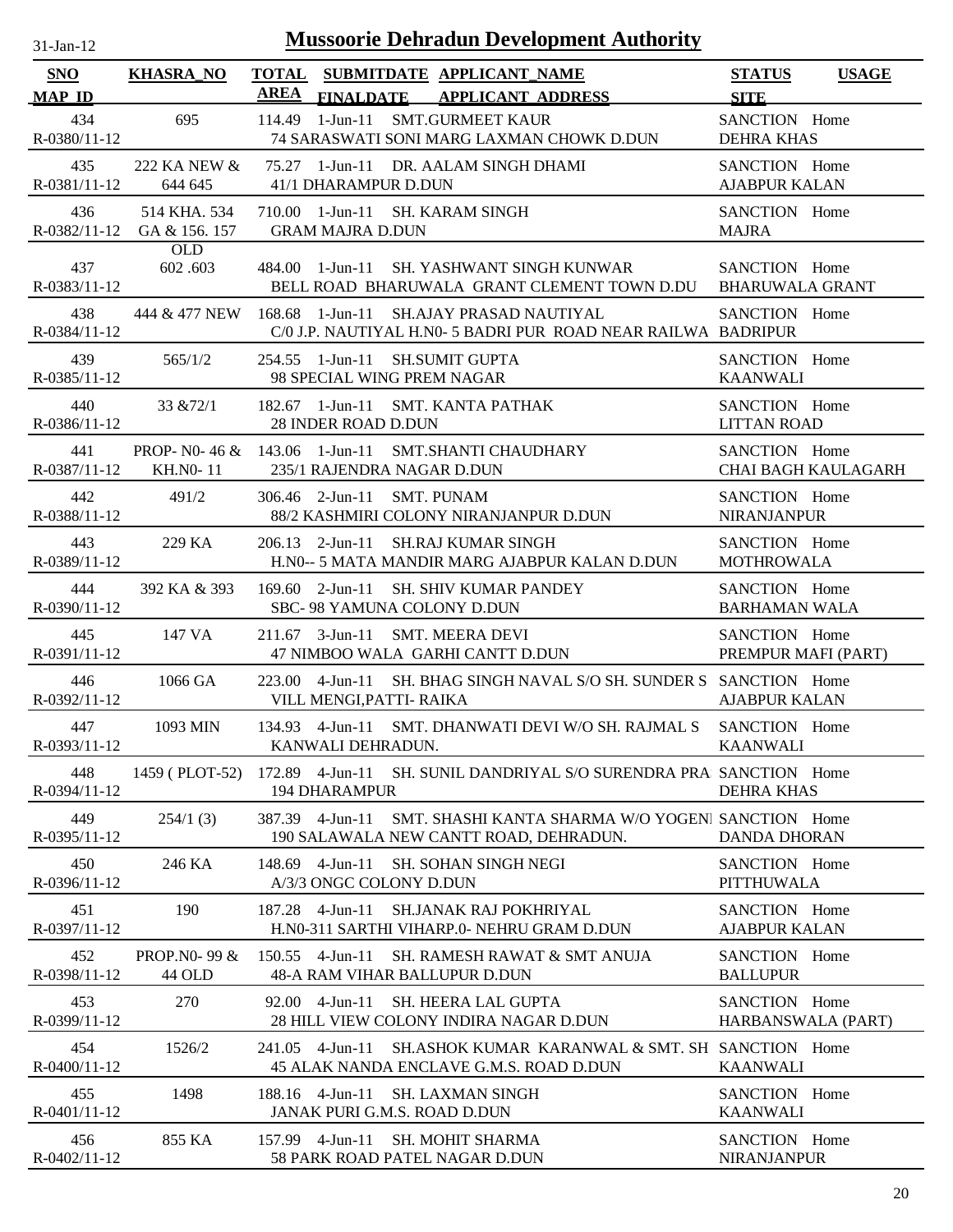# Mussoorie Dehradun Development Authority

31-Jan-12

| SNO / MAP_ID | KHASRA_NO | TOTAL AREA | SUBMITDATE / FINALDATE | APPLICANT_NAME / APPLICANT ADDRESS | STATUS / SITE | USAGE |
|---|---|---|---|---|---|---|
| 434 / R-0380/11-12 | 695 | 114.49 | 1-Jun-11 | SMT.GURMEET KAUR / 74 SARASWATI SONI MARG LAXMAN CHOWK D.DUN | SANCTION / DEHRA KHAS | Home |
| 435 / R-0381/11-12 | 222 KA NEW & 644 645 | 75.27 | 1-Jun-11 | DR. AALAM SINGH DHAMI / 41/1 DHARAMPUR D.DUN | SANCTION / AJABPUR KALAN | Home |
| 436 / R-0382/11-12 | 514 KHA. 534 GA & 156. 157 OLD | 710.00 | 1-Jun-11 | SH. KARAM SINGH / GRAM MAJRA D.DUN | SANCTION / MAJRA | Home |
| 437 / R-0383/11-12 | 602 .603 | 484.00 | 1-Jun-11 | SH. YASHWANT SINGH KUNWAR / BELL ROAD BHARUWALA GRANT CLEMENT TOWN D.DU | SANCTION / BHARUWALA GRANT | Home |
| 438 / R-0384/11-12 | 444 & 477 NEW | 168.68 | 1-Jun-11 | SH.AJAY PRASAD NAUTIYAL / C/0 J.P. NAUTIYAL H.N0- 5 BADRI PUR ROAD NEAR RAILWA | SANCTION / BADRIPUR | Home |
| 439 / R-0385/11-12 | 565/1/2 | 254.55 | 1-Jun-11 | SH.SUMIT GUPTA / 98 SPECIAL WING PREM NAGAR | SANCTION / KAANWALI | Home |
| 440 / R-0386/11-12 | 33 &72/1 | 182.67 | 1-Jun-11 | SMT. KANTA PATHAK / 28 INDER ROAD D.DUN | SANCTION / LITTAN ROAD | Home |
| 441 / R-0387/11-12 | PROP- N0- 46 & KH.N0- 11 | 143.06 | 1-Jun-11 | SMT.SHANTI CHAUDHARY / 235/1 RAJENDRA NAGAR D.DUN | SANCTION / CHAI BAGH KAULAGARH | Home |
| 442 / R-0388/11-12 | 491/2 | 306.46 | 2-Jun-11 | SMT. PUNAM / 88/2 KASHMIRI COLONY NIRANJANPUR D.DUN | SANCTION / NIRANJANPUR | Home |
| 443 / R-0389/11-12 | 229 KA | 206.13 | 2-Jun-11 | SH.RAJ KUMAR SINGH / H.N0-- 5 MATA MANDIR MARG AJABPUR KALAN D.DUN | SANCTION / MOTHROWALA | Home |
| 444 / R-0390/11-12 | 392 KA & 393 | 169.60 | 2-Jun-11 | SH. SHIV KUMAR PANDEY / SBC- 98 YAMUNA COLONY D.DUN | SANCTION / BARHAMAN WALA | Home |
| 445 / R-0391/11-12 | 147 VA | 211.67 | 3-Jun-11 | SMT. MEERA DEVI / 47 NIMBOO WALA GARHI CANTT D.DUN | SANCTION / PREMPUR MAFI (PART) | Home |
| 446 / R-0392/11-12 | 1066 GA | 223.00 | 4-Jun-11 | SH. BHAG SINGH NAVAL S/O SH. SUNDER S / VILL MENGI,PATTI- RAIKA | SANCTION / AJABPUR KALAN | Home |
| 447 / R-0393/11-12 | 1093 MIN | 134.93 | 4-Jun-11 | SMT. DHANWATI DEVI W/O SH. RAJMAL S / KANWALI DEHRADUN. | SANCTION / KAANWALI | Home |
| 448 / R-0394/11-12 | 1459 ( PLOT-52) | 172.89 | 4-Jun-11 | SH. SUNIL DANDRIYAL S/O SURENDRA PRA / 194 DHARAMPUR | SANCTION / DEHRA KHAS | Home |
| 449 / R-0395/11-12 | 254/1 (3) | 387.39 | 4-Jun-11 | SMT. SHASHI KANTA SHARMA W/O YOGENI / 190 SALAWALA NEW CANTT ROAD, DEHRADUN. | SANCTION / DANDA DHORAN | Home |
| 450 / R-0396/11-12 | 246 KA | 148.69 | 4-Jun-11 | SH. SOHAN SINGH NEGI / A/3/3 ONGC COLONY D.DUN | SANCTION / PITTHUWALA | Home |
| 451 / R-0397/11-12 | 190 | 187.28 | 4-Jun-11 | SH.JANAK RAJ POKHRIYAL / H.N0-311 SARTHI VIHARP.0- NEHRU GRAM D.DUN | SANCTION / AJABPUR KALAN | Home |
| 452 / R-0398/11-12 | PROP.N0- 99 & 44 OLD | 150.55 | 4-Jun-11 | SH. RAMESH RAWAT & SMT ANUJA / 48-A RAM VIHAR BALLUPUR D.DUN | SANCTION / BALLUPUR | Home |
| 453 / R-0399/11-12 | 270 | 92.00 | 4-Jun-11 | SH. HEERA LAL GUPTA / 28 HILL VIEW COLONY INDIRA NAGAR D.DUN | SANCTION / HARBANSWALA (PART) | Home |
| 454 / R-0400/11-12 | 1526/2 | 241.05 | 4-Jun-11 | SH.ASHOK KUMAR KARANWAL & SMT. SH / 45 ALAK NANDA ENCLAVE G.M.S. ROAD D.DUN | SANCTION / KAANWALI | Home |
| 455 / R-0401/11-12 | 1498 | 188.16 | 4-Jun-11 | SH. LAXMAN SINGH / JANAK PURI G.M.S. ROAD D.DUN | SANCTION / KAANWALI | Home |
| 456 / R-0402/11-12 | 855 KA | 157.99 | 4-Jun-11 | SH. MOHIT SHARMA / 58 PARK ROAD PATEL NAGAR D.DUN | SANCTION / NIRANJANPUR | Home |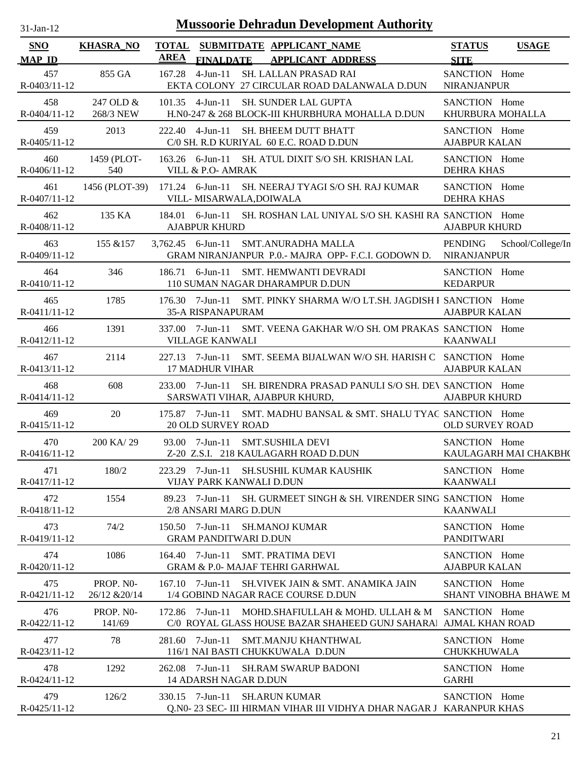# Mussoorie Dehradun Development Authority

31-Jan-12

| SNO / MAP_ID | KHASRA_NO | TOTAL AREA | SUBMITDATE / FINALDATE | APPLICANT_NAME / APPLICANT ADDRESS | STATUS / SITE | USAGE |
|---|---|---|---|---|---|---|
| 457 / R-0403/11-12 | 855 GA | 167.28 | 4-Jun-11 | SH. LALLAN PRASAD RAI / EKTA COLONY 27 CIRCULAR ROAD DALANWALA D.DUN | SANCTION / NIRANJANPUR | Home |
| 458 / R-0404/11-12 | 247 OLD & 268/3 NEW | 101.35 | 4-Jun-11 | SH. SUNDER LAL GUPTA / H.N0-247 & 268 BLOCK-III KHURBHURA MOHALLA D.DUN | SANCTION / KHURBURA MOHALLA | Home |
| 459 / R-0405/11-12 | 2013 | 222.40 | 4-Jun-11 | SH. BHEEM DUTT BHATT / C/0 SH. R.D KURIYAL 60 E.C. ROAD D.DUN | SANCTION / AJABPUR KALAN | Home |
| 460 / R-0406/11-12 | 1459 (PLOT-540 | 163.26 | 6-Jun-11 | SH. ATUL DIXIT S/O SH. KRISHAN LAL / VILL & P.O- AMRAK | SANCTION / DEHRA KHAS | Home |
| 461 / R-0407/11-12 | 1456 (PLOT-39) | 171.24 | 6-Jun-11 | SH. NEERAJ TYAGI S/O SH. RAJ KUMAR / VILL- MISARWALA,DOIWALA | SANCTION / DEHRA KHAS | Home |
| 462 / R-0408/11-12 | 135 KA | 184.01 | 6-Jun-11 | SH. ROSHAN LAL UNIYAL S/O SH. KASHI RA / AJABPUR KHURD | SANCTION / AJABPUR KHURD | Home |
| 463 / R-0409/11-12 | 155 &157 | 3,762.45 | 6-Jun-11 | SMT.ANURADHA MALLA / GRAM NIRANJANPUR P.0.- MAJRA OPP- F.C.I. GODOWN D. | PENDING / NIRANJANPUR | School/College/In |
| 464 / R-0410/11-12 | 346 | 186.71 | 6-Jun-11 | SMT. HEMWANTI DEVRADI / 110 SUMAN NAGAR DHARAMPUR D.DUN | SANCTION / KEDARPUR | Home |
| 465 / R-0411/11-12 | 1785 | 176.30 | 7-Jun-11 | SMT. PINKY SHARMA W/O LT.SH. JAGDISH I / 35-A RISPANAPURAM | SANCTION / AJABPUR KALAN | Home |
| 466 / R-0412/11-12 | 1391 | 337.00 | 7-Jun-11 | SMT. VEENA GAKHAR W/O SH. OM PRAKAS / VILLAGE KANWALI | SANCTION / KAANWALI | Home |
| 467 / R-0413/11-12 | 2114 | 227.13 | 7-Jun-11 | SMT. SEEMA BIJALWAN W/O SH. HARISH C / 17 MADHUR VIHAR | SANCTION / AJABPUR KALAN | Home |
| 468 / R-0414/11-12 | 608 | 233.00 | 7-Jun-11 | SH. BIRENDRA PRASAD PANULI S/O SH. DEV / SARSWATI VIHAR, AJABPUR KHURD, | SANCTION / AJABPUR KHURD | Home |
| 469 / R-0415/11-12 | 20 | 175.87 | 7-Jun-11 | SMT. MADHU BANSAL & SMT. SHALU TYAG / 20 OLD SURVEY ROAD | SANCTION / OLD SURVEY ROAD | Home |
| 470 / R-0416/11-12 | 200 KA/ 29 | 93.00 | 7-Jun-11 | SMT.SUSHILA DEVI / Z-20 Z.S.I. 218 KAULAGARH ROAD D.DUN | SANCTION / KAULAGARH MAI CHAKBHO | Home |
| 471 / R-0417/11-12 | 180/2 | 223.29 | 7-Jun-11 | SH.SUSHIL KUMAR KAUSHIK / VIJAY PARK KANWALI D.DUN | SANCTION / KAANWALI | Home |
| 472 / R-0418/11-12 | 1554 | 89.23 | 7-Jun-11 | SH. GURMEET SINGH & SH. VIRENDER SING / 2/8 ANSARI MARG D.DUN | SANCTION / KAANWALI | Home |
| 473 / R-0419/11-12 | 74/2 | 150.50 | 7-Jun-11 | SH.MANOJ KUMAR / GRAM PANDITWARI D.DUN | SANCTION / PANDITWARI | Home |
| 474 / R-0420/11-12 | 1086 | 164.40 | 7-Jun-11 | SMT. PRATIMA DEVI / GRAM & P.0- MAJAF TEHRI GARHWAL | SANCTION / AJABPUR KALAN | Home |
| 475 / R-0421/11-12 | PROP. N0- 26/12 &20/14 | 167.10 | 7-Jun-11 | SH.VIVEK JAIN & SMT. ANAMIKA JAIN / 1/4 GOBIND NAGAR RACE COURSE D.DUN | SANCTION / SHANT VINOBHA BHAWE M | Home |
| 476 / R-0422/11-12 | PROP. N0- 141/69 | 172.86 | 7-Jun-11 | MOHD.SHAFIULLAH & MOHD. ULLAH & M / C/0 ROYAL GLASS HOUSE BAZAR SHAHEED GUNJ SAHARAI | SANCTION / AJMAL KHAN ROAD | Home |
| 477 / R-0423/11-12 | 78 | 281.60 | 7-Jun-11 | SMT.MANJU KHANTHWAL / 116/1 NAI BASTI CHUKKUWALA D.DUN | SANCTION / CHUKKHUWALA | Home |
| 478 / R-0424/11-12 | 1292 | 262.08 | 7-Jun-11 | SH.RAM SWARUP BADONI / 14 ADARSH NAGAR D.DUN | SANCTION / GARHI | Home |
| 479 / R-0425/11-12 | 126/2 | 330.15 | 7-Jun-11 | SH.ARUN KUMAR / Q.N0- 23 SEC- III HIRMAN VIHAR III VIDHYA DHAR NAGAR J | SANCTION / KARANPUR KHAS | Home |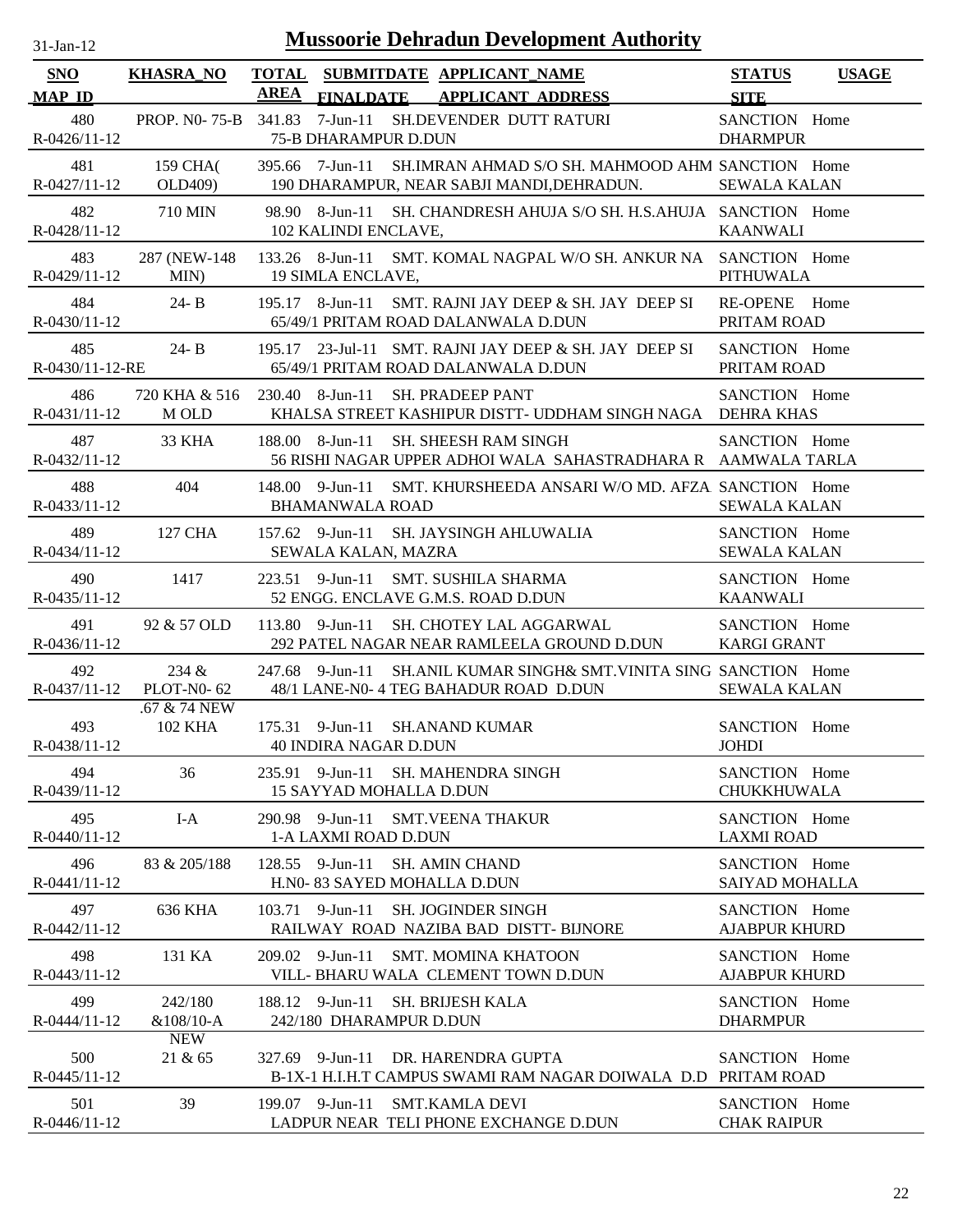31-Jan-12

# Mussoorie Dehradun Development Authority

| SNO MAP_ID | KHASRA_NO | TOTAL AREA | SUBMITDATE FINALDATE | APPLICANT_NAME APPLICANT ADDRESS | STATUS SITE | USAGE |
|---|---|---|---|---|---|---|
| 480 R-0426/11-12 | PROP. N0- 75-B | 341.83 | 7-Jun-11 | SH.DEVENDER DUTT RATURI 75-B DHARAMPUR D.DUN | SANCTION DHARMPUR | Home |
| 481 R-0427/11-12 | 159 CHA( OLD409) | 395.66 | 7-Jun-11 | SH.IMRAN AHMAD S/O SH. MAHMOOD AHM 190 DHARAMPUR, NEAR SABJI MANDI,DEHRADUN. | SANCTION SEWALA KALAN | Home |
| 482 R-0428/11-12 | 710 MIN | 98.90 | 8-Jun-11 | SH. CHANDRESH AHUJA S/O SH. H.S.AHUJA 102 KALINDI ENCLAVE, | SANCTION KAANWALI | Home |
| 483 R-0429/11-12 | 287 (NEW-148 MIN) | 133.26 | 8-Jun-11 | SMT. KOMAL NAGPAL W/O SH. ANKUR NA 19 SIMLA ENCLAVE, | SANCTION PITHUWALA | Home |
| 484 R-0430/11-12 | 24- B | 195.17 | 8-Jun-11 | SMT. RAJNI JAY DEEP & SH. JAY DEEP SI 65/49/1 PRITAM ROAD DALANWALA D.DUN | RE-OPENE PRITAM ROAD | Home |
| 485 R-0430/11-12-RE | 24- B | 195.17 | 23-Jul-11 | SMT. RAJNI JAY DEEP & SH. JAY DEEP SI 65/49/1 PRITAM ROAD DALANWALA D.DUN | SANCTION PRITAM ROAD | Home |
| 486 R-0431/11-12 | 720 KHA & 516 M OLD | 230.40 | 8-Jun-11 | SH. PRADEEP PANT KHALSA STREET KASHIPUR DISTT- UDDHAM SINGH NAGA | SANCTION DEHRA KHAS | Home |
| 487 R-0432/11-12 | 33 KHA | 188.00 | 8-Jun-11 | SH. SHEESH RAM SINGH 56 RISHI NAGAR UPPER ADHOI WALA SAHASTRADHARA R | SANCTION AAMWALA TARLA | Home |
| 488 R-0433/11-12 | 404 | 148.00 | 9-Jun-11 | SMT. KHURSHEEDA ANSARI W/O MD. AFZA BHAMANWALA ROAD | SANCTION SEWALA KALAN | Home |
| 489 R-0434/11-12 | 127 CHA | 157.62 | 9-Jun-11 | SH. JAYSINGH AHLUWALIA SEWALA KALAN, MAZRA | SANCTION SEWALA KALAN | Home |
| 490 R-0435/11-12 | 1417 | 223.51 | 9-Jun-11 | SMT. SUSHILA SHARMA 52 ENGG. ENCLAVE G.M.S. ROAD D.DUN | SANCTION KAANWALI | Home |
| 491 R-0436/11-12 | 92 & 57 OLD | 113.80 | 9-Jun-11 | SH. CHOTEY LAL AGGARWAL 292 PATEL NAGAR NEAR RAMLEELA GROUND D.DUN | SANCTION KARGI GRANT | Home |
| 492 R-0437/11-12 | 234 & PLOT-N0- 62 | 247.68 | 9-Jun-11 | SH.ANIL KUMAR SINGH& SMT.VINITA SING 48/1 LANE-N0- 4 TEG BAHADUR ROAD D.DUN | SANCTION SEWALA KALAN | Home |
| 493 R-0438/11-12 | .67 & 74 NEW 102 KHA | 175.31 | 9-Jun-11 | SH.ANAND KUMAR 40 INDIRA NAGAR D.DUN | SANCTION JOHDI | Home |
| 494 R-0439/11-12 | 36 | 235.91 | 9-Jun-11 | SH. MAHENDRA SINGH 15 SAYYAD MOHALLA D.DUN | SANCTION CHUKKHUWALA | Home |
| 495 R-0440/11-12 | I-A | 290.98 | 9-Jun-11 | SMT.VEENA THAKUR 1-A LAXMI ROAD D.DUN | SANCTION LAXMI ROAD | Home |
| 496 R-0441/11-12 | 83 & 205/188 | 128.55 | 9-Jun-11 | SH. AMIN CHAND H.N0- 83 SAYED MOHALLA D.DUN | SANCTION SAIYAD MOHALLA | Home |
| 497 R-0442/11-12 | 636 KHA | 103.71 | 9-Jun-11 | SH. JOGINDER SINGH RAILWAY ROAD NAZIBA BAD DISTT- BIJNORE | SANCTION AJABPUR KHURD | Home |
| 498 R-0443/11-12 | 131 KA | 209.02 | 9-Jun-11 | SMT. MOMINA KHATOON VILL- BHARU WALA CLEMENT TOWN D.DUN | SANCTION AJABPUR KHURD | Home |
| 499 R-0444/11-12 | 242/180 &108/10-A | 188.12 | 9-Jun-11 | SH. BRIJESH KALA 242/180 DHARAMPUR D.DUN | SANCTION DHARMPUR | Home |
| 500 R-0445/11-12 | NEW 21 & 65 | 327.69 | 9-Jun-11 | DR. HARENDRA GUPTA B-1X-1 H.I.H.T CAMPUS SWAMI RAM NAGAR DOIWALA D.D | SANCTION PRITAM ROAD | Home |
| 501 R-0446/11-12 | 39 | 199.07 | 9-Jun-11 | SMT.KAMLA DEVI LADPUR NEAR TELI PHONE EXCHANGE D.DUN | SANCTION CHAK RAIPUR | Home |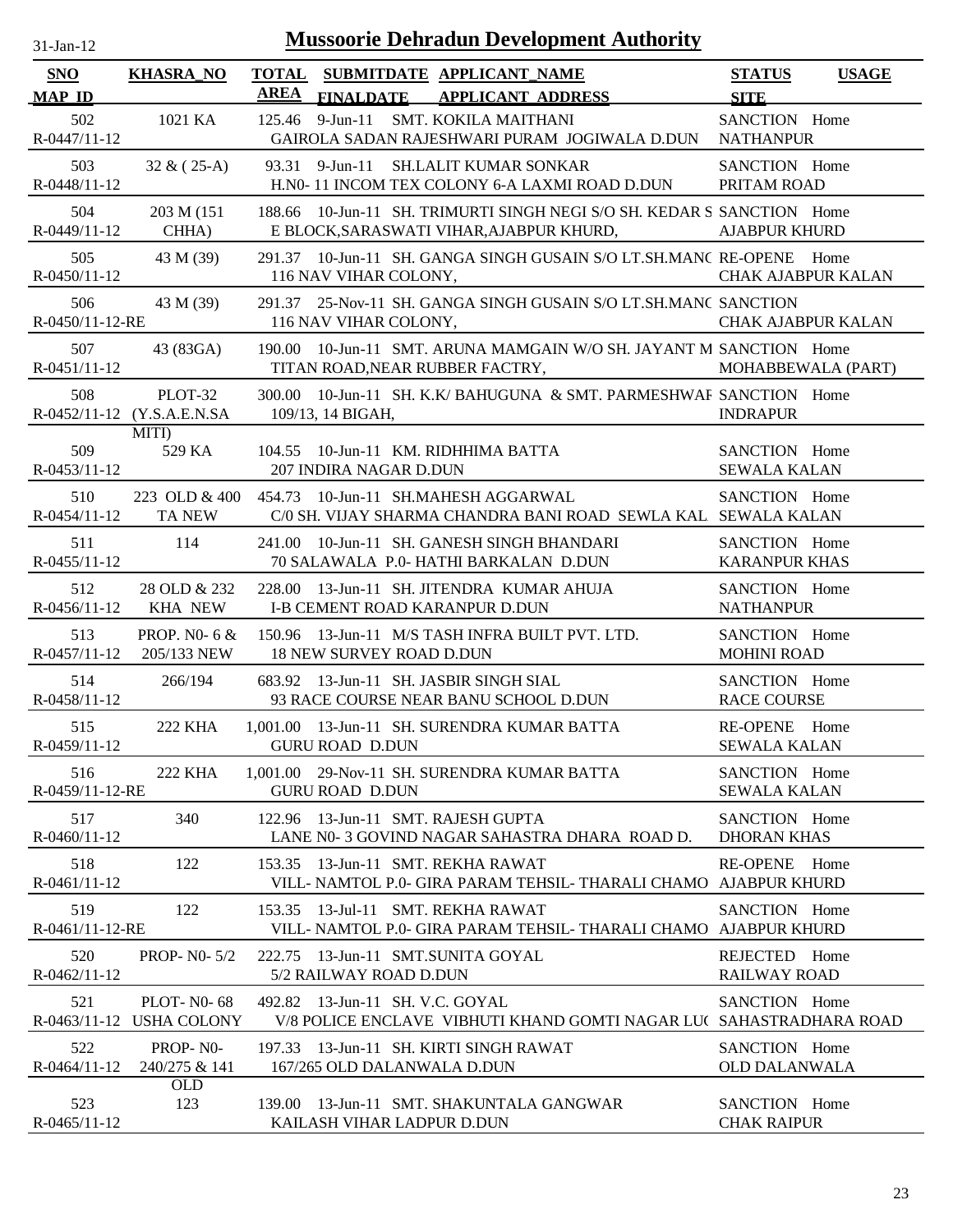# Mussoorie Dehradun Development Authority

31-Jan-12

| SNO / MAP_ID | KHASRA_NO | TOTAL AREA | SUBMITDATE / FINALDATE | APPLICANT_NAME / APPLICANT_ADDRESS | STATUS / SITE | USAGE |
|---|---|---|---|---|---|---|
| 502 / R-0447/11-12 | 1021 KA | 125.46 | 9-Jun-11 | SMT. KOKILA MAITHANI / GAIROLA SADAN RAJESHWARI PURAM JOGIWALA D.DUN | SANCTION / NATHANPUR | Home |
| 503 / R-0448/11-12 | 32 & ( 25-A) | 93.31 | 9-Jun-11 | SH.LALIT KUMAR SONKAR / H.N0- 11 INCOM TEX COLONY 6-A LAXMI ROAD D.DUN | SANCTION / PRITAM ROAD | Home |
| 504 / R-0449/11-12 | 203 M (151 CHHA) | 188.66 | 10-Jun-11 | SH. TRIMURTI SINGH NEGI S/O SH. KEDAR S / E BLOCK,SARASWATI VIHAR,AJABPUR KHURD, | SANCTION / AJABPUR KHURD | Home |
| 505 / R-0450/11-12 | 43 M (39) | 291.37 | 10-Jun-11 | SH. GANGA SINGH GUSAIN S/O LT.SH.MANC / 116 NAV VIHAR COLONY, | RE-OPENE / CHAK AJABPUR KALAN | Home |
| 506 / R-0450/11-12-RE | 43 M (39) | 291.37 | 25-Nov-11 | SH. GANGA SINGH GUSAIN S/O LT.SH.MANC / 116 NAV VIHAR COLONY, | SANCTION / CHAK AJABPUR KALAN | |
| 507 / R-0451/11-12 | 43 (83GA) | 190.00 | 10-Jun-11 | SMT. ARUNA MAMGAIN W/O SH. JAYANT M / TITAN ROAD,NEAR RUBBER FACTRY, | SANCTION / MOHABBEWALA (PART) | Home |
| 508 / R-0452/11-12 | PLOT-32 (Y.S.A.E.N.SA MITI) | 300.00 | 10-Jun-11 | SH. K.K/ BAHUGUNA & SMT. PARMESHWAF / 109/13, 14 BIGAH, | SANCTION / INDRAPUR | Home |
| 509 / R-0453/11-12 | 529 KA | 104.55 | 10-Jun-11 | KM. RIDHHIMA BATTA / 207 INDIRA NAGAR D.DUN | SANCTION / SEWALA KALAN | Home |
| 510 / R-0454/11-12 | 223 OLD & 400 TA NEW | 454.73 | 10-Jun-11 | SH.MAHESH AGGARWAL / C/0 SH. VIJAY SHARMA CHANDRA BANI ROAD SEWLA KAL | SANCTION / SEWALA KALAN | Home |
| 511 / R-0455/11-12 | 114 | 241.00 | 10-Jun-11 | SH. GANESH SINGH BHANDARI / 70 SALAWALA P.0- HATHI BARKALAN D.DUN | SANCTION / KARANPUR KHAS | Home |
| 512 / R-0456/11-12 | 28 OLD & 232 KHA NEW | 228.00 | 13-Jun-11 | SH. JITENDRA KUMAR AHUJA / I-B CEMENT ROAD KARANPUR D.DUN | SANCTION / NATHANPUR | Home |
| 513 / R-0457/11-12 | PROP. N0- 6 & 205/133 NEW | 150.96 | 13-Jun-11 | M/S TASH INFRA BUILT PVT. LTD. / 18 NEW SURVEY ROAD D.DUN | SANCTION / MOHINI ROAD | Home |
| 514 / R-0458/11-12 | 266/194 | 683.92 | 13-Jun-11 | SH. JASBIR SINGH SIAL / 93 RACE COURSE NEAR BANU SCHOOL D.DUN | SANCTION / RACE COURSE | Home |
| 515 / R-0459/11-12 | 222 KHA | 1,001.00 | 13-Jun-11 | SH. SURENDRA KUMAR BATTA / GURU ROAD D.DUN | RE-OPENE / SEWALA KALAN | Home |
| 516 / R-0459/11-12-RE | 222 KHA | 1,001.00 | 29-Nov-11 | SH. SURENDRA KUMAR BATTA / GURU ROAD D.DUN | SANCTION / SEWALA KALAN | Home |
| 517 / R-0460/11-12 | 340 | 122.96 | 13-Jun-11 | SMT. RAJESH GUPTA / LANE N0- 3 GOVIND NAGAR SAHASTRA DHARA ROAD D. | SANCTION / DHORAN KHAS | Home |
| 518 / R-0461/11-12 | 122 | 153.35 | 13-Jun-11 | SMT. REKHA RAWAT / VILL- NAMTOL P.0- GIRA PARAM TEHSIL- THARALI CHAMO | RE-OPENE / AJABPUR KHURD | Home |
| 519 / R-0461/11-12-RE | 122 | 153.35 | 13-Jul-11 | SMT. REKHA RAWAT / VILL- NAMTOL P.0- GIRA PARAM TEHSIL- THARALI CHAMO | SANCTION / AJABPUR KHURD | Home |
| 520 / R-0462/11-12 | PROP- N0- 5/2 | 222.75 | 13-Jun-11 | SMT.SUNITA GOYAL / 5/2 RAILWAY ROAD D.DUN | REJECTED / RAILWAY ROAD | Home |
| 521 / R-0463/11-12 | PLOT- N0- 68 USHA COLONY | 492.82 | 13-Jun-11 | SH. V.C. GOYAL / V/8 POLICE ENCLAVE VIBHUTI KHAND GOMTI NAGAR LU | SANCTION / SAHASTRADHARA ROAD | Home |
| 522 / R-0464/11-12 | PROP- N0- 240/275 & 141 OLD | 197.33 | 13-Jun-11 | SH. KIRTI SINGH RAWAT / 167/265 OLD DALANWALA D.DUN | SANCTION / OLD DALANWALA | Home |
| 523 / R-0465/11-12 | 123 | 139.00 | 13-Jun-11 | SMT. SHAKUNTALA GANGWAR / KAILASH VIHAR LADPUR D.DUN | SANCTION / CHAK RAIPUR | Home |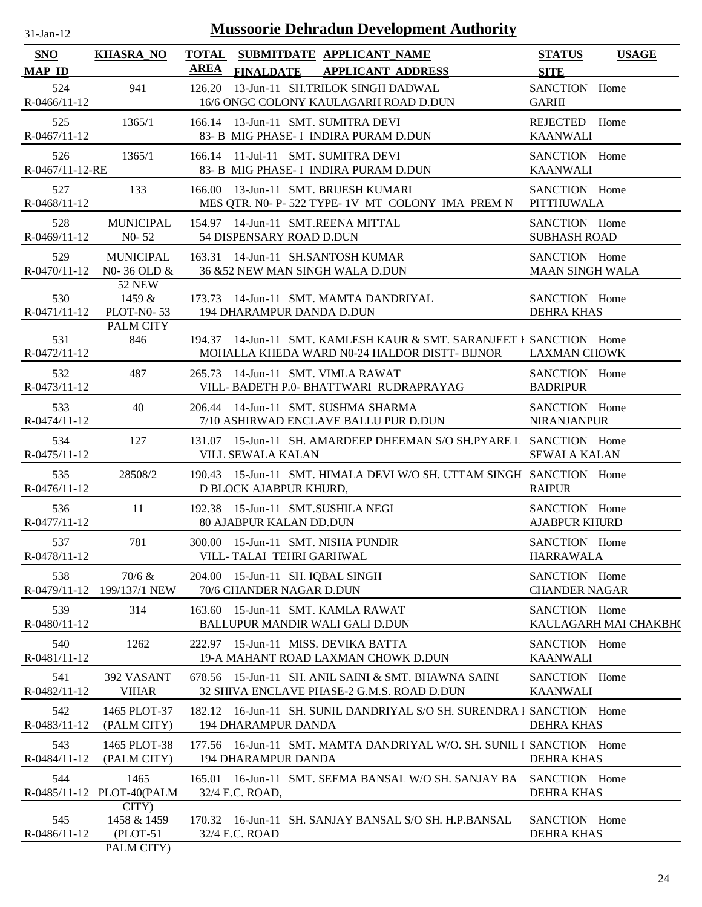# Mussoorie Dehradun Development Authority

31-Jan-12

| SNO / MAP_ID | KHASRA_NO | TOTAL AREA | SUBMITDATE / FINALDATE | APPLICANT_NAME / APPLICANT_ADDRESS | STATUS / SITE | USAGE |
|---|---|---|---|---|---|---|
| 524 / R-0466/11-12 | 941 | 126.20 | 13-Jun-11 | SH.TRILOK SINGH DADWAL / 16/6 ONGC COLONY KAULAGARH ROAD D.DUN | SANCTION / GARHI | Home |
| 525 / R-0467/11-12 | 1365/1 | 166.14 | 13-Jun-11 | SMT. SUMITRA DEVI / 83- B MIG PHASE- I INDIRA PURAM D.DUN | REJECTED / KAANWALI | Home |
| 526 / R-0467/11-12-RE | 1365/1 | 166.14 | 11-Jul-11 | SMT. SUMITRA DEVI / 83- B MIG PHASE- I INDIRA PURAM D.DUN | SANCTION / KAANWALI | Home |
| 527 / R-0468/11-12 | 133 | 166.00 | 13-Jun-11 | SMT. BRIJESH KUMARI / MES QTR. N0- P- 522 TYPE- 1V MT COLONY IMA PREM N | SANCTION / PITTHUWALA | Home |
| 528 / R-0469/11-12 | MUNICIPAL N0- 52 | 154.97 | 14-Jun-11 | SMT.REENA MITTAL / 54 DISPENSARY ROAD D.DUN | SANCTION / SUBHASH ROAD | Home |
| 529 / R-0470/11-12 | MUNICIPAL N0- 36 OLD & 52 NEW | 163.31 | 14-Jun-11 | SH.SANTOSH KUMAR / 36 &52 NEW MAN SINGH WALA D.DUN | SANCTION / MAAN SINGH WALA | Home |
| 530 / R-0471/11-12 | 1459 & PLOT-N0- 53 PALM CITY | 173.73 | 14-Jun-11 | SMT. MAMTA DANDRIYAL / 194 DHARAMPUR DANDA D.DUN | SANCTION / DEHRA KHAS | Home |
| 531 / R-0472/11-12 | 846 | 194.37 | 14-Jun-11 | SMT. KAMLESH KAUR & SMT. SARANJEET I / MOHALLA KHEDA WARD N0-24 HALDOR DISTT- BIJNOR | SANCTION / LAXMAN CHOWK | Home |
| 532 / R-0473/11-12 | 487 | 265.73 | 14-Jun-11 | SMT. VIMLA RAWAT / VILL- BADETH P.0- BHATTWARI RUDRAPRAYAG | SANCTION / BADRIPUR | Home |
| 533 / R-0474/11-12 | 40 | 206.44 | 14-Jun-11 | SMT. SUSHMA SHARMA / 7/10 ASHIRWAD ENCLAVE BALLU PUR D.DUN | SANCTION / NIRANJANPUR | Home |
| 534 / R-0475/11-12 | 127 | 131.07 | 15-Jun-11 | SH. AMARDEEP DHEEMAN S/O SH.PYARE L / VILL SEWALA KALAN | SANCTION / SEWALA KALAN | Home |
| 535 / R-0476/11-12 | 28508/2 | 190.43 | 15-Jun-11 | SMT. HIMALA DEVI W/O SH. UTTAM SINGH / D BLOCK AJABPUR KHURD, | SANCTION / RAIPUR | Home |
| 536 / R-0477/11-12 | 11 | 192.38 | 15-Jun-11 | SMT.SUSHILA NEGI / 80 AJABPUR KALAN DD.DUN | SANCTION / AJABPUR KHURD | Home |
| 537 / R-0478/11-12 | 781 | 300.00 | 15-Jun-11 | SMT. NISHA PUNDIR / VILL- TALAI TEHRI GARHWAL | SANCTION / HARRAWALA | Home |
| 538 / R-0479/11-12 | 70/6 & 199/137/1 NEW | 204.00 | 15-Jun-11 | SH. IQBAL SINGH / 70/6 CHANDER NAGAR D.DUN | SANCTION / CHANDER NAGAR | Home |
| 539 / R-0480/11-12 | 314 | 163.60 | 15-Jun-11 | SMT. KAMLA RAWAT / BALLUPUR MANDIR WALI GALI D.DUN | SANCTION / KAULAGARH MAI CHAKBH( | Home |
| 540 / R-0481/11-12 | 1262 | 222.97 | 15-Jun-11 | MISS. DEVIKA BATTA / 19-A MAHANT ROAD LAXMAN CHOWK D.DUN | SANCTION / KAANWALI | Home |
| 541 / R-0482/11-12 | 392 VASANT VIHAR | 678.56 | 15-Jun-11 | SH. ANIL SAINI & SMT. BHAWNA SAINI / 32 SHIVA ENCLAVE PHASE-2 G.M.S. ROAD D.DUN | SANCTION / KAANWALI | Home |
| 542 / R-0483/11-12 | 1465 PLOT-37 (PALM CITY) | 182.12 | 16-Jun-11 | SH. SUNIL DANDRIYAL S/O SH. SURENDRA I / 194 DHARAMPUR DANDA | SANCTION / DEHRA KHAS | Home |
| 543 / R-0484/11-12 | 1465 PLOT-38 (PALM CITY) | 177.56 | 16-Jun-11 | SMT. MAMTA DANDRIYAL W/O. SH. SUNIL I / 194 DHARAMPUR DANDA | SANCTION / DEHRA KHAS | Home |
| 544 / R-0485/11-12 | 1465 PLOT-40(PALM CITY) | 165.01 | 16-Jun-11 | SMT. SEEMA BANSAL W/O SH. SANJAY BA / 32/4 E.C. ROAD, | SANCTION / DEHRA KHAS | Home |
| 545 / R-0486/11-12 | 1458 & 1459 (PLOT-51 PALM CITY) | 170.32 | 16-Jun-11 | SH. SANJAY BANSAL S/O SH. H.P.BANSAL / 32/4 E.C. ROAD | SANCTION / DEHRA KHAS | Home |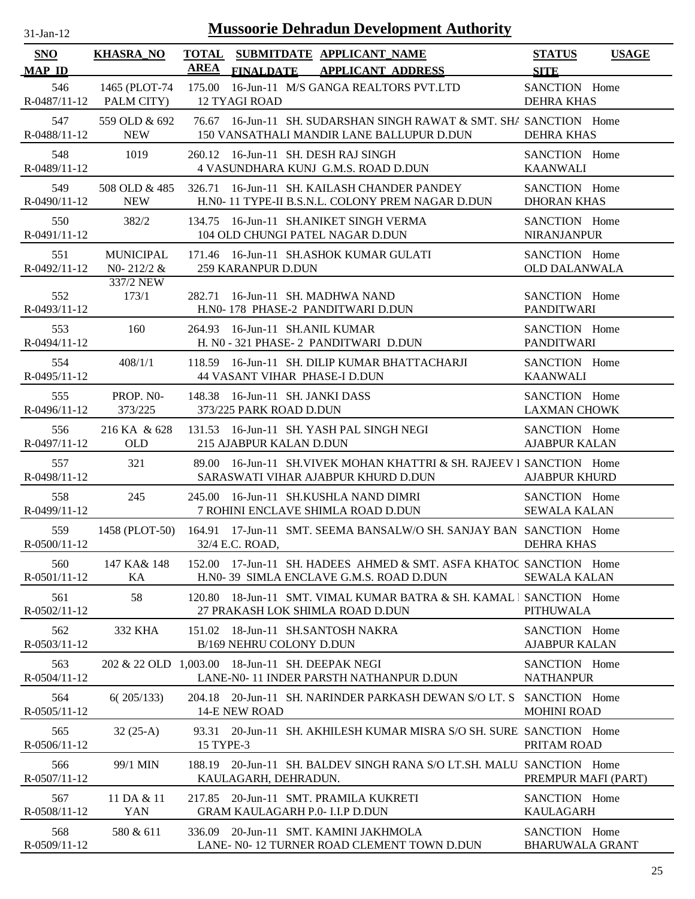# Mussoorie Dehradun Development Authority

31-Jan-12

| SNO<br>MAP_ID | KHASRA_NO | TOTAL AREA | SUBMITDATE<br>FINALDATE | APPLICANT_NAME<br>APPLICANT_ADDRESS | STATUS<br>SITE | USAGE |
|---|---|---|---|---|---|---|
| 546<br>R-0487/11-12 | 1465 (PLOT-74 PALM CITY) | 175.00 | 16-Jun-11 | M/S GANGA REALTORS PVT.LTD<br>12 TYAGI ROAD | SANCTION<br>DEHRA KHAS | Home |
| 547<br>R-0488/11-12 | 559 OLD & 692 NEW | 76.67 | 16-Jun-11 | SH. SUDARSHAN SINGH RAWAT & SMT. SHA<br>150 VANSATHALI MANDIR LANE BALLUPUR D.DUN | SANCTION<br>DEHRA KHAS | Home |
| 548<br>R-0489/11-12 | 1019 | 260.12 | 16-Jun-11 | SH. DESH RAJ SINGH<br>4 VASUNDHARA KUNJ G.M.S. ROAD D.DUN | SANCTION<br>KAANWALI | Home |
| 549<br>R-0490/11-12 | 508 OLD & 485 NEW | 326.71 | 16-Jun-11 | SH. KAILASH CHANDER PANDEY<br>H.N0- 11 TYPE-II B.S.N.L. COLONY PREM NAGAR D.DUN | SANCTION<br>DHORAN KHAS | Home |
| 550<br>R-0491/11-12 | 382/2 | 134.75 | 16-Jun-11 | SH.ANIKET SINGH VERMA<br>104 OLD CHUNGI PATEL NAGAR D.DUN | SANCTION<br>NIRANJANPUR | Home |
| 551<br>R-0492/11-12 | MUNICIPAL N0- 212/2 & 337/2 NEW | 171.46 | 16-Jun-11 | SH.ASHOK KUMAR GULATI<br>259 KARANPUR D.DUN | SANCTION<br>OLD DALANWALA | Home |
| 552<br>R-0493/11-12 | 173/1 | 282.71 | 16-Jun-11 | SH. MADHWA NAND<br>H.N0- 178 PHASE-2 PANDITWARI D.DUN | SANCTION<br>PANDITWARI | Home |
| 553<br>R-0494/11-12 | 160 | 264.93 | 16-Jun-11 | SH.ANIL KUMAR<br>H. N0 - 321 PHASE- 2 PANDITWARI D.DUN | SANCTION<br>PANDITWARI | Home |
| 554<br>R-0495/11-12 | 408/1/1 | 118.59 | 16-Jun-11 | SH. DILIP KUMAR BHATTACHARJI<br>44 VASANT VIHAR PHASE-I D.DUN | SANCTION<br>KAANWALI | Home |
| 555<br>R-0496/11-12 | PROP. N0- 373/225 | 148.38 | 16-Jun-11 | SH. JANKI DASS<br>373/225 PARK ROAD D.DUN | SANCTION<br>LAXMAN CHOWK | Home |
| 556<br>R-0497/11-12 | 216 KA & 628 OLD | 131.53 | 16-Jun-11 | SH. YASH PAL SINGH NEGI<br>215 AJABPUR KALAN D.DUN | SANCTION<br>AJABPUR KALAN | Home |
| 557<br>R-0498/11-12 | 321 | 89.00 | 16-Jun-11 | SH.VIVEK MOHAN KHATTRI & SH. RAJEEV I<br>SARASWATI VIHAR AJABPUR KHURD D.DUN | SANCTION<br>AJABPUR KHURD | Home |
| 558<br>R-0499/11-12 | 245 | 245.00 | 16-Jun-11 | SH.KUSHLA NAND DIMRI<br>7 ROHINI ENCLAVE SHIMLA ROAD D.DUN | SANCTION<br>SEWALA KALAN | Home |
| 559<br>R-0500/11-12 | 1458 (PLOT-50) | 164.91 | 17-Jun-11 | SMT. SEEMA BANSALW/O SH. SANJAY BAN<br>32/4 E.C. ROAD, | SANCTION<br>DEHRA KHAS | Home |
| 560<br>R-0501/11-12 | 147 KA& 148 KA | 152.00 | 17-Jun-11 | SH. HADEES AHMED & SMT. ASFA KHATOC<br>H.N0- 39 SIMLA ENCLAVE G.M.S. ROAD D.DUN | SANCTION<br>SEWALA KALAN | Home |
| 561<br>R-0502/11-12 | 58 | 120.80 | 18-Jun-11 | SMT. VIMAL KUMAR BATRA & SH. KAMAL I<br>27 PRAKASH LOK SHIMLA ROAD D.DUN | SANCTION<br>PITHUWALA | Home |
| 562<br>R-0503/11-12 | 332 KHA | 151.02 | 18-Jun-11 | SH.SANTOSH NAKRA<br>B/169 NEHRU COLONY D.DUN | SANCTION<br>AJABPUR KALAN | Home |
| 563<br>R-0504/11-12 | 202 & 22 OLD | 1,003.00 | 18-Jun-11 | SH. DEEPAK NEGI<br>LANE-N0- 11 INDER PARSTH NATHANPUR D.DUN | SANCTION<br>NATHANPUR | Home |
| 564<br>R-0505/11-12 | 6( 205/133) | 204.18 | 20-Jun-11 | SH. NARINDER PARKASH DEWAN S/O LT. S<br>14-E NEW ROAD | SANCTION<br>MOHINI ROAD | Home |
| 565<br>R-0506/11-12 | 32 (25-A) | 93.31 | 20-Jun-11 | SH. AKHILESH KUMAR MISRA S/O SH. SURE<br>15 TYPE-3 | SANCTION<br>PRITAM ROAD | Home |
| 566<br>R-0507/11-12 | 99/1 MIN | 188.19 | 20-Jun-11 | SH. BALDEV SINGH RANA S/O LT.SH. MALU<br>KAULAGARH, DEHRADUN. | SANCTION<br>PREMPUR MAFI (PART) | Home |
| 567<br>R-0508/11-12 | 11 DA & 11 YAN | 217.85 | 20-Jun-11 | SMT. PRAMILA KUKRETI<br>GRAM KAULAGARH P.0- I.I.P D.DUN | SANCTION<br>KAULAGARH | Home |
| 568<br>R-0509/11-12 | 580 & 611 | 336.09 | 20-Jun-11 | SMT. KAMINI JAKHMOLA<br>LANE- N0- 12 TURNER ROAD CLEMENT TOWN D.DUN | SANCTION<br>BHARUWALA GRANT | Home |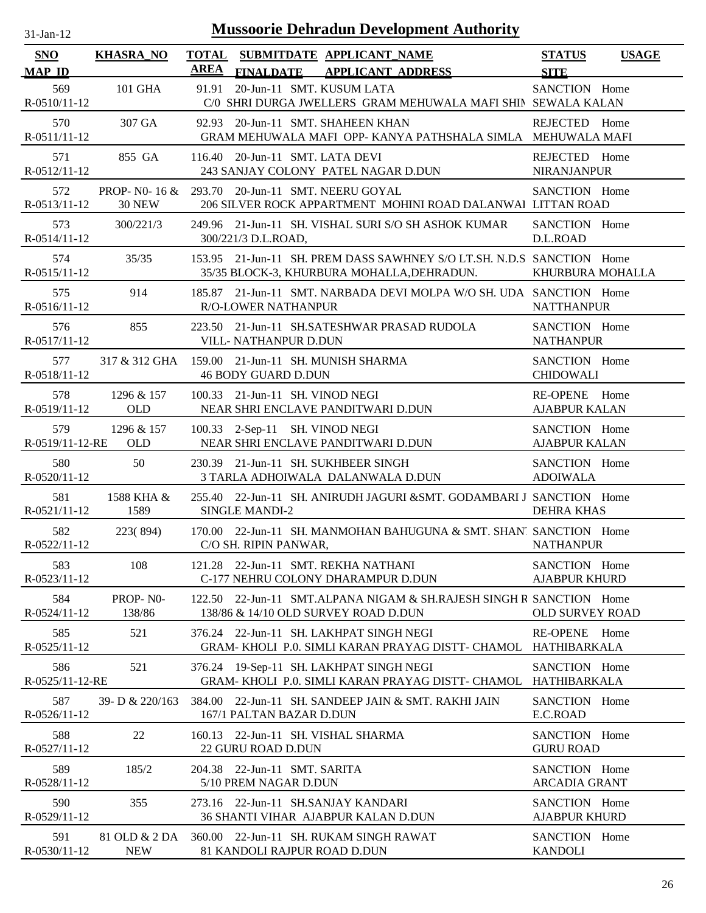# Mussoorie Dehradun Development Authority

31-Jan-12

| SNO<br>MAP ID | KHASRA_NO | TOTAL AREA | SUBMITDATE<br>FINALDATE | APPLICANT_NAME<br>APPLICANT ADDRESS | STATUS<br>SITE | USAGE |
|---|---|---|---|---|---|---|
| 569<br>R-0510/11-12 | 101 GHA | 91.91 | 20-Jun-11 | SMT. KUSUM LATA<br>C/0 SHRI DURGA JWELLERS GRAM MEHUWALA MAFI SHIM | SANCTION<br>SEWALA KALAN | Home |
| 570<br>R-0511/11-12 | 307 GA | 92.93 | 20-Jun-11 | SMT. SHAHEEN KHAN<br>GRAM MEHUWALA MAFI OPP- KANYA PATHSHALA SIMLA | REJECTED<br>MEHUWALA MAFI | Home |
| 571<br>R-0512/11-12 | 855 GA | 116.40 | 20-Jun-11 | SMT. LATA DEVI<br>243 SANJAY COLONY PATEL NAGAR D.DUN | REJECTED<br>NIRANJANPUR | Home |
| 572<br>R-0513/11-12 | PROP- N0- 16 &<br>30 NEW | 293.70 | 20-Jun-11 | SMT. NEERU GOYAL<br>206 SILVER ROCK APPARTMENT MOHINI ROAD DALANWAL | SANCTION<br>LITTAN ROAD | Home |
| 573<br>R-0514/11-12 | 300/221/3 | 249.96 | 21-Jun-11 | SH. VISHAL SURI S/O SH ASHOK KUMAR<br>300/221/3 D.L.ROAD, | SANCTION<br>D.L.ROAD | Home |
| 574<br>R-0515/11-12 | 35/35 | 153.95 | 21-Jun-11 | SH. PREM DASS SAWHNEY S/O LT.SH. N.D.S<br>35/35 BLOCK-3, KHURBURA MOHALLA,DEHRADUN. | SANCTION<br>KHURBURA MOHALLA | Home |
| 575<br>R-0516/11-12 | 914 | 185.87 | 21-Jun-11 | SMT. NARBADA DEVI MOLPA W/O SH. UDA<br>R/O-LOWER NATHANPUR | SANCTION<br>NATTHANPUR | Home |
| 576<br>R-0517/11-12 | 855 | 223.50 | 21-Jun-11 | SH.SATESHWAR PRASAD RUDOLA<br>VILL- NATHANPUR D.DUN | SANCTION<br>NATHANPUR | Home |
| 577<br>R-0518/11-12 | 317 & 312 GHA | 159.00 | 21-Jun-11 | SH. MUNISH SHARMA<br>46 BODY GUARD D.DUN | SANCTION<br>CHIDOWALI | Home |
| 578<br>R-0519/11-12 | 1296 & 157<br>OLD | 100.33 | 21-Jun-11 | SH. VINOD NEGI<br>NEAR SHRI ENCLAVE PANDITWARI D.DUN | RE-OPENE<br>AJABPUR KALAN | Home |
| 579<br>R-0519/11-12-RE | 1296 & 157<br>OLD | 100.33 | 2-Sep-11 | SH. VINOD NEGI<br>NEAR SHRI ENCLAVE PANDITWARI D.DUN | SANCTION<br>AJABPUR KALAN | Home |
| 580<br>R-0520/11-12 | 50 | 230.39 | 21-Jun-11 | SH. SUKHBEER SINGH<br>3 TARLA ADHOIWALA DALANWALA D.DUN | SANCTION<br>ADOIWALA | Home |
| 581<br>R-0521/11-12 | 1588 KHA &<br>1589 | 255.40 | 22-Jun-11 | SH. ANIRUDH JAGURI &SMT. GODAMBARI J<br>SINGLE MANDI-2 | SANCTION<br>DEHRA KHAS | Home |
| 582<br>R-0522/11-12 | 223( 894) | 170.00 | 22-Jun-11 | SH. MANMOHAN BAHUGUNA & SMT. SHANT<br>C/O SH. RIPIN PANWAR, | SANCTION<br>NATHANPUR | Home |
| 583<br>R-0523/11-12 | 108 | 121.28 | 22-Jun-11 | SMT. REKHA NATHANI<br>C-177 NEHRU COLONY DHARAMPUR D.DUN | SANCTION<br>AJABPUR KHURD | Home |
| 584<br>R-0524/11-12 | PROP- N0-<br>138/86 | 122.50 | 22-Jun-11 | SMT.ALPANA NIGAM & SH.RAJESH SINGH R<br>138/86 & 14/10 OLD SURVEY ROAD D.DUN | SANCTION<br>OLD SURVEY ROAD | Home |
| 585<br>R-0525/11-12 | 521 | 376.24 | 22-Jun-11 | SH. LAKHPAT SINGH NEGI<br>GRAM- KHOLI P.0. SIMLI KARAN PRAYAG DISTT- CHAMOL | RE-OPENE<br>HATHIBARKALA | Home |
| 586<br>R-0525/11-12-RE | 521 | 376.24 | 19-Sep-11 | SH. LAKHPAT SINGH NEGI<br>GRAM- KHOLI P.0. SIMLI KARAN PRAYAG DISTT- CHAMOL | SANCTION<br>HATHIBARKALA | Home |
| 587<br>R-0526/11-12 | 39- D & 220/163 | 384.00 | 22-Jun-11 | SH. SANDEEP JAIN & SMT. RAKHI JAIN<br>167/1 PALTAN BAZAR D.DUN | SANCTION<br>E.C.ROAD | Home |
| 588<br>R-0527/11-12 | 22 | 160.13 | 22-Jun-11 | SH. VISHAL SHARMA<br>22 GURU ROAD D.DUN | SANCTION<br>GURU ROAD | Home |
| 589<br>R-0528/11-12 | 185/2 | 204.38 | 22-Jun-11 | SMT. SARITA<br>5/10 PREM NAGAR D.DUN | SANCTION<br>ARCADIA GRANT | Home |
| 590<br>R-0529/11-12 | 355 | 273.16 | 22-Jun-11 | SH.SANJAY KANDARI<br>36 SHANTI VIHAR AJABPUR KALAN D.DUN | SANCTION<br>AJABPUR KHURD | Home |
| 591<br>R-0530/11-12 | 81 OLD & 2 DA<br>NEW | 360.00 | 22-Jun-11 | SH. RUKAM SINGH RAWAT<br>81 KANDOLI RAJPUR ROAD D.DUN | SANCTION<br>KANDOLI | Home |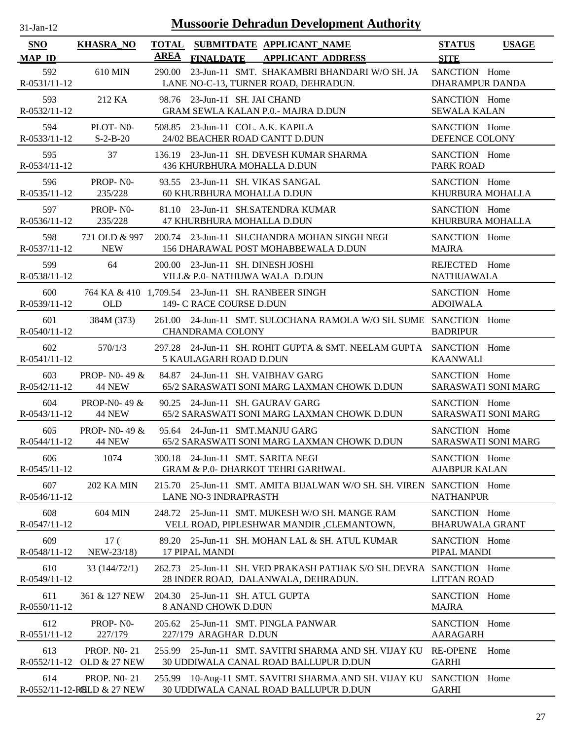# Mussoorie Dehradun Development Authority

31-Jan-12

| SNO<br>MAP_ID | KHASRA_NO | TOTAL AREA | SUBMITDATE<br>FINALDATE | APPLICANT_NAME<br>APPLICANT_ADDRESS | STATUS<br>SITE | USAGE |
|---|---|---|---|---|---|---|
| 592<br>R-0531/11-12 | 610 MIN | 290.00 | 23-Jun-11 | SMT. SHAKAMBRI BHANDARI W/O SH. JA<br>LANE NO-C-13, TURNER ROAD, DEHRADUN. | SANCTION<br>DHARAMPUR DANDA | Home |
| 593<br>R-0532/11-12 | 212 KA | 98.76 | 23-Jun-11 | SH. JAI CHAND<br>GRAM SEWLA KALAN P.0.- MAJRA D.DUN | SANCTION<br>SEWALA KALAN | Home |
| 594<br>R-0533/11-12 | PLOT- N0-<br>S-2-B-20 | 508.85 | 23-Jun-11 | COL. A.K. KAPILA<br>24/02 BEACHER ROAD CANTT D.DUN | SANCTION<br>DEFENCE COLONY | Home |
| 595<br>R-0534/11-12 | 37 | 136.19 | 23-Jun-11 | SH. DEVESH KUMAR SHARMA<br>436 KHURBHURA MOHALLA D.DUN | SANCTION<br>PARK ROAD | Home |
| 596<br>R-0535/11-12 | PROP- N0-<br>235/228 | 93.55 | 23-Jun-11 | SH. VIKAS SANGAL<br>60 KHURBHURA MOHALLA D.DUN | SANCTION<br>KHURBURA MOHALLA | Home |
| 597<br>R-0536/11-12 | PROP- N0-<br>235/228 | 81.10 | 23-Jun-11 | SH.SATENDRA KUMAR<br>47 KHURBHURA MOHALLA D.DUN | SANCTION<br>KHURBURA MOHALLA | Home |
| 598<br>R-0537/11-12 | 721 OLD & 997<br>NEW | 200.74 | 23-Jun-11 | SH.CHANDRA MOHAN SINGH NEGI<br>156 DHARAWAL POST MOHABBEWALA D.DUN | SANCTION<br>MAJRA | Home |
| 599<br>R-0538/11-12 | 64 | 200.00 | 23-Jun-11 | SH. DINESH JOSHI<br>VILL& P.0- NATHUWA WALA D.DUN | REJECTED<br>NATHUAWALA | Home |
| 600<br>R-0539/11-12 | 764 KA & 410<br>OLD | 1,709.54 | 23-Jun-11 | SH. RANBEER SINGH<br>149- C RACE COURSE D.DUN | SANCTION<br>ADOIWALA | Home |
| 601<br>R-0540/11-12 | 384M (373) | 261.00 | 24-Jun-11 | SMT. SULOCHANA RAMOLA W/O SH. SUME<br>CHANDRAMA COLONY | SANCTION<br>BADRIPUR | Home |
| 602<br>R-0541/11-12 | 570/1/3 | 297.28 | 24-Jun-11 | SH. ROHIT GUPTA & SMT. NEELAM GUPTA<br>5 KAULAGARH ROAD D.DUN | SANCTION<br>KAANWALI | Home |
| 603<br>R-0542/11-12 | PROP- N0- 49 &<br>44 NEW | 84.87 | 24-Jun-11 | SH. VAIBHAV GARG<br>65/2 SARASWATI SONI MARG LAXMAN CHOWK D.DUN | SANCTION<br>SARASWATI SONI MARG | Home |
| 604<br>R-0543/11-12 | PROP-N0- 49 &<br>44 NEW | 90.25 | 24-Jun-11 | SH. GAURAV GARG<br>65/2 SARASWATI SONI MARG LAXMAN CHOWK D.DUN | SANCTION<br>SARASWATI SONI MARG | Home |
| 605<br>R-0544/11-12 | PROP- N0- 49 &<br>44 NEW | 95.64 | 24-Jun-11 | SMT.MANJU GARG<br>65/2 SARASWATI SONI MARG LAXMAN CHOWK D.DUN | SANCTION<br>SARASWATI SONI MARG | Home |
| 606<br>R-0545/11-12 | 1074 | 300.18 | 24-Jun-11 | SMT. SARITA NEGI<br>GRAM & P.0- DHARKOT TEHRI GARHWAL | SANCTION<br>AJABPUR KALAN | Home |
| 607<br>R-0546/11-12 | 202 KA MIN | 215.70 | 25-Jun-11 | SMT. AMITA BIJALWAN W/O SH. SH. VIREN<br>LANE NO-3 INDRAPRASTH | SANCTION<br>NATHANPUR | Home |
| 608<br>R-0547/11-12 | 604 MIN | 248.72 | 25-Jun-11 | SMT. MUKESH W/O SH. MANGE RAM<br>VELL ROAD, PIPLESHWAR MANDIR ,CLEMANTOWN, | SANCTION<br>BHARUWALA GRANT | Home |
| 609<br>R-0548/11-12 | 17 (<br>NEW-23/18) | 89.20 | 25-Jun-11 | SH. MOHAN LAL & SH. ATUL KUMAR<br>17 PIPAL MANDI | SANCTION<br>PIPAL MANDI | Home |
| 610<br>R-0549/11-12 | 33 (144/72/1) | 262.73 | 25-Jun-11 | SH. VED PRAKASH PATHAK S/O SH. DEVRA<br>28 INDER ROAD, DALANWALA, DEHRADUN. | SANCTION<br>LITTAN ROAD | Home |
| 611<br>R-0550/11-12 | 361 & 127 NEW | 204.30 | 25-Jun-11 | SH. ATUL GUPTA<br>8 ANAND CHOWK D.DUN | SANCTION<br>MAJRA | Home |
| 612<br>R-0551/11-12 | PROP- N0-<br>227/179 | 205.62 | 25-Jun-11 | SMT. PINGLA PANWAR<br>227/179 AARAGHAR D.DUN | SANCTION<br>AARAGARH | Home |
| 613<br>R-0552/11-12 | PROP. N0- 21<br>OLD & 27 NEW | 255.99 | 25-Jun-11 | SMT. SAVITRI SHARMA AND SH. VIJAY KU<br>30 UDDIWALA CANAL ROAD BALLUPUR D.DUN | RE-OPENE<br>GARHI | Home |
| 614<br>R-0552/11-12-R0 | PROP. N0- 21<br>OLD & 27 NEW | 255.99 | 10-Aug-11 | SMT. SAVITRI SHARMA AND SH. VIJAY KU<br>30 UDDIWALA CANAL ROAD BALLUPUR D.DUN | SANCTION<br>GARHI | Home |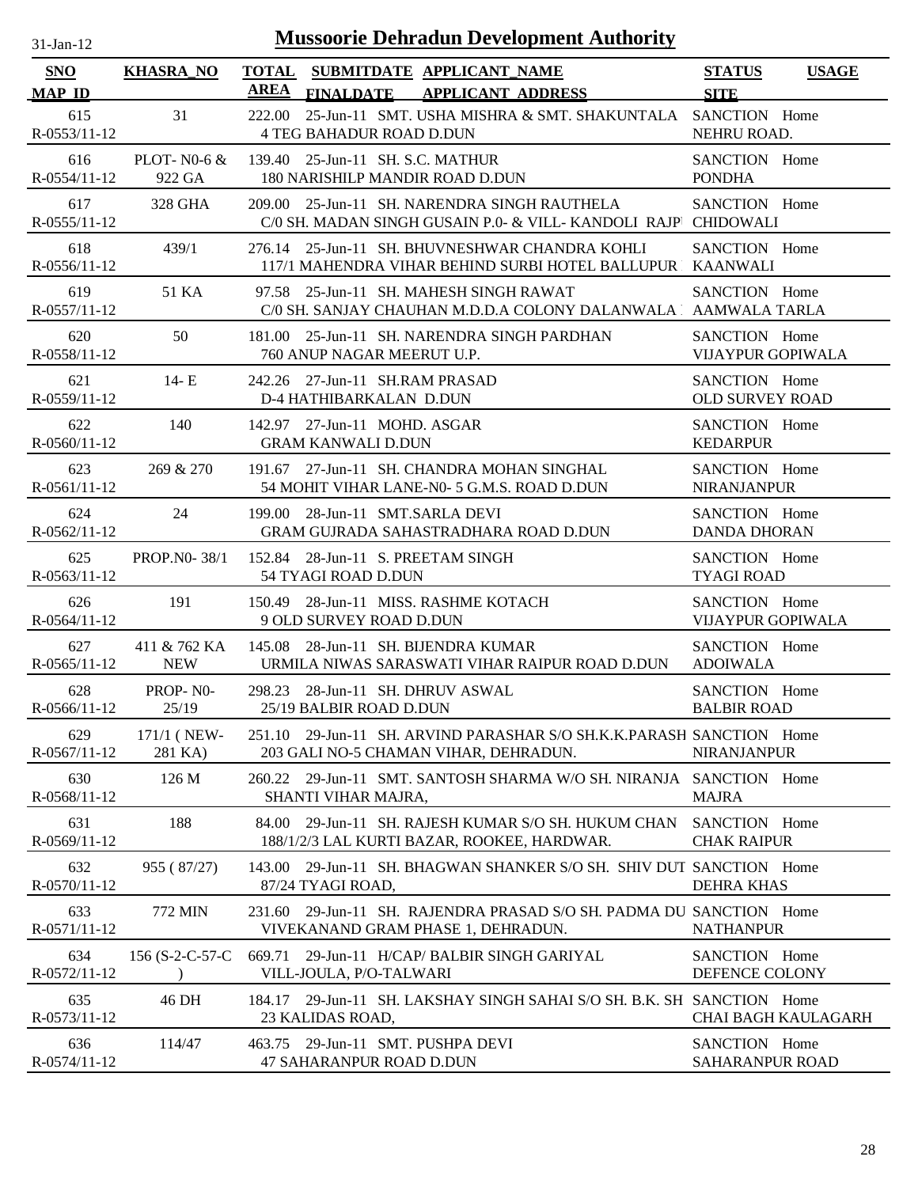# Mussoorie Dehradun Development Authority

31-Jan-12

| SNO<br>MAP_ID | KHASRA_NO | TOTAL AREA | SUBMITDATE<br>FINALDATE | APPLICANT_NAME<br>APPLICANT_ADDRESS | STATUS<br>SITE | USAGE |
|---|---|---|---|---|---|---|
| 615<br>R-0553/11-12 | 31 | 222.00 | 25-Jun-11 | SMT. USHA MISHRA & SMT. SHAKUNTALA<br>4 TEG BAHADUR ROAD D.DUN | SANCTION<br>NEHRU ROAD. | Home |
| 616<br>R-0554/11-12 | PLOT- N0-6 & 922 GA | 139.40 | 25-Jun-11 | SH. S.C. MATHUR<br>180 NARISHILP MANDIR ROAD D.DUN | SANCTION<br>PONDHA | Home |
| 617<br>R-0555/11-12 | 328 GHA | 209.00 | 25-Jun-11 | SH. NARENDRA SINGH RAUTHELA<br>C/0 SH. MADAN SINGH GUSAIN P.0- & VILL- KANDOLI RAJP | SANCTION<br>CHIDOWALI | Home |
| 618<br>R-0556/11-12 | 439/1 | 276.14 | 25-Jun-11 | SH. BHUVNESHWAR CHANDRA KOHLI<br>117/1 MAHENDRA VIHAR BEHIND SURBI HOTEL BALLUPUR | SANCTION<br>KAANWALI | Home |
| 619<br>R-0557/11-12 | 51 KA | 97.58 | 25-Jun-11 | SH. MAHESH SINGH RAWAT<br>C/0 SH. SANJAY CHAUHAN M.D.D.A COLONY DALANWALA | SANCTION<br>AAMWALA TARLA | Home |
| 620<br>R-0558/11-12 | 50 | 181.00 | 25-Jun-11 | SH. NARENDRA SINGH PARDHAN<br>760 ANUP NAGAR MEERUT U.P. | SANCTION<br>VIJAYPUR GOPIWALA | Home |
| 621<br>R-0559/11-12 | 14- E | 242.26 | 27-Jun-11 | SH.RAM PRASAD<br>D-4 HATHIBARKALAN D.DUN | SANCTION<br>OLD SURVEY ROAD | Home |
| 622<br>R-0560/11-12 | 140 | 142.97 | 27-Jun-11 | MOHD. ASGAR<br>GRAM KANWALI D.DUN | SANCTION<br>KEDARPUR | Home |
| 623<br>R-0561/11-12 | 269 & 270 | 191.67 | 27-Jun-11 | SH. CHANDRA MOHAN SINGHAL<br>54 MOHIT VIHAR LANE-N0- 5 G.M.S. ROAD D.DUN | SANCTION<br>NIRANJANPUR | Home |
| 624<br>R-0562/11-12 | 24 | 199.00 | 28-Jun-11 | SMT.SARLA DEVI<br>GRAM GUJRADA SAHASTRADHARA ROAD D.DUN | SANCTION<br>DANDA DHORAN | Home |
| 625<br>R-0563/11-12 | PROP.N0- 38/1 | 152.84 | 28-Jun-11 | S. PREETAM SINGH<br>54 TYAGI ROAD D.DUN | SANCTION<br>TYAGI ROAD | Home |
| 626<br>R-0564/11-12 | 191 | 150.49 | 28-Jun-11 | MISS. RASHME KOTACH<br>9 OLD SURVEY ROAD D.DUN | SANCTION<br>VIJAYPUR GOPIWALA | Home |
| 627<br>R-0565/11-12 | 411 & 762 KA NEW | 145.08 | 28-Jun-11 | SH. BIJENDRA KUMAR<br>URMILA NIWAS SARASWATI VIHAR RAIPUR ROAD D.DUN | SANCTION<br>ADOIWALA | Home |
| 628<br>R-0566/11-12 | PROP- N0- 25/19 | 298.23 | 28-Jun-11 | SH. DHRUV ASWAL<br>25/19 BALBIR ROAD D.DUN | SANCTION<br>BALBIR ROAD | Home |
| 629<br>R-0567/11-12 | 171/1 ( NEW- 281 KA) | 251.10 | 29-Jun-11 | SH. ARVIND PARASHAR S/O SH.K.K.PARASH<br>203 GALI NO-5 CHAMAN VIHAR, DEHRADUN. | SANCTION<br>NIRANJANPUR | Home |
| 630<br>R-0568/11-12 | 126 M | 260.22 | 29-Jun-11 | SMT. SANTOSH SHARMA W/O SH. NIRANJA<br>SHANTI VIHAR MAJRA, | SANCTION<br>MAJRA | Home |
| 631<br>R-0569/11-12 | 188 | 84.00 | 29-Jun-11 | SH. RAJESH KUMAR S/O SH. HUKUM CHAN<br>188/1/2/3 LAL KURTI BAZAR, ROOKEE, HARDWAR. | SANCTION<br>CHAK RAIPUR | Home |
| 632<br>R-0570/11-12 | 955 ( 87/27) | 143.00 | 29-Jun-11 | SH. BHAGWAN SHANKER S/O SH. SHIV DUT<br>87/24 TYAGI ROAD, | SANCTION<br>DEHRA KHAS | Home |
| 633<br>R-0571/11-12 | 772 MIN | 231.60 | 29-Jun-11 | SH. RAJENDRA PRASAD S/O SH. PADMA DU<br>VIVEKANAND GRAM PHASE 1, DEHRADUN. | SANCTION<br>NATHANPUR | Home |
| 634<br>R-0572/11-12 | 156 (S-2-C-57-C ) | 669.71 | 29-Jun-11 | H/CAP/ BALBIR SINGH GARIYAL<br>VILL-JOULA, P/O-TALWARI | SANCTION<br>DEFENCE COLONY | Home |
| 635<br>R-0573/11-12 | 46 DH | 184.17 | 29-Jun-11 | SH. LAKSHAY SINGH SAHAI S/O SH. B.K. SH<br>23 KALIDAS ROAD, | SANCTION<br>CHAI BAGH KAULAGARH | Home |
| 636<br>R-0574/11-12 | 114/47 | 463.75 | 29-Jun-11 | SMT. PUSHPA DEVI<br>47 SAHARANPUR ROAD D.DUN | SANCTION<br>SAHARANPUR ROAD | Home |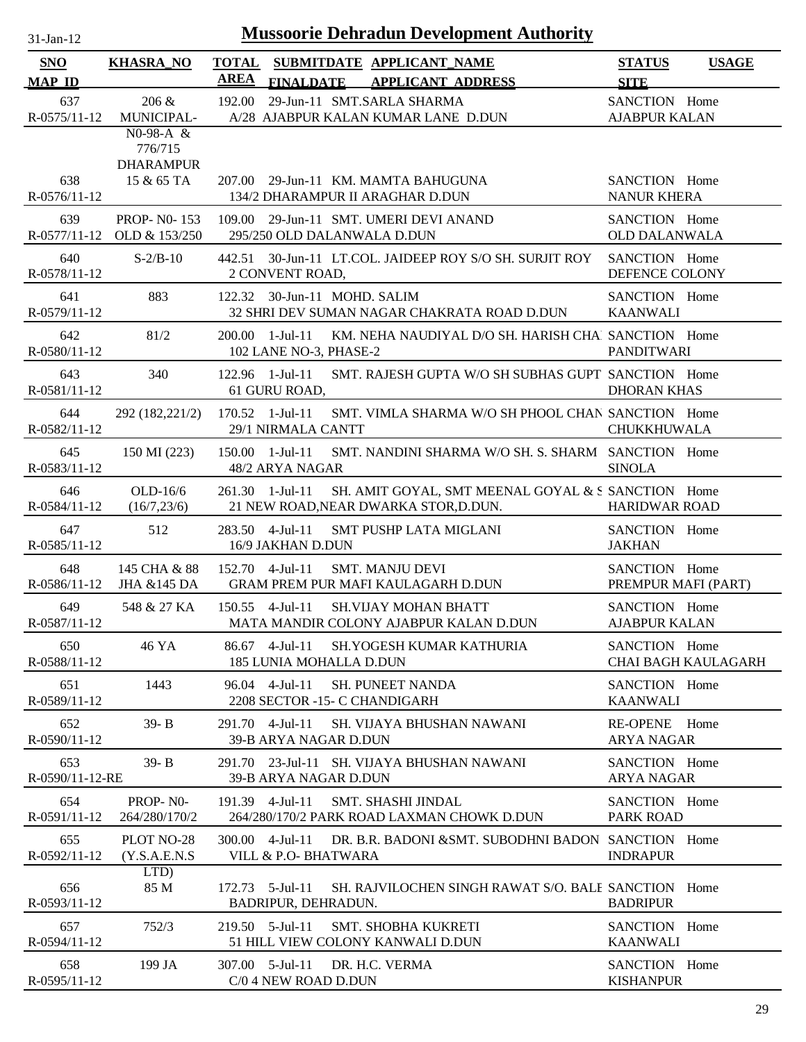# Mussoorie Dehradun Development Authority

31-Jan-12

| SNO / MAP_ID | KHASRA_NO | TOTAL AREA | SUBMITDATE / FINALDATE | APPLICANT_NAME / APPLICANT ADDRESS | STATUS / SITE | USAGE |
|---|---|---|---|---|---|---|
| 637 / R-0575/11-12 | 206 & MUNICIPAL- N0-98-A & 776/715 DHARAMPUR | 192.00 | 29-Jun-11 | SMT.SARLA SHARMA / A/28 AJABPUR KALAN KUMAR LANE D.DUN | SANCTION / AJABPUR KALAN | Home |
| 638 / R-0576/11-12 | 15 & 65 TA | 207.00 | 29-Jun-11 | KM. MAMTA BAHUGUNA / 134/2 DHARAMPUR II ARAGHAR D.DUN | SANCTION / NANUR KHERA | Home |
| 639 / R-0577/11-12 | PROP- N0- 153 OLD & 153/250 | 109.00 | 29-Jun-11 | SMT. UMERI DEVI ANAND / 295/250 OLD DALANWALA D.DUN | SANCTION / OLD DALANWALA | Home |
| 640 / R-0578/11-12 | S-2/B-10 | 442.51 | 30-Jun-11 | LT.COL. JAIDEEP ROY S/O SH. SURJIT ROY / 2 CONVENT ROAD, | SANCTION / DEFENCE COLONY | Home |
| 641 / R-0579/11-12 | 883 | 122.32 | 30-Jun-11 | MOHD. SALIM / 32 SHRI DEV SUMAN NAGAR CHAKRATA ROAD D.DUN | SANCTION / KAANWALI | Home |
| 642 / R-0580/11-12 | 81/2 | 200.00 | 1-Jul-11 | KM. NEHA NAUDIYAL D/O SH. HARISH CHA / 102 LANE NO-3, PHASE-2 | SANCTION / PANDITWARI | Home |
| 643 / R-0581/11-12 | 340 | 122.96 | 1-Jul-11 | SMT. RAJESH GUPTA W/O SH SUBHAS GUPT / 61 GURU ROAD, | SANCTION / DHORAN KHAS | Home |
| 644 / R-0582/11-12 | 292 (182,221/2) | 170.52 | 1-Jul-11 | SMT. VIMLA SHARMA W/O SH PHOOL CHAN / 29/1 NIRMALA CANTT | SANCTION / CHUKKHUWALA | Home |
| 645 / R-0583/11-12 | 150 MI (223) | 150.00 | 1-Jul-11 | SMT. NANDINI SHARMA W/O SH. S. SHARM / 48/2 ARYA NAGAR | SANCTION / SINOLA | Home |
| 646 / R-0584/11-12 | OLD-16/6 (16/7,23/6) | 261.30 | 1-Jul-11 | SH. AMIT GOYAL, SMT MEENAL GOYAL & S / 21 NEW ROAD,NEAR DWARKA STOR,D.DUN. | SANCTION / HARIDWAR ROAD | Home |
| 647 / R-0585/11-12 | 512 | 283.50 | 4-Jul-11 | SMT PUSHP LATA MIGLANI / 16/9 JAKHAN D.DUN | SANCTION / JAKHAN | Home |
| 648 / R-0586/11-12 | 145 CHA & 88 JHA &145 DA | 152.70 | 4-Jul-11 | SMT. MANJU DEVI / GRAM PREM PUR MAFI KAULAGARH D.DUN | SANCTION / PREMPUR MAFI (PART) | Home |
| 649 / R-0587/11-12 | 548 & 27 KA | 150.55 | 4-Jul-11 | SH.VIJAY MOHAN BHATT / MATA MANDIR COLONY AJABPUR KALAN D.DUN | SANCTION / AJABPUR KALAN | Home |
| 650 / R-0588/11-12 | 46 YA | 86.67 | 4-Jul-11 | SH.YOGESH KUMAR KATHURIA / 185 LUNIA MOHALLA D.DUN | SANCTION / CHAI BAGH KAULAGARH | Home |
| 651 / R-0589/11-12 | 1443 | 96.04 | 4-Jul-11 | SH. PUNEET NANDA / 2208 SECTOR -15- C CHANDIGARH | SANCTION / KAANWALI | Home |
| 652 / R-0590/11-12 | 39- B | 291.70 | 4-Jul-11 | SH. VIJAYA BHUSHAN NAWANI / 39-B ARYA NAGAR D.DUN | RE-OPENE / ARYA NAGAR | Home |
| 653 / R-0590/11-12-RE | 39- B | 291.70 | 23-Jul-11 | SH. VIJAYA BHUSHAN NAWANI / 39-B ARYA NAGAR D.DUN | SANCTION / ARYA NAGAR | Home |
| 654 / R-0591/11-12 | PROP- N0- 264/280/170/2 | 191.39 | 4-Jul-11 | SMT. SHASHI JINDAL / 264/280/170/2 PARK ROAD LAXMAN CHOWK D.DUN | SANCTION / PARK ROAD | Home |
| 655 / R-0592/11-12 | PLOT NO-28 (Y.S.A.E.N.S LTD) | 300.00 | 4-Jul-11 | DR. B.R. BADONI &SMT. SUBODHNI BADON / VILL & P.O- BHATWARA | SANCTION / INDRAPUR | Home |
| 656 / R-0593/11-12 | 85 M | 172.73 | 5-Jul-11 | SH. RAJVILOCHEN SINGH RAWAT S/O. BALI / BADRIPUR, DEHRADUN. | SANCTION / BADRIPUR | Home |
| 657 / R-0594/11-12 | 752/3 | 219.50 | 5-Jul-11 | SMT. SHOBHA KUKRETI / 51 HILL VIEW COLONY KANWALI D.DUN | SANCTION / KAANWALI | Home |
| 658 / R-0595/11-12 | 199 JA | 307.00 | 5-Jul-11 | DR. H.C. VERMA / C/0 4 NEW ROAD D.DUN | SANCTION / KISHANPUR | Home |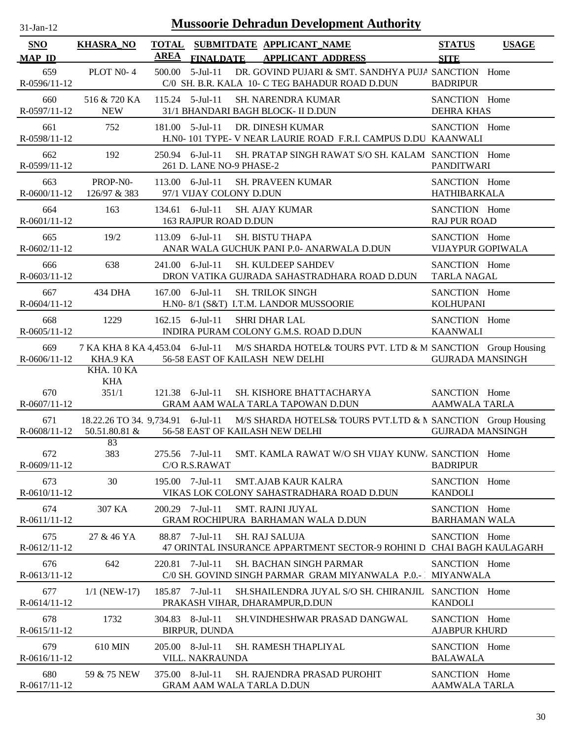# Mussoorie Dehradun Development Authority

31-Jan-12

| SNO / MAP ID | KHASRA_NO | TOTAL AREA | SUBMITDATE / FINALDATE | APPLICANT_NAME / APPLICANT ADDRESS | STATUS / SITE | USAGE |
|---|---|---|---|---|---|---|
| 659 / R-0596/11-12 | PLOT N0- 4 | 500.00 | 5-Jul-11 | DR. GOVIND PUJARI & SMT. SANDHYA PUJA / C/0 SH. B.R. KALA 10- C TEG BAHADUR ROAD D.DUN | SANCTION / BADRIPUR | Home |
| 660 / R-0597/11-12 | 516 & 720 KA NEW | 115.24 | 5-Jul-11 | SH. NARENDRA KUMAR / 31/1 BHANDARI BAGH BLOCK- II D.DUN | SANCTION / DEHRA KHAS | Home |
| 661 / R-0598/11-12 | 752 | 181.00 | 5-Jul-11 | DR. DINESH KUMAR / H.N0- 101 TYPE- V NEAR LAURIE ROAD F.R.I. CAMPUS D.DU | SANCTION / KAANWALI | Home |
| 662 / R-0599/11-12 | 192 | 250.94 | 6-Jul-11 | SH. PRATAP SINGH RAWAT S/O SH. KALAM / 261 D. LANE NO-9 PHASE-2 | SANCTION / PANDITWARI | Home |
| 663 / R-0600/11-12 | PROP-N0- 126/97 & 383 | 113.00 | 6-Jul-11 | SH. PRAVEEN KUMAR / 97/1 VIJAY COLONY D.DUN | SANCTION / HATHIBARKALA | Home |
| 664 / R-0601/11-12 | 163 | 134.61 | 6-Jul-11 | SH. AJAY KUMAR / 163 RAJPUR ROAD D.DUN | SANCTION / RAJ PUR ROAD | Home |
| 665 / R-0602/11-12 | 19/2 | 113.09 | 6-Jul-11 | SH. BISTU THAPA / ANAR WALA GUCHUK PANI P.0- ANARWALA D.DUN | SANCTION / VIJAYPUR GOPIWALA | Home |
| 666 / R-0603/11-12 | 638 | 241.00 | 6-Jul-11 | SH. KULDEEP SAHDEV / DRON VATIKA GUJRADA SAHASTRADHARA ROAD D.DUN | SANCTION / TARLA NAGAL | Home |
| 667 / R-0604/11-12 | 434 DHA | 167.00 | 6-Jul-11 | SH. TRILOK SINGH / H.N0- 8/1 (S&T) I.T.M. LANDOR MUSSOORIE | SANCTION / KOLHUPANI | Home |
| 668 / R-0605/11-12 | 1229 | 162.15 | 6-Jul-11 | SHRI DHAR LAL / INDIRA PURAM COLONY G.M.S. ROAD D.DUN | SANCTION / KAANWALI | Home |
| 669 / R-0606/11-12 | 7 KA KHA 8 KA KHA.9 KA KHA. 10 KA KHA | 4,453.04 | 6-Jul-11 | M/S SHARDA HOTEL& TOURS PVT. LTD & M / 56-58 EAST OF KAILASH NEW DELHI | SANCTION / GUJRADA MANSINGH | Group Housing |
| 670 / R-0607/11-12 | 351/1 | 121.38 | 6-Jul-11 | SH. KISHORE BHATTACHARYA / GRAM AAM WALA TARLA TAPOWAN D.DUN | SANCTION / AAMWALA TARLA | Home |
| 671 / R-0608/11-12 | 18.22.26 TO 34. 50.51.80.81 & 83 | 9,734.91 | 6-Jul-11 | M/S SHARDA HOTELS& TOURS PVT.LTD & M / 56-58 EAST OF KAILASH NEW DELHI | SANCTION / GUJRADA MANSINGH | Group Housing |
| 672 / R-0609/11-12 | 383 | 275.56 | 7-Jul-11 | SMT. KAMLA RAWAT W/O SH VIJAY KUNWA / C/O R.S.RAWAT | SANCTION / BADRIPUR | Home |
| 673 / R-0610/11-12 | 30 | 195.00 | 7-Jul-11 | SMT.AJAB KAUR KALRA / VIKAS LOK COLONY SAHASTRADHARA ROAD D.DUN | SANCTION / KANDOLI | Home |
| 674 / R-0611/11-12 | 307 KA | 200.29 | 7-Jul-11 | SMT. RAJNI JUYAL / GRAM ROCHIPURA BARHAMAN WALA D.DUN | SANCTION / BARHAMAN WALA | Home |
| 675 / R-0612/11-12 | 27 & 46 YA | 88.87 | 7-Jul-11 | SH. RAJ SALUJA / 47 ORINTAL INSURANCE APPARTMENT SECTOR-9 ROHINI D | SANCTION / CHAI BAGH KAULAGARH | Home |
| 676 / R-0613/11-12 | 642 | 220.81 | 7-Jul-11 | SH. BACHAN SINGH PARMAR / C/0 SH. GOVIND SINGH PARMAR GRAM MIYANWALA P.0.- | SANCTION / MIYANWALA | Home |
| 677 / R-0614/11-12 | 1/1 (NEW-17) | 185.87 | 7-Jul-11 | SH.SHAILENDRA JUYAL S/O SH. CHIRANJIL / PRAKASH VIHAR, DHARAMPUR,D.DUN | SANCTION / KANDOLI | Home |
| 678 / R-0615/11-12 | 1732 | 304.83 | 8-Jul-11 | SH.VINDHESHWAR PRASAD DANGWAL / BIRPUR, DUNDA | SANCTION / AJABPUR KHURD | Home |
| 679 / R-0616/11-12 | 610 MIN | 205.00 | 8-Jul-11 | SH. RAMESH THAPLIYAL / VILL. NAKRAUNDA | SANCTION / BALAWALA | Home |
| 680 / R-0617/11-12 | 59 & 75 NEW | 375.00 | 8-Jul-11 | SH. RAJENDRA PRASAD PUROHIT / GRAM AAM WALA TARLA D.DUN | SANCTION / AAMWALA TARLA | Home |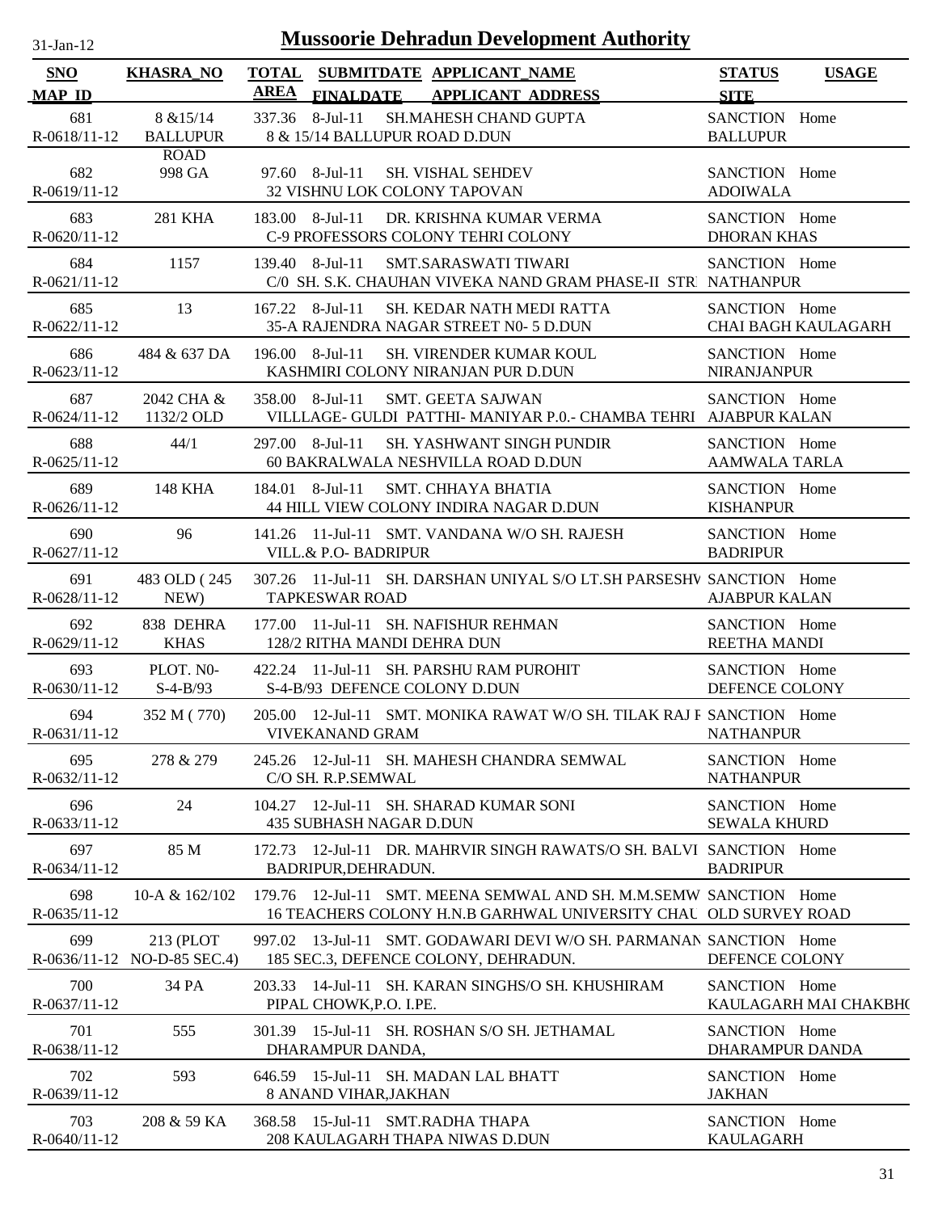# Mussoorie Dehradun Development Authority

31-Jan-12

| SNO / MAP_ID | KHASRA_NO | TOTAL AREA | SUBMITDATE / FINALDATE | APPLICANT_NAME / APPLICANT_ADDRESS | STATUS / SITE | USAGE |
|---|---|---|---|---|---|---|
| 681 / R-0618/11-12 | 8 &15/14 BALLUPUR ROAD | 337.36 | 8-Jul-11 | SH.MAHESH CHAND GUPTA / 8 & 15/14 BALLUPUR ROAD D.DUN | SANCTION / BALLUPUR | Home |
| 682 / R-0619/11-12 | 998 GA | 97.60 | 8-Jul-11 | SH. VISHAL SEHDEV / 32 VISHNU LOK COLONY TAPOVAN | SANCTION / ADOIWALA | Home |
| 683 / R-0620/11-12 | 281 KHA | 183.00 | 8-Jul-11 | DR. KRISHNA KUMAR VERMA / C-9 PROFESSORS COLONY TEHRI COLONY | SANCTION / DHORAN KHAS | Home |
| 684 / R-0621/11-12 | 1157 | 139.40 | 8-Jul-11 | SMT.SARASWATI TIWARI / C/0 SH. S.K. CHAUHAN VIVEKA NAND GRAM PHASE-II STR | SANCTION / NATHANPUR | Home |
| 685 / R-0622/11-12 | 13 | 167.22 | 8-Jul-11 | SH. KEDAR NATH MEDI RATTA / 35-A RAJENDRA NAGAR STREET N0- 5 D.DUN | SANCTION / CHAI BAGH KAULAGARH | Home |
| 686 / R-0623/11-12 | 484 & 637 DA | 196.00 | 8-Jul-11 | SH. VIRENDER KUMAR KOUL / KASHMIRI COLONY NIRANJAN PUR D.DUN | SANCTION / NIRANJANPUR | Home |
| 687 / R-0624/11-12 | 2042 CHA & 1132/2 OLD | 358.00 | 8-Jul-11 | SMT. GEETA SAJWAN / VILLLAGE- GULDI PATTHI- MANIYAR P.0.- CHAMBA TEHRI | SANCTION / AJABPUR KALAN | Home |
| 688 / R-0625/11-12 | 44/1 | 297.00 | 8-Jul-11 | SH. YASHWANT SINGH PUNDIR / 60 BAKRALWALA NESHVILLA ROAD D.DUN | SANCTION / AAMWALA TARLA | Home |
| 689 / R-0626/11-12 | 148 KHA | 184.01 | 8-Jul-11 | SMT. CHHAYA BHATIA / 44 HILL VIEW COLONY INDIRA NAGAR D.DUN | SANCTION / KISHANPUR | Home |
| 690 / R-0627/11-12 | 96 | 141.26 | 11-Jul-11 | SMT. VANDANA W/O SH. RAJESH / VILL.& P.O- BADRIPUR | SANCTION / BADRIPUR | Home |
| 691 / R-0628/11-12 | 483 OLD ( 245 NEW) | 307.26 | 11-Jul-11 | SH. DARSHAN UNIYAL S/O LT.SH PARSESHV / TAPKESWAR ROAD | SANCTION / AJABPUR KALAN | Home |
| 692 / R-0629/11-12 | 838 DEHRA KHAS | 177.00 | 11-Jul-11 | SH. NAFISHUR REHMAN / 128/2 RITHA MANDI DEHRA DUN | SANCTION / REETHA MANDI | Home |
| 693 / R-0630/11-12 | PLOT. N0- S-4-B/93 | 422.24 | 11-Jul-11 | SH. PARSHU RAM PUROHIT / S-4-B/93 DEFENCE COLONY D.DUN | SANCTION / DEFENCE COLONY | Home |
| 694 / R-0631/11-12 | 352 M ( 770) | 205.00 | 12-Jul-11 | SMT. MONIKA RAWAT W/O SH. TILAK RAJ F / VIVEKANAND GRAM | SANCTION / NATHANPUR | Home |
| 695 / R-0632/11-12 | 278 & 279 | 245.26 | 12-Jul-11 | SH. MAHESH CHANDRA SEMWAL / C/O SH. R.P.SEMWAL | SANCTION / NATHANPUR | Home |
| 696 / R-0633/11-12 | 24 | 104.27 | 12-Jul-11 | SH. SHARAD KUMAR SONI / 435 SUBHASH NAGAR D.DUN | SANCTION / SEWALA KHURD | Home |
| 697 / R-0634/11-12 | 85 M | 172.73 | 12-Jul-11 | DR. MAHRVIR SINGH RAWATS/O SH. BALVI / BADRIPUR,DEHRADUN. | SANCTION / BADRIPUR | Home |
| 698 / R-0635/11-12 | 10-A & 162/102 | 179.76 | 12-Jul-11 | SMT. MEENA SEMWAL AND SH. M.M.SEMW / 16 TEACHERS COLONY H.N.B GARHWAL UNIVERSITY CHAU | SANCTION / OLD SURVEY ROAD | Home |
| 699 / R-0636/11-12 | 213 (PLOT NO-D-85 SEC.4) | 997.02 | 13-Jul-11 | SMT. GODAWARI DEVI W/O SH. PARMANAN / 185 SEC.3, DEFENCE COLONY, DEHRADUN. | SANCTION / DEFENCE COLONY | Home |
| 700 / R-0637/11-12 | 34 PA | 203.33 | 14-Jul-11 | SH. KARAN SINGHS/O SH. KHUSHIRAM / PIPAL CHOWK,P.O. I.PE. | SANCTION / KAULAGARH MAI CHAKBHC | Home |
| 701 / R-0638/11-12 | 555 | 301.39 | 15-Jul-11 | SH. ROSHAN S/O SH. JETHAMAL / DHARAMPUR DANDA, | SANCTION / DHARAMPUR DANDA | Home |
| 702 / R-0639/11-12 | 593 | 646.59 | 15-Jul-11 | SH. MADAN LAL BHATT / 8 ANAND VIHAR,JAKHAN | SANCTION / JAKHAN | Home |
| 703 / R-0640/11-12 | 208 & 59 KA | 368.58 | 15-Jul-11 | SMT.RADHA THAPA / 208 KAULAGARH THAPA NIWAS D.DUN | SANCTION / KAULAGARH | Home |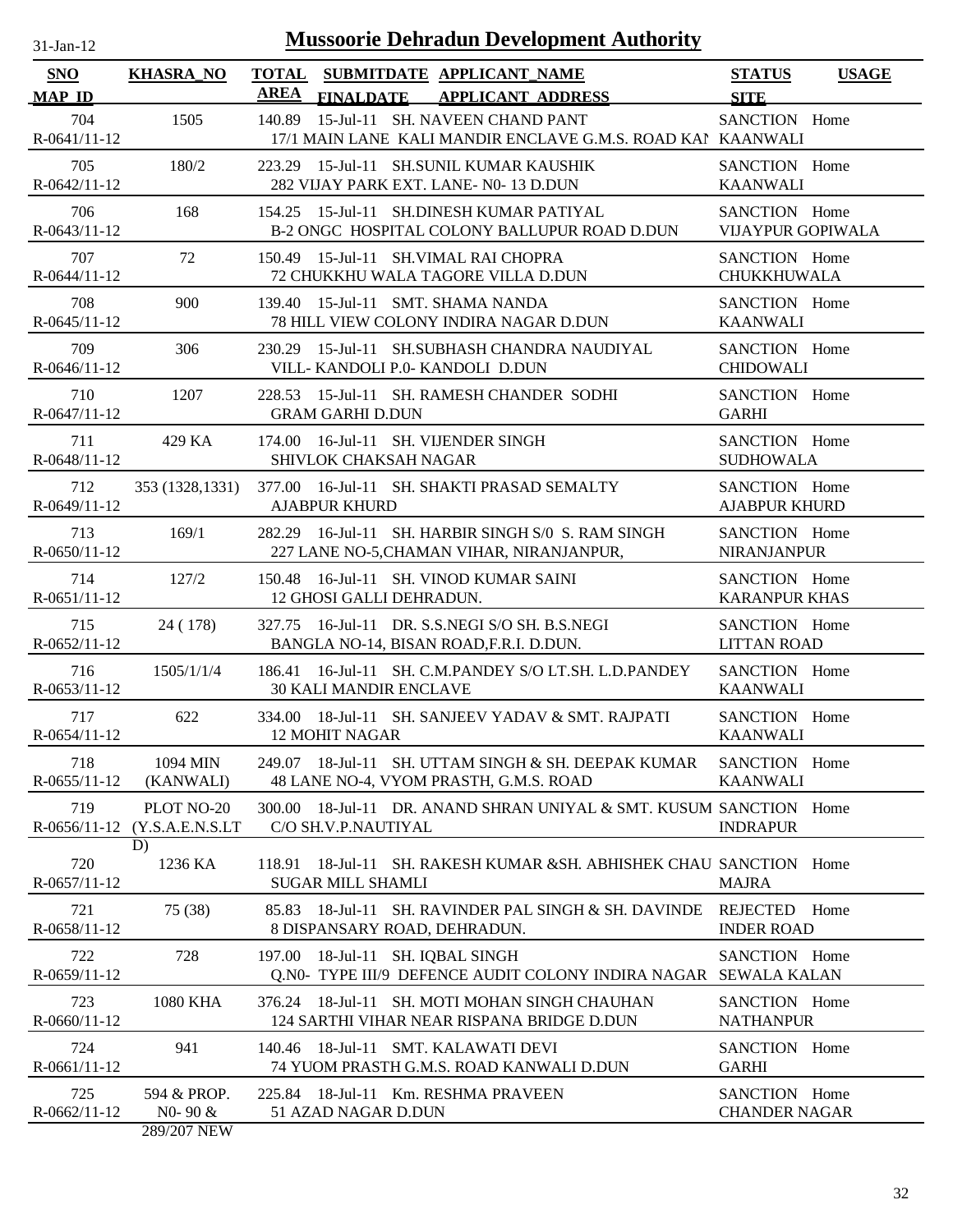# Mussoorie Dehradun Development Authority

31-Jan-12

| SNO / MAP ID | KHASRA_NO | TOTAL AREA | SUBMITDATE / FINALDATE | APPLICANT_NAME / APPLICANT_ADDRESS | STATUS / SITE | USAGE |
|---|---|---|---|---|---|---|
| 704 / R-0641/11-12 | 1505 | 140.89 | 15-Jul-11 | SH. NAVEEN CHAND PANT / 17/1 MAIN LANE KALI MANDIR ENCLAVE G.M.S. ROAD KAN | SANCTION / KAANWALI | Home |
| 705 / R-0642/11-12 | 180/2 | 223.29 | 15-Jul-11 | SH.SUNIL KUMAR KAUSHIK / 282 VIJAY PARK EXT. LANE- N0- 13 D.DUN | SANCTION / KAANWALI | Home |
| 706 / R-0643/11-12 | 168 | 154.25 | 15-Jul-11 | SH.DINESH KUMAR PATIYAL / B-2 ONGC HOSPITAL COLONY BALLUPUR ROAD D.DUN | SANCTION / VIJAYPUR GOPIWALA | Home |
| 707 / R-0644/11-12 | 72 | 150.49 | 15-Jul-11 | SH.VIMAL RAI CHOPRA / 72 CHUKKHU WALA TAGORE VILLA D.DUN | SANCTION / CHUKKHUWALA | Home |
| 708 / R-0645/11-12 | 900 | 139.40 | 15-Jul-11 | SMT. SHAMA NANDA / 78 HILL VIEW COLONY INDIRA NAGAR D.DUN | SANCTION / KAANWALI | Home |
| 709 / R-0646/11-12 | 306 | 230.29 | 15-Jul-11 | SH.SUBHASH CHANDRA NAUDIYAL / VILL- KANDOLI P.0- KANDOLI D.DUN | SANCTION / CHIDOWALI | Home |
| 710 / R-0647/11-12 | 1207 | 228.53 | 15-Jul-11 | SH. RAMESH CHANDER SODHI / GRAM GARHI D.DUN | SANCTION / GARHI | Home |
| 711 / R-0648/11-12 | 429 KA | 174.00 | 16-Jul-11 | SH. VIJENDER SINGH / SHIVLOK CHAKSAH NAGAR | SANCTION / SUDHOWALA | Home |
| 712 / R-0649/11-12 | 353 (1328,1331) | 377.00 | 16-Jul-11 | SH. SHAKTI PRASAD SEMALTY / AJABPUR KHURD | SANCTION / AJABPUR KHURD | Home |
| 713 / R-0650/11-12 | 169/1 | 282.29 | 16-Jul-11 | SH. HARBIR SINGH S/0 S. RAM SINGH / 227 LANE NO-5,CHAMAN VIHAR, NIRANJANPUR, | SANCTION / NIRANJANPUR | Home |
| 714 / R-0651/11-12 | 127/2 | 150.48 | 16-Jul-11 | SH. VINOD KUMAR SAINI / 12 GHOSI GALLI DEHRADUN. | SANCTION / KARANPUR KHAS | Home |
| 715 / R-0652/11-12 | 24 ( 178) | 327.75 | 16-Jul-11 | DR. S.S.NEGI S/O SH. B.S.NEGI / BANGLA NO-14, BISAN ROAD,F.R.I. D.DUN. | SANCTION / LITTAN ROAD | Home |
| 716 / R-0653/11-12 | 1505/1/1/4 | 186.41 | 16-Jul-11 | SH. C.M.PANDEY S/O LT.SH. L.D.PANDEY / 30 KALI MANDIR ENCLAVE | SANCTION / KAANWALI | Home |
| 717 / R-0654/11-12 | 622 | 334.00 | 18-Jul-11 | SH. SANJEEV YADAV & SMT. RAJPATI / 12 MOHIT NAGAR | SANCTION / KAANWALI | Home |
| 718 / R-0655/11-12 | 1094 MIN (KANWALI) | 249.07 | 18-Jul-11 | SH. UTTAM SINGH & SH. DEEPAK KUMAR / 48 LANE NO-4, VYOM PRASTH, G.M.S. ROAD | SANCTION / KAANWALI | Home |
| 719 / R-0656/11-12 | PLOT NO-20 (Y.S.A.E.N.S.LT D) | 300.00 | 18-Jul-11 | DR. ANAND SHRAN UNIYAL & SMT. KUSUM / C/O SH.V.P.NAUTIYAL | SANCTION / INDRAPUR | Home |
| 720 / R-0657/11-12 | 1236 KA | 118.91 | 18-Jul-11 | SH. RAKESH KUMAR &SH. ABHISHEK CHAU / SUGAR MILL SHAMLI | SANCTION / MAJRA | Home |
| 721 / R-0658/11-12 | 75 (38) | 85.83 | 18-Jul-11 | SH. RAVINDER PAL SINGH & SH. DAVINDE / 8 DISPANSARY ROAD, DEHRADUN. | REJECTED / INDER ROAD | Home |
| 722 / R-0659/11-12 | 728 | 197.00 | 18-Jul-11 | SH. IQBAL SINGH / Q.N0- TYPE III/9 DEFENCE AUDIT COLONY INDIRA NAGAR | SANCTION / SEWALA KALAN | Home |
| 723 / R-0660/11-12 | 1080 KHA | 376.24 | 18-Jul-11 | SH. MOTI MOHAN SINGH CHAUHAN / 124 SARTHI VIHAR NEAR RISPANA BRIDGE D.DUN | SANCTION / NATHANPUR | Home |
| 724 / R-0661/11-12 | 941 | 140.46 | 18-Jul-11 | SMT. KALAWATI DEVI / 74 YUOM PRASTH G.M.S. ROAD KANWALI D.DUN | SANCTION / GARHI | Home |
| 725 / R-0662/11-12 | 594 & PROP. N0- 90 & 289/207 NEW | 225.84 | 18-Jul-11 | Km. RESHMA PRAVEEN / 51 AZAD NAGAR D.DUN | SANCTION / CHANDER NAGAR | Home |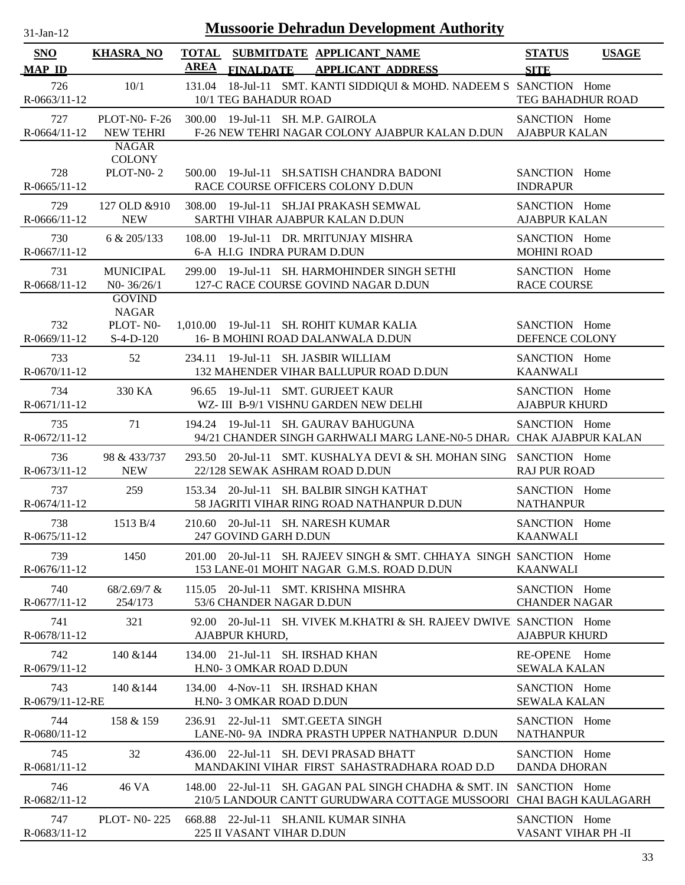# Mussoorie Dehradun Development Authority

31-Jan-12

| SNO<br>MAP_ID | KHASRA_NO | TOTAL AREA | SUBMITDATE<br>FINALDATE | APPLICANT_NAME<br>APPLICANT_ADDRESS | STATUS<br>SITE | USAGE |
|---|---|---|---|---|---|---|
| 726<br>R-0663/11-12 | 10/1 | 131.04 | 18-Jul-11 | SMT. KANTI SIDDIQUI & MOHD. NADEEM S<br>10/1 TEG BAHADUR ROAD | SANCTION<br>TEG BAHADHUR ROAD | Home |
| 727<br>R-0664/11-12 | PLOT-N0- F-26 NEW TEHRI NAGAR COLONY | 300.00 | 19-Jul-11 | SH. M.P. GAIROLA<br>F-26 NEW TEHRI NAGAR COLONY AJABPUR KALAN D.DUN | SANCTION<br>AJABPUR KALAN | Home |
| 728<br>R-0665/11-12 | PLOT-N0- 2 | 500.00 | 19-Jul-11 | SH.SATISH CHANDRA BADONI<br>RACE COURSE OFFICERS COLONY D.DUN | SANCTION<br>INDRAPUR | Home |
| 729<br>R-0666/11-12 | 127 OLD &910 NEW | 308.00 | 19-Jul-11 | SH.JAI PRAKASH SEMWAL<br>SARTHI VIHAR AJABPUR KALAN D.DUN | SANCTION<br>AJABPUR KALAN | Home |
| 730<br>R-0667/11-12 | 6 & 205/133 | 108.00 | 19-Jul-11 | DR. MRITUNJAY MISHRA<br>6-A H.I.G INDRA PURAM D.DUN | SANCTION<br>MOHINI ROAD | Home |
| 731<br>R-0668/11-12 | MUNICIPAL N0- 36/26/1 GOVIND NAGAR | 299.00 | 19-Jul-11 | SH. HARMOHINDER SINGH SETHI<br>127-C RACE COURSE GOVIND NAGAR D.DUN | SANCTION<br>RACE COURSE | Home |
| 732<br>R-0669/11-12 | PLOT- N0- S-4-D-120 | 1,010.00 | 19-Jul-11 | SH. ROHIT KUMAR KALIA<br>16- B MOHINI ROAD DALANWALA D.DUN | SANCTION<br>DEFENCE COLONY | Home |
| 733<br>R-0670/11-12 | 52 | 234.11 | 19-Jul-11 | SH. JASBIR WILLIAM<br>132 MAHENDER VIHAR BALLUPUR ROAD D.DUN | SANCTION<br>KAANWALI | Home |
| 734<br>R-0671/11-12 | 330 KA | 96.65 | 19-Jul-11 | SMT. GURJEET KAUR<br>WZ- III B-9/1 VISHNU GARDEN NEW DELHI | SANCTION<br>AJABPUR KHURD | Home |
| 735<br>R-0672/11-12 | 71 | 194.24 | 19-Jul-11 | SH. GAURAV BAHUGUNA<br>94/21 CHANDER SINGH GARHWALI MARG LANE-N0-5 DHAR | SANCTION<br>CHAK AJABPUR KALAN | Home |
| 736<br>R-0673/11-12 | 98 & 433/737 NEW | 293.50 | 20-Jul-11 | SMT. KUSHALYA DEVI & SH. MOHAN SING<br>22/128 SEWAK ASHRAM ROAD D.DUN | SANCTION<br>RAJ PUR ROAD | Home |
| 737<br>R-0674/11-12 | 259 | 153.34 | 20-Jul-11 | SH. BALBIR SINGH KATHAT<br>58 JAGRITI VIHAR RING ROAD NATHANPUR D.DUN | SANCTION<br>NATHANPUR | Home |
| 738<br>R-0675/11-12 | 1513 B/4 | 210.60 | 20-Jul-11 | SH. NARESH KUMAR<br>247 GOVIND GARH D.DUN | SANCTION<br>KAANWALI | Home |
| 739<br>R-0676/11-12 | 1450 | 201.00 | 20-Jul-11 | SH. RAJEEV SINGH & SMT. CHHAYA SINGH<br>153 LANE-01 MOHIT NAGAR G.M.S. ROAD D.DUN | SANCTION<br>KAANWALI | Home |
| 740<br>R-0677/11-12 | 68/2.69/7 & 254/173 | 115.05 | 20-Jul-11 | SMT. KRISHNA MISHRA<br>53/6 CHANDER NAGAR D.DUN | SANCTION<br>CHANDER NAGAR | Home |
| 741<br>R-0678/11-12 | 321 | 92.00 | 20-Jul-11 | SH. VIVEK M.KHATRI & SH. RAJEEV DWIVE<br>AJABPUR KHURD, | SANCTION<br>AJABPUR KHURD | Home |
| 742<br>R-0679/11-12 | 140 &144 | 134.00 | 21-Jul-11 | SH. IRSHAD KHAN<br>H.N0- 3 OMKAR ROAD D.DUN | RE-OPENE<br>SEWALA KALAN | Home |
| 743<br>R-0679/11-12-RE | 140 &144 | 134.00 | 4-Nov-11 | SH. IRSHAD KHAN<br>H.N0- 3 OMKAR ROAD D.DUN | SANCTION<br>SEWALA KALAN | Home |
| 744<br>R-0680/11-12 | 158 & 159 | 236.91 | 22-Jul-11 | SMT.GEETA SINGH<br>LANE-N0- 9A INDRA PRASTH UPPER NATHANPUR D.DUN | SANCTION<br>NATHANPUR | Home |
| 745<br>R-0681/11-12 | 32 | 436.00 | 22-Jul-11 | SH. DEVI PRASAD BHATT<br>MANDAKINI VIHAR FIRST SAHASTRADHARA ROAD D.D | SANCTION<br>DANDA DHORAN | Home |
| 746<br>R-0682/11-12 | 46 VA | 148.00 | 22-Jul-11 | SH. GAGAN PAL SINGH CHADHA & SMT. IN<br>210/5 LANDOUR CANTT GURUDWARA COTTAGE MUSSOORI | SANCTION<br>CHAI BAGH KAULAGARH | Home |
| 747<br>R-0683/11-12 | PLOT- N0- 225 | 668.88 | 22-Jul-11 | SH.ANIL KUMAR SINHA<br>225 II VASANT VIHAR D.DUN | SANCTION<br>VASANT VIHAR PH -II | Home |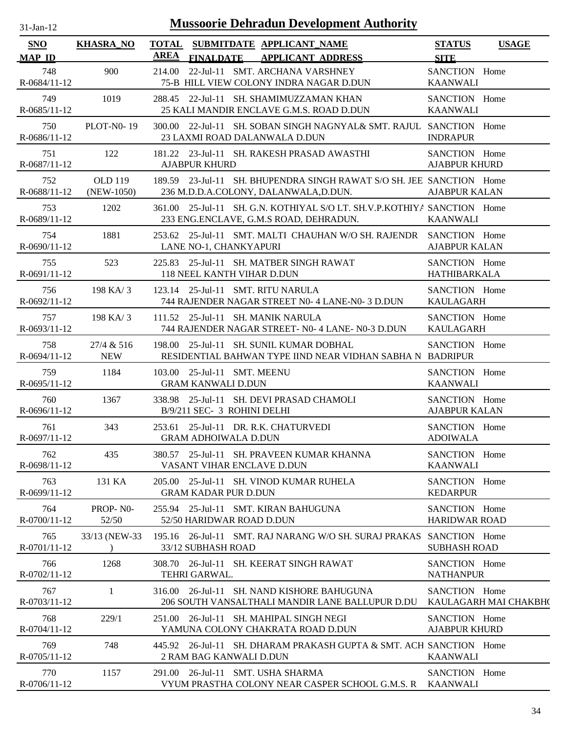# Mussoorie Dehradun Development Authority

31-Jan-12

| SNO / MAP_ID | KHASRA_NO | TOTAL AREA | SUBMITDATE / FINALDATE | APPLICANT_NAME / APPLICANT_ADDRESS | STATUS / SITE | USAGE |
|---|---|---|---|---|---|---|
| 748 R-0684/11-12 | 900 | 214.00 | 22-Jul-11 | SMT. ARCHANA VARSHNEY 75-B HILL VIEW COLONY INDRA NAGAR D.DUN | SANCTION KAANWALI | Home |
| 749 R-0685/11-12 | 1019 | 288.45 | 22-Jul-11 | SH. SHAMIMUZZAMAN KHAN 25 KALI MANDIR ENCLAVE G.M.S. ROAD D.DUN | SANCTION KAANWALI | Home |
| 750 R-0686/11-12 | PLOT-N0- 19 | 300.00 | 22-Jul-11 | SH. SOBAN SINGH NAGNYAL& SMT. RAJUL 23 LAXMI ROAD DALANWALA D.DUN | SANCTION INDRAPUR | Home |
| 751 R-0687/11-12 | 122 | 181.22 | 23-Jul-11 | SH. RAKESH PRASAD AWASTHI AJABPUR KHURD | SANCTION AJABPUR KHURD | Home |
| 752 R-0688/11-12 | OLD 119 (NEW-1050) | 189.59 | 23-Jul-11 | SH. BHUPENDRA SINGH RAWAT S/O SH. JEE 236 M.D.D.A.COLONY, DALANWALA,D.DUN. | SANCTION AJABPUR KALAN | Home |
| 753 R-0689/11-12 | 1202 | 361.00 | 25-Jul-11 | SH. G.N. KOTHIYAL S/O LT. SH.V.P.KOTHIYA 233 ENG.ENCLAVE, G.M.S ROAD, DEHRADUN. | SANCTION KAANWALI | Home |
| 754 R-0690/11-12 | 1881 | 253.62 | 25-Jul-11 | SMT. MALTI CHAUHAN W/O SH. RAJENDR LANE NO-1, CHANKYAPURI | SANCTION AJABPUR KALAN | Home |
| 755 R-0691/11-12 | 523 | 225.83 | 25-Jul-11 | SH. MATBER SINGH RAWAT 118 NEEL KANTH VIHAR D.DUN | SANCTION HATHIBARKALA | Home |
| 756 R-0692/11-12 | 198 KA/ 3 | 123.14 | 25-Jul-11 | SMT. RITU NARULA 744 RAJENDER NAGAR STREET N0- 4 LANE-N0- 3 D.DUN | SANCTION KAULAGARH | Home |
| 757 R-0693/11-12 | 198 KA/ 3 | 111.52 | 25-Jul-11 | SH. MANIK NARULA 744 RAJENDER NAGAR STREET- N0- 4 LANE- N0-3 D.DUN | SANCTION KAULAGARH | Home |
| 758 R-0694/11-12 | 27/4 & 516 NEW | 198.00 | 25-Jul-11 | SH. SUNIL KUMAR DOBHAL RESIDENTIAL BAHWAN TYPE IIND NEAR VIDHAN SABHA N | SANCTION BADRIPUR | Home |
| 759 R-0695/11-12 | 1184 | 103.00 | 25-Jul-11 | SMT. MEENU GRAM KANWALI D.DUN | SANCTION KAANWALI | Home |
| 760 R-0696/11-12 | 1367 | 338.98 | 25-Jul-11 | SH. DEVI PRASAD CHAMOLI B/9/211 SEC- 3 ROHINI DELHI | SANCTION AJABPUR KALAN | Home |
| 761 R-0697/11-12 | 343 | 253.61 | 25-Jul-11 | DR. R.K. CHATURVEDI GRAM ADHOIWALA D.DUN | SANCTION ADOIWALA | Home |
| 762 R-0698/11-12 | 435 | 380.57 | 25-Jul-11 | SH. PRAVEEN KUMAR KHANNA VASANT VIHAR ENCLAVE D.DUN | SANCTION KAANWALI | Home |
| 763 R-0699/11-12 | 131 KA | 205.00 | 25-Jul-11 | SH. VINOD KUMAR RUHELA GRAM KADAR PUR D.DUN | SANCTION KEDARPUR | Home |
| 764 R-0700/11-12 | PROP- N0- 52/50 | 255.94 | 25-Jul-11 | SMT. KIRAN BAHUGUNA 52/50 HARIDWAR ROAD D.DUN | SANCTION HARIDWAR ROAD | Home |
| 765 R-0701/11-12 | 33/13 (NEW-33 ) | 195.16 | 26-Jul-11 | SMT. RAJ NARANG W/O SH. SURAJ PRAKAS 33/12 SUBHASH ROAD | SANCTION SUBHASH ROAD | Home |
| 766 R-0702/11-12 | 1268 | 308.70 | 26-Jul-11 | SH. KEERAT SINGH RAWAT TEHRI GARWAL. | SANCTION NATHANPUR | Home |
| 767 R-0703/11-12 | 1 | 316.00 | 26-Jul-11 | SH. NAND KISHORE BAHUGUNA 206 SOUTH VANSALTHALI MANDIR LANE BALLUPUR D.DU | SANCTION KAULAGARH MAI CHAKBHO | Home |
| 768 R-0704/11-12 | 229/1 | 251.00 | 26-Jul-11 | SH. MAHIPAL SINGH NEGI YAMUNA COLONY CHAKRATA ROAD D.DUN | SANCTION AJABPUR KHURD | Home |
| 769 R-0705/11-12 | 748 | 445.92 | 26-Jul-11 | SH. DHARAM PRAKASH GUPTA & SMT. ACH 2 RAM BAG KANWALI D.DUN | SANCTION KAANWALI | Home |
| 770 R-0706/11-12 | 1157 | 291.00 | 26-Jul-11 | SMT. USHA SHARMA VYUM PRASTHA COLONY NEAR CASPER SCHOOL G.M.S. R | SANCTION KAANWALI | Home |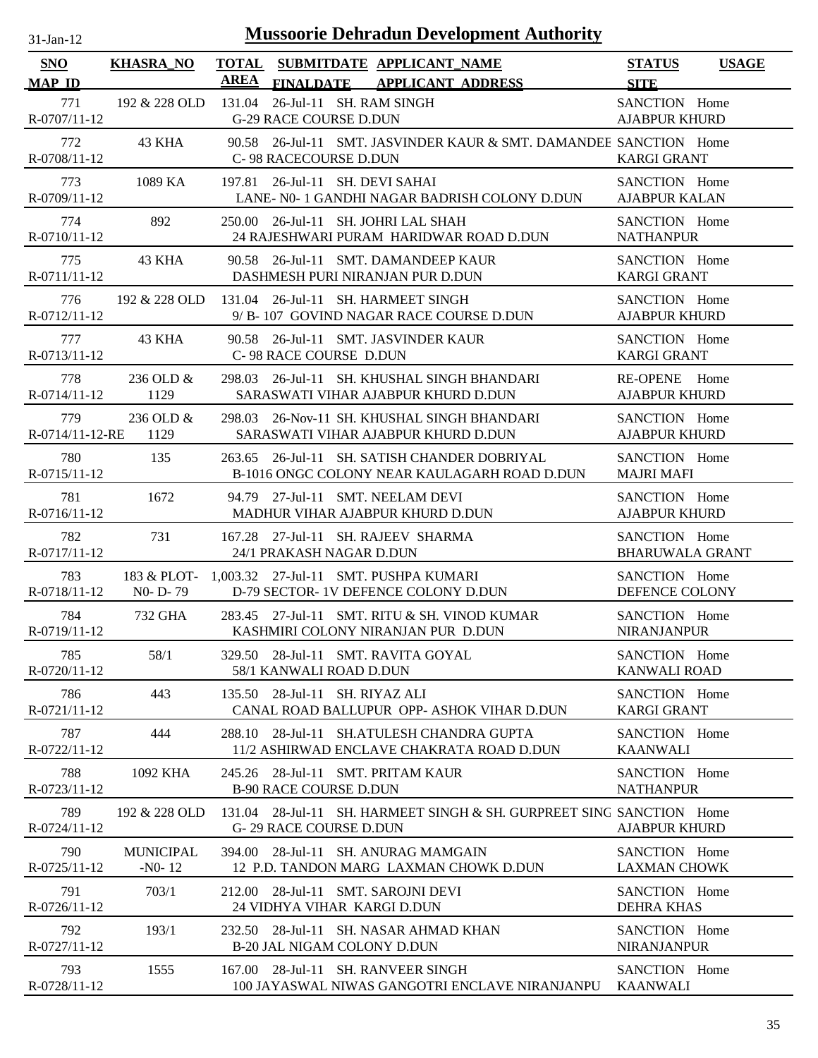# Mussoorie Dehradun Development Authority

31-Jan-12

| SNO / MAP_ID | KHASRA_NO | TOTAL AREA | SUBMITDATE / FINALDATE | APPLICANT_NAME / APPLICANT ADDRESS | STATUS / SITE | USAGE |
|---|---|---|---|---|---|---|
| 771 / R-0707/11-12 | 192 & 228 OLD | 131.04 | 26-Jul-11 | SH. RAM SINGH / G-29 RACE COURSE D.DUN | SANCTION / AJABPUR KHURD | Home |
| 772 / R-0708/11-12 | 43 KHA | 90.58 | 26-Jul-11 | SMT. JASVINDER KAUR & SMT. DAMANDEE / C- 98 RACECOURSE D.DUN | SANCTION / KARGI GRANT | Home |
| 773 / R-0709/11-12 | 1089 KA | 197.81 | 26-Jul-11 | SH. DEVI SAHAI / LANE- N0- 1 GANDHI NAGAR BADRISH COLONY D.DUN | SANCTION / AJABPUR KALAN | Home |
| 774 / R-0710/11-12 | 892 | 250.00 | 26-Jul-11 | SH. JOHRI LAL SHAH / 24 RAJESHWARI PURAM HARIDWAR ROAD D.DUN | SANCTION / NATHANPUR | Home |
| 775 / R-0711/11-12 | 43 KHA | 90.58 | 26-Jul-11 | SMT. DAMANDEEP KAUR / DASHMESH PURI NIRANJAN PUR D.DUN | SANCTION / KARGI GRANT | Home |
| 776 / R-0712/11-12 | 192 & 228 OLD | 131.04 | 26-Jul-11 | SH. HARMEET SINGH / 9/ B- 107 GOVIND NAGAR RACE COURSE D.DUN | SANCTION / AJABPUR KHURD | Home |
| 777 / R-0713/11-12 | 43 KHA | 90.58 | 26-Jul-11 | SMT. JASVINDER KAUR / C- 98 RACE COURSE D.DUN | SANCTION / KARGI GRANT | Home |
| 778 / R-0714/11-12 | 236 OLD & 1129 | 298.03 | 26-Jul-11 | SH. KHUSHAL SINGH BHANDARI / SARASWATI VIHAR AJABPUR KHURD D.DUN | RE-OPENE / AJABPUR KHURD | Home |
| 779 / R-0714/11-12-RE | 236 OLD & 1129 | 298.03 | 26-Nov-11 | SH. KHUSHAL SINGH BHANDARI / SARASWATI VIHAR AJABPUR KHURD D.DUN | SANCTION / AJABPUR KHURD | Home |
| 780 / R-0715/11-12 | 135 | 263.65 | 26-Jul-11 | SH. SATISH CHANDER DOBRIYAL / B-1016 ONGC COLONY NEAR KAULAGARH ROAD D.DUN | SANCTION / MAJRI MAFI | Home |
| 781 / R-0716/11-12 | 1672 | 94.79 | 27-Jul-11 | SMT. NEELAM DEVI / MADHUR VIHAR AJABPUR KHURD D.DUN | SANCTION / AJABPUR KHURD | Home |
| 782 / R-0717/11-12 | 731 | 167.28 | 27-Jul-11 | SH. RAJEEV SHARMA / 24/1 PRAKASH NAGAR D.DUN | SANCTION / BHARUWALA GRANT | Home |
| 783 / R-0718/11-12 | 183 & PLOT- N0- D- 79 | 1,003.32 | 27-Jul-11 | SMT. PUSHPA KUMARI / D-79 SECTOR- 1V DEFENCE COLONY D.DUN | SANCTION / DEFENCE COLONY | Home |
| 784 / R-0719/11-12 | 732 GHA | 283.45 | 27-Jul-11 | SMT. RITU & SH. VINOD KUMAR / KASHMIRI COLONY NIRANJAN PUR D.DUN | SANCTION / NIRANJANPUR | Home |
| 785 / R-0720/11-12 | 58/1 | 329.50 | 28-Jul-11 | SMT. RAVITA GOYAL / 58/1 KANWALI ROAD D.DUN | SANCTION / KANWALI ROAD | Home |
| 786 / R-0721/11-12 | 443 | 135.50 | 28-Jul-11 | SH. RIYAZ ALI / CANAL ROAD BALLUPUR OPP- ASHOK VIHAR D.DUN | SANCTION / KARGI GRANT | Home |
| 787 / R-0722/11-12 | 444 | 288.10 | 28-Jul-11 | SH.ATULESH CHANDRA GUPTA / 11/2 ASHIRWAD ENCLAVE CHAKRATA ROAD D.DUN | SANCTION / KAANWALI | Home |
| 788 / R-0723/11-12 | 1092 KHA | 245.26 | 28-Jul-11 | SMT. PRITAM KAUR / B-90 RACE COURSE D.DUN | SANCTION / NATHANPUR | Home |
| 789 / R-0724/11-12 | 192 & 228 OLD | 131.04 | 28-Jul-11 | SH. HARMEET SINGH & SH. GURPREET SING / G- 29 RACE COURSE D.DUN | SANCTION / AJABPUR KHURD | Home |
| 790 / R-0725/11-12 | MUNICIPAL -N0- 12 | 394.00 | 28-Jul-11 | SH. ANURAG MAMGAIN / 12 P.D. TANDON MARG LAXMAN CHOWK D.DUN | SANCTION / LAXMAN CHOWK | Home |
| 791 / R-0726/11-12 | 703/1 | 212.00 | 28-Jul-11 | SMT. SAROJNI DEVI / 24 VIDHYA VIHAR KARGI D.DUN | SANCTION / DEHRA KHAS | Home |
| 792 / R-0727/11-12 | 193/1 | 232.50 | 28-Jul-11 | SH. NASAR AHMAD KHAN / B-20 JAL NIGAM COLONY D.DUN | SANCTION / NIRANJANPUR | Home |
| 793 / R-0728/11-12 | 1555 | 167.00 | 28-Jul-11 | SH. RANVEER SINGH / 100 JAYASWAL NIWAS GANGOTRI ENCLAVE NIRANJANPU | SANCTION / KAANWALI | Home |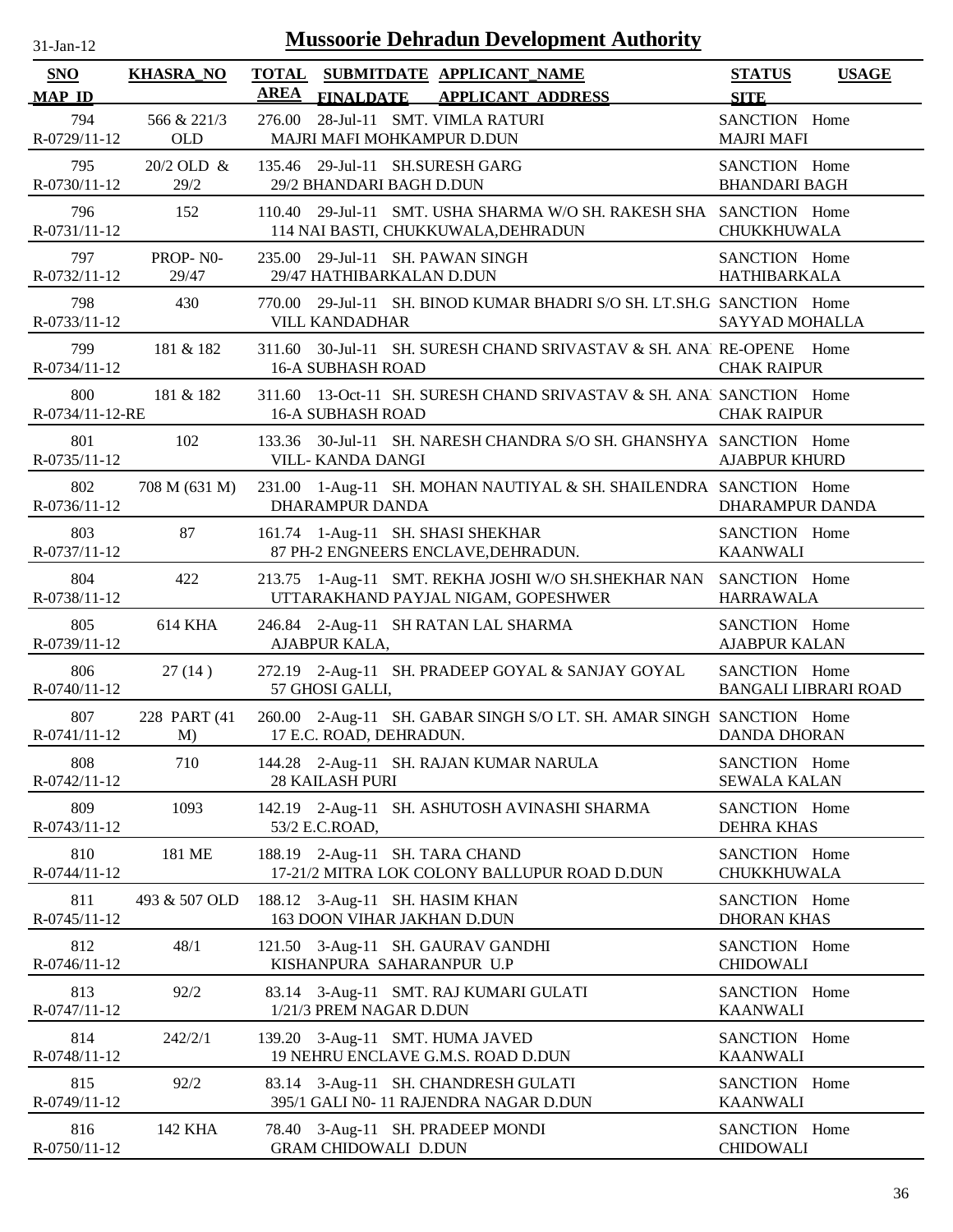# Mussoorie Dehradun Development Authority

31-Jan-12

| SNO<br>MAP_ID | KHASRA_NO | TOTAL AREA | SUBMITDATE<br>FINALDATE | APPLICANT_NAME<br>APPLICANT_ADDRESS | STATUS<br>SITE | USAGE |
|---|---|---|---|---|---|---|
| 794<br>R-0729/11-12 | 566 & 221/3 OLD | 276.00 | 28-Jul-11 | SMT. VIMLA RATURI<br>MAJRI MAFI MOHKAMPUR D.DUN | SANCTION<br>MAJRI MAFI | Home |
| 795<br>R-0730/11-12 | 20/2 OLD & 29/2 | 135.46 | 29-Jul-11 | SH.SURESH GARG<br>29/2 BHANDARI BAGH D.DUN | SANCTION<br>BHANDARI BAGH | Home |
| 796<br>R-0731/11-12 | 152 | 110.40 | 29-Jul-11 | SMT. USHA SHARMA W/O SH. RAKESH SHA<br>114 NAI BASTI, CHUKKUWALA,DEHRADUN | SANCTION<br>CHUKKHUWALA | Home |
| 797<br>R-0732/11-12 | PROP- N0- 29/47 | 235.00 | 29-Jul-11 | SH. PAWAN SINGH<br>29/47 HATHIBARKALAN D.DUN | SANCTION<br>HATHIBARKALA | Home |
| 798<br>R-0733/11-12 | 430 | 770.00 | 29-Jul-11 | SH. BINOD KUMAR BHADRI S/O SH. LT.SH.G<br>VILL KANDADHAR | SANCTION<br>SAYYAD MOHALLA | Home |
| 799<br>R-0734/11-12 | 181 & 182 | 311.60 | 30-Jul-11 | SH. SURESH CHAND SRIVASTAV & SH. ANA<br>16-A SUBHASH ROAD | RE-OPENE<br>CHAK RAIPUR | Home |
| 800<br>R-0734/11-12-RE | 181 & 182 | 311.60 | 13-Oct-11 | SH. SURESH CHAND SRIVASTAV & SH. ANA<br>16-A SUBHASH ROAD | SANCTION<br>CHAK RAIPUR | Home |
| 801<br>R-0735/11-12 | 102 | 133.36 | 30-Jul-11 | SH. NARESH CHANDRA S/O SH. GHANSHYA<br>VILL- KANDA DANGI | SANCTION<br>AJABPUR KHURD | Home |
| 802<br>R-0736/11-12 | 708 M (631 M) | 231.00 | 1-Aug-11 | SH. MOHAN NAUTIYAL & SH. SHAILENDRA<br>DHARAMPUR DANDA | SANCTION<br>DHARAMPUR DANDA | Home |
| 803<br>R-0737/11-12 | 87 | 161.74 | 1-Aug-11 | SH. SHASI SHEKHAR<br>87 PH-2 ENGNEERS ENCLAVE,DEHRADUN. | SANCTION<br>KAANWALI | Home |
| 804<br>R-0738/11-12 | 422 | 213.75 | 1-Aug-11 | SMT. REKHA JOSHI W/O SH.SHEKHAR NAN<br>UTTARAKHAND PAYJAL NIGAM, GOPESHWER | SANCTION<br>HARRAWALA | Home |
| 805<br>R-0739/11-12 | 614 KHA | 246.84 | 2-Aug-11 | SH RATAN LAL SHARMA<br>AJABPUR KALA, | SANCTION<br>AJABPUR KALAN | Home |
| 806<br>R-0740/11-12 | 27 (14 ) | 272.19 | 2-Aug-11 | SH. PRADEEP GOYAL & SANJAY GOYAL<br>57 GHOSI GALLI, | SANCTION<br>BANGALI LIBRARI ROAD | Home |
| 807<br>R-0741/11-12 | 228 PART (41 M) | 260.00 | 2-Aug-11 | SH. GABAR SINGH S/O LT. SH. AMAR SINGH<br>17 E.C. ROAD, DEHRADUN. | SANCTION<br>DANDA DHORAN | Home |
| 808<br>R-0742/11-12 | 710 | 144.28 | 2-Aug-11 | SH. RAJAN KUMAR NARULA<br>28 KAILASH PURI | SANCTION<br>SEWALA KALAN | Home |
| 809<br>R-0743/11-12 | 1093 | 142.19 | 2-Aug-11 | SH. ASHUTOSH AVINASHI SHARMA<br>53/2 E.C.ROAD, | SANCTION<br>DEHRA KHAS | Home |
| 810<br>R-0744/11-12 | 181 ME | 188.19 | 2-Aug-11 | SH. TARA CHAND<br>17-21/2 MITRA LOK COLONY BALLUPUR ROAD D.DUN | SANCTION<br>CHUKKHUWALA | Home |
| 811<br>R-0745/11-12 | 493 & 507 OLD | 188.12 | 3-Aug-11 | SH. HASIM KHAN<br>163 DOON VIHAR JAKHAN D.DUN | SANCTION<br>DHORAN KHAS | Home |
| 812<br>R-0746/11-12 | 48/1 | 121.50 | 3-Aug-11 | SH. GAURAV GANDHI<br>KISHANPURA SAHARANPUR U.P | SANCTION<br>CHIDOWALI | Home |
| 813<br>R-0747/11-12 | 92/2 | 83.14 | 3-Aug-11 | SMT. RAJ KUMARI GULATI<br>1/21/3 PREM NAGAR D.DUN | SANCTION<br>KAANWALI | Home |
| 814<br>R-0748/11-12 | 242/2/1 | 139.20 | 3-Aug-11 | SMT. HUMA JAVED<br>19 NEHRU ENCLAVE G.M.S. ROAD D.DUN | SANCTION<br>KAANWALI | Home |
| 815<br>R-0749/11-12 | 92/2 | 83.14 | 3-Aug-11 | SH. CHANDRESH GULATI<br>395/1 GALI N0- 11 RAJENDRA NAGAR D.DUN | SANCTION<br>KAANWALI | Home |
| 816<br>R-0750/11-12 | 142 KHA | 78.40 | 3-Aug-11 | SH. PRADEEP MONDI<br>GRAM CHIDOWALI D.DUN | SANCTION<br>CHIDOWALI | Home |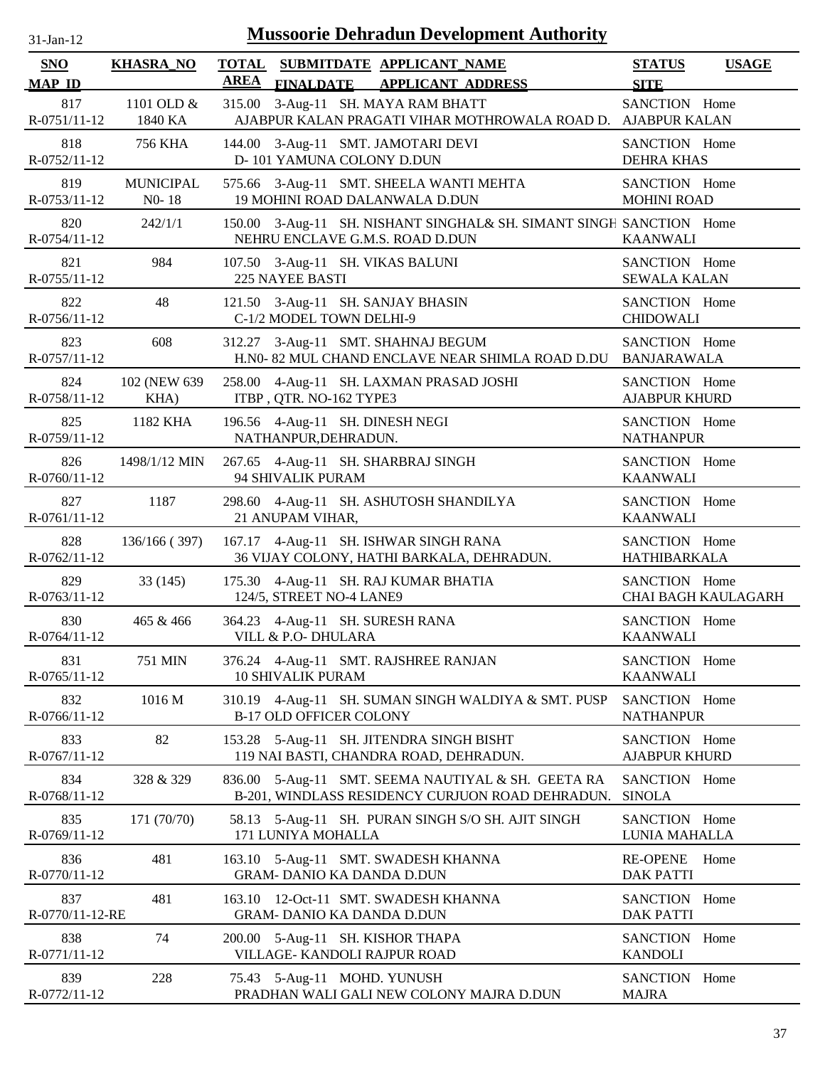# Mussoorie Dehradun Development Authority

31-Jan-12

| SNO / MAP_ID | KHASRA_NO | TOTAL AREA | SUBMITDATE / FINALDATE | APPLICANT_NAME / APPLICANT_ADDRESS | STATUS / SITE | USAGE |
|---|---|---|---|---|---|---|
| 817 / R-0751/11-12 | 1101 OLD & 1840 KA | 315.00 | 3-Aug-11 | SH. MAYA RAM BHATT / AJABPUR KALAN PRAGATI VIHAR MOTHROWALA ROAD D. | SANCTION / AJABPUR KALAN | Home |
| 818 / R-0752/11-12 | 756 KHA | 144.00 | 3-Aug-11 | SMT. JAMOTARI DEVI / D- 101 YAMUNA COLONY D.DUN | SANCTION / DEHRA KHAS | Home |
| 819 / R-0753/11-12 | MUNICIPAL N0- 18 | 575.66 | 3-Aug-11 | SMT. SHEELA WANTI MEHTA / 19 MOHINI ROAD DALANWALA D.DUN | SANCTION / MOHINI ROAD | Home |
| 820 / R-0754/11-12 | 242/1/1 | 150.00 | 3-Aug-11 | SH. NISHANT SINGHAL& SH. SIMANT SINGH / NEHRU ENCLAVE G.M.S. ROAD D.DUN | SANCTION / KAANWALI | Home |
| 821 / R-0755/11-12 | 984 | 107.50 | 3-Aug-11 | SH. VIKAS BALUNI / 225 NAYEE BASTI | SANCTION / SEWALA KALAN | Home |
| 822 / R-0756/11-12 | 48 | 121.50 | 3-Aug-11 | SH. SANJAY BHASIN / C-1/2 MODEL TOWN DELHI-9 | SANCTION / CHIDOWALI | Home |
| 823 / R-0757/11-12 | 608 | 312.27 | 3-Aug-11 | SMT. SHAHNAJ BEGUM / H.N0- 82 MUL CHAND ENCLAVE NEAR SHIMLA ROAD D.DU | SANCTION / BANJARAWALA | Home |
| 824 / R-0758/11-12 | 102 (NEW 639 KHA) | 258.00 | 4-Aug-11 | SH. LAXMAN PRASAD JOSHI / ITBP , QTR. NO-162 TYPE3 | SANCTION / AJABPUR KHURD | Home |
| 825 / R-0759/11-12 | 1182 KHA | 196.56 | 4-Aug-11 | SH. DINESH NEGI / NATHANPUR,DEHRADUN. | SANCTION / NATHANPUR | Home |
| 826 / R-0760/11-12 | 1498/1/12 MIN | 267.65 | 4-Aug-11 | SH. SHARBRAJ SINGH / 94 SHIVALIK PURAM | SANCTION / KAANWALI | Home |
| 827 / R-0761/11-12 | 1187 | 298.60 | 4-Aug-11 | SH. ASHUTOSH SHANDILYA / 21 ANUPAM VIHAR, | SANCTION / KAANWALI | Home |
| 828 / R-0762/11-12 | 136/166 ( 397) | 167.17 | 4-Aug-11 | SH. ISHWAR SINGH RANA / 36 VIJAY COLONY, HATHI BARKALA, DEHRADUN. | SANCTION / HATHIBARKALA | Home |
| 829 / R-0763/11-12 | 33 (145) | 175.30 | 4-Aug-11 | SH. RAJ KUMAR BHATIA / 124/5, STREET NO-4 LANE9 | SANCTION / CHAI BAGH KAULAGARH | Home |
| 830 / R-0764/11-12 | 465 & 466 | 364.23 | 4-Aug-11 | SH. SURESH RANA / VILL & P.O- DHULARA | SANCTION / KAANWALI | Home |
| 831 / R-0765/11-12 | 751 MIN | 376.24 | 4-Aug-11 | SMT. RAJSHREE RANJAN / 10 SHIVALIK PURAM | SANCTION / KAANWALI | Home |
| 832 / R-0766/11-12 | 1016 M | 310.19 | 4-Aug-11 | SH. SUMAN SINGH WALDIYA & SMT. PUSP / B-17 OLD OFFICER COLONY | SANCTION / NATHANPUR | Home |
| 833 / R-0767/11-12 | 82 | 153.28 | 5-Aug-11 | SH. JITENDRA SINGH BISHT / 119 NAI BASTI, CHANDRA ROAD, DEHRADUN. | SANCTION / AJABPUR KHURD | Home |
| 834 / R-0768/11-12 | 328 & 329 | 836.00 | 5-Aug-11 | SMT. SEEMA NAUTIYAL & SH. GEETA RA / B-201, WINDLASS RESIDENCY CURJUON ROAD DEHRADUN. | SANCTION / SINOLA | Home |
| 835 / R-0769/11-12 | 171 (70/70) | 58.13 | 5-Aug-11 | SH. PURAN SINGH S/O SH. AJIT SINGH / 171 LUNIYA MOHALLA | SANCTION / LUNIA MAHALLA | Home |
| 836 / R-0770/11-12 | 481 | 163.10 | 5-Aug-11 | SMT. SWADESH KHANNA / GRAM- DANIO KA DANDA D.DUN | RE-OPENE / DAK PATTI | Home |
| 837 / R-0770/11-12-RE | 481 | 163.10 | 12-Oct-11 | SMT. SWADESH KHANNA / GRAM- DANIO KA DANDA D.DUN | SANCTION / DAK PATTI | Home |
| 838 / R-0771/11-12 | 74 | 200.00 | 5-Aug-11 | SH. KISHOR THAPA / VILLAGE- KANDOLI RAJPUR ROAD | SANCTION / KANDOLI | Home |
| 839 / R-0772/11-12 | 228 | 75.43 | 5-Aug-11 | MOHD. YUNUSH / PRADHAN WALI GALI NEW COLONY MAJRA D.DUN | SANCTION / MAJRA | Home |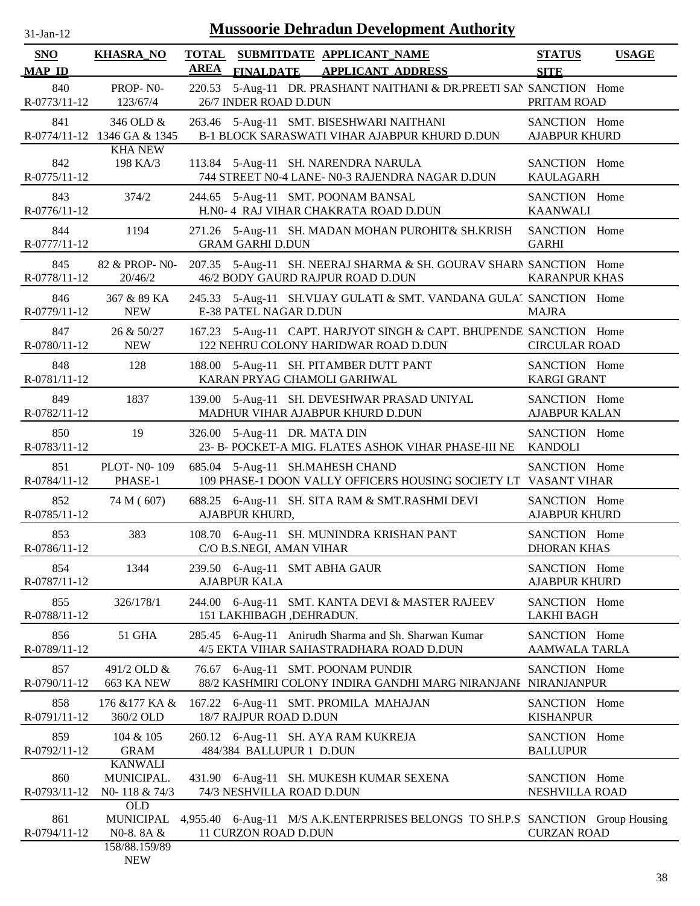# Mussoorie Dehradun Development Authority

31-Jan-12

| SNO / MAP_ID | KHASRA_NO | TOTAL AREA | SUBMITDATE / FINALDATE | APPLICANT_NAME / APPLICANT_ADDRESS | STATUS / SITE | USAGE |
|---|---|---|---|---|---|---|
| 840 R-0773/11-12 | PROP- N0- 123/67/4 | 220.53 | 5-Aug-11 | DR. PRASHANT NAITHANI & DR.PREETI SAN 26/7 INDER ROAD D.DUN | SANCTION PRITAM ROAD | Home |
| 841 R-0774/11-12 | 346 OLD & 1346 GA & 1345 KHA NEW | 263.46 | 5-Aug-11 | SMT. BISESHWARI NAITHANI B-1 BLOCK SARASWATI VIHAR AJABPUR KHURD D.DUN | SANCTION AJABPUR KHURD | Home |
| 842 R-0775/11-12 | 198 KA/3 | 113.84 | 5-Aug-11 | SH. NARENDRA NARULA 744 STREET N0-4 LANE- N0-3 RAJENDRA NAGAR D.DUN | SANCTION KAULAGARH | Home |
| 843 R-0776/11-12 | 374/2 | 244.65 | 5-Aug-11 | SMT. POONAM BANSAL H.N0- 4 RAJ VIHAR CHAKRATA ROAD D.DUN | SANCTION KAANWALI | Home |
| 844 R-0777/11-12 | 1194 | 271.26 | 5-Aug-11 | SH. MADAN MOHAN PUROHIT& SH.KRISH GRAM GARHI D.DUN | SANCTION GARHI | Home |
| 845 R-0778/11-12 | 82 & PROP- N0- 20/46/2 | 207.35 | 5-Aug-11 | SH. NEERAJ SHARMA & SH. GOURAV SHARM 46/2 BODY GAURD RAJPUR ROAD D.DUN | SANCTION KARANPUR KHAS | Home |
| 846 R-0779/11-12 | 367 & 89 KA NEW | 245.33 | 5-Aug-11 | SH.VIJAY GULATI & SMT. VANDANA GULAT E-38 PATEL NAGAR D.DUN | SANCTION MAJRA | Home |
| 847 R-0780/11-12 | 26 & 50/27 NEW | 167.23 | 5-Aug-11 | CAPT. HARJYOT SINGH & CAPT. BHUPENDE 122 NEHRU COLONY HARIDWAR ROAD D.DUN | SANCTION CIRCULAR ROAD | Home |
| 848 R-0781/11-12 | 128 | 188.00 | 5-Aug-11 | SH. PITAMBER DUTT PANT KARAN PRYAG CHAMOLI GARHWAL | SANCTION KARGI GRANT | Home |
| 849 R-0782/11-12 | 1837 | 139.00 | 5-Aug-11 | SH. DEVESHWAR PRASAD UNIYAL MADHUR VIHAR AJABPUR KHURD D.DUN | SANCTION AJABPUR KALAN | Home |
| 850 R-0783/11-12 | 19 | 326.00 | 5-Aug-11 | DR. MATA DIN 23- B- POCKET-A MIG. FLATES ASHOK VIHAR PHASE-III NE | SANCTION KANDOLI | Home |
| 851 R-0784/11-12 | PLOT- N0- 109 PHASE-1 | 685.04 | 5-Aug-11 | SH.MAHESH CHAND 109 PHASE-1 DOON VALLY OFFICERS HOUSING SOCIETY LT | SANCTION VASANT VIHAR | Home |
| 852 R-0785/11-12 | 74 M ( 607) | 688.25 | 6-Aug-11 | SH. SITA RAM & SMT.RASHMI DEVI AJABPUR KHURD, | SANCTION AJABPUR KHURD | Home |
| 853 R-0786/11-12 | 383 | 108.70 | 6-Aug-11 | SH. MUNINDRA KRISHAN PANT C/O B.S.NEGI, AMAN VIHAR | SANCTION DHORAN KHAS | Home |
| 854 R-0787/11-12 | 1344 | 239.50 | 6-Aug-11 | SMT ABHA GAUR AJABPUR KALA | SANCTION AJABPUR KHURD | Home |
| 855 R-0788/11-12 | 326/178/1 | 244.00 | 6-Aug-11 | SMT. KANTA DEVI & MASTER RAJEEV 151 LAKHIBAGH ,DEHRADUN. | SANCTION LAKHI BAGH | Home |
| 856 R-0789/11-12 | 51 GHA | 285.45 | 6-Aug-11 | Anirudh Sharma and Sh. Sharwan Kumar 4/5 EKTA VIHAR SAHASTRADHARA ROAD D.DUN | SANCTION AAMWALA TARLA | Home |
| 857 R-0790/11-12 | 491/2 OLD & 663 KA NEW | 76.67 | 6-Aug-11 | SMT. POONAM PUNDIR 88/2 KASHMIRI COLONY INDIRA GANDHI MARG NIRANJANP | SANCTION NIRANJANPUR | Home |
| 858 R-0791/11-12 | 176 &177 KA & 360/2 OLD | 167.22 | 6-Aug-11 | SMT. PROMILA MAHAJAN 18/7 RAJPUR ROAD D.DUN | SANCTION KISHANPUR | Home |
| 859 R-0792/11-12 | 104 & 105 GRAM KANWALI | 260.12 | 6-Aug-11 | SH. AYA RAM KUKREJA 484/384 BALLUPUR 1 D.DUN | SANCTION BALLUPUR | Home |
| 860 R-0793/11-12 | MUNICIPAL. N0- 118 & 74/3 OLD | 431.90 | 6-Aug-11 | SH. MUKESH KUMAR SEXENA 74/3 NESHVILLA ROAD D.DUN | SANCTION NESHVILLA ROAD | Home |
| 861 R-0794/11-12 | MUNICIPAL N0-8. 8A & 158/88.159/89 NEW | 4,955.40 | 6-Aug-11 | M/S A.K.ENTERPRISES BELONGS TO SH.P.S 11 CURZON ROAD D.DUN | SANCTION CURZAN ROAD | Group Housing |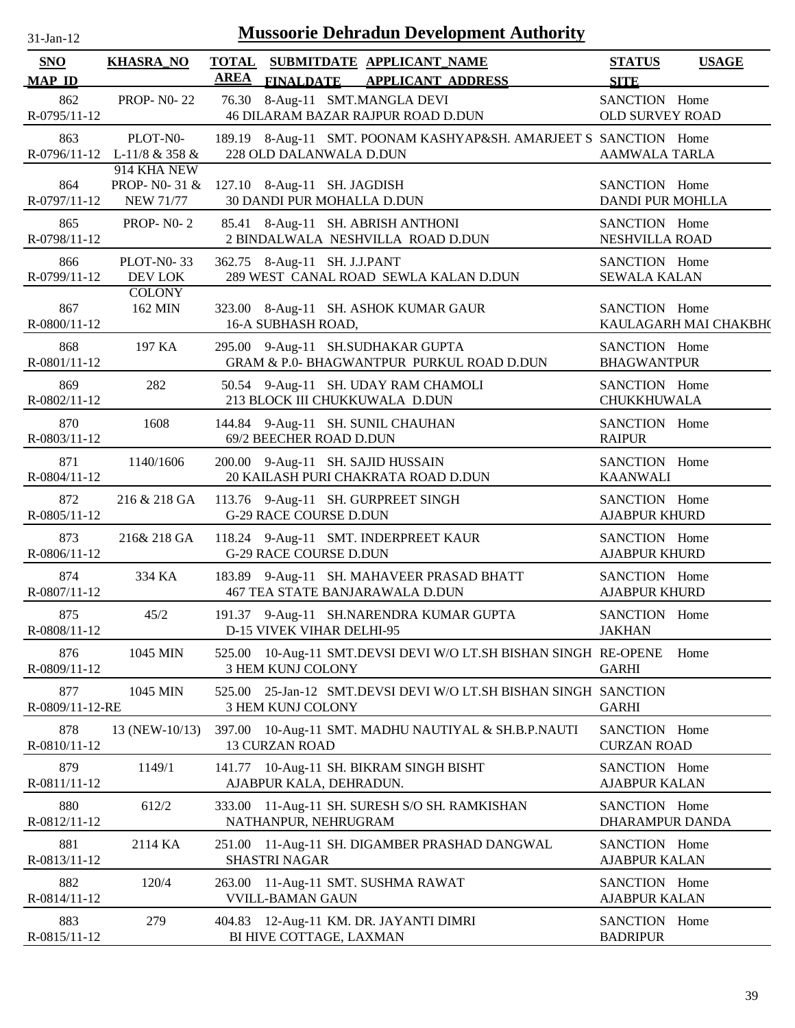# Mussoorie Dehradun Development Authority

31-Jan-12

| SNO / MAP_ID | KHASRA_NO | TOTAL AREA | SUBMITDATE / FINALDATE | APPLICANT_NAME / APPLICANT_ADDRESS | STATUS / SITE | USAGE |
|---|---|---|---|---|---|---|
| 862 / R-0795/11-12 | PROP- N0- 22 | 76.30 | 8-Aug-11 | SMT.MANGLA DEVI / 46 DILARAM BAZAR RAJPUR ROAD D.DUN | SANCTION / OLD SURVEY ROAD | Home |
| 863 / R-0796/11-12 | PLOT-N0- L-11/8 & 358 & 914 KHA NEW | 189.19 | 8-Aug-11 | SMT. POONAM KASHYAP&SH. AMARJEET S / 228 OLD DALANWALA D.DUN | SANCTION / AAMWALA TARLA | Home |
| 864 / R-0797/11-12 | PROP- N0- 31 & NEW 71/77 | 127.10 | 8-Aug-11 | SH. JAGDISH / 30 DANDI PUR MOHALLA D.DUN | SANCTION / DANDI PUR MOHLLA | Home |
| 865 / R-0798/11-12 | PROP- N0- 2 | 85.41 | 8-Aug-11 | SH. ABRISH ANTHONI / 2 BINDALWALA NESHVILLA ROAD D.DUN | SANCTION / NESHVILLA ROAD | Home |
| 866 / R-0799/11-12 | PLOT-N0- 33 DEV LOK COLONY | 362.75 | 8-Aug-11 | SH. J.J.PANT / 289 WEST CANAL ROAD SEWLA KALAN D.DUN | SANCTION / SEWALA KALAN | Home |
| 867 / R-0800/11-12 | 162 MIN | 323.00 | 8-Aug-11 | SH. ASHOK KUMAR GAUR / 16-A SUBHASH ROAD, | SANCTION / KAULAGARH MAI CHAKBH( | Home |
| 868 / R-0801/11-12 | 197 KA | 295.00 | 9-Aug-11 | SH.SUDHAKAR GUPTA / GRAM & P.0- BHAGWANTPUR PURKUL ROAD D.DUN | SANCTION / BHAGWANTPUR | Home |
| 869 / R-0802/11-12 | 282 | 50.54 | 9-Aug-11 | SH. UDAY RAM CHAMOLI / 213 BLOCK III CHUKKUWALA D.DUN | SANCTION / CHUKKHUWALA | Home |
| 870 / R-0803/11-12 | 1608 | 144.84 | 9-Aug-11 | SH. SUNIL CHAUHAN / 69/2 BEECHER ROAD D.DUN | SANCTION / RAIPUR | Home |
| 871 / R-0804/11-12 | 1140/1606 | 200.00 | 9-Aug-11 | SH. SAJID HUSSAIN / 20 KAILASH PURI CHAKRATA ROAD D.DUN | SANCTION / KAANWALI | Home |
| 872 / R-0805/11-12 | 216 & 218 GA | 113.76 | 9-Aug-11 | SH. GURPREET SINGH / G-29 RACE COURSE D.DUN | SANCTION / AJABPUR KHURD | Home |
| 873 / R-0806/11-12 | 216& 218 GA | 118.24 | 9-Aug-11 | SMT. INDERPREET KAUR / G-29 RACE COURSE D.DUN | SANCTION / AJABPUR KHURD | Home |
| 874 / R-0807/11-12 | 334 KA | 183.89 | 9-Aug-11 | SH. MAHAVEER PRASAD BHATT / 467 TEA STATE BANJARAWALA D.DUN | SANCTION / AJABPUR KHURD | Home |
| 875 / R-0808/11-12 | 45/2 | 191.37 | 9-Aug-11 | SH.NARENDRA KUMAR GUPTA / D-15 VIVEK VIHAR DELHI-95 | SANCTION / JAKHAN | Home |
| 876 / R-0809/11-12 | 1045 MIN | 525.00 | 10-Aug-11 | SMT.DEVSI DEVI W/O LT.SH BISHAN SINGH / 3 HEM KUNJ COLONY | RE-OPENE / GARHI | Home |
| 877 / R-0809/11-12-RE | 1045 MIN | 525.00 | 25-Jan-12 | SMT.DEVSI DEVI W/O LT.SH BISHAN SINGH / 3 HEM KUNJ COLONY | SANCTION / GARHI | |
| 878 / R-0810/11-12 | 13 (NEW-10/13) | 397.00 | 10-Aug-11 | SMT. MADHU NAUTIYAL & SH.B.P.NAUTI / 13 CURZAN ROAD | SANCTION / CURZAN ROAD | Home |
| 879 / R-0811/11-12 | 1149/1 | 141.77 | 10-Aug-11 | SH. BIKRAM SINGH BISHT / AJABPUR KALA, DEHRADUN. | SANCTION / AJABPUR KALAN | Home |
| 880 / R-0812/11-12 | 612/2 | 333.00 | 11-Aug-11 | SH. SURESH S/O SH. RAMKISHAN / NATHANPUR, NEHRUGRAM | SANCTION / DHARAMPUR DANDA | Home |
| 881 / R-0813/11-12 | 2114 KA | 251.00 | 11-Aug-11 | SH. DIGAMBER PRASHAD DANGWAL / SHASTRI NAGAR | SANCTION / AJABPUR KALAN | Home |
| 882 / R-0814/11-12 | 120/4 | 263.00 | 11-Aug-11 | SMT. SUSHMA RAWAT / VVILL-BAMAN GAUN | SANCTION / AJABPUR KALAN | Home |
| 883 / R-0815/11-12 | 279 | 404.83 | 12-Aug-11 | KM. DR. JAYANTI DIMRI / BI HIVE COTTAGE, LAXMAN | SANCTION / BADRIPUR | Home |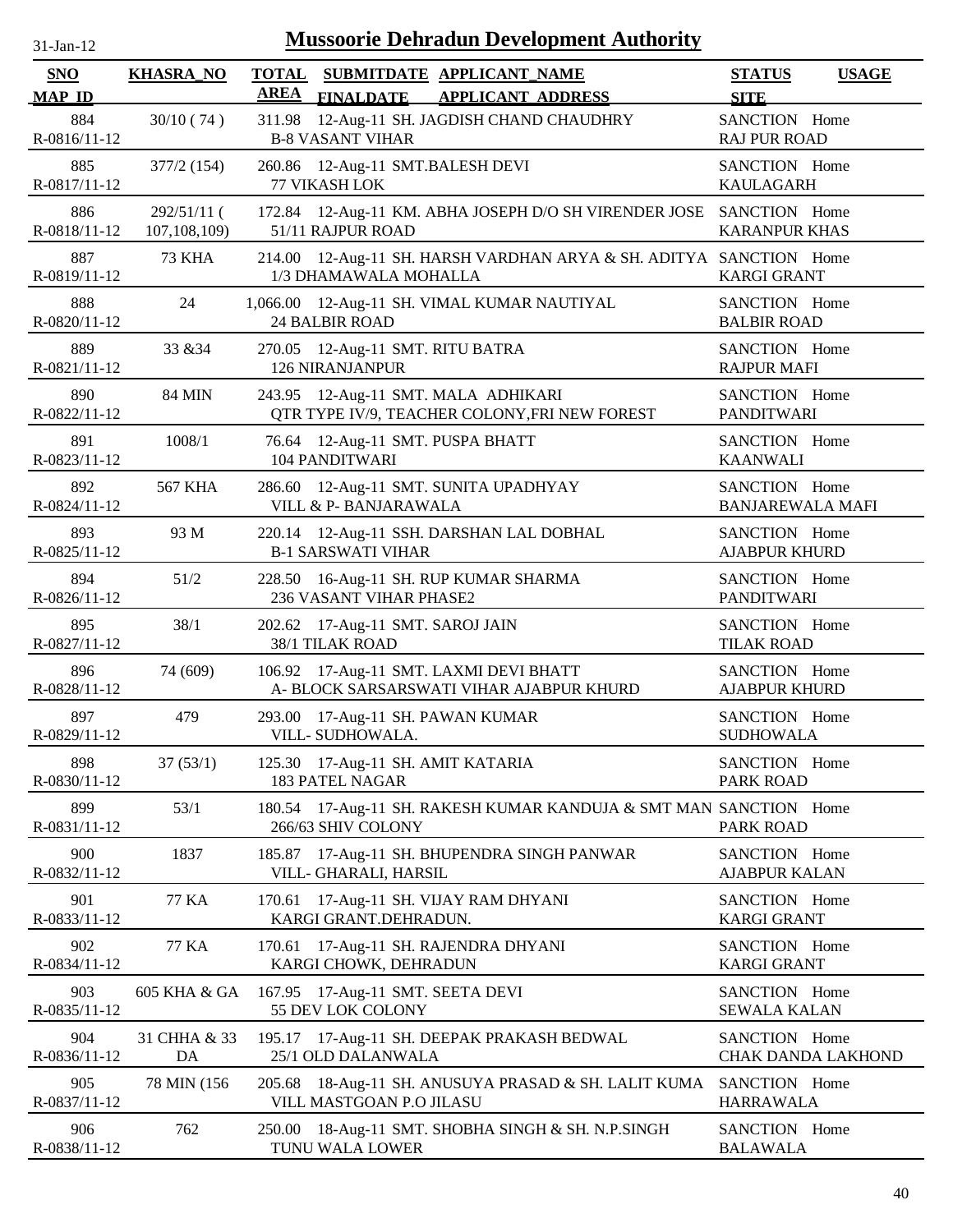# Mussoorie Dehradun Development Authority

31-Jan-12

| SNO<br>MAP_ID | KHASRA_NO | TOTAL AREA | SUBMITDATE FINALDATE | APPLICANT_NAME<br>APPLICANT_ADDRESS | STATUS<br>SITE | USAGE |
|---|---|---|---|---|---|---|
| 884<br>R-0816/11-12 | 30/10 ( 74 ) | 311.98 | 12-Aug-11 | SH. JAGDISH CHAND CHAUDHRY<br>B-8 VASANT VIHAR | SANCTION<br>RAJ PUR ROAD | Home |
| 885<br>R-0817/11-12 | 377/2 (154) | 260.86 | 12-Aug-11 | SMT.BALESH DEVI<br>77 VIKASH LOK | SANCTION<br>KAULAGARH | Home |
| 886<br>R-0818/11-12 | 292/51/11 ( 107,108,109) | 172.84 | 12-Aug-11 | KM. ABHA JOSEPH D/O SH VIRENDER JOSE<br>51/11 RAJPUR ROAD | SANCTION<br>KARANPUR KHAS | Home |
| 887<br>R-0819/11-12 | 73 KHA | 214.00 | 12-Aug-11 | SH. HARSH VARDHAN ARYA & SH. ADITYA<br>1/3 DHAMAWALA MOHALLA | SANCTION<br>KARGI GRANT | Home |
| 888<br>R-0820/11-12 | 24 | 1,066.00 | 12-Aug-11 | SH. VIMAL KUMAR NAUTIYAL<br>24 BALBIR ROAD | SANCTION<br>BALBIR ROAD | Home |
| 889<br>R-0821/11-12 | 33 &34 | 270.05 | 12-Aug-11 | SMT. RITU BATRA<br>126 NIRANJANPUR | SANCTION<br>RAJPUR MAFI | Home |
| 890<br>R-0822/11-12 | 84 MIN | 243.95 | 12-Aug-11 | SMT. MALA ADHIKARI<br>QTR TYPE IV/9, TEACHER COLONY,FRI NEW FOREST | SANCTION<br>PANDITWARI | Home |
| 891<br>R-0823/11-12 | 1008/1 | 76.64 | 12-Aug-11 | SMT. PUSPA BHATT<br>104 PANDITWARI | SANCTION<br>KAANWALI | Home |
| 892<br>R-0824/11-12 | 567 KHA | 286.60 | 12-Aug-11 | SMT. SUNITA UPADHYAY<br>VILL & P- BANJARAWALA | SANCTION<br>BANJAREWALA MAFI | Home |
| 893<br>R-0825/11-12 | 93 M | 220.14 | 12-Aug-11 | SSH. DARSHAN LAL DOBHAL<br>B-1 SARSWATI VIHAR | SANCTION<br>AJABPUR KHURD | Home |
| 894<br>R-0826/11-12 | 51/2 | 228.50 | 16-Aug-11 | SH. RUP KUMAR SHARMA<br>236 VASANT VIHAR PHASE2 | SANCTION<br>PANDITWARI | Home |
| 895<br>R-0827/11-12 | 38/1 | 202.62 | 17-Aug-11 | SMT. SAROJ JAIN<br>38/1 TILAK ROAD | SANCTION<br>TILAK ROAD | Home |
| 896<br>R-0828/11-12 | 74 (609) | 106.92 | 17-Aug-11 | SMT. LAXMI DEVI BHATT<br>A- BLOCK SARSARSWATI VIHAR AJABPUR KHURD | SANCTION<br>AJABPUR KHURD | Home |
| 897<br>R-0829/11-12 | 479 | 293.00 | 17-Aug-11 | SH. PAWAN KUMAR<br>VILL- SUDHOWALA. | SANCTION<br>SUDHOWALA | Home |
| 898<br>R-0830/11-12 | 37 (53/1) | 125.30 | 17-Aug-11 | SH. AMIT KATARIA<br>183 PATEL NAGAR | SANCTION<br>PARK ROAD | Home |
| 899<br>R-0831/11-12 | 53/1 | 180.54 | 17-Aug-11 | SH. RAKESH KUMAR KANDUJA & SMT MAN<br>266/63 SHIV COLONY | SANCTION<br>PARK ROAD | Home |
| 900<br>R-0832/11-12 | 1837 | 185.87 | 17-Aug-11 | SH. BHUPENDRA SINGH PANWAR<br>VILL- GHARALI, HARSIL | SANCTION<br>AJABPUR KALAN | Home |
| 901<br>R-0833/11-12 | 77 KA | 170.61 | 17-Aug-11 | SH. VIJAY RAM DHYANI<br>KARGI GRANT.DEHRADUN. | SANCTION<br>KARGI GRANT | Home |
| 902<br>R-0834/11-12 | 77 KA | 170.61 | 17-Aug-11 | SH. RAJENDRA DHYANI<br>KARGI CHOWK, DEHRADUN | SANCTION<br>KARGI GRANT | Home |
| 903<br>R-0835/11-12 | 605 KHA & GA | 167.95 | 17-Aug-11 | SMT. SEETA DEVI<br>55 DEV LOK COLONY | SANCTION<br>SEWALA KALAN | Home |
| 904<br>R-0836/11-12 | 31 CHHA & 33 DA | 195.17 | 17-Aug-11 | SH. DEEPAK PRAKASH BEDWAL<br>25/1 OLD DALANWALA | SANCTION<br>CHAK DANDA LAKHOND | Home |
| 905<br>R-0837/11-12 | 78 MIN (156 | 205.68 | 18-Aug-11 | SH. ANUSUYA PRASAD & SH. LALIT KUMA<br>VILL MASTGOAN P.O JILASU | SANCTION<br>HARRAWALA | Home |
| 906<br>R-0838/11-12 | 762 | 250.00 | 18-Aug-11 | SMT. SHOBHA SINGH & SH. N.P.SINGH<br>TUNU WALA LOWER | SANCTION<br>BALAWALA | Home |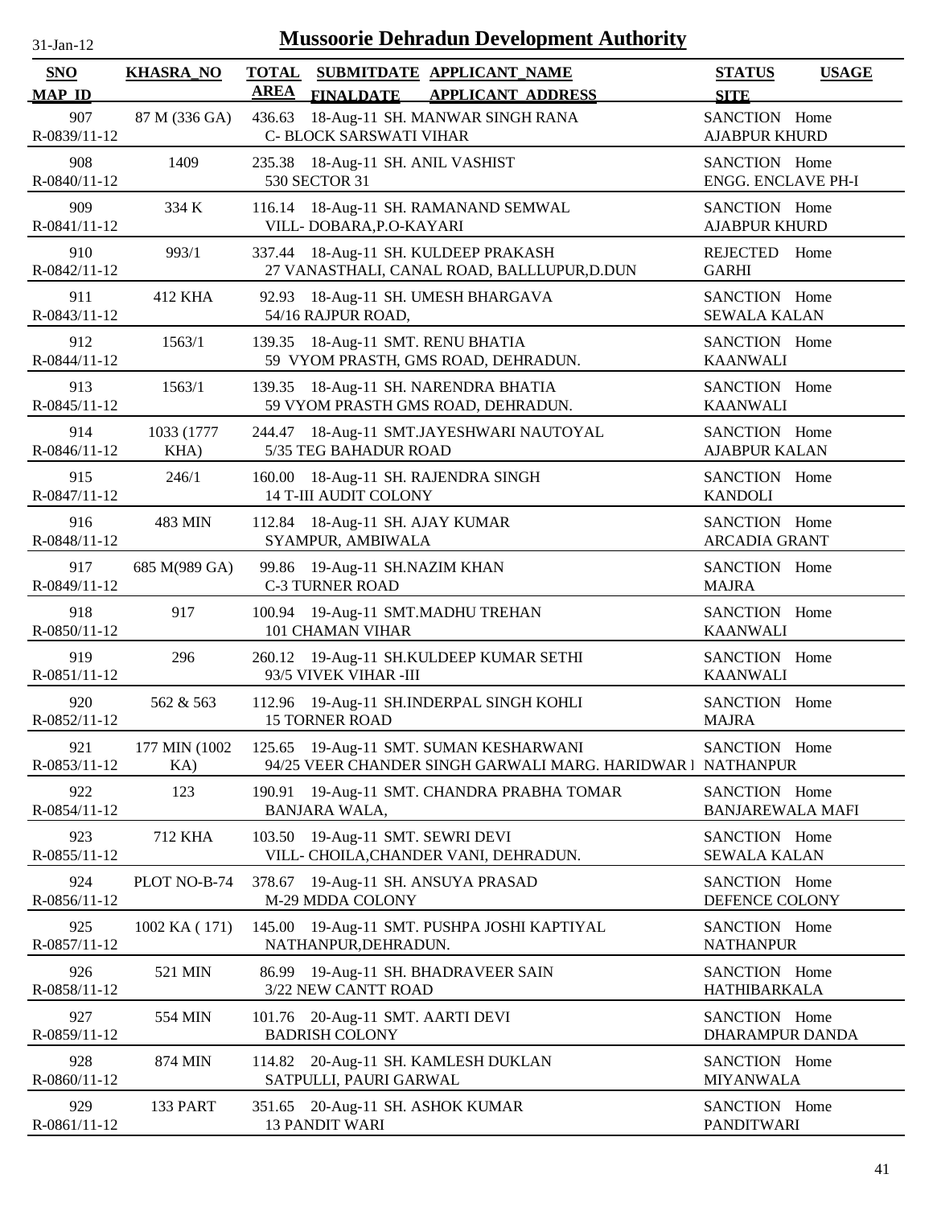# Mussoorie Dehradun Development Authority

31-Jan-12

| SNO / MAP_ID | KHASRA_NO | TOTAL AREA | SUBMITDATE / FINALDATE | APPLICANT_NAME / APPLICANT ADDRESS | STATUS / SITE | USAGE |
|---|---|---|---|---|---|---|
| 907 R-0839/11-12 | 87 M (336 GA) | 436.63 | 18-Aug-11 | SH. MANWAR SINGH RANA C- BLOCK SARSWATI VIHAR | SANCTION AJABPUR KHURD | Home |
| 908 R-0840/11-12 | 1409 | 235.38 | 18-Aug-11 | SH. ANIL VASHIST 530 SECTOR 31 | SANCTION ENGG. ENCLAVE PH-I | Home |
| 909 R-0841/11-12 | 334 K | 116.14 | 18-Aug-11 | SH. RAMANAND SEMWAL VILL- DOBARA,P.O-KAYARI | SANCTION AJABPUR KHURD | Home |
| 910 R-0842/11-12 | 993/1 | 337.44 | 18-Aug-11 | SH. KULDEEP PRAKASH 27 VANASTHALI, CANAL ROAD, BALLLUPUR,D.DUN | REJECTED GARHI | Home |
| 911 R-0843/11-12 | 412 KHA | 92.93 | 18-Aug-11 | SH. UMESH BHARGAVA 54/16 RAJPUR ROAD, | SANCTION SEWALA KALAN | Home |
| 912 R-0844/11-12 | 1563/1 | 139.35 | 18-Aug-11 | SMT. RENU BHATIA 59 VYOM PRASTH, GMS ROAD, DEHRADUN. | SANCTION KAANWALI | Home |
| 913 R-0845/11-12 | 1563/1 | 139.35 | 18-Aug-11 | SH. NARENDRA BHATIA 59 VYOM PRASTH GMS ROAD, DEHRADUN. | SANCTION KAANWALI | Home |
| 914 R-0846/11-12 | 1033 (1777 KHA) | 244.47 | 18-Aug-11 | SMT.JAYESHWARI NAUTOYAL 5/35 TEG BAHADUR ROAD | SANCTION AJABPUR KALAN | Home |
| 915 R-0847/11-12 | 246/1 | 160.00 | 18-Aug-11 | SH. RAJENDRA SINGH 14 T-III AUDIT COLONY | SANCTION KANDOLI | Home |
| 916 R-0848/11-12 | 483 MIN | 112.84 | 18-Aug-11 | SH. AJAY KUMAR SYAMPUR, AMBIWALA | SANCTION ARCADIA GRANT | Home |
| 917 R-0849/11-12 | 685 M(989 GA) | 99.86 | 19-Aug-11 | SH.NAZIM KHAN C-3 TURNER ROAD | SANCTION MAJRA | Home |
| 918 R-0850/11-12 | 917 | 100.94 | 19-Aug-11 | SMT.MADHU TREHAN 101 CHAMAN VIHAR | SANCTION KAANWALI | Home |
| 919 R-0851/11-12 | 296 | 260.12 | 19-Aug-11 | SH.KULDEEP KUMAR SETHI 93/5 VIVEK VIHAR -III | SANCTION KAANWALI | Home |
| 920 R-0852/11-12 | 562 & 563 | 112.96 | 19-Aug-11 | SH.INDERPAL SINGH KOHLI 15 TORNER ROAD | SANCTION MAJRA | Home |
| 921 R-0853/11-12 | 177 MIN (1002 KA) | 125.65 | 19-Aug-11 | SMT. SUMAN KESHARWANI 94/25 VEER CHANDER SINGH GARWALI MARG. HARIDWAR I | SANCTION NATHANPUR | Home |
| 922 R-0854/11-12 | 123 | 190.91 | 19-Aug-11 | SMT. CHANDRA PRABHA TOMAR BANJARA WALA, | SANCTION BANJAREWALA MAFI | Home |
| 923 R-0855/11-12 | 712 KHA | 103.50 | 19-Aug-11 | SMT. SEWRI DEVI VILL- CHOILA,CHANDER VANI, DEHRADUN. | SANCTION SEWALA KALAN | Home |
| 924 R-0856/11-12 | PLOT NO-B-74 | 378.67 | 19-Aug-11 | SH. ANSUYA PRASAD M-29 MDDA COLONY | SANCTION DEFENCE COLONY | Home |
| 925 R-0857/11-12 | 1002 KA ( 171) | 145.00 | 19-Aug-11 | SMT. PUSHPA JOSHI KAPTIYAL NATHANPUR,DEHRADUN. | SANCTION NATHANPUR | Home |
| 926 R-0858/11-12 | 521 MIN | 86.99 | 19-Aug-11 | SH. BHADRAVEER SAIN 3/22 NEW CANTT ROAD | SANCTION HATHIBARKALA | Home |
| 927 R-0859/11-12 | 554 MIN | 101.76 | 20-Aug-11 | SMT. AARTI DEVI BADRISH COLONY | SANCTION DHARAMPUR DANDA | Home |
| 928 R-0860/11-12 | 874 MIN | 114.82 | 20-Aug-11 | SH. KAMLESH DUKLAN SATPULLI, PAURI GARWAL | SANCTION MIYANWALA | Home |
| 929 R-0861/11-12 | 133 PART | 351.65 | 20-Aug-11 | SH. ASHOK KUMAR 13 PANDIT WARI | SANCTION PANDITWARI | Home |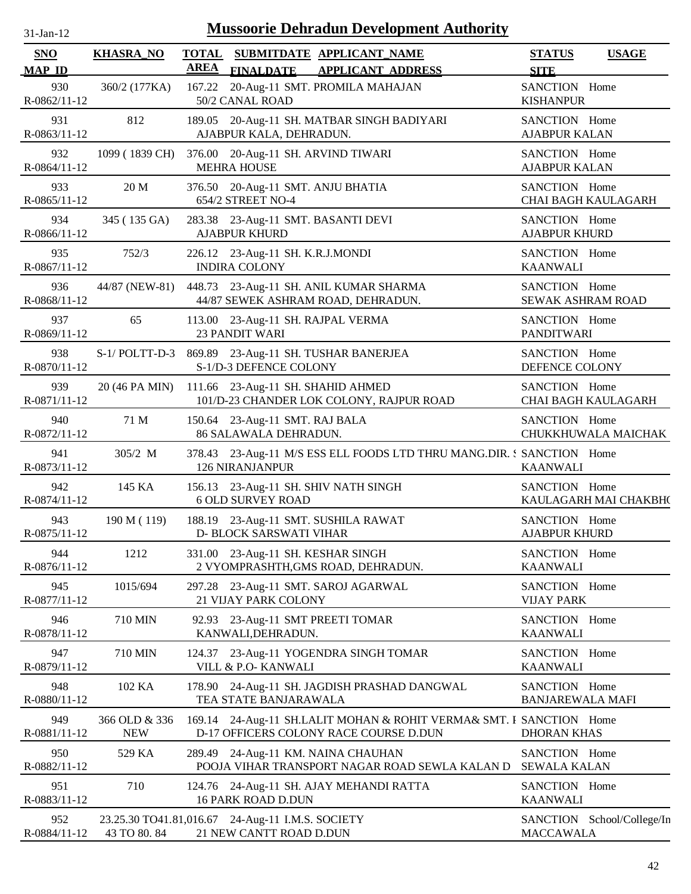# Mussoorie Dehradun Development Authority

31-Jan-12

| SNO<br>MAP_ID | KHASRA_NO | TOTAL AREA | SUBMITDATE FINALDATE | APPLICANT_NAME<br>APPLICANT_ADDRESS | STATUS<br>SITE | USAGE |
|---|---|---|---|---|---|---|
| 930<br>R-0862/11-12 | 360/2 (177KA) | 167.22 | 20-Aug-11 | SMT. PROMILA MAHAJAN<br>50/2 CANAL ROAD | SANCTION<br>KISHANPUR | Home |
| 931<br>R-0863/11-12 | 812 | 189.05 | 20-Aug-11 | SH. MATBAR SINGH BADIYARI<br>AJABPUR KALA, DEHRADUN. | SANCTION<br>AJABPUR KALAN | Home |
| 932<br>R-0864/11-12 | 1099 ( 1839 CH) | 376.00 | 20-Aug-11 | SH. ARVIND TIWARI<br>MEHRA HOUSE | SANCTION<br>AJABPUR KALAN | Home |
| 933<br>R-0865/11-12 | 20 M | 376.50 | 20-Aug-11 | SMT. ANJU BHATIA<br>654/2 STREET NO-4 | SANCTION<br>CHAI BAGH KAULAGARH | Home |
| 934<br>R-0866/11-12 | 345 ( 135 GA) | 283.38 | 23-Aug-11 | SMT. BASANTI DEVI<br>AJABPUR KHURD | SANCTION<br>AJABPUR KHURD | Home |
| 935<br>R-0867/11-12 | 752/3 | 226.12 | 23-Aug-11 | SH. K.R.J.MONDI<br>INDIRA COLONY | SANCTION<br>KAANWALI | Home |
| 936<br>R-0868/11-12 | 44/87 (NEW-81) | 448.73 | 23-Aug-11 | SH. ANIL KUMAR SHARMA<br>44/87 SEWEK ASHRAM ROAD, DEHRADUN. | SANCTION<br>SEWAK ASHRAM ROAD | Home |
| 937<br>R-0869/11-12 | 65 | 113.00 | 23-Aug-11 | SH. RAJPAL VERMA<br>23 PANDIT WARI | SANCTION<br>PANDITWARI | Home |
| 938<br>R-0870/11-12 | S-1/ POLTT-D-3 | 869.89 | 23-Aug-11 | SH. TUSHAR BANERJEA<br>S-1/D-3 DEFENCE COLONY | SANCTION<br>DEFENCE COLONY | Home |
| 939<br>R-0871/11-12 | 20 (46 PA MIN) | 111.66 | 23-Aug-11 | SH. SHAHID AHMED<br>101/D-23 CHANDER LOK COLONY, RAJPUR ROAD | SANCTION<br>CHAI BAGH KAULAGARH | Home |
| 940<br>R-0872/11-12 | 71 M | 150.64 | 23-Aug-11 | SMT. RAJ BALA<br>86 SALAWALA DEHRADUN. | SANCTION<br>CHUKKHUWALA MAICHAK | Home |
| 941<br>R-0873/11-12 | 305/2 M | 378.43 | 23-Aug-11 | M/S ESS ELL FOODS LTD THRU MANG.DIR. S<br>126 NIRANJANPUR | SANCTION<br>KAANWALI | Home |
| 942<br>R-0874/11-12 | 145 KA | 156.13 | 23-Aug-11 | SH. SHIV NATH SINGH<br>6 OLD SURVEY ROAD | SANCTION<br>KAULAGARH MAI CHAKBHO | Home |
| 943<br>R-0875/11-12 | 190 M ( 119) | 188.19 | 23-Aug-11 | SMT. SUSHILA RAWAT<br>D- BLOCK SARSWATI VIHAR | SANCTION<br>AJABPUR KHURD | Home |
| 944<br>R-0876/11-12 | 1212 | 331.00 | 23-Aug-11 | SH. KESHAR SINGH<br>2 VYOMPRASHTH,GMS ROAD, DEHRADUN. | SANCTION<br>KAANWALI | Home |
| 945<br>R-0877/11-12 | 1015/694 | 297.28 | 23-Aug-11 | SMT. SAROJ AGARWAL<br>21 VIJAY PARK COLONY | SANCTION<br>VIJAY PARK | Home |
| 946<br>R-0878/11-12 | 710 MIN | 92.93 | 23-Aug-11 | SMT PREETI TOMAR<br>KANWALI,DEHRADUN. | SANCTION<br>KAANWALI | Home |
| 947<br>R-0879/11-12 | 710 MIN | 124.37 | 23-Aug-11 | YOGENDRA SINGH TOMAR<br>VILL & P.O- KANWALI | SANCTION<br>KAANWALI | Home |
| 948<br>R-0880/11-12 | 102 KA | 178.90 | 24-Aug-11 | SH. JAGDISH PRASHAD DANGWAL<br>TEA STATE BANJARAWALA | SANCTION<br>BANJAREWALA MAFI | Home |
| 949<br>R-0881/11-12 | 366 OLD & 336 NEW | 169.14 | 24-Aug-11 | SH.LALIT MOHAN & ROHIT VERMA& SMT. I<br>D-17 OFFICERS COLONY RACE COURSE D.DUN | SANCTION<br>DHORAN KHAS | Home |
| 950<br>R-0882/11-12 | 529 KA | 289.49 | 24-Aug-11 | KM. NAINA CHAUHAN<br>POOJA VIHAR TRANSPORT NAGAR ROAD SEWLA KALAN D | SANCTION<br>SEWALA KALAN | Home |
| 951<br>R-0883/11-12 | 710 | 124.76 | 24-Aug-11 | SH. AJAY MEHANDI RATTA<br>16 PARK ROAD D.DUN | SANCTION<br>KAANWALI | Home |
| 952<br>R-0884/11-12 | 23.25.30 TO 43 TO 80. 84 | 41.81,016.67 | 24-Aug-11 | I.M.S. SOCIETY<br>21 NEW CANTT ROAD D.DUN | SANCTION<br>MACCAWALA | School/College/In |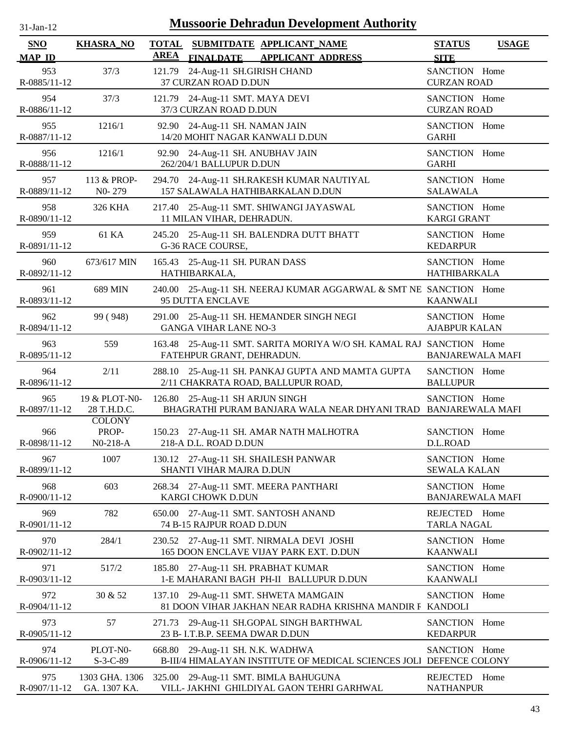# Mussoorie Dehradun Development Authority

31-Jan-12

| SNO / MAP_ID | KHASRA_NO | TOTAL AREA | SUBMITDATE / FINALDATE | APPLICANT_NAME / APPLICANT_ADDRESS | STATUS / SITE | USAGE |
|---|---|---|---|---|---|---|
| 953 / R-0885/11-12 | 37/3 | 121.79 | 24-Aug-11 | SH.GIRISH CHAND / 37 CURZAN ROAD D.DUN | SANCTION / CURZAN ROAD | Home |
| 954 / R-0886/11-12 | 37/3 | 121.79 | 24-Aug-11 | SMT. MAYA DEVI / 37/3 CURZAN ROAD D.DUN | SANCTION / CURZAN ROAD | Home |
| 955 / R-0887/11-12 | 1216/1 | 92.90 | 24-Aug-11 | SH. NAMAN JAIN / 14/20 MOHIT NAGAR KANWALI D.DUN | SANCTION / GARHI | Home |
| 956 / R-0888/11-12 | 1216/1 | 92.90 | 24-Aug-11 | SH. ANUBHAV JAIN / 262/204/1 BALLUPUR D.DUN | SANCTION / GARHI | Home |
| 957 / R-0889/11-12 | 113 & PROP-N0- 279 | 294.70 | 24-Aug-11 | SH.RAKESH KUMAR NAUTIYAL / 157 SALAWALA HATHIBARKALAN D.DUN | SANCTION / SALAWALA | Home |
| 958 / R-0890/11-12 | 326 KHA | 217.40 | 25-Aug-11 | SMT. SHIWANGI JAYASWAL / 11 MILAN VIHAR, DEHRADUN. | SANCTION / KARGI GRANT | Home |
| 959 / R-0891/11-12 | 61 KA | 245.20 | 25-Aug-11 | SH. BALENDRA DUTT BHATT / G-36 RACE COURSE, | SANCTION / KEDARPUR | Home |
| 960 / R-0892/11-12 | 673/617 MIN | 165.43 | 25-Aug-11 | SH. PURAN DASS / HATHIBARKALA, | SANCTION / HATHIBARKALA | Home |
| 961 / R-0893/11-12 | 689 MIN | 240.00 | 25-Aug-11 | SH. NEERAJ KUMAR AGGARWAL & SMT NE / 95 DUTTA ENCLAVE | SANCTION / KAANWALI | Home |
| 962 / R-0894/11-12 | 99 ( 948) | 291.00 | 25-Aug-11 | SH. HEMANDER SINGH NEGI / GANGA VIHAR LANE NO-3 | SANCTION / AJABPUR KALAN | Home |
| 963 / R-0895/11-12 | 559 | 163.48 | 25-Aug-11 | SMT. SARITA MORIYA W/O SH. KAMAL RAJ / FATEHPUR GRANT, DEHRADUN. | SANCTION / BANJAREWALA MAFI | Home |
| 964 / R-0896/11-12 | 2/11 | 288.10 | 25-Aug-11 | SH. PANKAJ GUPTA AND MAMTA GUPTA / 2/11 CHAKRATA ROAD, BALLUPUR ROAD, | SANCTION / BALLUPUR | Home |
| 965 / R-0897/11-12 | 19 & PLOT-N0-28 T.H.D.C. COLONY | 126.80 | 25-Aug-11 | SH ARJUN SINGH / BHAGRATHI PURAM BANJARA WALA NEAR DHYANI TRAD | SANCTION / BANJAREWALA MAFI | Home |
| 966 / R-0898/11-12 | PROP-N0-218-A | 150.23 | 27-Aug-11 | SH. AMAR NATH MALHOTRA / 218-A D.L. ROAD D.DUN | SANCTION / D.L.ROAD | Home |
| 967 / R-0899/11-12 | 1007 | 130.12 | 27-Aug-11 | SH. SHAILESH PANWAR / SHANTI VIHAR MAJRA D.DUN | SANCTION / SEWALA KALAN | Home |
| 968 / R-0900/11-12 | 603 | 268.34 | 27-Aug-11 | SMT. MEERA PANTHARI / KARGI CHOWK D.DUN | SANCTION / BANJAREWALA MAFI | Home |
| 969 / R-0901/11-12 | 782 | 650.00 | 27-Aug-11 | SMT. SANTOSH ANAND / 74 B-15 RAJPUR ROAD D.DUN | REJECTED / TARLA NAGAL | Home |
| 970 / R-0902/11-12 | 284/1 | 230.52 | 27-Aug-11 | SMT. NIRMALA DEVI JOSHI / 165 DOON ENCLAVE VIJAY PARK EXT. D.DUN | SANCTION / KAANWALI | Home |
| 971 / R-0903/11-12 | 517/2 | 185.80 | 27-Aug-11 | SH. PRABHAT KUMAR / 1-E MAHARANI BAGH PH-II BALLUPUR D.DUN | SANCTION / KAANWALI | Home |
| 972 / R-0904/11-12 | 30 & 52 | 137.10 | 29-Aug-11 | SMT. SHWETA MAMGAIN / 81 DOON VIHAR JAKHAN NEAR RADHA KRISHNA MANDIR F | SANCTION / KANDOLI | Home |
| 973 / R-0905/11-12 | 57 | 271.73 | 29-Aug-11 | SH.GOPAL SINGH BARTHWAL / 23 B- I.T.B.P. SEEMA DWAR D.DUN | SANCTION / KEDARPUR | Home |
| 974 / R-0906/11-12 | PLOT-N0-S-3-C-89 | 668.80 | 29-Aug-11 | SH. N.K. WADHWA / B-III/4 HIMALAYAN INSTITUTE OF MEDICAL SCIENCES JOLI | SANCTION / DEFENCE COLONY | Home |
| 975 / R-0907/11-12 | 1303 GHA. 1306 GA. 1307 KA. | 325.00 | 29-Aug-11 | SMT. BIMLA BAHUGUNA / VILL- JAKHNI GHILDIYAL GAON TEHRI GARHWAL | REJECTED / NATHANPUR | Home |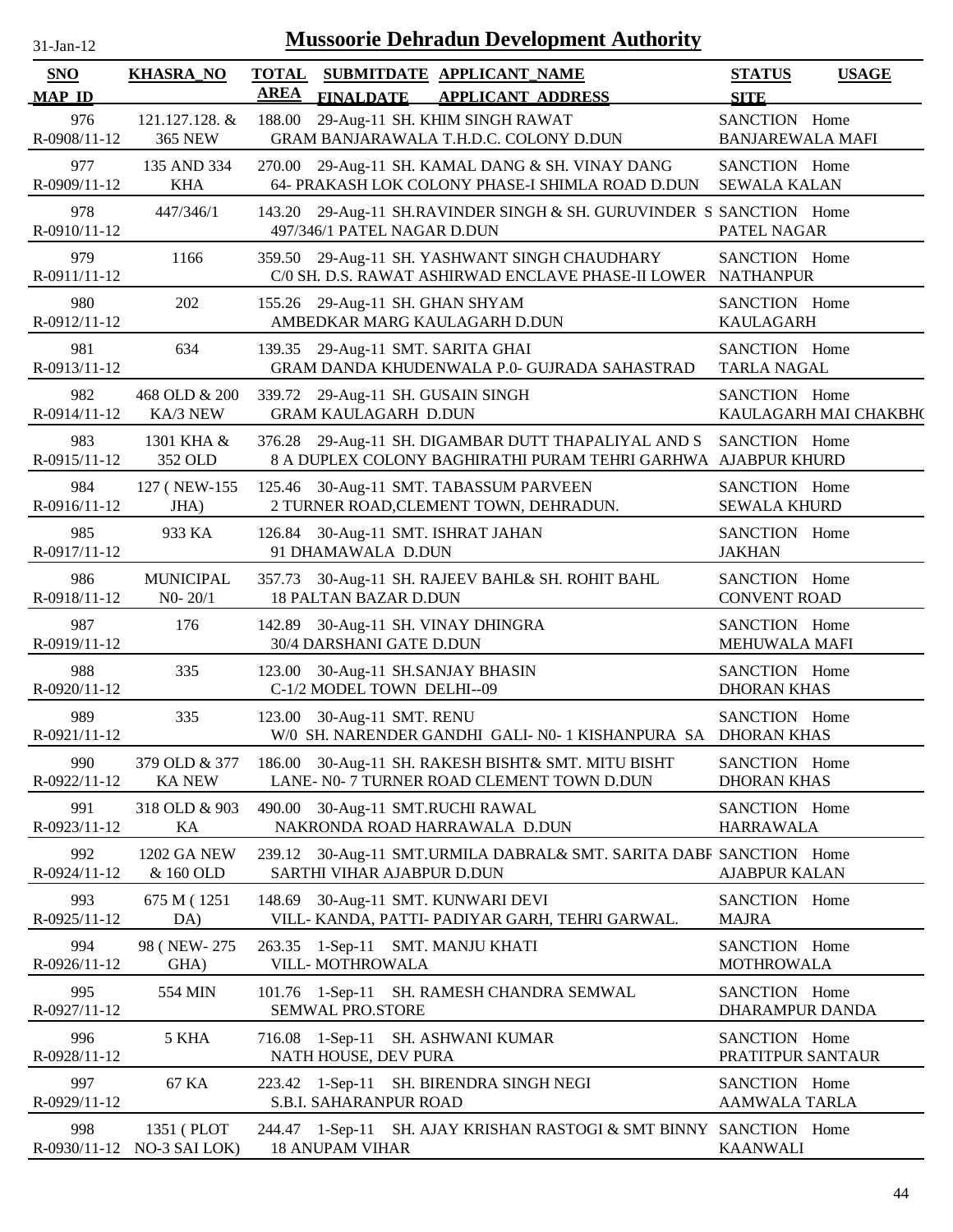# Mussoorie Dehradun Development Authority

31-Jan-12

| SNO / MAP_ID | KHASRA_NO | TOTAL AREA | SUBMITDATE / FINALDATE | APPLICANT_NAME / APPLICANT_ADDRESS | STATUS / SITE | USAGE |
|---|---|---|---|---|---|---|
| 976 / R-0908/11-12 | 121.127.128. & 365 NEW | 188.00 | 29-Aug-11 | SH. KHIM SINGH RAWAT / GRAM BANJARAWALA T.H.D.C. COLONY D.DUN | SANCTION / BANJAREWALA MAFI | Home |
| 977 / R-0909/11-12 | 135 AND 334 KHA | 270.00 | 29-Aug-11 | SH. KAMAL DANG & SH. VINAY DANG / 64- PRAKASH LOK COLONY PHASE-I SHIMLA ROAD D.DUN | SANCTION / SEWALA KALAN | Home |
| 978 / R-0910/11-12 | 447/346/1 | 143.20 | 29-Aug-11 | SH.RAVINDER SINGH & SH. GURUVINDER S / 497/346/1 PATEL NAGAR D.DUN | SANCTION / PATEL NAGAR | Home |
| 979 / R-0911/11-12 | 1166 | 359.50 | 29-Aug-11 | SH. YASHWANT SINGH CHAUDHARY / C/0 SH. D.S. RAWAT ASHIRWAD ENCLAVE PHASE-II LOWER | SANCTION / NATHANPUR | Home |
| 980 / R-0912/11-12 | 202 | 155.26 | 29-Aug-11 | SH. GHAN SHYAM / AMBEDKAR MARG KAULAGARH D.DUN | SANCTION / KAULAGARH | Home |
| 981 / R-0913/11-12 | 634 | 139.35 | 29-Aug-11 | SMT. SARITA GHAI / GRAM DANDA KHUDENWALA P.0- GUJRADA SAHASTRAD | SANCTION / TARLA NAGAL | Home |
| 982 / R-0914/11-12 | 468 OLD & 200 KA/3 NEW | 339.72 | 29-Aug-11 | SH. GUSAIN SINGH / GRAM KAULAGARH D.DUN | SANCTION / KAULAGARH MAI CHAKBH( | Home |
| 983 / R-0915/11-12 | 1301 KHA & 352 OLD | 376.28 | 29-Aug-11 | SH. DIGAMBAR DUTT THAPALIYAL AND S / 8 A DUPLEX COLONY BAGHIRATHI PURAM TEHRI GARHWA | SANCTION / AJABPUR KHURD | Home |
| 984 / R-0916/11-12 | 127 ( NEW-155 JHA) | 125.46 | 30-Aug-11 | SMT. TABASSUM PARVEEN / 2 TURNER ROAD,CLEMENT TOWN, DEHRADUN. | SANCTION / SEWALA KHURD | Home |
| 985 / R-0917/11-12 | 933 KA | 126.84 | 30-Aug-11 | SMT. ISHRAT JAHAN / 91 DHAMAWALA D.DUN | SANCTION / JAKHAN | Home |
| 986 / R-0918/11-12 | MUNICIPAL N0- 20/1 | 357.73 | 30-Aug-11 | SH. RAJEEV BAHL& SH. ROHIT BAHL / 18 PALTAN BAZAR D.DUN | SANCTION / CONVENT ROAD | Home |
| 987 / R-0919/11-12 | 176 | 142.89 | 30-Aug-11 | SH. VINAY DHINGRA / 30/4 DARSHANI GATE D.DUN | SANCTION / MEHUWALA MAFI | Home |
| 988 / R-0920/11-12 | 335 | 123.00 | 30-Aug-11 | SH.SANJAY BHASIN / C-1/2 MODEL TOWN DELHI--09 | SANCTION / DHORAN KHAS | Home |
| 989 / R-0921/11-12 | 335 | 123.00 | 30-Aug-11 | SMT. RENU / W/0 SH. NARENDER GANDHI GALI- N0- 1 KISHANPURA SA | SANCTION / DHORAN KHAS | Home |
| 990 / R-0922/11-12 | 379 OLD & 377 KA NEW | 186.00 | 30-Aug-11 | SH. RAKESH BISHT& SMT. MITU BISHT / LANE- N0- 7 TURNER ROAD CLEMENT TOWN D.DUN | SANCTION / DHORAN KHAS | Home |
| 991 / R-0923/11-12 | 318 OLD & 903 KA | 490.00 | 30-Aug-11 | SMT.RUCHI RAWAL / NAKRONDA ROAD HARRAWALA D.DUN | SANCTION / HARRAWALA | Home |
| 992 / R-0924/11-12 | 1202 GA NEW & 160 OLD | 239.12 | 30-Aug-11 | SMT.URMILA DABRAL& SMT. SARITA DABF / SARTHI VIHAR AJABPUR D.DUN | SANCTION / AJABPUR KALAN | Home |
| 993 / R-0925/11-12 | 675 M ( 1251 DA) | 148.69 | 30-Aug-11 | SMT. KUNWARI DEVI / VILL- KANDA, PATTI- PADIYAR GARH, TEHRI GARWAL. | SANCTION / MAJRA | Home |
| 994 / R-0926/11-12 | 98 ( NEW- 275 GHA) | 263.35 | 1-Sep-11 | SMT. MANJU KHATI / VILL- MOTHROWALA | SANCTION / MOTHROWALA | Home |
| 995 / R-0927/11-12 | 554 MIN | 101.76 | 1-Sep-11 | SH. RAMESH CHANDRA SEMWAL / SEMWAL PRO.STORE | SANCTION / DHARAMPUR DANDA | Home |
| 996 / R-0928/11-12 | 5 KHA | 716.08 | 1-Sep-11 | SH. ASHWANI KUMAR / NATH HOUSE, DEV PURA | SANCTION / PRATITPUR SANTAUR | Home |
| 997 / R-0929/11-12 | 67 KA | 223.42 | 1-Sep-11 | SH. BIRENDRA SINGH NEGI / S.B.I. SAHARANPUR ROAD | SANCTION / AAMWALA TARLA | Home |
| 998 / R-0930/11-12 | 1351 ( PLOT NO-3 SAI LOK) | 244.47 | 1-Sep-11 | SH. AJAY KRISHAN RASTOGI & SMT BINNY / 18 ANUPAM VIHAR | SANCTION / KAANWALI | Home |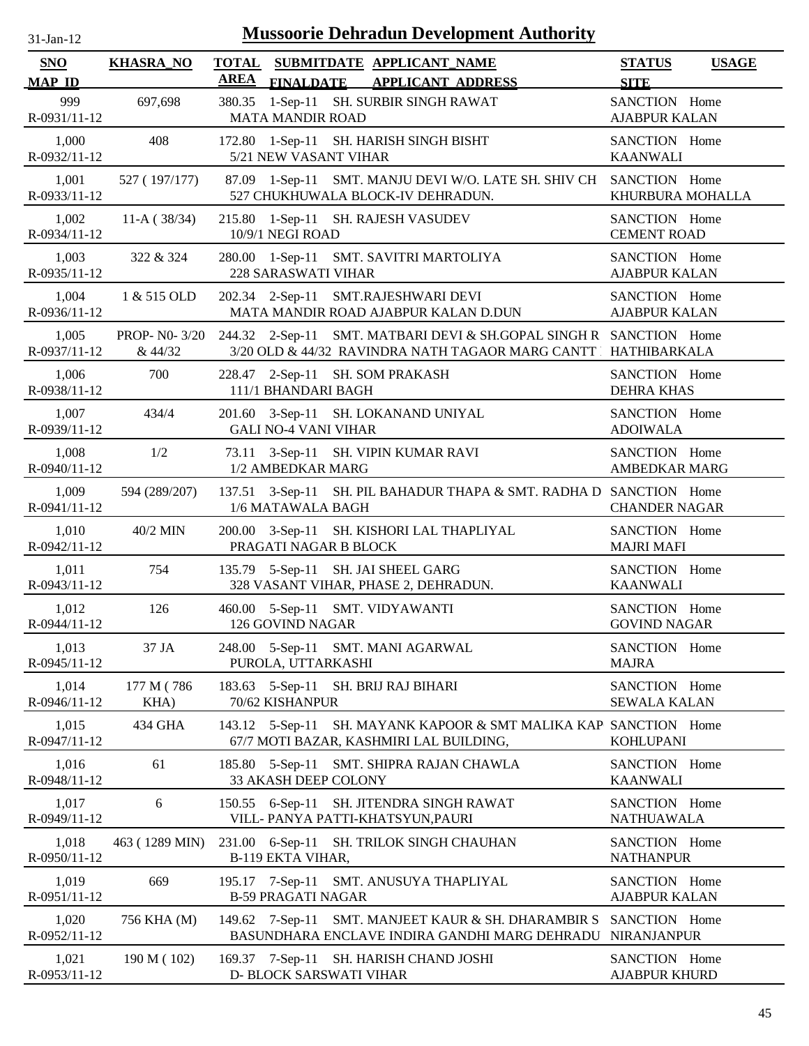# Mussoorie Dehradun Development Authority

31-Jan-12

| SNO / MAP_ID | KHASRA_NO | TOTAL AREA | SUBMITDATE / FINALDATE | APPLICANT_NAME / APPLICANT_ADDRESS | STATUS / SITE | USAGE |
|---|---|---|---|---|---|---|
| 999 / R-0931/11-12 | 697,698 | 380.35 | 1-Sep-11 | SH. SURBIR SINGH RAWAT / MATA MANDIR ROAD | SANCTION / AJABPUR KALAN | Home |
| 1,000 / R-0932/11-12 | 408 | 172.80 | 1-Sep-11 | SH. HARISH SINGH BISHT / 5/21 NEW VASANT VIHAR | SANCTION / KAANWALI | Home |
| 1,001 / R-0933/11-12 | 527 ( 197/177) | 87.09 | 1-Sep-11 | SMT. MANJU DEVI W/O. LATE SH. SHIV CH / 527 CHUKHUWALA BLOCK-IV DEHRADUN. | SANCTION / KHURBURA MOHALLA | Home |
| 1,002 / R-0934/11-12 | 11-A ( 38/34) | 215.80 | 1-Sep-11 | SH. RAJESH VASUDEV / 10/9/1 NEGI ROAD | SANCTION / CEMENT ROAD | Home |
| 1,003 / R-0935/11-12 | 322 & 324 | 280.00 | 1-Sep-11 | SMT. SAVITRI MARTOLIYA / 228 SARASWATI VIHAR | SANCTION / AJABPUR KALAN | Home |
| 1,004 / R-0936/11-12 | 1 & 515 OLD | 202.34 | 2-Sep-11 | SMT.RAJESHWARI DEVI / MATA MANDIR ROAD AJABPUR KALAN D.DUN | SANCTION / AJABPUR KALAN | Home |
| 1,005 / R-0937/11-12 | PROP- N0- 3/20 & 44/32 | 244.32 | 2-Sep-11 | SMT. MATBARI DEVI & SH.GOPAL SINGH R / 3/20 OLD & 44/32 RAVINDRA NATH TAGAOR MARG CANTT | SANCTION / HATHIBARKALA | Home |
| 1,006 / R-0938/11-12 | 700 | 228.47 | 2-Sep-11 | SH. SOM PRAKASH / 111/1 BHANDARI BAGH | SANCTION / DEHRA KHAS | Home |
| 1,007 / R-0939/11-12 | 434/4 | 201.60 | 3-Sep-11 | SH. LOKANAND UNIYAL / GALI NO-4 VANI VIHAR | SANCTION / ADOIWALA | Home |
| 1,008 / R-0940/11-12 | 1/2 | 73.11 | 3-Sep-11 | SH. VIPIN KUMAR RAVI / 1/2 AMBEDKAR MARG | SANCTION / AMBEDKAR MARG | Home |
| 1,009 / R-0941/11-12 | 594 (289/207) | 137.51 | 3-Sep-11 | SH. PIL BAHADUR THAPA & SMT. RADHA D / 1/6 MATAWALA BAGH | SANCTION / CHANDER NAGAR | Home |
| 1,010 / R-0942/11-12 | 40/2 MIN | 200.00 | 3-Sep-11 | SH. KISHORI LAL THAPLIYAL / PRAGATI NAGAR B BLOCK | SANCTION / MAJRI MAFI | Home |
| 1,011 / R-0943/11-12 | 754 | 135.79 | 5-Sep-11 | SH. JAI SHEEL GARG / 328 VASANT VIHAR, PHASE 2, DEHRADUN. | SANCTION / KAANWALI | Home |
| 1,012 / R-0944/11-12 | 126 | 460.00 | 5-Sep-11 | SMT. VIDYAWANTI / 126 GOVIND NAGAR | SANCTION / GOVIND NAGAR | Home |
| 1,013 / R-0945/11-12 | 37 JA | 248.00 | 5-Sep-11 | SMT. MANI AGARWAL / PUROLA, UTTARKASHI | SANCTION / MAJRA | Home |
| 1,014 / R-0946/11-12 | 177 M ( 786 KHA) | 183.63 | 5-Sep-11 | SH. BRIJ RAJ BIHARI / 70/62 KISHANPUR | SANCTION / SEWALA KALAN | Home |
| 1,015 / R-0947/11-12 | 434 GHA | 143.12 | 5-Sep-11 | SH. MAYANK KAPOOR & SMT MALIKA KAP / 67/7 MOTI BAZAR, KASHMIRI LAL BUILDING, | SANCTION / KOHLUPANI | Home |
| 1,016 / R-0948/11-12 | 61 | 185.80 | 5-Sep-11 | SMT. SHIPRA RAJAN CHAWLA / 33 AKASH DEEP COLONY | SANCTION / KAANWALI | Home |
| 1,017 / R-0949/11-12 | 6 | 150.55 | 6-Sep-11 | SH. JITENDRA SINGH RAWAT / VILL- PANYA PATTI-KHATSYUN,PAURI | SANCTION / NATHUAWALA | Home |
| 1,018 / R-0950/11-12 | 463 ( 1289 MIN) | 231.00 | 6-Sep-11 | SH. TRILOK SINGH CHAUHAN / B-119 EKTA VIHAR, | SANCTION / NATHANPUR | Home |
| 1,019 / R-0951/11-12 | 669 | 195.17 | 7-Sep-11 | SMT. ANUSUYA THAPLIYAL / B-59 PRAGATI NAGAR | SANCTION / AJABPUR KALAN | Home |
| 1,020 / R-0952/11-12 | 756 KHA (M) | 149.62 | 7-Sep-11 | SMT. MANJEET KAUR & SH. DHARAMBIR S / BASUNDHARA ENCLAVE INDIRA GANDHI MARG DEHRADU | SANCTION / NIRANJANPUR | Home |
| 1,021 / R-0953/11-12 | 190 M ( 102) | 169.37 | 7-Sep-11 | SH. HARISH CHAND JOSHI / D- BLOCK SARSWATI VIHAR | SANCTION / AJABPUR KHURD | Home |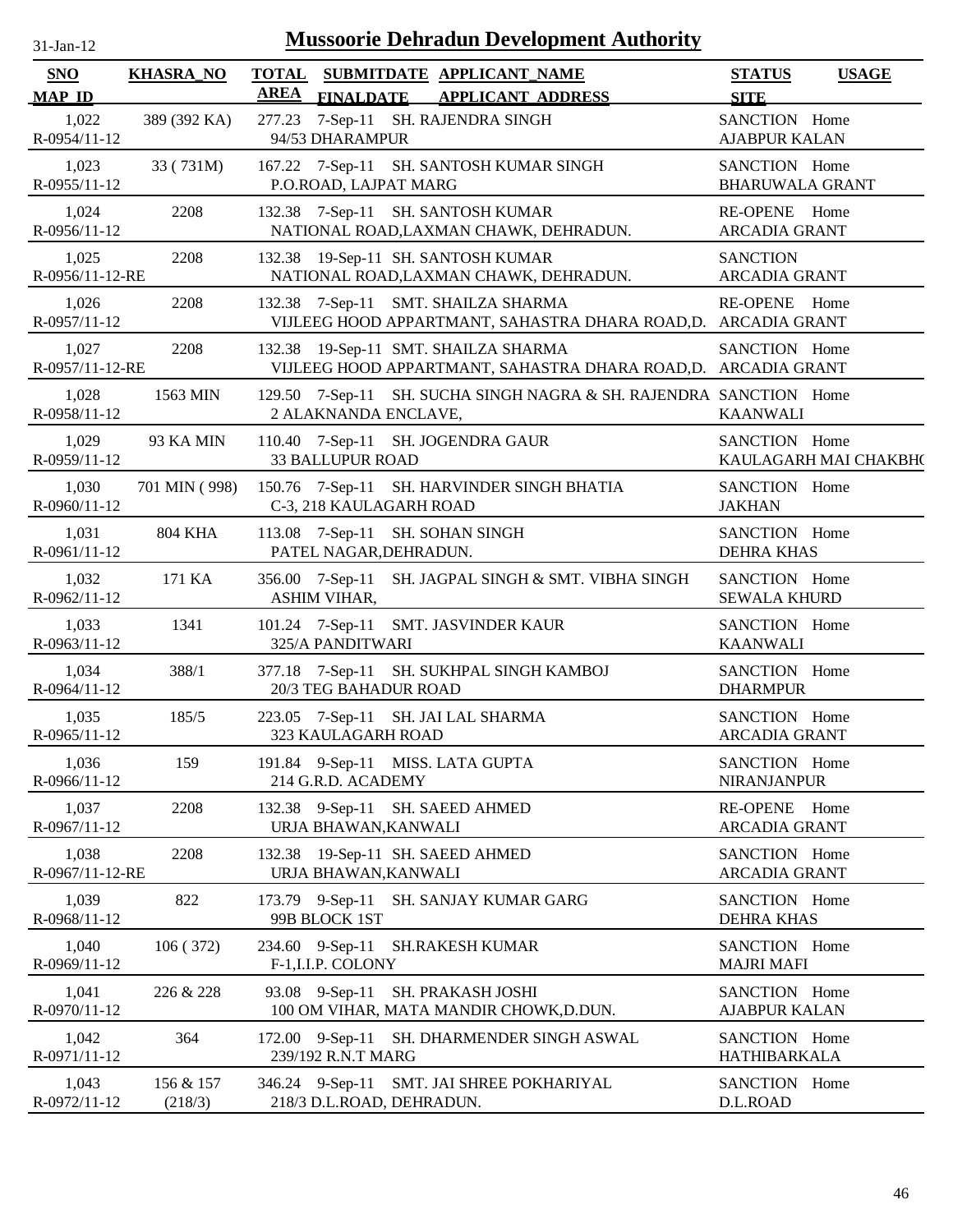# Mussoorie Dehradun Development Authority

31-Jan-12

| SNO / MAP_ID | KHASRA_NO | TOTAL AREA | SUBMITDATE / FINALDATE | APPLICANT_NAME / APPLICANT ADDRESS | STATUS / SITE | USAGE |
|---|---|---|---|---|---|---|
| 1,022 / R-0954/11-12 | 389 (392 KA) | 277.23 | 7-Sep-11 | SH. RAJENDRA SINGH / 94/53 DHARAMPUR | SANCTION / AJABPUR KALAN | Home |
| 1,023 / R-0955/11-12 | 33 ( 731M) | 167.22 | 7-Sep-11 | SH. SANTOSH KUMAR SINGH / P.O.ROAD, LAJPAT MARG | SANCTION / BHARUWALA GRANT | Home |
| 1,024 / R-0956/11-12 | 2208 | 132.38 | 7-Sep-11 | SH. SANTOSH KUMAR / NATIONAL ROAD,LAXMAN CHAWK, DEHRADUN. | RE-OPENE / ARCADIA GRANT | Home |
| 1,025 / R-0956/11-12-RE | 2208 | 132.38 | 19-Sep-11 | SH. SANTOSH KUMAR / NATIONAL ROAD,LAXMAN CHAWK, DEHRADUN. | SANCTION / ARCADIA GRANT | |
| 1,026 / R-0957/11-12 | 2208 | 132.38 | 7-Sep-11 | SMT. SHAILZA SHARMA / VIJLEEG HOOD APPARTMANT, SAHASTRA DHARA ROAD,D. | RE-OPENE / ARCADIA GRANT | Home |
| 1,027 / R-0957/11-12-RE | 2208 | 132.38 | 19-Sep-11 | SMT. SHAILZA SHARMA / VIJLEEG HOOD APPARTMANT, SAHASTRA DHARA ROAD,D. | SANCTION / ARCADIA GRANT | Home |
| 1,028 / R-0958/11-12 | 1563 MIN | 129.50 | 7-Sep-11 | SH. SUCHA SINGH NAGRA & SH. RAJENDRA / 2 ALAKNANDA ENCLAVE, | SANCTION / KAANWALI | Home |
| 1,029 / R-0959/11-12 | 93 KA MIN | 110.40 | 7-Sep-11 | SH. JOGENDRA GAUR / 33 BALLUPUR ROAD | SANCTION / KAULAGARH MAI CHAKBH( | Home |
| 1,030 / R-0960/11-12 | 701 MIN ( 998) | 150.76 | 7-Sep-11 | SH. HARVINDER SINGH BHATIA / C-3, 218 KAULAGARH ROAD | SANCTION / JAKHAN | Home |
| 1,031 / R-0961/11-12 | 804 KHA | 113.08 | 7-Sep-11 | SH. SOHAN SINGH / PATEL NAGAR,DEHRADUN. | SANCTION / DEHRA KHAS | Home |
| 1,032 / R-0962/11-12 | 171 KA | 356.00 | 7-Sep-11 | SH. JAGPAL SINGH & SMT. VIBHA SINGH / ASHIM VIHAR, | SANCTION / SEWALA KHURD | Home |
| 1,033 / R-0963/11-12 | 1341 | 101.24 | 7-Sep-11 | SMT. JASVINDER KAUR / 325/A PANDITWARI | SANCTION / KAANWALI | Home |
| 1,034 / R-0964/11-12 | 388/1 | 377.18 | 7-Sep-11 | SH. SUKHPAL SINGH KAMBOJ / 20/3 TEG BAHADUR ROAD | SANCTION / DHARMPUR | Home |
| 1,035 / R-0965/11-12 | 185/5 | 223.05 | 7-Sep-11 | SH. JAI LAL SHARMA / 323 KAULAGARH ROAD | SANCTION / ARCADIA GRANT | Home |
| 1,036 / R-0966/11-12 | 159 | 191.84 | 9-Sep-11 | MISS. LATA GUPTA / 214 G.R.D. ACADEMY | SANCTION / NIRANJANPUR | Home |
| 1,037 / R-0967/11-12 | 2208 | 132.38 | 9-Sep-11 | SH. SAEED AHMED / URJA BHAWAN,KANWALI | RE-OPENE / ARCADIA GRANT | Home |
| 1,038 / R-0967/11-12-RE | 2208 | 132.38 | 19-Sep-11 | SH. SAEED AHMED / URJA BHAWAN,KANWALI | SANCTION / ARCADIA GRANT | Home |
| 1,039 / R-0968/11-12 | 822 | 173.79 | 9-Sep-11 | SH. SANJAY KUMAR GARG / 99B BLOCK 1ST | SANCTION / DEHRA KHAS | Home |
| 1,040 / R-0969/11-12 | 106 ( 372) | 234.60 | 9-Sep-11 | SH.RAKESH KUMAR / F-1,I.I.P. COLONY | SANCTION / MAJRI MAFI | Home |
| 1,041 / R-0970/11-12 | 226 & 228 | 93.08 | 9-Sep-11 | SH. PRAKASH JOSHI / 100 OM VIHAR, MATA MANDIR CHOWK,D.DUN. | SANCTION / AJABPUR KALAN | Home |
| 1,042 / R-0971/11-12 | 364 | 172.00 | 9-Sep-11 | SH. DHARMENDER SINGH ASWAL / 239/192 R.N.T MARG | SANCTION / HATHIBARKALA | Home |
| 1,043 / R-0972/11-12 | 156 & 157 (218/3) | 346.24 | 9-Sep-11 | SMT. JAI SHREE POKHARIYAL / 218/3 D.L.ROAD, DEHRADUN. | SANCTION / D.L.ROAD | Home |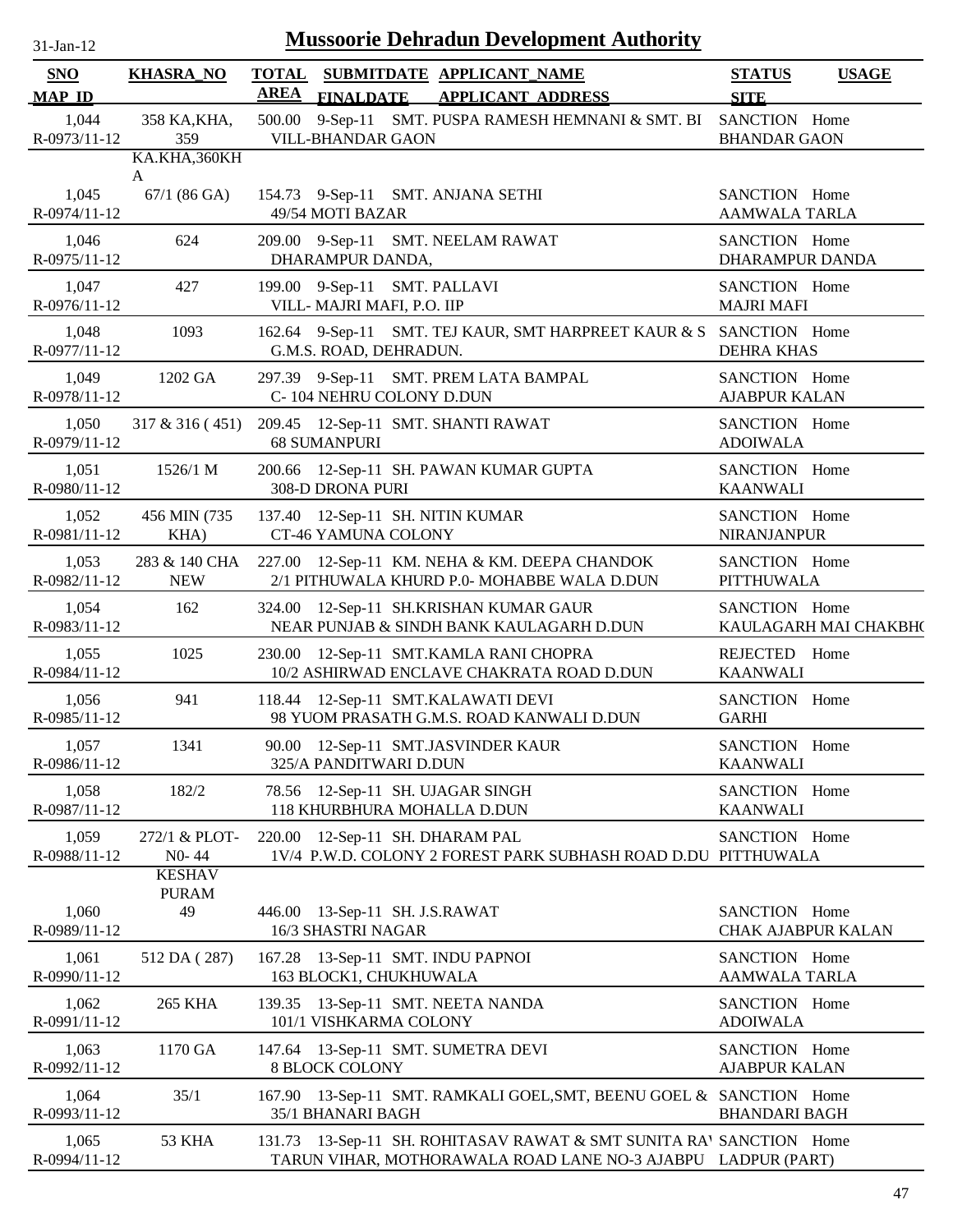# Mussoorie Dehradun Development Authority

31-Jan-12

| SNO / MAP_ID | KHASRA_NO | TOTAL AREA | SUBMITDATE / FINALDATE | APPLICANT_NAME / APPLICANT_ADDRESS | STATUS / SITE | USAGE |
|---|---|---|---|---|---|---|
| 1,044 R-0973/11-12 | 358 KA,KHA, 359 KA.KHA,360KHA | 500.00 | 9-Sep-11 | SMT. PUSPA RAMESH HEMNANI & SMT. BI VILL-BHANDAR GAON | SANCTION BHANDAR GAON | Home |
| 1,045 R-0974/11-12 | 67/1 (86 GA) | 154.73 | 9-Sep-11 | SMT. ANJANA SETHI 49/54 MOTI BAZAR | SANCTION AAMWALA TARLA | Home |
| 1,046 R-0975/11-12 | 624 | 209.00 | 9-Sep-11 | SMT. NEELAM RAWAT DHARAMPUR DANDA, | SANCTION DHARAMPUR DANDA | Home |
| 1,047 R-0976/11-12 | 427 | 199.00 | 9-Sep-11 | SMT. PALLAVI VILL- MAJRI MAFI, P.O. IIP | SANCTION MAJRI MAFI | Home |
| 1,048 R-0977/11-12 | 1093 | 162.64 | 9-Sep-11 | SMT. TEJ KAUR, SMT HARPREET KAUR & S G.M.S. ROAD, DEHRADUN. | SANCTION DEHRA KHAS | Home |
| 1,049 R-0978/11-12 | 1202 GA | 297.39 | 9-Sep-11 | SMT. PREM LATA BAMPAL C- 104 NEHRU COLONY D.DUN | SANCTION AJABPUR KALAN | Home |
| 1,050 R-0979/11-12 | 317 & 316 ( 451) | 209.45 | 12-Sep-11 | SMT. SHANTI RAWAT 68 SUMANPURI | SANCTION ADOIWALA | Home |
| 1,051 R-0980/11-12 | 1526/1 M | 200.66 | 12-Sep-11 | SH. PAWAN KUMAR GUPTA 308-D DRONA PURI | SANCTION KAANWALI | Home |
| 1,052 R-0981/11-12 | 456 MIN (735 KHA) | 137.40 | 12-Sep-11 | SH. NITIN KUMAR CT-46 YAMUNA COLONY | SANCTION NIRANJANPUR | Home |
| 1,053 R-0982/11-12 | 283 & 140 CHA NEW | 227.00 | 12-Sep-11 | KM. NEHA & KM. DEEPA CHANDOK 2/1 PITHUWALA KHURD P.0- MOHABBE WALA D.DUN | SANCTION PITTHUWALA | Home |
| 1,054 R-0983/11-12 | 162 | 324.00 | 12-Sep-11 | SH.KRISHAN KUMAR GAUR NEAR PUNJAB & SINDH BANK KAULAGARH D.DUN | SANCTION KAULAGARH MAI CHAKBH( | Home |
| 1,055 R-0984/11-12 | 1025 | 230.00 | 12-Sep-11 | SMT.KAMLA RANI CHOPRA 10/2 ASHIRWAD ENCLAVE CHAKRATA ROAD D.DUN | REJECTED KAANWALI | Home |
| 1,056 R-0985/11-12 | 941 | 118.44 | 12-Sep-11 | SMT.KALAWATI DEVI 98 YUOM PRASATH G.M.S. ROAD KANWALI D.DUN | SANCTION GARHI | Home |
| 1,057 R-0986/11-12 | 1341 | 90.00 | 12-Sep-11 | SMT.JASVINDER KAUR 325/A PANDITWARI D.DUN | SANCTION KAANWALI | Home |
| 1,058 R-0987/11-12 | 182/2 | 78.56 | 12-Sep-11 | SH. UJAGAR SINGH 118 KHURBHURA MOHALLA D.DUN | SANCTION KAANWALI | Home |
| 1,059 R-0988/11-12 | 272/1 & PLOT- N0- 44 | 220.00 | 12-Sep-11 | SH. DHARAM PAL 1V/4 P.W.D. COLONY 2 FOREST PARK SUBHASH ROAD D.DU | SANCTION PITTHUWALA | Home |
| 1,060 R-0989/11-12 | KESHAV PURAM 49 | 446.00 | 13-Sep-11 | SH. J.S.RAWAT 16/3 SHASTRI NAGAR | SANCTION CHAK AJABPUR KALAN | Home |
| 1,061 R-0990/11-12 | 512 DA ( 287) | 167.28 | 13-Sep-11 | SMT. INDU PAPNOI 163 BLOCK1, CHUKHUWALA | SANCTION AAMWALA TARLA | Home |
| 1,062 R-0991/11-12 | 265 KHA | 139.35 | 13-Sep-11 | SMT. NEETA NANDA 101/1 VISHKARMA COLONY | SANCTION ADOIWALA | Home |
| 1,063 R-0992/11-12 | 1170 GA | 147.64 | 13-Sep-11 | SMT. SUMETRA DEVI 8 BLOCK COLONY | SANCTION AJABPUR KALAN | Home |
| 1,064 R-0993/11-12 | 35/1 | 167.90 | 13-Sep-11 | SMT. RAMKALI GOEL,SMT, BEENU GOEL & 35/1 BHANARI BAGH | SANCTION BHANDARI BAGH | Home |
| 1,065 R-0994/11-12 | 53 KHA | 131.73 | 13-Sep-11 | SH. ROHITASAV RAWAT & SMT SUNITA RA' TARUN VIHAR, MOTHORAWALA ROAD LANE NO-3 AJABPU | SANCTION LADPUR (PART) | Home |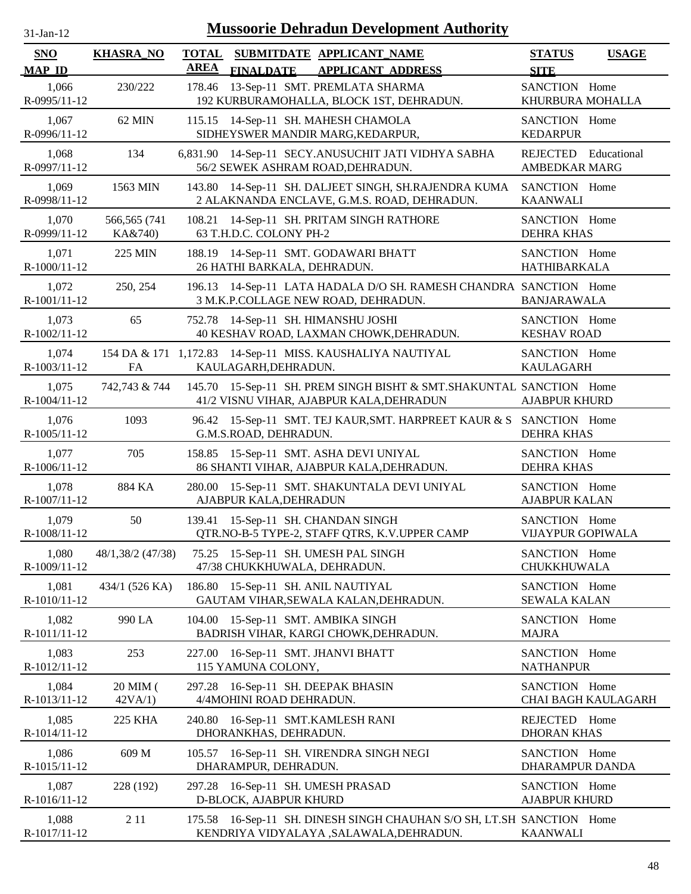31-Jan-12

# Mussoorie Dehradun Development Authority

| SNO / MAP_ID | KHASRA_NO | TOTAL AREA | SUBMITDATE / FINALDATE | APPLICANT_NAME / APPLICANT_ADDRESS | STATUS / SITE | USAGE |
|---|---|---|---|---|---|---|
| 1,066 / R-0995/11-12 | 230/222 | 178.46 | 13-Sep-11 | SMT. PREMLATA SHARMA / 192 KURBURAMOHALLA, BLOCK 1ST, DEHRADUN. | SANCTION / KHURBURA MOHALLA | Home |
| 1,067 / R-0996/11-12 | 62 MIN | 115.15 | 14-Sep-11 | SH. MAHESH CHAMOLA / SIDHEYSWER MANDIR MARG,KEDARPUR, | SANCTION / KEDARPUR | Home |
| 1,068 / R-0997/11-12 | 134 | 6,831.90 | 14-Sep-11 | SECY.ANUSUCHIT JATI VIDHYA SABHA / 56/2 SEWEK ASHRAM ROAD,DEHRADUN. | REJECTED / AMBEDKAR MARG | Educational |
| 1,069 / R-0998/11-12 | 1563 MIN | 143.80 | 14-Sep-11 | SH. DALJEET SINGH, SH.RAJENDRA KUMA / 2 ALAKNANDA ENCLAVE, G.M.S. ROAD, DEHRADUN. | SANCTION / KAANWALI | Home |
| 1,070 / R-0999/11-12 | 566,565 (741 KA&740) | 108.21 | 14-Sep-11 | SH. PRITAM SINGH RATHORE / 63 T.H.D.C. COLONY PH-2 | SANCTION / DEHRA KHAS | Home |
| 1,071 / R-1000/11-12 | 225 MIN | 188.19 | 14-Sep-11 | SMT. GODAWARI BHATT / 26 HATHI BARKALA, DEHRADUN. | SANCTION / HATHIBARKALA | Home |
| 1,072 / R-1001/11-12 | 250, 254 | 196.13 | 14-Sep-11 | LATA HADALA D/O SH. RAMESH CHANDRA / 3 M.K.P.COLLAGE NEW ROAD, DEHRADUN. | SANCTION / BANJARAWALA | Home |
| 1,073 / R-1002/11-12 | 65 | 752.78 | 14-Sep-11 | SH. HIMANSHU JOSHI / 40 KESHAV ROAD, LAXMAN CHOWK,DEHRADUN. | SANCTION / KESHAV ROAD | Home |
| 1,074 / R-1003/11-12 | 154 DA & 171 FA | 1,172.83 | 14-Sep-11 | MISS. KAUSHALIYA NAUTIYAL / KAULAGARH,DEHRADUN. | SANCTION / KAULAGARH | Home |
| 1,075 / R-1004/11-12 | 742,743 & 744 | 145.70 | 15-Sep-11 | SH. PREM SINGH BISHT & SMT.SHAKUNTAL / 41/2 VISNU VIHAR, AJABPUR KALA,DEHRADUN | SANCTION / AJABPUR KHURD | Home |
| 1,076 / R-1005/11-12 | 1093 | 96.42 | 15-Sep-11 | SMT. TEJ KAUR,SMT. HARPREET KAUR & S / G.M.S.ROAD, DEHRADUN. | SANCTION / DEHRA KHAS | Home |
| 1,077 / R-1006/11-12 | 705 | 158.85 | 15-Sep-11 | SMT. ASHA DEVI UNIYAL / 86 SHANTI VIHAR, AJABPUR KALA,DEHRADUN. | SANCTION / DEHRA KHAS | Home |
| 1,078 / R-1007/11-12 | 884 KA | 280.00 | 15-Sep-11 | SMT. SHAKUNTALA DEVI UNIYAL / AJABPUR KALA,DEHRADUN | SANCTION / AJABPUR KALAN | Home |
| 1,079 / R-1008/11-12 | 50 | 139.41 | 15-Sep-11 | SH. CHANDAN SINGH / QTR.NO-B-5 TYPE-2, STAFF QTRS, K.V.UPPER CAMP | SANCTION / VIJAYPUR GOPIWALA | Home |
| 1,080 / R-1009/11-12 | 48/1,38/2 (47/38) | 75.25 | 15-Sep-11 | SH. UMESH PAL SINGH / 47/38 CHUKKHUWALA, DEHRADUN. | SANCTION / CHUKKHUWALA | Home |
| 1,081 / R-1010/11-12 | 434/1 (526 KA) | 186.80 | 15-Sep-11 | SH. ANIL NAUTIYAL / GAUTAM VIHAR,SEWALA KALAN,DEHRADUN. | SANCTION / SEWALA KALAN | Home |
| 1,082 / R-1011/11-12 | 990 LA | 104.00 | 15-Sep-11 | SMT. AMBIKA SINGH / BADRISH VIHAR, KARGI CHOWK,DEHRADUN. | SANCTION / MAJRA | Home |
| 1,083 / R-1012/11-12 | 253 | 227.00 | 16-Sep-11 | SMT. JHANVI BHATT / 115 YAMUNA COLONY, | SANCTION / NATHANPUR | Home |
| 1,084 / R-1013/11-12 | 20 MIM ( 42VA/1) | 297.28 | 16-Sep-11 | SH. DEEPAK BHASIN / 4/4MOHINI ROAD DEHRADUN. | SANCTION / CHAI BAGH KAULAGARH | Home |
| 1,085 / R-1014/11-12 | 225 KHA | 240.80 | 16-Sep-11 | SMT.KAMLESH RANI / DHORANKHAS, DEHRADUN. | REJECTED / DHORAN KHAS | Home |
| 1,086 / R-1015/11-12 | 609 M | 105.57 | 16-Sep-11 | SH. VIRENDRA SINGH NEGI / DHARAMPUR, DEHRADUN. | SANCTION / DHARAMPUR DANDA | Home |
| 1,087 / R-1016/11-12 | 228 (192) | 297.28 | 16-Sep-11 | SH. UMESH PRASAD / D-BLOCK, AJABPUR KHURD | SANCTION / AJABPUR KHURD | Home |
| 1,088 / R-1017/11-12 | 2 11 | 175.58 | 16-Sep-11 | SH. DINESH SINGH CHAUHAN S/O SH, LT.SH / KENDRIYA VIDYALAYA ,SALAWALA,DEHRADUN. | SANCTION / KAANWALI | Home |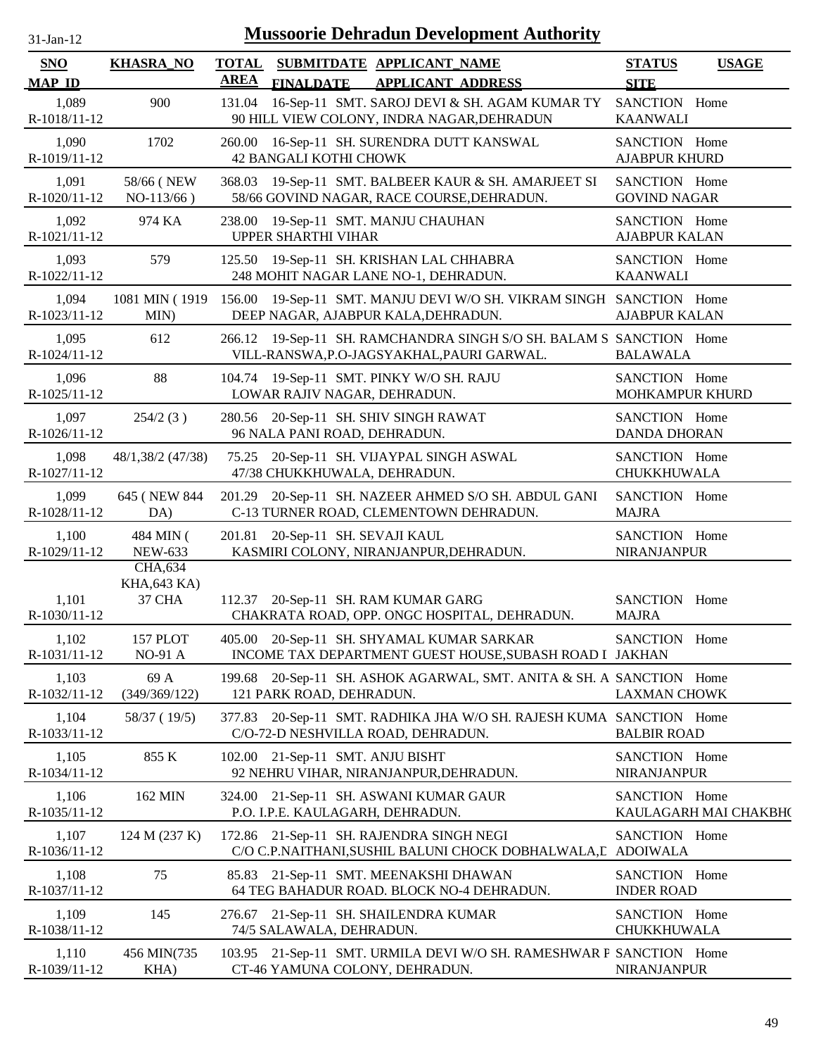# Mussoorie Dehradun Development Authority

31-Jan-12

| SNO / MAP_ID | KHASRA_NO | TOTAL AREA | SUBMITDATE / FINALDATE | APPLICANT_NAME / APPLICANT_ADDRESS | STATUS / SITE | USAGE |
|---|---|---|---|---|---|---|
| 1,089 / R-1018/11-12 | 900 | 131.04 | 16-Sep-11 | SMT. SAROJ DEVI & SH. AGAM KUMAR TY / 90 HILL VIEW COLONY, INDRA NAGAR,DEHRADUN | SANCTION / KAANWALI | Home |
| 1,090 / R-1019/11-12 | 1702 | 260.00 | 16-Sep-11 | SH. SURENDRA DUTT KANSWAL / 42 BANGALI KOTHI CHOWK | SANCTION / AJABPUR KHURD | Home |
| 1,091 / R-1020/11-12 | 58/66 ( NEW NO-113/66 ) | 368.03 | 19-Sep-11 | SMT. BALBEER KAUR & SH. AMARJEET SI / 58/66 GOVIND NAGAR, RACE COURSE,DEHRADUN. | SANCTION / GOVIND NAGAR | Home |
| 1,092 / R-1021/11-12 | 974 KA | 238.00 | 19-Sep-11 | SMT. MANJU CHAUHAN / UPPER SHARTHI VIHAR | SANCTION / AJABPUR KALAN | Home |
| 1,093 / R-1022/11-12 | 579 | 125.50 | 19-Sep-11 | SH. KRISHAN LAL CHHABRA / 248 MOHIT NAGAR LANE NO-1, DEHRADUN. | SANCTION / KAANWALI | Home |
| 1,094 / R-1023/11-12 | 1081 MIN ( 1919 MIN) | 156.00 | 19-Sep-11 | SMT. MANJU DEVI W/O SH. VIKRAM SINGH / DEEP NAGAR, AJABPUR KALA,DEHRADUN. | SANCTION / AJABPUR KALAN | Home |
| 1,095 / R-1024/11-12 | 612 | 266.12 | 19-Sep-11 | SH. RAMCHANDRA SINGH S/O SH. BALAM S / VILL-RANSWA,P.O-JAGSYAKHAL,PAURI GARWAL. | SANCTION / BALAWALA | Home |
| 1,096 / R-1025/11-12 | 88 | 104.74 | 19-Sep-11 | SMT. PINKY W/O SH. RAJU / LOWAR RAJIV NAGAR, DEHRADUN. | SANCTION / MOHKAMPUR KHURD | Home |
| 1,097 / R-1026/11-12 | 254/2 (3 ) | 280.56 | 20-Sep-11 | SH. SHIV SINGH RAWAT / 96 NALA PANI ROAD, DEHRADUN. | SANCTION / DANDA DHORAN | Home |
| 1,098 / R-1027/11-12 | 48/1,38/2 (47/38) | 75.25 | 20-Sep-11 | SH. VIJAYPAL SINGH ASWAL / 47/38 CHUKKHUWALA, DEHRADUN. | SANCTION / CHUKKHUWALA | Home |
| 1,099 / R-1028/11-12 | 645 ( NEW 844 DA) | 201.29 | 20-Sep-11 | SH. NAZEER AHMED S/O SH. ABDUL GANI / C-13 TURNER ROAD, CLEMENTOWN DEHRADUN. | SANCTION / MAJRA | Home |
| 1,100 / R-1029/11-12 | 484 MIN ( NEW-633 CHA,634 KHA,643 KA) | 201.81 | 20-Sep-11 | SH. SEVAJI KAUL / KASMIRI COLONY, NIRANJANPUR,DEHRADUN. | SANCTION / NIRANJANPUR | Home |
| 1,101 / R-1030/11-12 | 37 CHA | 112.37 | 20-Sep-11 | SH. RAM KUMAR GARG / CHAKRATA ROAD, OPP. ONGC HOSPITAL, DEHRADUN. | SANCTION / MAJRA | Home |
| 1,102 / R-1031/11-12 | 157 PLOT NO-91 A | 405.00 | 20-Sep-11 | SH. SHYAMAL KUMAR SARKAR / INCOME TAX DEPARTMENT GUEST HOUSE,SUBASH ROAD I | SANCTION / JAKHAN | Home |
| 1,103 / R-1032/11-12 | 69 A (349/369/122) | 199.68 | 20-Sep-11 | SH. ASHOK AGARWAL, SMT. ANITA & SH. A / 121 PARK ROAD, DEHRADUN. | SANCTION / LAXMAN CHOWK | Home |
| 1,104 / R-1033/11-12 | 58/37 ( 19/5) | 377.83 | 20-Sep-11 | SMT. RADHIKA JHA W/O SH. RAJESH KUMA / C/O-72-D NESHVILLA ROAD, DEHRADUN. | SANCTION / BALBIR ROAD | Home |
| 1,105 / R-1034/11-12 | 855 K | 102.00 | 21-Sep-11 | SMT. ANJU BISHT / 92 NEHRU VIHAR, NIRANJANPUR,DEHRADUN. | SANCTION / NIRANJANPUR | Home |
| 1,106 / R-1035/11-12 | 162 MIN | 324.00 | 21-Sep-11 | SH. ASWANI KUMAR GAUR / P.O. I.P.E. KAULAGARH, DEHRADUN. | SANCTION / KAULAGARH MAI CHAKBH( | Home |
| 1,107 / R-1036/11-12 | 124 M (237 K) | 172.86 | 21-Sep-11 | SH. RAJENDRA SINGH NEGI / C/O C.P.NAITHANI,SUSHIL BALUNI CHOCK DOBHALWALA,D | SANCTION / ADOIWALA | Home |
| 1,108 / R-1037/11-12 | 75 | 85.83 | 21-Sep-11 | SMT. MEENAKSHI DHAWAN / 64 TEG BAHADUR ROAD. BLOCK NO-4 DEHRADUN. | SANCTION / INDER ROAD | Home |
| 1,109 / R-1038/11-12 | 145 | 276.67 | 21-Sep-11 | SH. SHAILENDRA KUMAR / 74/5 SALAWALA, DEHRADUN. | SANCTION / CHUKKHUWALA | Home |
| 1,110 / R-1039/11-12 | 456 MIN(735 KHA) | 103.95 | 21-Sep-11 | SMT. URMILA DEVI W/O SH. RAMESHWAR F / CT-46 YAMUNA COLONY, DEHRADUN. | SANCTION / NIRANJANPUR | Home |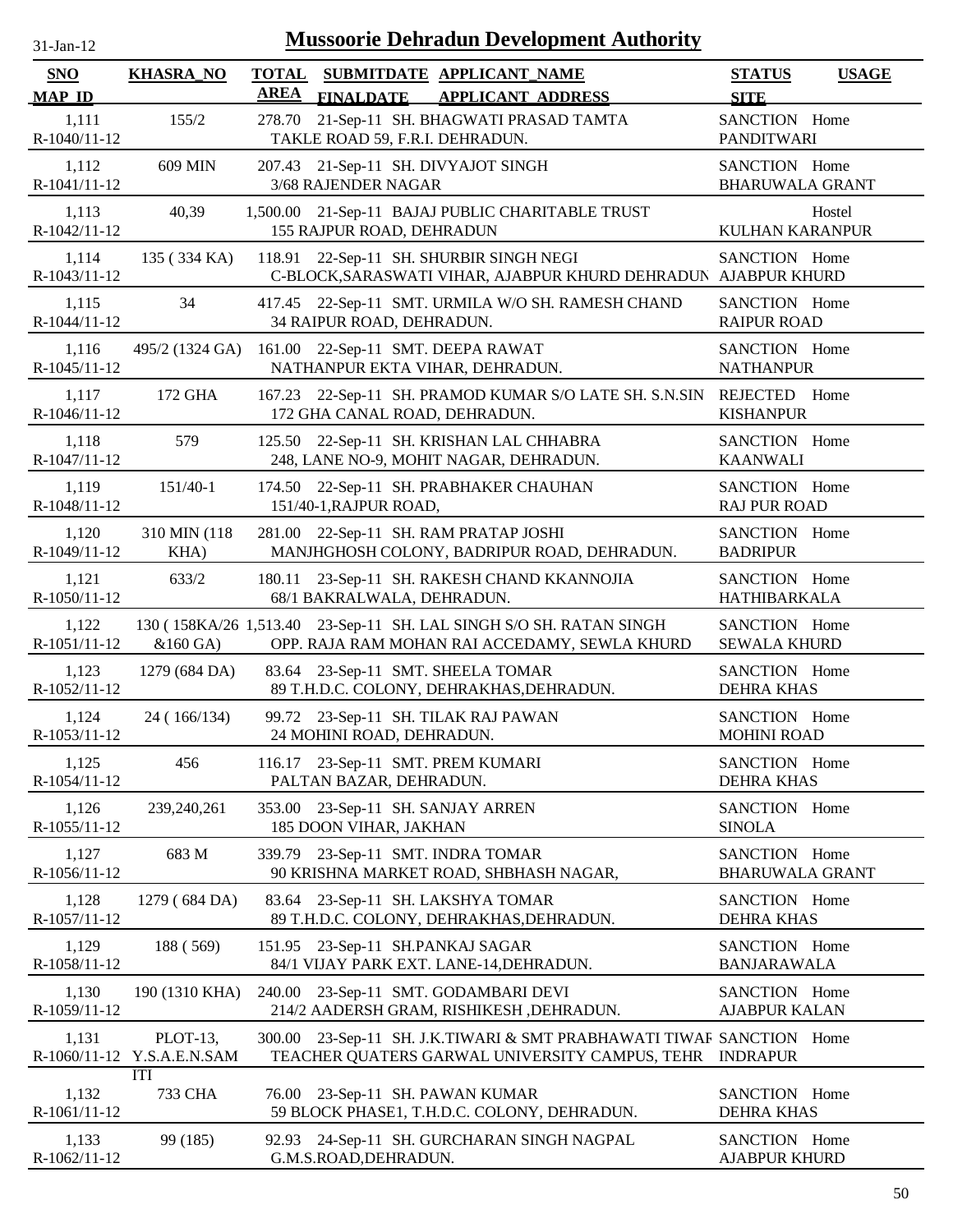# Mussoorie Dehradun Development Authority

31-Jan-12

| SNO / MAP_ID | KHASRA_NO | TOTAL AREA | SUBMITDATE / FINALDATE | APPLICANT_NAME / APPLICANT_ADDRESS | STATUS / SITE | USAGE |
|---|---|---|---|---|---|---|
| 1,111 / R-1040/11-12 | 155/2 | 278.70 | 21-Sep-11 | SH. BHAGWATI PRASAD TAMTA / TAKLE ROAD 59, F.R.I. DEHRADUN. | SANCTION / PANDITWARI | Home |
| 1,112 / R-1041/11-12 | 609 MIN | 207.43 | 21-Sep-11 | SH. DIVYAJOT SINGH / 3/68 RAJENDER NAGAR | SANCTION / BHARUWALA GRANT | Home |
| 1,113 / R-1042/11-12 | 40,39 | 1,500.00 | 21-Sep-11 | BAJAJ PUBLIC CHARITABLE TRUST / 155 RAJPUR ROAD, DEHRADUN | KULHAN KARANPUR | Hostel |
| 1,114 / R-1043/11-12 | 135 ( 334 KA) | 118.91 | 22-Sep-11 | SH. SHURBIR SINGH NEGI / C-BLOCK,SARASWATI VIHAR, AJABPUR KHURD DEHRADUN | SANCTION / AJABPUR KHURD | Home |
| 1,115 / R-1044/11-12 | 34 | 417.45 | 22-Sep-11 | SMT. URMILA W/O SH. RAMESH CHAND / 34 RAIPUR ROAD, DEHRADUN. | SANCTION / RAIPUR ROAD | Home |
| 1,116 / R-1045/11-12 | 495/2 (1324 GA) | 161.00 | 22-Sep-11 | SMT. DEEPA RAWAT / NATHANPUR EKTA VIHAR, DEHRADUN. | SANCTION / NATHANPUR | Home |
| 1,117 / R-1046/11-12 | 172 GHA | 167.23 | 22-Sep-11 | SH. PRAMOD KUMAR S/O LATE SH. S.N.SIN / 172 GHA CANAL ROAD, DEHRADUN. | REJECTED / KISHANPUR | Home |
| 1,118 / R-1047/11-12 | 579 | 125.50 | 22-Sep-11 | SH. KRISHAN LAL CHHABRA / 248, LANE NO-9, MOHIT NAGAR, DEHRADUN. | SANCTION / KAANWALI | Home |
| 1,119 / R-1048/11-12 | 151/40-1 | 174.50 | 22-Sep-11 | SH. PRABHAKER CHAUHAN / 151/40-1,RAJPUR ROAD, | SANCTION / RAJ PUR ROAD | Home |
| 1,120 / R-1049/11-12 | 310 MIN (118 KHA) | 281.00 | 22-Sep-11 | SH. RAM PRATAP JOSHI / MANJHGHOSH COLONY, BADRIPUR ROAD, DEHRADUN. | SANCTION / BADRIPUR | Home |
| 1,121 / R-1050/11-12 | 633/2 | 180.11 | 23-Sep-11 | SH. RAKESH CHAND KKANNOJIA / 68/1 BAKRALWALA, DEHRADUN. | SANCTION / HATHIBARKALA | Home |
| 1,122 / R-1051/11-12 | 130 ( 158KA/26 &160 GA) | 1,513.40 | 23-Sep-11 | SH. LAL SINGH S/O SH. RATAN SINGH / OPP. RAJA RAM MOHAN RAI ACCEDAMY, SEWLA KHURD | SANCTION / SEWALA KHURD | Home |
| 1,123 / R-1052/11-12 | 1279 (684 DA) | 83.64 | 23-Sep-11 | SMT. SHEELA TOMAR / 89 T.H.D.C. COLONY, DEHRAKHAS,DEHRADUN. | SANCTION / DEHRA KHAS | Home |
| 1,124 / R-1053/11-12 | 24 ( 166/134) | 99.72 | 23-Sep-11 | SH. TILAK RAJ PAWAN / 24 MOHINI ROAD, DEHRADUN. | SANCTION / MOHINI ROAD | Home |
| 1,125 / R-1054/11-12 | 456 | 116.17 | 23-Sep-11 | SMT. PREM KUMARI / PALTAN BAZAR, DEHRADUN. | SANCTION / DEHRA KHAS | Home |
| 1,126 / R-1055/11-12 | 239,240,261 | 353.00 | 23-Sep-11 | SH. SANJAY ARREN / 185 DOON VIHAR, JAKHAN | SANCTION / SINOLA | Home |
| 1,127 / R-1056/11-12 | 683 M | 339.79 | 23-Sep-11 | SMT. INDRA TOMAR / 90 KRISHNA MARKET ROAD, SHBHASH NAGAR, | SANCTION / BHARUWALA GRANT | Home |
| 1,128 / R-1057/11-12 | 1279 ( 684 DA) | 83.64 | 23-Sep-11 | SH. LAKSHYA TOMAR / 89 T.H.D.C. COLONY, DEHRAKHAS,DEHRADUN. | SANCTION / DEHRA KHAS | Home |
| 1,129 / R-1058/11-12 | 188 ( 569) | 151.95 | 23-Sep-11 | SH.PANKAJ SAGAR / 84/1 VIJAY PARK EXT. LANE-14,DEHRADUN. | SANCTION / BANJARAWALA | Home |
| 1,130 / R-1059/11-12 | 190 (1310 KHA) | 240.00 | 23-Sep-11 | SMT. GODAMBARI DEVI / 214/2 AADERSH GRAM, RISHIKESH ,DEHRADUN. | SANCTION / AJABPUR KALAN | Home |
| 1,131 / R-1060/11-12 | PLOT-13, Y.S.A.E.N.SAM ITI | 300.00 | 23-Sep-11 | SH. J.K.TIWARI & SMT PRABHAWATI TIWAF / TEACHER QUATERS GARWAL UNIVERSITY CAMPUS, TEHR | SANCTION / INDRAPUR | Home |
| 1,132 / R-1061/11-12 | 733 CHA | 76.00 | 23-Sep-11 | SH. PAWAN KUMAR / 59 BLOCK PHASE1, T.H.D.C. COLONY, DEHRADUN. | SANCTION / DEHRA KHAS | Home |
| 1,133 / R-1062/11-12 | 99 (185) | 92.93 | 24-Sep-11 | SH. GURCHARAN SINGH NAGPAL / G.M.S.ROAD,DEHRADUN. | SANCTION / AJABPUR KHURD | Home |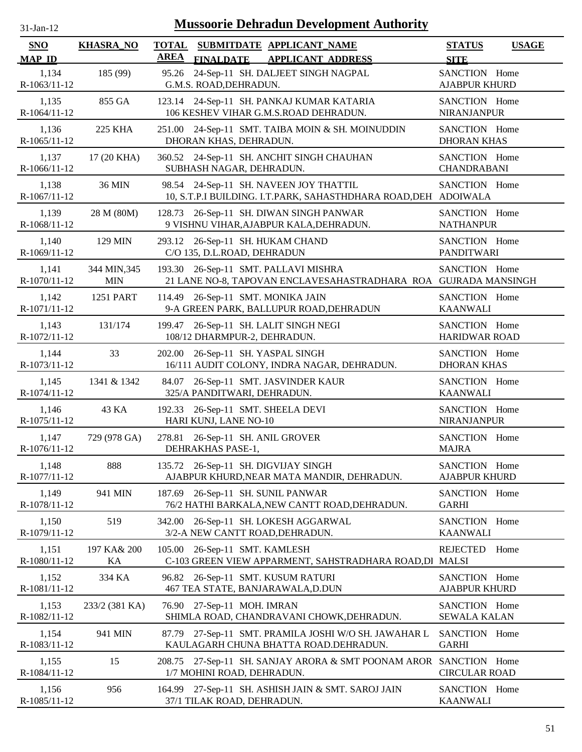# Mussoorie Dehradun Development Authority

31-Jan-12

| SNO / MAP_ID | KHASRA_NO | TOTAL AREA | SUBMITDATE / FINALDATE | APPLICANT_NAME / APPLICANT_ADDRESS | STATUS / SITE | USAGE |
|---|---|---|---|---|---|---|
| 1,134 / R-1063/11-12 | 185 (99) | 95.26 | 24-Sep-11 | SH. DALJEET SINGH NAGPAL / G.M.S. ROAD,DEHRADUN. | SANCTION / AJABPUR KHURD | Home |
| 1,135 / R-1064/11-12 | 855 GA | 123.14 | 24-Sep-11 | SH. PANKAJ KUMAR KATARIA / 106 KESHEV VIHAR G.M.S.ROAD DEHRADUN. | SANCTION / NIRANJANPUR | Home |
| 1,136 / R-1065/11-12 | 225 KHA | 251.00 | 24-Sep-11 | SMT. TAIBA MOIN & SH. MOINUDDIN / DHORAN KHAS, DEHRADUN. | SANCTION / DHORAN KHAS | Home |
| 1,137 / R-1066/11-12 | 17 (20 KHA) | 360.52 | 24-Sep-11 | SH. ANCHIT SINGH CHAUHAN / SUBHASH NAGAR, DEHRADUN. | SANCTION / CHANDRABANI | Home |
| 1,138 / R-1067/11-12 | 36 MIN | 98.54 | 24-Sep-11 | SH. NAVEEN JOY THATTIL / 10, S.T.P.I BUILDING. I.T.PARK, SAHASTHDHARA ROAD,DEH | SANCTION / ADOIWALA | Home |
| 1,139 / R-1068/11-12 | 28 M (80M) | 128.73 | 26-Sep-11 | SH. DIWAN SINGH PANWAR / 9 VISHNU VIHAR,AJABPUR KALA,DEHRADUN. | SANCTION / NATHANPUR | Home |
| 1,140 / R-1069/11-12 | 129 MIN | 293.12 | 26-Sep-11 | SH. HUKAM CHAND / C/O 135, D.L.ROAD, DEHRADUN | SANCTION / PANDITWARI | Home |
| 1,141 / R-1070/11-12 | 344 MIN,345 MIN | 193.30 | 26-Sep-11 | SMT. PALLAVI MISHRA / 21 LANE NO-8, TAPOVAN ENCLAVESAHASTRADHARA ROA | SANCTION / GUJRADA MANSINGH | Home |
| 1,142 / R-1071/11-12 | 1251 PART | 114.49 | 26-Sep-11 | SMT. MONIKA JAIN / 9-A GREEN PARK, BALLUPUR ROAD,DEHRADUN | SANCTION / KAANWALI | Home |
| 1,143 / R-1072/11-12 | 131/174 | 199.47 | 26-Sep-11 | SH. LALIT SINGH NEGI / 108/12 DHARMPUR-2, DEHRADUN. | SANCTION / HARIDWAR ROAD | Home |
| 1,144 / R-1073/11-12 | 33 | 202.00 | 26-Sep-11 | SH. YASPAL SINGH / 16/111 AUDIT COLONY, INDRA NAGAR, DEHRADUN. | SANCTION / DHORAN KHAS | Home |
| 1,145 / R-1074/11-12 | 1341 & 1342 | 84.07 | 26-Sep-11 | SMT. JASVINDER KAUR / 325/A PANDITWARI, DEHRADUN. | SANCTION / KAANWALI | Home |
| 1,146 / R-1075/11-12 | 43 KA | 192.33 | 26-Sep-11 | SMT. SHEELA DEVI / HARI KUNJ, LANE NO-10 | SANCTION / NIRANJANPUR | Home |
| 1,147 / R-1076/11-12 | 729 (978 GA) | 278.81 | 26-Sep-11 | SH. ANIL GROVER / DEHRAKHAS PASE-1, | SANCTION / MAJRA | Home |
| 1,148 / R-1077/11-12 | 888 | 135.72 | 26-Sep-11 | SH. DIGVIJAY SINGH / AJABPUR KHURD,NEAR MATA MANDIR, DEHRADUN. | SANCTION / AJABPUR KHURD | Home |
| 1,149 / R-1078/11-12 | 941 MIN | 187.69 | 26-Sep-11 | SH. SUNIL PANWAR / 76/2 HATHI BARKALA,NEW CANTT ROAD,DEHRADUN. | SANCTION / GARHI | Home |
| 1,150 / R-1079/11-12 | 519 | 342.00 | 26-Sep-11 | SH. LOKESH AGGARWAL / 3/2-A NEW CANTT ROAD,DEHRADUN. | SANCTION / KAANWALI | Home |
| 1,151 / R-1080/11-12 | 197 KA& 200 KA | 105.00 | 26-Sep-11 | SMT. KAMLESH / C-103 GREEN VIEW APPARMENT, SAHSTRADHARA ROAD,DI | REJECTED / MALSI | Home |
| 1,152 / R-1081/11-12 | 334 KA | 96.82 | 26-Sep-11 | SMT. KUSUM RATURI / 467 TEA STATE, BANJARAWALA,D.DUN | SANCTION / AJABPUR KHURD | Home |
| 1,153 / R-1082/11-12 | 233/2 (381 KA) | 76.90 | 27-Sep-11 | MOH. IMRAN / SHIMLA ROAD, CHANDRAVANI CHOWK,DEHRADUN. | SANCTION / SEWALA KALAN | Home |
| 1,154 / R-1083/11-12 | 941 MIN | 87.79 | 27-Sep-11 | SMT. PRAMILA JOSHI W/O SH. JAWAHAR L / KAULAGARH CHUNA BHATTA ROAD.DEHRADUN. | SANCTION / GARHI | Home |
| 1,155 / R-1084/11-12 | 15 | 208.75 | 27-Sep-11 | SH. SANJAY ARORA & SMT POONAM AROR / 1/7 MOHINI ROAD, DEHRADUN. | SANCTION / CIRCULAR ROAD | Home |
| 1,156 / R-1085/11-12 | 956 | 164.99 | 27-Sep-11 | SH. ASHISH JAIN & SMT. SAROJ JAIN / 37/1 TILAK ROAD, DEHRADUN. | SANCTION / KAANWALI | Home |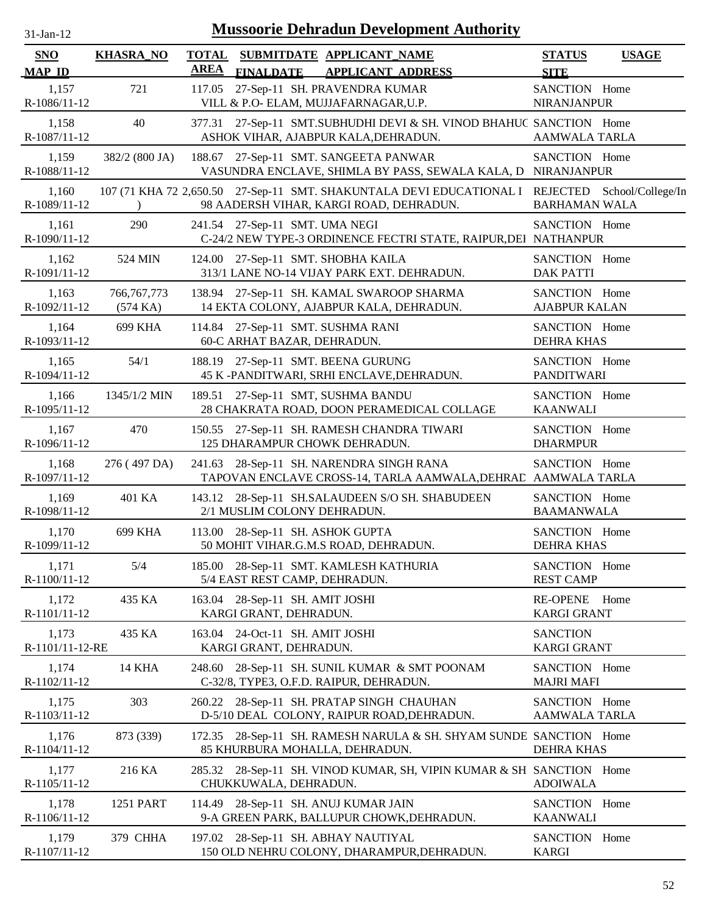# Mussoorie Dehradun Development Authority

| SNO / MAP_ID | KHASRA_NO | TOTAL AREA | SUBMITDATE / FINALDATE | APPLICANT_NAME / APPLICANT_ADDRESS | STATUS / SITE | USAGE |
|---|---|---|---|---|---|---|
| 1,157 / R-1086/11-12 | 721 | 117.05 | 27-Sep-11 | SH. PRAVENDRA KUMAR / VILL & P.O- ELAM, MUJJAFARNAGAR,U.P. | SANCTION / NIRANJANPUR | Home |
| 1,158 / R-1087/11-12 | 40 | 377.31 | 27-Sep-11 | SMT.SUBHUDHI DEVI & SH. VINOD BHAHUC / ASHOK VIHAR, AJABPUR KALA,DEHRADUN. | SANCTION / AAMWALA TARLA | Home |
| 1,159 / R-1088/11-12 | 382/2 (800 JA) | 188.67 | 27-Sep-11 | SMT. SANGEETA PANWAR / VASUNDRA ENCLAVE, SHIMLA BY PASS, SEWALA KALA, D | SANCTION / NIRANJANPUR | Home |
| 1,160 / R-1089/11-12 | 107 (71 KHA 72 ) | 2,650.50 | 27-Sep-11 | SMT. SHAKUNTALA DEVI EDUCATIONAL I / 98 AADERSH VIHAR, KARGI ROAD, DEHRADUN. | REJECTED / BARHAMAN WALA | School/College/In |
| 1,161 / R-1090/11-12 | 290 | 241.54 | 27-Sep-11 | SMT. UMA NEGI / C-24/2 NEW TYPE-3 ORDINENCE FECTRI STATE, RAIPUR,DEI | SANCTION / NATHANPUR | Home |
| 1,162 / R-1091/11-12 | 524 MIN | 124.00 | 27-Sep-11 | SMT. SHOBHA KAILA / 313/1 LANE NO-14 VIJAY PARK EXT. DEHRADUN. | SANCTION / DAK PATTI | Home |
| 1,163 / R-1092/11-12 | 766,767,773 (574 KA) | 138.94 | 27-Sep-11 | SH. KAMAL SWAROOP SHARMA / 14 EKTA COLONY, AJABPUR KALA, DEHRADUN. | SANCTION / AJABPUR KALAN | Home |
| 1,164 / R-1093/11-12 | 699 KHA | 114.84 | 27-Sep-11 | SMT. SUSHMA RANI / 60-C ARHAT BAZAR, DEHRADUN. | SANCTION / DEHRA KHAS | Home |
| 1,165 / R-1094/11-12 | 54/1 | 188.19 | 27-Sep-11 | SMT. BEENA GURUNG / 45 K -PANDITWARI, SRHI ENCLAVE,DEHRADUN. | SANCTION / PANDITWARI | Home |
| 1,166 / R-1095/11-12 | 1345/1/2 MIN | 189.51 | 27-Sep-11 | SMT, SUSHMA BANDU / 28 CHAKRATA ROAD, DOON PERAMEDICAL COLLAGE | SANCTION / KAANWALI | Home |
| 1,167 / R-1096/11-12 | 470 | 150.55 | 27-Sep-11 | SH. RAMESH CHANDRA TIWARI / 125 DHARAMPUR CHOWK DEHRADUN. | SANCTION / DHARMPUR | Home |
| 1,168 / R-1097/11-12 | 276 ( 497 DA) | 241.63 | 28-Sep-11 | SH. NARENDRA SINGH RANA / TAPOVAN ENCLAVE CROSS-14, TARLA AAMWALA,DEHRAD | SANCTION / AAMWALA TARLA | Home |
| 1,169 / R-1098/11-12 | 401 KA | 143.12 | 28-Sep-11 | SH.SALAUDEEN S/O SH. SHABUDEEN / 2/1 MUSLIM COLONY DEHRADUN. | SANCTION / BAAMANWALA | Home |
| 1,170 / R-1099/11-12 | 699 KHA | 113.00 | 28-Sep-11 | SH. ASHOK GUPTA / 50 MOHIT VIHAR.G.M.S ROAD, DEHRADUN. | SANCTION / DEHRA KHAS | Home |
| 1,171 / R-1100/11-12 | 5/4 | 185.00 | 28-Sep-11 | SMT. KAMLESH KATHURIA / 5/4 EAST REST CAMP, DEHRADUN. | SANCTION / REST CAMP | Home |
| 1,172 / R-1101/11-12 | 435 KA | 163.04 | 28-Sep-11 | SH. AMIT JOSHI / KARGI GRANT, DEHRADUN. | RE-OPENE / KARGI GRANT | Home |
| 1,173 / R-1101/11-12-RE | 435 KA | 163.04 | 24-Oct-11 | SH. AMIT JOSHI / KARGI GRANT, DEHRADUN. | SANCTION / KARGI GRANT | |
| 1,174 / R-1102/11-12 | 14 KHA | 248.60 | 28-Sep-11 | SH. SUNIL KUMAR & SMT POONAM / C-32/8, TYPE3, O.F.D. RAIPUR, DEHRADUN. | SANCTION / MAJRI MAFI | Home |
| 1,175 / R-1103/11-12 | 303 | 260.22 | 28-Sep-11 | SH. PRATAP SINGH CHAUHAN / D-5/10 DEAL COLONY, RAIPUR ROAD,DEHRADUN. | SANCTION / AAMWALA TARLA | Home |
| 1,176 / R-1104/11-12 | 873 (339) | 172.35 | 28-Sep-11 | SH. RAMESH NARULA & SH. SHYAM SUNDE / 85 KHURBURA MOHALLA, DEHRADUN. | SANCTION / DEHRA KHAS | Home |
| 1,177 / R-1105/11-12 | 216 KA | 285.32 | 28-Sep-11 | SH. VINOD KUMAR, SH, VIPIN KUMAR & SH / CHUKKUWALA, DEHRADUN. | SANCTION / ADOIWALA | Home |
| 1,178 / R-1106/11-12 | 1251 PART | 114.49 | 28-Sep-11 | SH. ANUJ KUMAR JAIN / 9-A GREEN PARK, BALLUPUR CHOWK,DEHRADUN. | SANCTION / KAANWALI | Home |
| 1,179 / R-1107/11-12 | 379 CHHA | 197.02 | 28-Sep-11 | SH. ABHAY NAUTIYAL / 150 OLD NEHRU COLONY, DHARAMPUR,DEHRADUN. | SANCTION / KARGI | Home |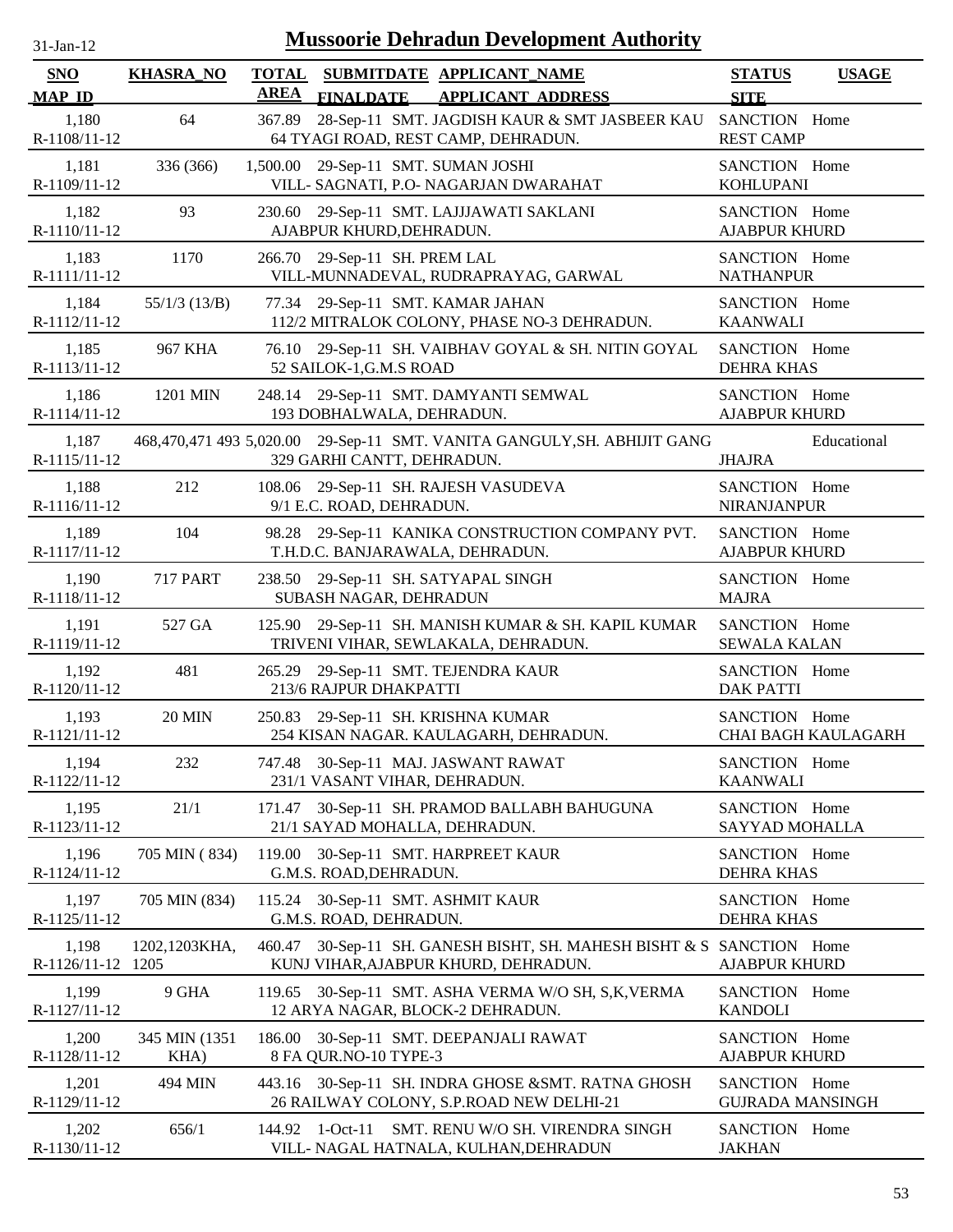# Mussoorie Dehradun Development Authority

31-Jan-12

| SNO / MAP_ID | KHASRA_NO | TOTAL AREA | SUBMITDATE / FINALDATE | APPLICANT_NAME / APPLICANT_ADDRESS | STATUS / SITE | USAGE |
|---|---|---|---|---|---|---|
| 1,180 / R-1108/11-12 | 64 | 367.89 | 28-Sep-11 | SMT. JAGDISH KAUR & SMT JASBEER KAU / 64 TYAGI ROAD, REST CAMP, DEHRADUN. | SANCTION / REST CAMP | Home |
| 1,181 / R-1109/11-12 | 336 (366) | 1,500.00 | 29-Sep-11 | SMT. SUMAN JOSHI / VILL- SAGNATI, P.O- NAGARJAN DWARAHAT | SANCTION / KOHLUPANI | Home |
| 1,182 / R-1110/11-12 | 93 | 230.60 | 29-Sep-11 | SMT. LAJJJAWATI SAKLANI / AJABPUR KHURD,DEHRADUN. | SANCTION / AJABPUR KHURD | Home |
| 1,183 / R-1111/11-12 | 1170 | 266.70 | 29-Sep-11 | SH. PREM LAL / VILL-MUNNADEVAL, RUDRAPRAYAG, GARWAL | SANCTION / NATHANPUR | Home |
| 1,184 / R-1112/11-12 | 55/1/3 (13/B) | 77.34 | 29-Sep-11 | SMT. KAMAR JAHAN / 112/2 MITRALOK COLONY, PHASE NO-3 DEHRADUN. | SANCTION / KAANWALI | Home |
| 1,185 / R-1113/11-12 | 967 KHA | 76.10 | 29-Sep-11 | SH. VAIBHAV GOYAL & SH. NITIN GOYAL / 52 SAILOK-1,G.M.S ROAD | SANCTION / DEHRA KHAS | Home |
| 1,186 / R-1114/11-12 | 1201 MIN | 248.14 | 29-Sep-11 | SMT. DAMYANTI SEMWAL / 193 DOBHALWALA, DEHRADUN. | SANCTION / AJABPUR KHURD | Home |
| 1,187 / R-1115/11-12 | 468,470,471 493 | 5,020.00 | 29-Sep-11 | SMT. VANITA GANGULY,SH. ABHIJIT GANG / 329 GARHI CANTT, DEHRADUN. | JHAJRA | Educational |
| 1,188 / R-1116/11-12 | 212 | 108.06 | 29-Sep-11 | SH. RAJESH VASUDEVA / 9/1 E.C. ROAD, DEHRADUN. | SANCTION / NIRANJANPUR | Home |
| 1,189 / R-1117/11-12 | 104 | 98.28 | 29-Sep-11 | KANIKA CONSTRUCTION COMPANY PVT. / T.H.D.C. BANJARAWALA, DEHRADUN. | SANCTION / AJABPUR KHURD | Home |
| 1,190 / R-1118/11-12 | 717 PART | 238.50 | 29-Sep-11 | SH. SATYAPAL SINGH / SUBASH NAGAR, DEHRADUN | SANCTION / MAJRA | Home |
| 1,191 / R-1119/11-12 | 527 GA | 125.90 | 29-Sep-11 | SH. MANISH KUMAR & SH. KAPIL KUMAR / TRIVENI VIHAR, SEWLAKALA, DEHRADUN. | SANCTION / SEWALA KALAN | Home |
| 1,192 / R-1120/11-12 | 481 | 265.29 | 29-Sep-11 | SMT. TEJENDRA KAUR / 213/6 RAJPUR DHAKPATTI | SANCTION / DAK PATTI | Home |
| 1,193 / R-1121/11-12 | 20 MIN | 250.83 | 29-Sep-11 | SH. KRISHNA KUMAR / 254 KISAN NAGAR. KAULAGARH, DEHRADUN. | SANCTION / CHAI BAGH KAULAGARH | Home |
| 1,194 / R-1122/11-12 | 232 | 747.48 | 30-Sep-11 | MAJ. JASWANT RAWAT / 231/1 VASANT VIHAR, DEHRADUN. | SANCTION / KAANWALI | Home |
| 1,195 / R-1123/11-12 | 21/1 | 171.47 | 30-Sep-11 | SH. PRAMOD BALLABH BAHUGUNA / 21/1 SAYAD MOHALLA, DEHRADUN. | SANCTION / SAYYAD MOHALLA | Home |
| 1,196 / R-1124/11-12 | 705 MIN ( 834) | 119.00 | 30-Sep-11 | SMT. HARPREET KAUR / G.M.S. ROAD,DEHRADUN. | SANCTION / DEHRA KHAS | Home |
| 1,197 / R-1125/11-12 | 705 MIN (834) | 115.24 | 30-Sep-11 | SMT. ASHMIT KAUR / G.M.S. ROAD, DEHRADUN. | SANCTION / DEHRA KHAS | Home |
| 1,198 / R-1126/11-12 | 1202,1203KHA, 1205 | 460.47 | 30-Sep-11 | SH. GANESH BISHT, SH. MAHESH BISHT & S / KUNJ VIHAR,AJABPUR KHURD, DEHRADUN. | SANCTION / AJABPUR KHURD | Home |
| 1,199 / R-1127/11-12 | 9 GHA | 119.65 | 30-Sep-11 | SMT. ASHA VERMA W/O SH, S,K,VERMA / 12 ARYA NAGAR, BLOCK-2 DEHRADUN. | SANCTION / KANDOLI | Home |
| 1,200 / R-1128/11-12 | 345 MIN (1351 KHA) | 186.00 | 30-Sep-11 | SMT. DEEPANJALI RAWAT / 8 FA QUR.NO-10 TYPE-3 | SANCTION / AJABPUR KHURD | Home |
| 1,201 / R-1129/11-12 | 494 MIN | 443.16 | 30-Sep-11 | SH. INDRA GHOSE &SMT. RATNA GHOSH / 26 RAILWAY COLONY, S.P.ROAD NEW DELHI-21 | SANCTION / GUJRADA MANSINGH | Home |
| 1,202 / R-1130/11-12 | 656/1 | 144.92 | 1-Oct-11 | SMT. RENU W/O SH. VIRENDRA SINGH / VILL- NAGAL HATNALA, KULHAN,DEHRADUN | SANCTION / JAKHAN | Home |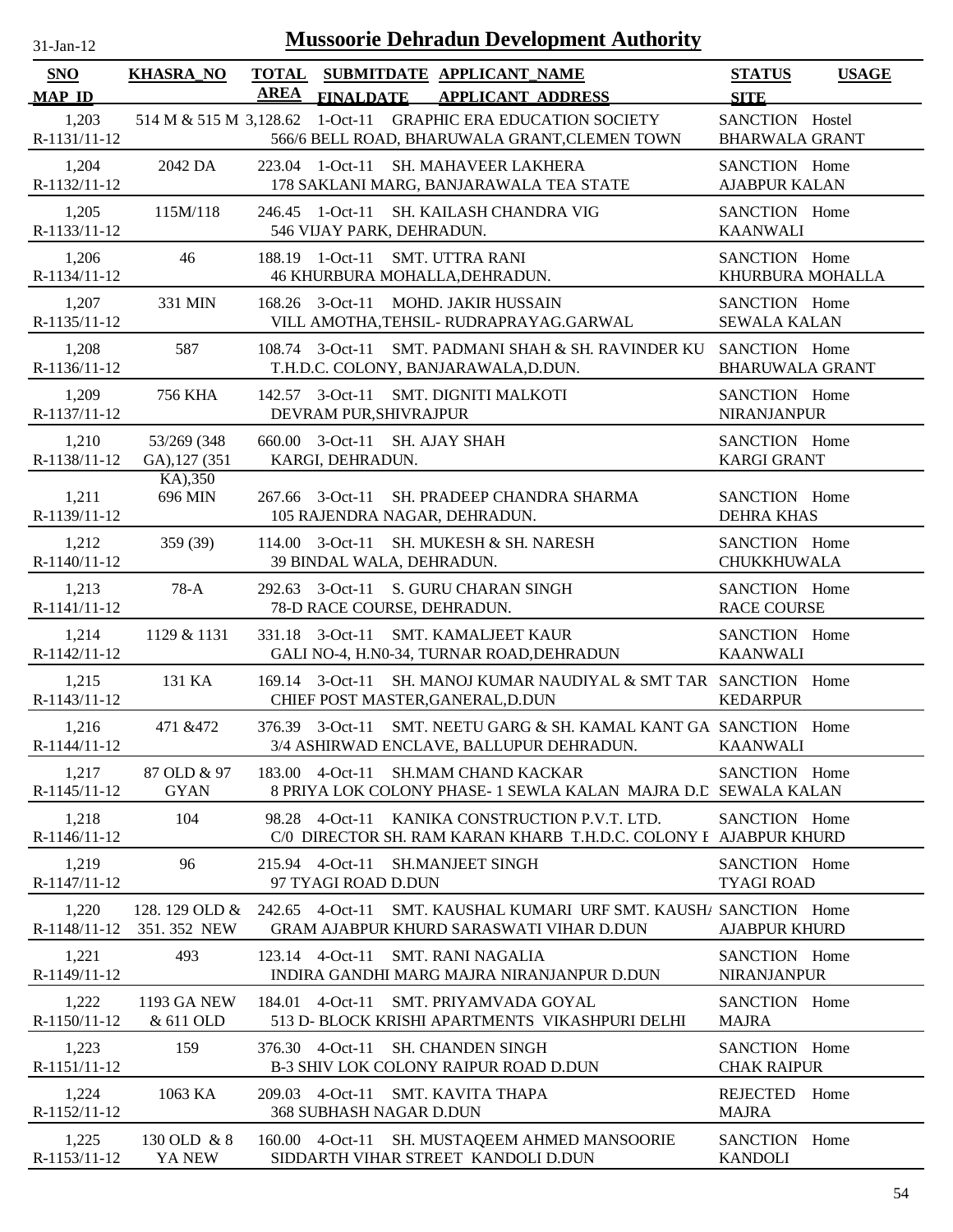# Mussoorie Dehradun Development Authority

31-Jan-12

| SNO / MAP_ID | KHASRA_NO | TOTAL AREA | SUBMITDATE / FINALDATE | APPLICANT_NAME / APPLICANT_ADDRESS | STATUS / SITE | USAGE |
|---|---|---|---|---|---|---|
| 1,203 R-1131/11-12 | 514 M & 515 M | 3,128.62 | 1-Oct-11 | GRAPHIC ERA EDUCATION SOCIETY 566/6 BELL ROAD, BHARUWALA GRANT,CLEMEN TOWN | SANCTION BHARWALA GRANT | Hostel |
| 1,204 R-1132/11-12 | 2042 DA | 223.04 | 1-Oct-11 | SH. MAHAVEER LAKHERA 178 SAKLANI MARG, BANJARAWALA TEA STATE | SANCTION AJABPUR KALAN | Home |
| 1,205 R-1133/11-12 | 115M/118 | 246.45 | 1-Oct-11 | SH. KAILASH CHANDRA VIG 546 VIJAY PARK, DEHRADUN. | SANCTION KAANWALI | Home |
| 1,206 R-1134/11-12 | 46 | 188.19 | 1-Oct-11 | SMT. UTTRA RANI 46 KHURBURA MOHALLA,DEHRADUN. | SANCTION KHURBURA MOHALLA | Home |
| 1,207 R-1135/11-12 | 331 MIN | 168.26 | 3-Oct-11 | MOHD. JAKIR HUSSAIN VILL AMOTHA,TEHSIL- RUDRAPRAYAG.GARWAL | SANCTION SEWALA KALAN | Home |
| 1,208 R-1136/11-12 | 587 | 108.74 | 3-Oct-11 | SMT. PADMANI SHAH & SH. RAVINDER KU T.H.D.C. COLONY, BANJARAWALA,D.DUN. | SANCTION BHARUWALA GRANT | Home |
| 1,209 R-1137/11-12 | 756 KHA | 142.57 | 3-Oct-11 | SMT. DIGNITI MALKOTI DEVRAM PUR,SHIVRAJPUR | SANCTION NIRANJANPUR | Home |
| 1,210 R-1138/11-12 | 53/269 (348 GA),127 (351 KA),350 | 660.00 | 3-Oct-11 | SH. AJAY SHAH KARGI, DEHRADUN. | SANCTION KARGI GRANT | Home |
| 1,211 R-1139/11-12 | 696 MIN | 267.66 | 3-Oct-11 | SH. PRADEEP CHANDRA SHARMA 105 RAJENDRA NAGAR, DEHRADUN. | SANCTION DEHRA KHAS | Home |
| 1,212 R-1140/11-12 | 359 (39) | 114.00 | 3-Oct-11 | SH. MUKESH & SH. NARESH 39 BINDAL WALA, DEHRADUN. | SANCTION CHUKKHUWALA | Home |
| 1,213 R-1141/11-12 | 78-A | 292.63 | 3-Oct-11 | S. GURU CHARAN SINGH 78-D RACE COURSE, DEHRADUN. | SANCTION RACE COURSE | Home |
| 1,214 R-1142/11-12 | 1129 & 1131 | 331.18 | 3-Oct-11 | SMT. KAMALJEET KAUR GALI NO-4, H.N0-34, TURNAR ROAD,DEHRADUN | SANCTION KAANWALI | Home |
| 1,215 R-1143/11-12 | 131 KA | 169.14 | 3-Oct-11 | SH. MANOJ KUMAR NAUDIYAL & SMT TAR CHIEF POST MASTER,GANERAL,D.DUN | SANCTION KEDARPUR | Home |
| 1,216 R-1144/11-12 | 471 &472 | 376.39 | 3-Oct-11 | SMT. NEETU GARG & SH. KAMAL KANT GA 3/4 ASHIRWAD ENCLAVE, BALLUPUR DEHRADUN. | SANCTION KAANWALI | Home |
| 1,217 R-1145/11-12 | 87 OLD & 97 GYAN | 183.00 | 4-Oct-11 | SH.MAM CHAND KACKAR 8 PRIYA LOK COLONY PHASE- 1 SEWLA KALAN MAJRA D.D | SANCTION SEWALA KALAN | Home |
| 1,218 R-1146/11-12 | 104 | 98.28 | 4-Oct-11 | KANIKA CONSTRUCTION P.V.T. LTD. C/0 DIRECTOR SH. RAM KARAN KHARB T.H.D.C. COLONY I | SANCTION AJABPUR KHURD | Home |
| 1,219 R-1147/11-12 | 96 | 215.94 | 4-Oct-11 | SH.MANJEET SINGH 97 TYAGI ROAD D.DUN | SANCTION TYAGI ROAD | Home |
| 1,220 R-1148/11-12 | 128. 129 OLD & 351. 352 NEW | 242.65 | 4-Oct-11 | SMT. KAUSHAL KUMARI URF SMT. KAUSHA GRAM AJABPUR KHURD SARASWATI VIHAR D.DUN | SANCTION AJABPUR KHURD | Home |
| 1,221 R-1149/11-12 | 493 | 123.14 | 4-Oct-11 | SMT. RANI NAGALIA INDIRA GANDHI MARG MAJRA NIRANJANPUR D.DUN | SANCTION NIRANJANPUR | Home |
| 1,222 R-1150/11-12 | 1193 GA NEW & 611 OLD | 184.01 | 4-Oct-11 | SMT. PRIYAMVADA GOYAL 513 D- BLOCK KRISHI APARTMENTS VIKASHPURI DELHI | SANCTION MAJRA | Home |
| 1,223 R-1151/11-12 | 159 | 376.30 | 4-Oct-11 | SH. CHANDEN SINGH B-3 SHIV LOK COLONY RAIPUR ROAD D.DUN | SANCTION CHAK RAIPUR | Home |
| 1,224 R-1152/11-12 | 1063 KA | 209.03 | 4-Oct-11 | SMT. KAVITA THAPA 368 SUBHASH NAGAR D.DUN | REJECTED MAJRA | Home |
| 1,225 R-1153/11-12 | 130 OLD & 8 YA NEW | 160.00 | 4-Oct-11 | SH. MUSTAQEEM AHMED MANSOORIE SIDDARTH VIHAR STREET KANDOLI D.DUN | SANCTION KANDOLI | Home |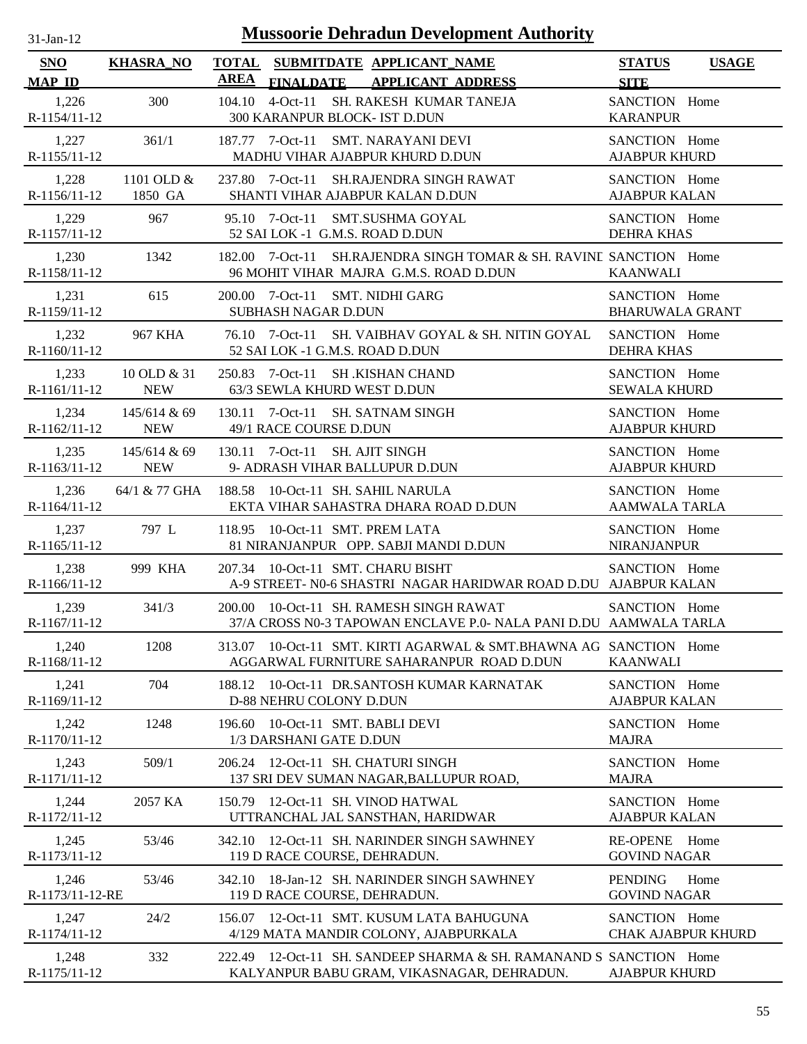# Mussoorie Dehradun Development Authority

31-Jan-12

| SNO / MAP ID | KHASRA_NO | TOTAL AREA | SUBMITDATE / FINALDATE | APPLICANT_NAME / APPLICANT ADDRESS | STATUS / SITE | USAGE |
|---|---|---|---|---|---|---|
| 1,226 / R-1154/11-12 | 300 | 104.10 | 4-Oct-11 | SH. RAKESH KUMAR TANEJA / 300 KARANPUR BLOCK- IST D.DUN | SANCTION / KARANPUR | Home |
| 1,227 / R-1155/11-12 | 361/1 | 187.77 | 7-Oct-11 | SMT. NARAYANI DEVI / MADHU VIHAR AJABPUR KHURD D.DUN | SANCTION / AJABPUR KHURD | Home |
| 1,228 / R-1156/11-12 | 1101 OLD & 1850 GA | 237.80 | 7-Oct-11 | SH.RAJENDRA SINGH RAWAT / SHANTI VIHAR AJABPUR KALAN D.DUN | SANCTION / AJABPUR KALAN | Home |
| 1,229 / R-1157/11-12 | 967 | 95.10 | 7-Oct-11 | SMT.SUSHMA GOYAL / 52 SAI LOK -1 G.M.S. ROAD D.DUN | SANCTION / DEHRA KHAS | Home |
| 1,230 / R-1158/11-12 | 1342 | 182.00 | 7-Oct-11 | SH.RAJENDRA SINGH TOMAR & SH. RAVINI / 96 MOHIT VIHAR MAJRA G.M.S. ROAD D.DUN | SANCTION / KAANWALI | Home |
| 1,231 / R-1159/11-12 | 615 | 200.00 | 7-Oct-11 | SMT. NIDHI GARG / SUBHASH NAGAR D.DUN | SANCTION / BHARUWALA GRANT | Home |
| 1,232 / R-1160/11-12 | 967 KHA | 76.10 | 7-Oct-11 | SH. VAIBHAV GOYAL & SH. NITIN GOYAL / 52 SAI LOK -1 G.M.S. ROAD D.DUN | SANCTION / DEHRA KHAS | Home |
| 1,233 / R-1161/11-12 | 10 OLD & 31 NEW | 250.83 | 7-Oct-11 | SH .KISHAN CHAND / 63/3 SEWLA KHURD WEST D.DUN | SANCTION / SEWALA KHURD | Home |
| 1,234 / R-1162/11-12 | 145/614 & 69 NEW | 130.11 | 7-Oct-11 | SH. SATNAM SINGH / 49/1 RACE COURSE D.DUN | SANCTION / AJABPUR KHURD | Home |
| 1,235 / R-1163/11-12 | 145/614 & 69 NEW | 130.11 | 7-Oct-11 | SH. AJIT SINGH / 9- ADRASH VIHAR BALLUPUR D.DUN | SANCTION / AJABPUR KHURD | Home |
| 1,236 / R-1164/11-12 | 64/1 & 77 GHA | 188.58 | 10-Oct-11 | SH. SAHIL NARULA / EKTA VIHAR SAHASTRA DHARA ROAD D.DUN | SANCTION / AAMWALA TARLA | Home |
| 1,237 / R-1165/11-12 | 797 L | 118.95 | 10-Oct-11 | SMT. PREM LATA / 81 NIRANJANPUR OPP. SABJI MANDI D.DUN | SANCTION / NIRANJANPUR | Home |
| 1,238 / R-1166/11-12 | 999 KHA | 207.34 | 10-Oct-11 | SMT. CHARU BISHT / A-9 STREET- N0-6 SHASTRI NAGAR HARIDWAR ROAD D.DU | SANCTION / AJABPUR KALAN | Home |
| 1,239 / R-1167/11-12 | 341/3 | 200.00 | 10-Oct-11 | SH. RAMESH SINGH RAWAT / 37/A CROSS N0-3 TAPOWAN ENCLAVE P.0- NALA PANI D.DU | SANCTION / AAMWALA TARLA | Home |
| 1,240 / R-1168/11-12 | 1208 | 313.07 | 10-Oct-11 | SMT. KIRTI AGARWAL & SMT.BHAWNA AG / AGGARWAL FURNITURE SAHARANPUR ROAD D.DUN | SANCTION / KAANWALI | Home |
| 1,241 / R-1169/11-12 | 704 | 188.12 | 10-Oct-11 | DR.SANTOSH KUMAR KARNATAK / D-88 NEHRU COLONY D.DUN | SANCTION / AJABPUR KALAN | Home |
| 1,242 / R-1170/11-12 | 1248 | 196.60 | 10-Oct-11 | SMT. BABLI DEVI / 1/3 DARSHANI GATE D.DUN | SANCTION / MAJRA | Home |
| 1,243 / R-1171/11-12 | 509/1 | 206.24 | 12-Oct-11 | SH. CHATURI SINGH / 137 SRI DEV SUMAN NAGAR,BALLUPUR ROAD, | SANCTION / MAJRA | Home |
| 1,244 / R-1172/11-12 | 2057 KA | 150.79 | 12-Oct-11 | SH. VINOD HATWAL / UTTRANCHAL JAL SANSTHAN, HARIDWAR | SANCTION / AJABPUR KALAN | Home |
| 1,245 / R-1173/11-12 | 53/46 | 342.10 | 12-Oct-11 | SH. NARINDER SINGH SAWHNEY / 119 D RACE COURSE, DEHRADUN. | RE-OPENE / GOVIND NAGAR | Home |
| 1,246 / R-1173/11-12-RE | 53/46 | 342.10 | 18-Jan-12 | SH. NARINDER SINGH SAWHNEY / 119 D RACE COURSE, DEHRADUN. | PENDING / GOVIND NAGAR | Home |
| 1,247 / R-1174/11-12 | 24/2 | 156.07 | 12-Oct-11 | SMT. KUSUM LATA BAHUGUNA / 4/129 MATA MANDIR COLONY, AJABPURKALA | SANCTION / CHAK AJABPUR KHURD | Home |
| 1,248 / R-1175/11-12 | 332 | 222.49 | 12-Oct-11 | SH. SANDEEP SHARMA & SH. RAMANAND S / KALYANPUR BABU GRAM, VIKASNAGAR, DEHRADUN. | SANCTION / AJABPUR KHURD | Home |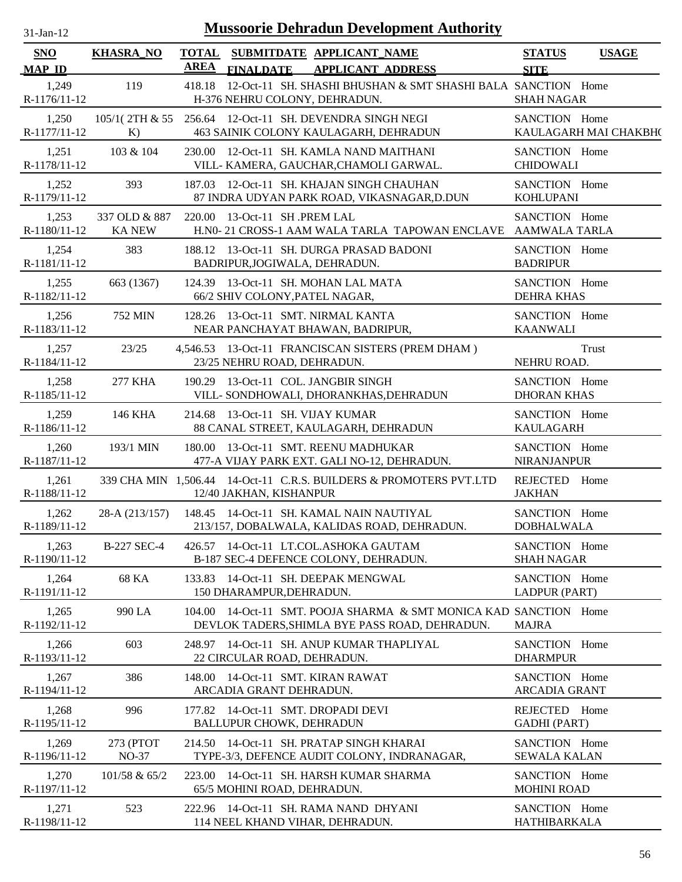# Mussoorie Dehradun Development Authority

31-Jan-12

| SNO<br>MAP_ID | KHASRA_NO | TOTAL AREA | SUBMITDATE<br>FINALDATE | APPLICANT_NAME<br>APPLICANT_ADDRESS | STATUS<br>SITE | USAGE |
|---|---|---|---|---|---|---|
| 1,249<br>R-1176/11-12 | 119 | 418.18 | 12-Oct-11 | SH. SHASHI BHUSHAN & SMT SHASHI BALA<br>H-376 NEHRU COLONY, DEHRADUN. | SANCTION<br>SHAH NAGAR | Home |
| 1,250<br>R-1177/11-12 | 105/1( 2TH & 55 K) | 256.64 | 12-Oct-11 | SH. DEVENDRA SINGH NEGI<br>463 SAINIK COLONY KAULAGARH, DEHRADUN | SANCTION<br>KAULAGARH MAI CHAKBHO | Home |
| 1,251<br>R-1178/11-12 | 103 & 104 | 230.00 | 12-Oct-11 | SH. KAMLA NAND MAITHANI<br>VILL- KAMERA, GAUCHAR,CHAMOLI GARWAL. | SANCTION<br>CHIDOWALI | Home |
| 1,252<br>R-1179/11-12 | 393 | 187.03 | 12-Oct-11 | SH. KHAJAN SINGH CHAUHAN<br>87 INDRA UDYAN PARK ROAD, VIKASNAGAR,D.DUN | SANCTION<br>KOHLUPANI | Home |
| 1,253<br>R-1180/11-12 | 337 OLD & 887 KA NEW | 220.00 | 13-Oct-11 | SH .PREM LAL<br>H.N0- 21 CROSS-1 AAM WALA TARLA TAPOWAN ENCLAVE | SANCTION<br>AAMWALA TARLA | Home |
| 1,254<br>R-1181/11-12 | 383 | 188.12 | 13-Oct-11 | SH. DURGA PRASAD BADONI<br>BADRIPUR,JOGIWALA, DEHRADUN. | SANCTION<br>BADRIPUR | Home |
| 1,255<br>R-1182/11-12 | 663 (1367) | 124.39 | 13-Oct-11 | SH. MOHAN LAL MATA<br>66/2 SHIV COLONY,PATEL NAGAR, | SANCTION<br>DEHRA KHAS | Home |
| 1,256<br>R-1183/11-12 | 752 MIN | 128.26 | 13-Oct-11 | SMT. NIRMAL KANTA<br>NEAR PANCHAYAT BHAWAN, BADRIPUR, | SANCTION<br>KAANWALI | Home |
| 1,257<br>R-1184/11-12 | 23/25 | 4,546.53 | 13-Oct-11 | FRANCISCAN SISTERS (PREM DHAM )<br>23/25 NEHRU ROAD, DEHRADUN. | <br>NEHRU ROAD. | Trust |
| 1,258<br>R-1185/11-12 | 277 KHA | 190.29 | 13-Oct-11 | COL. JANGBIR SINGH<br>VILL- SONDHOWALI, DHORANKHAS,DEHRADUN | SANCTION<br>DHORAN KHAS | Home |
| 1,259<br>R-1186/11-12 | 146 KHA | 214.68 | 13-Oct-11 | SH. VIJAY KUMAR<br>88 CANAL STREET, KAULAGARH, DEHRADUN | SANCTION<br>KAULAGARH | Home |
| 1,260<br>R-1187/11-12 | 193/1 MIN | 180.00 | 13-Oct-11 | SMT. REENU MADHUKAR<br>477-A VIJAY PARK EXT. GALI NO-12, DEHRADUN. | SANCTION<br>NIRANJANPUR | Home |
| 1,261<br>R-1188/11-12 | 339 CHA MIN | 1,506.44 | 14-Oct-11 | C.R.S. BUILDERS & PROMOTERS PVT.LTD<br>12/40 JAKHAN, KISHANPUR | REJECTED<br>JAKHAN | Home |
| 1,262<br>R-1189/11-12 | 28-A (213/157) | 148.45 | 14-Oct-11 | SH. KAMAL NAIN NAUTIYAL<br>213/157, DOBALWALA, KALIDAS ROAD, DEHRADUN. | SANCTION<br>DOBHALWALA | Home |
| 1,263<br>R-1190/11-12 | B-227 SEC-4 | 426.57 | 14-Oct-11 | LT.COL.ASHOKA GAUTAM<br>B-187 SEC-4 DEFENCE COLONY, DEHRADUN. | SANCTION<br>SHAH NAGAR | Home |
| 1,264<br>R-1191/11-12 | 68 KA | 133.83 | 14-Oct-11 | SH. DEEPAK MENGWAL<br>150 DHARAMPUR,DEHRADUN. | SANCTION<br>LADPUR (PART) | Home |
| 1,265<br>R-1192/11-12 | 990 LA | 104.00 | 14-Oct-11 | SMT. POOJA SHARMA & SMT MONICA KAD<br>DEVLOK TADERS,SHIMLA BYE PASS ROAD, DEHRADUN. | SANCTION<br>MAJRA | Home |
| 1,266<br>R-1193/11-12 | 603 | 248.97 | 14-Oct-11 | SH. ANUP KUMAR THAPLIYAL<br>22 CIRCULAR ROAD, DEHRADUN. | SANCTION<br>DHARMPUR | Home |
| 1,267<br>R-1194/11-12 | 386 | 148.00 | 14-Oct-11 | SMT. KIRAN RAWAT<br>ARCADIA GRANT DEHRADUN. | SANCTION<br>ARCADIA GRANT | Home |
| 1,268<br>R-1195/11-12 | 996 | 177.82 | 14-Oct-11 | SMT. DROPADI DEVI<br>BALLUPUR CHOWK, DEHRADUN | REJECTED<br>GADHI (PART) | Home |
| 1,269<br>R-1196/11-12 | 273 (PTOT NO-37 | 214.50 | 14-Oct-11 | SH. PRATAP SINGH KHARAI<br>TYPE-3/3, DEFENCE AUDIT COLONY, INDRANAGAR, | SANCTION<br>SEWALA KALAN | Home |
| 1,270<br>R-1197/11-12 | 101/58 & 65/2 | 223.00 | 14-Oct-11 | SH. HARSH KUMAR SHARMA<br>65/5 MOHINI ROAD, DEHRADUN. | SANCTION<br>MOHINI ROAD | Home |
| 1,271<br>R-1198/11-12 | 523 | 222.96 | 14-Oct-11 | SH. RAMA NAND DHYANI<br>114 NEEL KHAND VIHAR, DEHRADUN. | SANCTION<br>HATHIBARKALA | Home |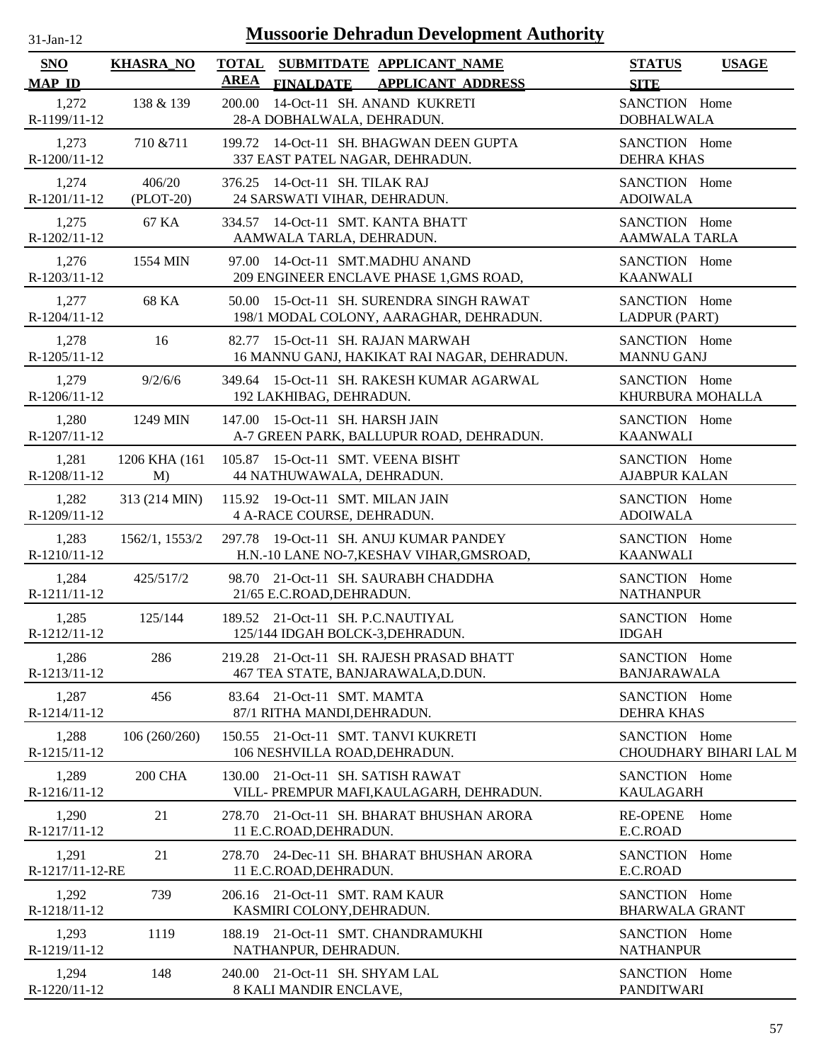# Mussoorie Dehradun Development Authority

31-Jan-12

| SNO / MAP_ID | KHASRA_NO | TOTAL AREA | SUBMITDATE / FINALDATE | APPLICANT_NAME / APPLICANT_ADDRESS | STATUS / SITE | USAGE |
|---|---|---|---|---|---|---|
| 1,272 / R-1199/11-12 | 138 & 139 | 200.00 | 14-Oct-11 | SH. ANAND KUKRETI / 28-A DOBHALWALA, DEHRADUN. | SANCTION / DOBHALWALA | Home |
| 1,273 / R-1200/11-12 | 710 &711 | 199.72 | 14-Oct-11 | SH. BHAGWAN DEEN GUPTA / 337 EAST PATEL NAGAR, DEHRADUN. | SANCTION / DEHRA KHAS | Home |
| 1,274 / R-1201/11-12 | 406/20 (PLOT-20) | 376.25 | 14-Oct-11 | SH. TILAK RAJ / 24 SARSWATI VIHAR, DEHRADUN. | SANCTION / ADOIWALA | Home |
| 1,275 / R-1202/11-12 | 67 KA | 334.57 | 14-Oct-11 | SMT. KANTA BHATT / AAMWALA TARLA, DEHRADUN. | SANCTION / AAMWALA TARLA | Home |
| 1,276 / R-1203/11-12 | 1554 MIN | 97.00 | 14-Oct-11 | SMT.MADHU ANAND / 209 ENGINEER ENCLAVE PHASE 1,GMS ROAD, | SANCTION / KAANWALI | Home |
| 1,277 / R-1204/11-12 | 68 KA | 50.00 | 15-Oct-11 | SH. SURENDRA SINGH RAWAT / 198/1 MODAL COLONY, AARAGHAR, DEHRADUN. | SANCTION / LADPUR (PART) | Home |
| 1,278 / R-1205/11-12 | 16 | 82.77 | 15-Oct-11 | SH. RAJAN MARWAH / 16 MANNU GANJ, HAKIKAT RAI NAGAR, DEHRADUN. | SANCTION / MANNU GANJ | Home |
| 1,279 / R-1206/11-12 | 9/2/6/6 | 349.64 | 15-Oct-11 | SH. RAKESH KUMAR AGARWAL / 192 LAKHIBAG, DEHRADUN. | SANCTION / KHURBURA MOHALLA | Home |
| 1,280 / R-1207/11-12 | 1249 MIN | 147.00 | 15-Oct-11 | SH. HARSH JAIN / A-7 GREEN PARK, BALLUPUR ROAD, DEHRADUN. | SANCTION / KAANWALI | Home |
| 1,281 / R-1208/11-12 | 1206 KHA (161 M) | 105.87 | 15-Oct-11 | SMT. VEENA BISHT / 44 NATHUWAWALA, DEHRADUN. | SANCTION / AJABPUR KALAN | Home |
| 1,282 / R-1209/11-12 | 313 (214 MIN) | 115.92 | 19-Oct-11 | SMT. MILAN JAIN / 4 A-RACE COURSE, DEHRADUN. | SANCTION / ADOIWALA | Home |
| 1,283 / R-1210/11-12 | 1562/1, 1553/2 | 297.78 | 19-Oct-11 | SH. ANUJ KUMAR PANDEY / H.N.-10 LANE NO-7,KESHAV VIHAR,GMSROAD, | SANCTION / KAANWALI | Home |
| 1,284 / R-1211/11-12 | 425/517/2 | 98.70 | 21-Oct-11 | SH. SAURABH CHADDHA / 21/65 E.C.ROAD,DEHRADUN. | SANCTION / NATHANPUR | Home |
| 1,285 / R-1212/11-12 | 125/144 | 189.52 | 21-Oct-11 | SH. P.C.NAUTIYAL / 125/144 IDGAH BOLCK-3,DEHRADUN. | SANCTION / IDGAH | Home |
| 1,286 / R-1213/11-12 | 286 | 219.28 | 21-Oct-11 | SH. RAJESH PRASAD BHATT / 467 TEA STATE, BANJARAWALA,D.DUN. | SANCTION / BANJARAWALA | Home |
| 1,287 / R-1214/11-12 | 456 | 83.64 | 21-Oct-11 | SMT. MAMTA / 87/1 RITHA MANDI,DEHRADUN. | SANCTION / DEHRA KHAS | Home |
| 1,288 / R-1215/11-12 | 106 (260/260) | 150.55 | 21-Oct-11 | SMT. TANVI KUKRETI / 106 NESHVILLA ROAD,DEHRADUN. | SANCTION / CHOUDHARY BIHARI LAL M | Home |
| 1,289 / R-1216/11-12 | 200 CHA | 130.00 | 21-Oct-11 | SH. SATISH RAWAT / VILL- PREMPUR MAFI,KAULAGARH, DEHRADUN. | SANCTION / KAULAGARH | Home |
| 1,290 / R-1217/11-12 | 21 | 278.70 | 21-Oct-11 | SH. BHARAT BHUSHAN ARORA / 11 E.C.ROAD,DEHRADUN. | RE-OPENE / E.C.ROAD | Home |
| 1,291 / R-1217/11-12-RE | 21 | 278.70 | 24-Dec-11 | SH. BHARAT BHUSHAN ARORA / 11 E.C.ROAD,DEHRADUN. | SANCTION / E.C.ROAD | Home |
| 1,292 / R-1218/11-12 | 739 | 206.16 | 21-Oct-11 | SMT. RAM KAUR / KASMIRI COLONY,DEHRADUN. | SANCTION / BHARWALA GRANT | Home |
| 1,293 / R-1219/11-12 | 1119 | 188.19 | 21-Oct-11 | SMT. CHANDRAMUKHI / NATHANPUR, DEHRADUN. | SANCTION / NATHANPUR | Home |
| 1,294 / R-1220/11-12 | 148 | 240.00 | 21-Oct-11 | SH. SHYAM LAL / 8 KALI MANDIR ENCLAVE, | SANCTION / PANDITWARI | Home |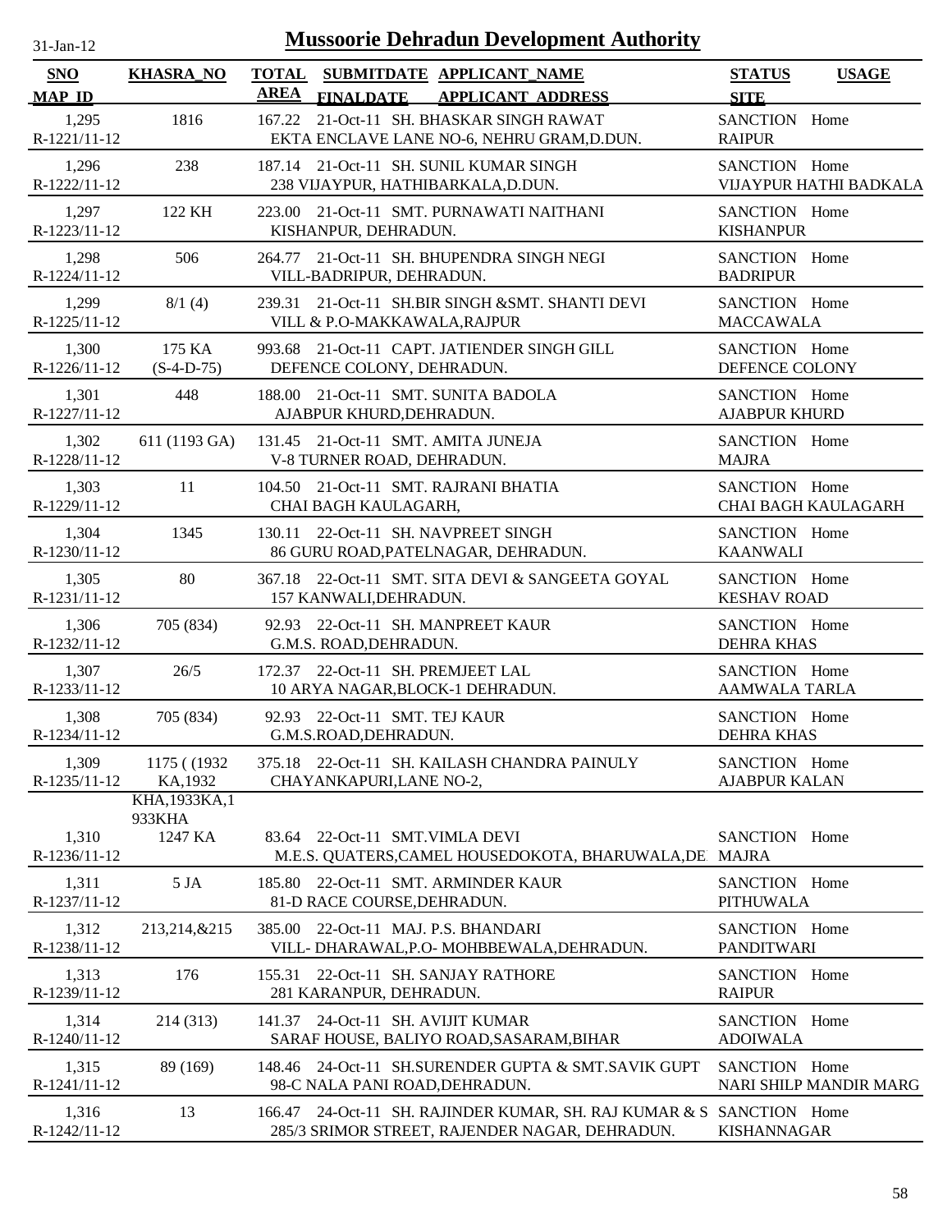# Mussoorie Dehradun Development Authority

31-Jan-12

| SNO / MAP_ID | KHASRA_NO | TOTAL AREA | SUBMITDATE / FINALDATE | APPLICANT_NAME / APPLICANT_ADDRESS | STATUS / SITE | USAGE |
|---|---|---|---|---|---|---|
| 1,295 / R-1221/11-12 | 1816 | 167.22 | 21-Oct-11 | SH. BHASKAR SINGH RAWAT / EKTA ENCLAVE LANE NO-6, NEHRU GRAM,D.DUN. | SANCTION / RAIPUR | Home |
| 1,296 / R-1222/11-12 | 238 | 187.14 | 21-Oct-11 | SH. SUNIL KUMAR SINGH / 238 VIJAYPUR, HATHIBARKALA,D.DUN. | SANCTION / VIJAYPUR HATHI BADKALA | Home |
| 1,297 / R-1223/11-12 | 122 KH | 223.00 | 21-Oct-11 | SMT. PURNAWATI NAITHANI / KISHANPUR, DEHRADUN. | SANCTION / KISHANPUR | Home |
| 1,298 / R-1224/11-12 | 506 | 264.77 | 21-Oct-11 | SH. BHUPENDRA SINGH NEGI / VILL-BADRIPUR, DEHRADUN. | SANCTION / BADRIPUR | Home |
| 1,299 / R-1225/11-12 | 8/1 (4) | 239.31 | 21-Oct-11 | SH.BIR SINGH &SMT. SHANTI DEVI / VILL & P.O-MAKKAWALA,RAJPUR | SANCTION / MACCAWALA | Home |
| 1,300 / R-1226/11-12 | 175 KA (S-4-D-75) | 993.68 | 21-Oct-11 | CAPT. JATIENDER SINGH GILL / DEFENCE COLONY, DEHRADUN. | SANCTION / DEFENCE COLONY | Home |
| 1,301 / R-1227/11-12 | 448 | 188.00 | 21-Oct-11 | SMT. SUNITA BADOLA / AJABPUR KHURD,DEHRADUN. | SANCTION / AJABPUR KHURD | Home |
| 1,302 / R-1228/11-12 | 611 (1193 GA) | 131.45 | 21-Oct-11 | SMT. AMITA JUNEJA / V-8 TURNER ROAD, DEHRADUN. | SANCTION / MAJRA | Home |
| 1,303 / R-1229/11-12 | 11 | 104.50 | 21-Oct-11 | SMT. RAJRANI BHATIA / CHAI BAGH KAULAGARH, | SANCTION / CHAI BAGH KAULAGARH | Home |
| 1,304 / R-1230/11-12 | 1345 | 130.11 | 22-Oct-11 | SH. NAVPREET SINGH / 86 GURU ROAD,PATELNAGAR, DEHRADUN. | SANCTION / KAANWALI | Home |
| 1,305 / R-1231/11-12 | 80 | 367.18 | 22-Oct-11 | SMT. SITA DEVI & SANGEETA GOYAL / 157 KANWALI,DEHRADUN. | SANCTION / KESHAV ROAD | Home |
| 1,306 / R-1232/11-12 | 705 (834) | 92.93 | 22-Oct-11 | SH. MANPREET KAUR / G.M.S. ROAD,DEHRADUN. | SANCTION / DEHRA KHAS | Home |
| 1,307 / R-1233/11-12 | 26/5 | 172.37 | 22-Oct-11 | SH. PREMJEET LAL / 10 ARYA NAGAR,BLOCK-1 DEHRADUN. | SANCTION / AAMWALA TARLA | Home |
| 1,308 / R-1234/11-12 | 705 (834) | 92.93 | 22-Oct-11 | SMT. TEJ KAUR / G.M.S.ROAD,DEHRADUN. | SANCTION / DEHRA KHAS | Home |
| 1,309 / R-1235/11-12 | 1175 ( (1932 KA,1932 KHA,1933KA,1933KHA | 375.18 | 22-Oct-11 | SH. KAILASH CHANDRA PAINULY / CHAYANKAPURI,LANE NO-2, | SANCTION / AJABPUR KALAN | Home |
| 1,310 / R-1236/11-12 | 1247 KA | 83.64 | 22-Oct-11 | SMT.VIMLA DEVI / M.E.S. QUATERS,CAMEL HOUSEDOKOTA, BHARUWALA,DE | SANCTION / MAJRA | Home |
| 1,311 / R-1237/11-12 | 5 JA | 185.80 | 22-Oct-11 | SMT. ARMINDER KAUR / 81-D RACE COURSE,DEHRADUN. | SANCTION / PITHUWALA | Home |
| 1,312 / R-1238/11-12 | 213,214,&215 | 385.00 | 22-Oct-11 | MAJ. P.S. BHANDARI / VILL- DHARAWAL,P.O- MOHBBEWALA,DEHRADUN. | SANCTION / PANDITWARI | Home |
| 1,313 / R-1239/11-12 | 176 | 155.31 | 22-Oct-11 | SH. SANJAY RATHORE / 281 KARANPUR, DEHRADUN. | SANCTION / RAIPUR | Home |
| 1,314 / R-1240/11-12 | 214 (313) | 141.37 | 24-Oct-11 | SH. AVIJIT KUMAR / SARAF HOUSE, BALIYO ROAD,SASARAM,BIHAR | SANCTION / ADOIWALA | Home |
| 1,315 / R-1241/11-12 | 89 (169) | 148.46 | 24-Oct-11 | SH.SURENDER GUPTA & SMT.SAVIK GUPT / 98-C NALA PANI ROAD,DEHRADUN. | SANCTION / NARI SHILP MANDIR MARG | Home |
| 1,316 / R-1242/11-12 | 13 | 166.47 | 24-Oct-11 | SH. RAJINDER KUMAR, SH. RAJ KUMAR & S / 285/3 SRIMOR STREET, RAJENDER NAGAR, DEHRADUN. | SANCTION / KISHANNAGAR | Home |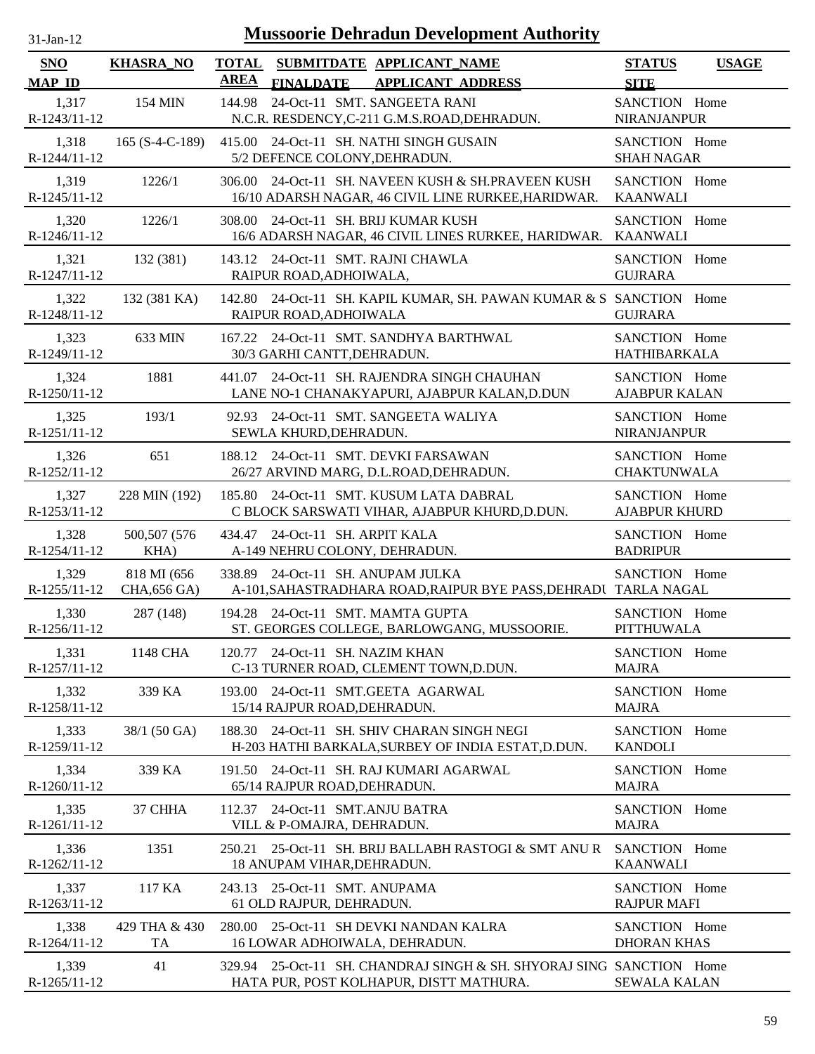# Mussoorie Dehradun Development Authority

31-Jan-12

| SNO / MAP_ID | KHASRA_NO | TOTAL AREA | SUBMITDATE / FINALDATE | APPLICANT_NAME / APPLICANT ADDRESS | STATUS / SITE | USAGE |
|---|---|---|---|---|---|---|
| 1,317 / R-1243/11-12 | 154 MIN | 144.98 | 24-Oct-11 | SMT. SANGEETA RANI / N.C.R. RESDENCY,C-211 G.M.S.ROAD,DEHRADUN. | SANCTION / NIRANJANPUR | Home |
| 1,318 / R-1244/11-12 | 165 (S-4-C-189) | 415.00 | 24-Oct-11 | SH. NATHI SINGH GUSAIN / 5/2 DEFENCE COLONY,DEHRADUN. | SANCTION / SHAH NAGAR | Home |
| 1,319 / R-1245/11-12 | 1226/1 | 306.00 | 24-Oct-11 | SH. NAVEEN KUSH & SH.PRAVEEN KUSH / 16/10 ADARSH NAGAR, 46 CIVIL LINE RURKEE,HARIDWAR. | SANCTION / KAANWALI | Home |
| 1,320 / R-1246/11-12 | 1226/1 | 308.00 | 24-Oct-11 | SH. BRIJ KUMAR KUSH / 16/6 ADARSH NAGAR, 46 CIVIL LINES RURKEE, HARIDWAR. | SANCTION / KAANWALI | Home |
| 1,321 / R-1247/11-12 | 132 (381) | 143.12 | 24-Oct-11 | SMT. RAJNI CHAWLA / RAIPUR ROAD,ADHOIWALA, | SANCTION / GUJRARA | Home |
| 1,322 / R-1248/11-12 | 132 (381 KA) | 142.80 | 24-Oct-11 | SH. KAPIL KUMAR, SH. PAWAN KUMAR & S / RAIPUR ROAD,ADHOIWALA | SANCTION / GUJRARA | Home |
| 1,323 / R-1249/11-12 | 633 MIN | 167.22 | 24-Oct-11 | SMT. SANDHYA BARTHWAL / 30/3 GARHI CANTT,DEHRADUN. | SANCTION / HATHIBARKALA | Home |
| 1,324 / R-1250/11-12 | 1881 | 441.07 | 24-Oct-11 | SH. RAJENDRA SINGH CHAUHAN / LANE NO-1 CHANAKYAPURI, AJABPUR KALAN,D.DUN | SANCTION / AJABPUR KALAN | Home |
| 1,325 / R-1251/11-12 | 193/1 | 92.93 | 24-Oct-11 | SMT. SANGEETA WALIYA / SEWLA KHURD,DEHRADUN. | SANCTION / NIRANJANPUR | Home |
| 1,326 / R-1252/11-12 | 651 | 188.12 | 24-Oct-11 | SMT. DEVKI FARSAWAN / 26/27 ARVIND MARG, D.L.ROAD,DEHRADUN. | SANCTION / CHAKTUNWALA | Home |
| 1,327 / R-1253/11-12 | 228 MIN (192) | 185.80 | 24-Oct-11 | SMT. KUSUM LATA DABRAL / C BLOCK SARSWATI VIHAR, AJABPUR KHURD,D.DUN. | SANCTION / AJABPUR KHURD | Home |
| 1,328 / R-1254/11-12 | 500,507 (576 KHA) | 434.47 | 24-Oct-11 | SH. ARPIT KALA / A-149 NEHRU COLONY, DEHRADUN. | SANCTION / BADRIPUR | Home |
| 1,329 / R-1255/11-12 | 818 MI (656 CHA,656 GA) | 338.89 | 24-Oct-11 | SH. ANUPAM JULKA / A-101,SAHASTRADHARA ROAD,RAIPUR BYE PASS,DEHRADU | SANCTION / TARLA NAGAL | Home |
| 1,330 / R-1256/11-12 | 287 (148) | 194.28 | 24-Oct-11 | SMT. MAMTA GUPTA / ST. GEORGES COLLEGE, BARLOWGANG, MUSSOORIE. | SANCTION / PITTHUWALA | Home |
| 1,331 / R-1257/11-12 | 1148 CHA | 120.77 | 24-Oct-11 | SH. NAZIM KHAN / C-13 TURNER ROAD, CLEMENT TOWN,D.DUN. | SANCTION / MAJRA | Home |
| 1,332 / R-1258/11-12 | 339 KA | 193.00 | 24-Oct-11 | SMT.GEETA AGARWAL / 15/14 RAJPUR ROAD,DEHRADUN. | SANCTION / MAJRA | Home |
| 1,333 / R-1259/11-12 | 38/1 (50 GA) | 188.30 | 24-Oct-11 | SH. SHIV CHARAN SINGH NEGI / H-203 HATHI BARKALA,SURBEY OF INDIA ESTAT,D.DUN. | SANCTION / KANDOLI | Home |
| 1,334 / R-1260/11-12 | 339 KA | 191.50 | 24-Oct-11 | SH. RAJ KUMARI AGARWAL / 65/14 RAJPUR ROAD,DEHRADUN. | SANCTION / MAJRA | Home |
| 1,335 / R-1261/11-12 | 37 CHHA | 112.37 | 24-Oct-11 | SMT.ANJU BATRA / VILL & P-OMAJRA, DEHRADUN. | SANCTION / MAJRA | Home |
| 1,336 / R-1262/11-12 | 1351 | 250.21 | 25-Oct-11 | SH. BRIJ BALLABH RASTOGI & SMT ANU R / 18 ANUPAM VIHAR,DEHRADUN. | SANCTION / KAANWALI | Home |
| 1,337 / R-1263/11-12 | 117 KA | 243.13 | 25-Oct-11 | SMT. ANUPAMA / 61 OLD RAJPUR, DEHRADUN. | SANCTION / RAJPUR MAFI | Home |
| 1,338 / R-1264/11-12 | 429 THA & 430 TA | 280.00 | 25-Oct-11 | SH DEVKI NANDAN KALRA / 16 LOWAR ADHOIWALA, DEHRADUN. | SANCTION / DHORAN KHAS | Home |
| 1,339 / R-1265/11-12 | 41 | 329.94 | 25-Oct-11 | SH. CHANDRAJ SINGH & SH. SHYORAJ SING / HATA PUR, POST KOLHAPUR, DISTT MATHURA. | SANCTION / SEWALA KALAN | Home |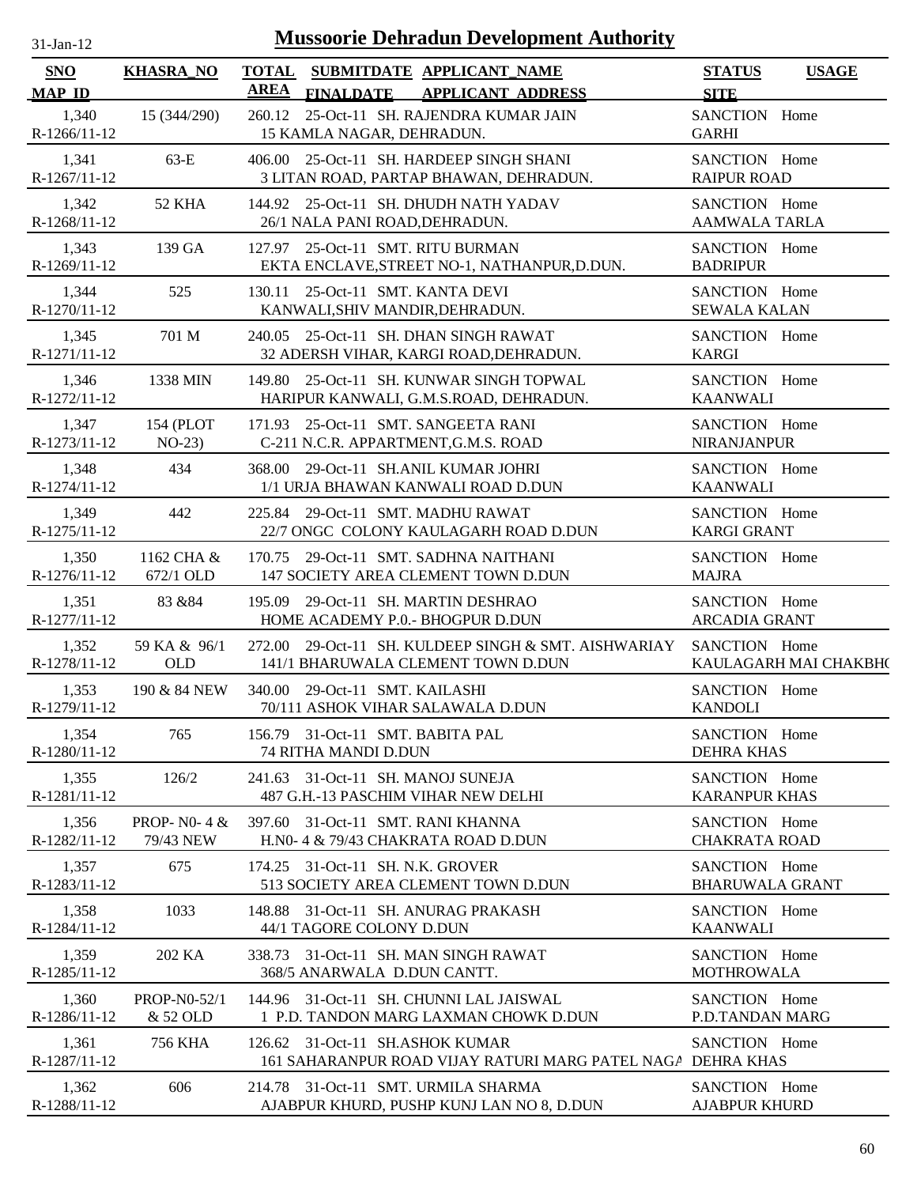# Mussoorie Dehradun Development Authority

31-Jan-12

| SNO / MAP_ID | KHASRA_NO | TOTAL AREA | SUBMITDATE / FINALDATE | APPLICANT_NAME / APPLICANT ADDRESS | STATUS / SITE | USAGE |
|---|---|---|---|---|---|---|
| 1,340<br>R-1266/11-12 | 15 (344/290) | 260.12 | 25-Oct-11 | SH. RAJENDRA KUMAR JAIN<br>15 KAMLA NAGAR, DEHRADUN. | SANCTION<br>GARHI | Home |
| 1,341<br>R-1267/11-12 | 63-E | 406.00 | 25-Oct-11 | SH. HARDEEP SINGH SHANI<br>3 LITAN ROAD, PARTAP BHAWAN, DEHRADUN. | SANCTION<br>RAIPUR ROAD | Home |
| 1,342<br>R-1268/11-12 | 52 KHA | 144.92 | 25-Oct-11 | SH. DHUDH NATH YADAV<br>26/1 NALA PANI ROAD,DEHRADUN. | SANCTION<br>AAMWALA TARLA | Home |
| 1,343<br>R-1269/11-12 | 139 GA | 127.97 | 25-Oct-11 | SMT. RITU BURMAN<br>EKTA ENCLAVE,STREET NO-1, NATHANPUR,D.DUN. | SANCTION<br>BADRIPUR | Home |
| 1,344<br>R-1270/11-12 | 525 | 130.11 | 25-Oct-11 | SMT. KANTA DEVI<br>KANWALI,SHIV MANDIR,DEHRADUN. | SANCTION<br>SEWALA KALAN | Home |
| 1,345<br>R-1271/11-12 | 701 M | 240.05 | 25-Oct-11 | SH. DHAN SINGH RAWAT<br>32 ADERSH VIHAR, KARGI ROAD,DEHRADUN. | SANCTION<br>KARGI | Home |
| 1,346<br>R-1272/11-12 | 1338 MIN | 149.80 | 25-Oct-11 | SH. KUNWAR SINGH TOPWAL<br>HARIPUR KANWALI, G.M.S.ROAD, DEHRADUN. | SANCTION<br>KAANWALI | Home |
| 1,347<br>R-1273/11-12 | 154 (PLOT NO-23) | 171.93 | 25-Oct-11 | SMT. SANGEETA RANI<br>C-211 N.C.R. APPARTMENT,G.M.S. ROAD | SANCTION<br>NIRANJANPUR | Home |
| 1,348<br>R-1274/11-12 | 434 | 368.00 | 29-Oct-11 | SH.ANIL KUMAR JOHRI<br>1/1 URJA BHAWAN KANWALI ROAD D.DUN | SANCTION<br>KAANWALI | Home |
| 1,349<br>R-1275/11-12 | 442 | 225.84 | 29-Oct-11 | SMT. MADHU RAWAT<br>22/7 ONGC COLONY KAULAGARH ROAD D.DUN | SANCTION<br>KARGI GRANT | Home |
| 1,350<br>R-1276/11-12 | 1162 CHA & 672/1 OLD | 170.75 | 29-Oct-11 | SMT. SADHNA NAITHANI<br>147 SOCIETY AREA CLEMENT TOWN D.DUN | SANCTION<br>MAJRA | Home |
| 1,351<br>R-1277/11-12 | 83 &84 | 195.09 | 29-Oct-11 | SH. MARTIN DESHRAO<br>HOME ACADEMY P.0.- BHOGPUR D.DUN | SANCTION<br>ARCADIA GRANT | Home |
| 1,352<br>R-1278/11-12 | 59 KA & 96/1 OLD | 272.00 | 29-Oct-11 | SH. KULDEEP SINGH & SMT. AISHWARIAY<br>141/1 BHARUWALA CLEMENT TOWN D.DUN | SANCTION<br>KAULAGARH MAI CHAKBH( | Home |
| 1,353<br>R-1279/11-12 | 190 & 84 NEW | 340.00 | 29-Oct-11 | SMT. KAILASHI<br>70/111 ASHOK VIHAR SALAWALA D.DUN | SANCTION<br>KANDOLI | Home |
| 1,354<br>R-1280/11-12 | 765 | 156.79 | 31-Oct-11 | SMT. BABITA PAL<br>74 RITHA MANDI D.DUN | SANCTION<br>DEHRA KHAS | Home |
| 1,355<br>R-1281/11-12 | 126/2 | 241.63 | 31-Oct-11 | SH. MANOJ SUNEJA<br>487 G.H.-13 PASCHIM VIHAR NEW DELHI | SANCTION<br>KARANPUR KHAS | Home |
| 1,356<br>R-1282/11-12 | PROP- N0- 4 & 79/43 NEW | 397.60 | 31-Oct-11 | SMT. RANI KHANNA<br>H.N0- 4 & 79/43 CHAKRATA ROAD D.DUN | SANCTION<br>CHAKRATA ROAD | Home |
| 1,357<br>R-1283/11-12 | 675 | 174.25 | 31-Oct-11 | SH. N.K. GROVER<br>513 SOCIETY AREA CLEMENT TOWN D.DUN | SANCTION<br>BHARUWALA GRANT | Home |
| 1,358<br>R-1284/11-12 | 1033 | 148.88 | 31-Oct-11 | SH. ANURAG PRAKASH<br>44/1 TAGORE COLONY D.DUN | SANCTION<br>KAANWALI | Home |
| 1,359<br>R-1285/11-12 | 202 KA | 338.73 | 31-Oct-11 | SH. MAN SINGH RAWAT<br>368/5 ANARWALA D.DUN CANTT. | SANCTION<br>MOTHROWALA | Home |
| 1,360<br>R-1286/11-12 | PROP-N0-52/1 & 52 OLD | 144.96 | 31-Oct-11 | SH. CHUNNI LAL JAISWAL<br>1 P.D. TANDON MARG LAXMAN CHOWK D.DUN | SANCTION<br>P.D.TANDAN MARG | Home |
| 1,361<br>R-1287/11-12 | 756 KHA | 126.62 | 31-Oct-11 | SH.ASHOK KUMAR<br>161 SAHARANPUR ROAD VIJAY RATURI MARG PATEL NAGA | SANCTION<br>DEHRA KHAS | Home |
| 1,362<br>R-1288/11-12 | 606 | 214.78 | 31-Oct-11 | SMT. URMILA SHARMA<br>AJABPUR KHURD, PUSHP KUNJ LAN NO 8, D.DUN | SANCTION<br>AJABPUR KHURD | Home |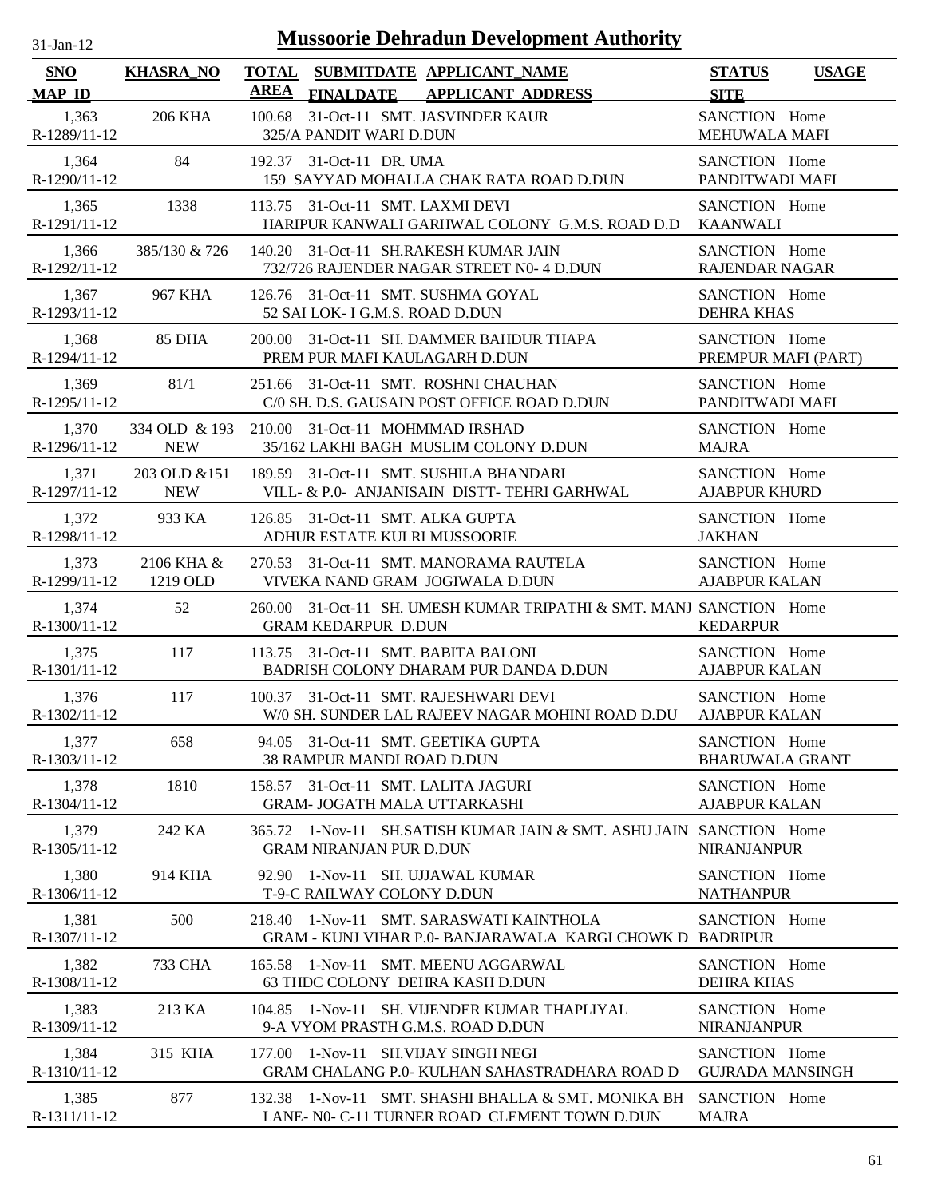# Mussoorie Dehradun Development Authority

31-Jan-12

| SNO / MAP_ID | KHASRA_NO | TOTAL AREA | SUBMITDATE / FINALDATE | APPLICANT_NAME / APPLICANT_ADDRESS | STATUS / SITE | USAGE |
|---|---|---|---|---|---|---|
| 1,363 R-1289/11-12 | 206 KHA | 100.68 | 31-Oct-11 | SMT. JASVINDER KAUR 325/A PANDIT WARI D.DUN | SANCTION MEHUWALA MAFI | Home |
| 1,364 R-1290/11-12 | 84 | 192.37 | 31-Oct-11 | DR. UMA 159 SAYYAD MOHALLA CHAK RATA ROAD D.DUN | SANCTION PANDITWADI MAFI | Home |
| 1,365 R-1291/11-12 | 1338 | 113.75 | 31-Oct-11 | SMT. LAXMI DEVI HARIPUR KANWALI GARHWAL COLONY G.M.S. ROAD D.D | SANCTION KAANWALI | Home |
| 1,366 R-1292/11-12 | 385/130 & 726 | 140.20 | 31-Oct-11 | SH.RAKESH KUMAR JAIN 732/726 RAJENDER NAGAR STREET N0- 4 D.DUN | SANCTION RAJENDAR NAGAR | Home |
| 1,367 R-1293/11-12 | 967 KHA | 126.76 | 31-Oct-11 | SMT. SUSHMA GOYAL 52 SAI LOK- I G.M.S. ROAD D.DUN | SANCTION DEHRA KHAS | Home |
| 1,368 R-1294/11-12 | 85 DHA | 200.00 | 31-Oct-11 | SH. DAMMER BAHDUR THAPA PREM PUR MAFI KAULAGARH D.DUN | SANCTION PREMPUR MAFI (PART) | Home |
| 1,369 R-1295/11-12 | 81/1 | 251.66 | 31-Oct-11 | SMT. ROSHNI CHAUHAN C/0 SH. D.S. GAUSAIN POST OFFICE ROAD D.DUN | SANCTION PANDITWADI MAFI | Home |
| 1,370 R-1296/11-12 | 334 OLD & 193 NEW | 210.00 | 31-Oct-11 | MOHMMAD IRSHAD 35/162 LAKHI BAGH MUSLIM COLONY D.DUN | SANCTION MAJRA | Home |
| 1,371 R-1297/11-12 | 203 OLD &151 NEW | 189.59 | 31-Oct-11 | SMT. SUSHILA BHANDARI VILL- & P.0- ANJANISAIN DISTT- TEHRI GARHWAL | SANCTION AJABPUR KHURD | Home |
| 1,372 R-1298/11-12 | 933 KA | 126.85 | 31-Oct-11 | SMT. ALKA GUPTA ADHUR ESTATE KULRI MUSSOORIE | SANCTION JAKHAN | Home |
| 1,373 R-1299/11-12 | 2106 KHA & 1219 OLD | 270.53 | 31-Oct-11 | SMT. MANORAMA RAUTELA VIVEKA NAND GRAM JOGIWALA D.DUN | SANCTION AJABPUR KALAN | Home |
| 1,374 R-1300/11-12 | 52 | 260.00 | 31-Oct-11 | SH. UMESH KUMAR TRIPATHI & SMT. MANJ GRAM KEDARPUR D.DUN | SANCTION KEDARPUR | Home |
| 1,375 R-1301/11-12 | 117 | 113.75 | 31-Oct-11 | SMT. BABITA BALONI BADRISH COLONY DHARAM PUR DANDA D.DUN | SANCTION AJABPUR KALAN | Home |
| 1,376 R-1302/11-12 | 117 | 100.37 | 31-Oct-11 | SMT. RAJESHWARI DEVI W/0 SH. SUNDER LAL RAJEEV NAGAR MOHINI ROAD D.DU | SANCTION AJABPUR KALAN | Home |
| 1,377 R-1303/11-12 | 658 | 94.05 | 31-Oct-11 | SMT. GEETIKA GUPTA 38 RAMPUR MANDI ROAD D.DUN | SANCTION BHARUWALA GRANT | Home |
| 1,378 R-1304/11-12 | 1810 | 158.57 | 31-Oct-11 | SMT. LALITA JAGURI GRAM- JOGATH MALA UTTARKASHI | SANCTION AJABPUR KALAN | Home |
| 1,379 R-1305/11-12 | 242 KA | 365.72 | 1-Nov-11 | SH.SATISH KUMAR JAIN & SMT. ASHU JAIN GRAM NIRANJAN PUR D.DUN | SANCTION NIRANJANPUR | Home |
| 1,380 R-1306/11-12 | 914 KHA | 92.90 | 1-Nov-11 | SH. UJJAWAL KUMAR T-9-C RAILWAY COLONY D.DUN | SANCTION NATHANPUR | Home |
| 1,381 R-1307/11-12 | 500 | 218.40 | 1-Nov-11 | SMT. SARASWATI KAINTHOLA GRAM - KUNJ VIHAR P.0- BANJARAWALA KARGI CHOWK D | SANCTION BADRIPUR | Home |
| 1,382 R-1308/11-12 | 733 CHA | 165.58 | 1-Nov-11 | SMT. MEENU AGGARWAL 63 THDC COLONY DEHRA KASH D.DUN | SANCTION DEHRA KHAS | Home |
| 1,383 R-1309/11-12 | 213 KA | 104.85 | 1-Nov-11 | SH. VIJENDER KUMAR THAPLIYAL 9-A VYOM PRASTH G.M.S. ROAD D.DUN | SANCTION NIRANJANPUR | Home |
| 1,384 R-1310/11-12 | 315 KHA | 177.00 | 1-Nov-11 | SH.VIJAY SINGH NEGI GRAM CHALANG P.0- KULHAN SAHASTRADHARA ROAD D | SANCTION GUJRADA MANSINGH | Home |
| 1,385 R-1311/11-12 | 877 | 132.38 | 1-Nov-11 | SMT. SHASHI BHALLA & SMT. MONIKA BH LANE- N0- C-11 TURNER ROAD CLEMENT TOWN D.DUN | SANCTION MAJRA | Home |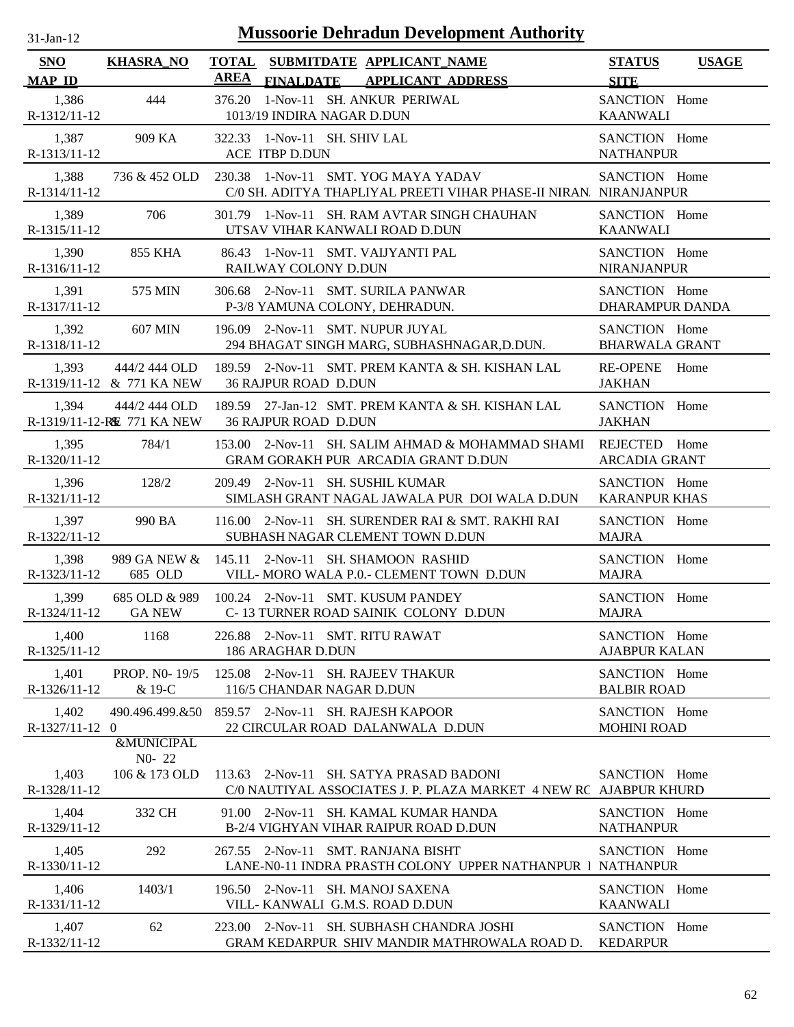# Mussoorie Dehradun Development Authority

31-Jan-12

| SNO / MAP_ID | KHASRA_NO | TOTAL AREA | SUBMITDATE / FINALDATE | APPLICANT_NAME / APPLICANT_ADDRESS | STATUS / SITE | USAGE |
|---|---|---|---|---|---|---|
| 1,386 R-1312/11-12 | 444 | 376.20 | 1-Nov-11 | SH. ANKUR PERIWAL 1013/19 INDIRA NAGAR D.DUN | SANCTION KAANWALI | Home |
| 1,387 R-1313/11-12 | 909 KA | 322.33 | 1-Nov-11 | SH. SHIV LAL ACE ITBP D.DUN | SANCTION NATHANPUR | Home |
| 1,388 R-1314/11-12 | 736 & 452 OLD | 230.38 | 1-Nov-11 | SMT. YOG MAYA YADAV C/0 SH. ADITYA THAPLIYAL PREETI VIHAR PHASE-II NIRAN. | SANCTION NIRANJANPUR | Home |
| 1,389 R-1315/11-12 | 706 | 301.79 | 1-Nov-11 | SH. RAM AVTAR SINGH CHAUHAN UTSAV VIHAR KANWALI ROAD D.DUN | SANCTION KAANWALI | Home |
| 1,390 R-1316/11-12 | 855 KHA | 86.43 | 1-Nov-11 | SMT. VAIJYANTI PAL RAILWAY COLONY D.DUN | SANCTION NIRANJANPUR | Home |
| 1,391 R-1317/11-12 | 575 MIN | 306.68 | 2-Nov-11 | SMT. SURILA PANWAR P-3/8 YAMUNA COLONY, DEHRADUN. | SANCTION DHARAMPUR DANDA | Home |
| 1,392 R-1318/11-12 | 607 MIN | 196.09 | 2-Nov-11 | SMT. NUPUR JUYAL 294 BHAGAT SINGH MARG, SUBHASHNAGAR,D.DUN. | SANCTION BHARWALA GRANT | Home |
| 1,393 R-1319/11-12 | 444/2 444 OLD & 771 KA NEW | 189.59 | 2-Nov-11 | SMT. PREM KANTA & SH. KISHAN LAL 36 RAJPUR ROAD D.DUN | RE-OPENE JAKHAN | Home |
| 1,394 R-1319/11-12-RE | 444/2 444 OLD & 771 KA NEW | 189.59 | 27-Jan-12 | SMT. PREM KANTA & SH. KISHAN LAL 36 RAJPUR ROAD D.DUN | SANCTION JAKHAN | Home |
| 1,395 R-1320/11-12 | 784/1 | 153.00 | 2-Nov-11 | SH. SALIM AHMAD & MOHAMMAD SHAMI GRAM GORAKH PUR ARCADIA GRANT D.DUN | REJECTED ARCADIA GRANT | Home |
| 1,396 R-1321/11-12 | 128/2 | 209.49 | 2-Nov-11 | SH. SUSHIL KUMAR SIMLASH GRANT NAGAL JAWALA PUR DOI WALA D.DUN | SANCTION KARANPUR KHAS | Home |
| 1,397 R-1322/11-12 | 990 BA | 116.00 | 2-Nov-11 | SH. SURENDER RAI & SMT. RAKHI RAI SUBHASH NAGAR CLEMENT TOWN D.DUN | SANCTION MAJRA | Home |
| 1,398 R-1323/11-12 | 989 GA NEW & 685 OLD | 145.11 | 2-Nov-11 | SH. SHAMOON RASHID VILL- MORO WALA P.0.- CLEMENT TOWN D.DUN | SANCTION MAJRA | Home |
| 1,399 R-1324/11-12 | 685 OLD & 989 GA NEW | 100.24 | 2-Nov-11 | SMT. KUSUM PANDEY C- 13 TURNER ROAD SAINIK COLONY D.DUN | SANCTION MAJRA | Home |
| 1,400 R-1325/11-12 | 1168 | 226.88 | 2-Nov-11 | SMT. RITU RAWAT 186 ARAGHAR D.DUN | SANCTION AJABPUR KALAN | Home |
| 1,401 R-1326/11-12 | PROP. N0- 19/5 & 19-C | 125.08 | 2-Nov-11 | SH. RAJEEV THAKUR 116/5 CHANDAR NAGAR D.DUN | SANCTION BALBIR ROAD | Home |
| 1,402 R-1327/11-12 | 490.496.499.&500 &MUNICIPAL N0- 22 | 859.57 | 2-Nov-11 | SH. RAJESH KAPOOR 22 CIRCULAR ROAD DALANWALA D.DUN | SANCTION MOHINI ROAD | Home |
| 1,403 R-1328/11-12 | 106 & 173 OLD | 113.63 | 2-Nov-11 | SH. SATYA PRASAD BADONI C/0 NAUTIYAL ASSOCIATES J. P. PLAZA MARKET 4 NEW RC | SANCTION AJABPUR KHURD | Home |
| 1,404 R-1329/11-12 | 332 CH | 91.00 | 2-Nov-11 | SH. KAMAL KUMAR HANDA B-2/4 VIGHYAN VIHAR RAIPUR ROAD D.DUN | SANCTION NATHANPUR | Home |
| 1,405 R-1330/11-12 | 292 | 267.55 | 2-Nov-11 | SMT. RANJANA BISHT LANE-N0-11 INDRA PRASTH COLONY UPPER NATHANPUR I | SANCTION NATHANPUR | Home |
| 1,406 R-1331/11-12 | 1403/1 | 196.50 | 2-Nov-11 | SH. MANOJ SAXENA VILL- KANWALI G.M.S. ROAD D.DUN | SANCTION KAANWALI | Home |
| 1,407 R-1332/11-12 | 62 | 223.00 | 2-Nov-11 | SH. SUBHASH CHANDRA JOSHI GRAM KEDARPUR SHIV MANDIR MATHROWALA ROAD D. | SANCTION KEDARPUR | Home |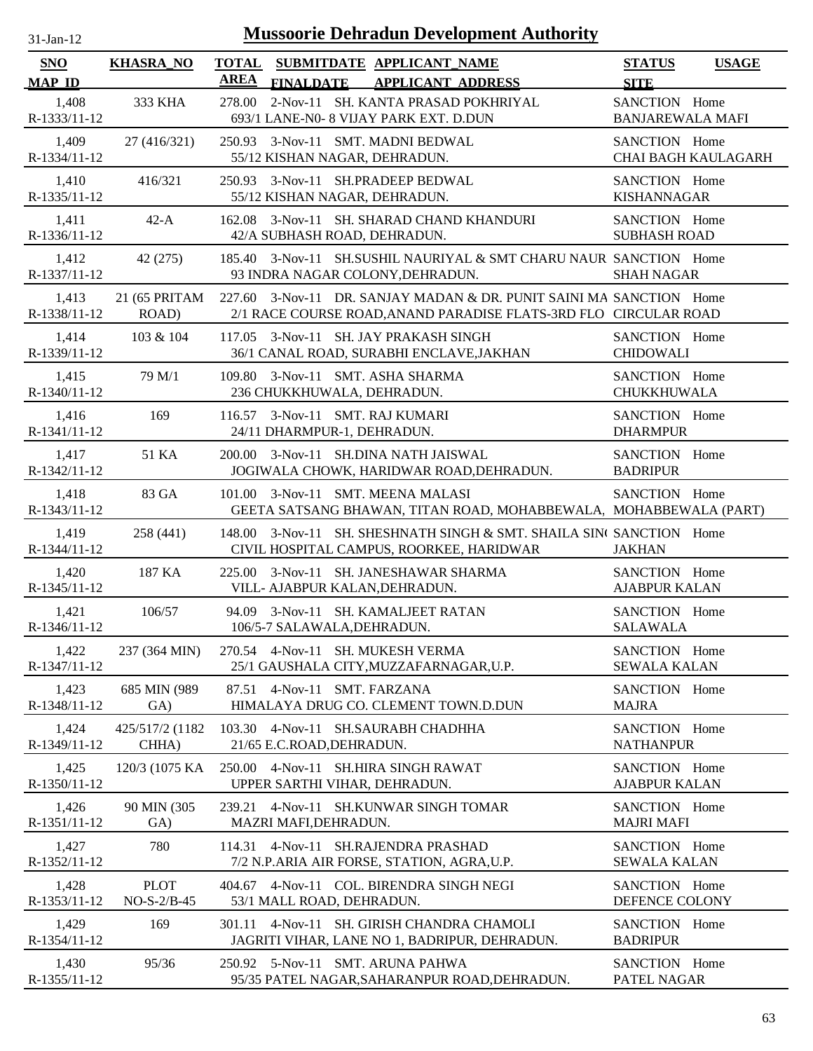# Mussoorie Dehradun Development Authority

31-Jan-12

| SNO / MAP_ID | KHASRA_NO | TOTAL AREA | SUBMITDATE / FINALDATE | APPLICANT_NAME / APPLICANT_ADDRESS | STATUS / SITE | USAGE |
|---|---|---|---|---|---|---|
| 1,408 / R-1333/11-12 | 333 KHA | 278.00 | 2-Nov-11 | SH. KANTA PRASAD POKHRIYAL / 693/1 LANE-N0- 8 VIJAY PARK EXT. D.DUN | SANCTION / BANJAREWALA MAFI | Home |
| 1,409 / R-1334/11-12 | 27 (416/321) | 250.93 | 3-Nov-11 | SMT. MADNI BEDWAL / 55/12 KISHAN NAGAR, DEHRADUN. | SANCTION / CHAI BAGH KAULAGARH | Home |
| 1,410 / R-1335/11-12 | 416/321 | 250.93 | 3-Nov-11 | SH.PRADEEP BEDWAL / 55/12 KISHAN NAGAR, DEHRADUN. | SANCTION / KISHANNAGAR | Home |
| 1,411 / R-1336/11-12 | 42-A | 162.08 | 3-Nov-11 | SH. SHARAD CHAND KHANDURI / 42/A SUBHASH ROAD, DEHRADUN. | SANCTION / SUBHASH ROAD | Home |
| 1,412 / R-1337/11-12 | 42 (275) | 185.40 | 3-Nov-11 | SH.SUSHIL NAURIYAL & SMT CHARU NAUR / 93 INDRA NAGAR COLONY,DEHRADUN. | SANCTION / SHAH NAGAR | Home |
| 1,413 / R-1338/11-12 | 21 (65 PRITAM ROAD) | 227.60 | 3-Nov-11 | DR. SANJAY MADAN & DR. PUNIT SAINI MA / 2/1 RACE COURSE ROAD,ANAND PARADISE FLATS-3RD FLO | SANCTION / CIRCULAR ROAD | Home |
| 1,414 / R-1339/11-12 | 103 & 104 | 117.05 | 3-Nov-11 | SH. JAY PRAKASH SINGH / 36/1 CANAL ROAD, SURABHI ENCLAVE,JAKHAN | SANCTION / CHIDOWALI | Home |
| 1,415 / R-1340/11-12 | 79 M/1 | 109.80 | 3-Nov-11 | SMT. ASHA SHARMA / 236 CHUKKHUWALA, DEHRADUN. | SANCTION / CHUKKHUWALA | Home |
| 1,416 / R-1341/11-12 | 169 | 116.57 | 3-Nov-11 | SMT. RAJ KUMARI / 24/11 DHARMPUR-1, DEHRADUN. | SANCTION / DHARMPUR | Home |
| 1,417 / R-1342/11-12 | 51 KA | 200.00 | 3-Nov-11 | SH.DINA NATH JAISWAL / JOGIWALA CHOWK, HARIDWAR ROAD,DEHRADUN. | SANCTION / BADRIPUR | Home |
| 1,418 / R-1343/11-12 | 83 GA | 101.00 | 3-Nov-11 | SMT. MEENA MALASI / GEETA SATSANG BHAWAN, TITAN ROAD, MOHABBEWALA, | SANCTION / MOHABBEWALA (PART) | Home |
| 1,419 / R-1344/11-12 | 258 (441) | 148.00 | 3-Nov-11 | SH. SHESHNATH SINGH & SMT. SHAILA SIN( / CIVIL HOSPITAL CAMPUS, ROORKEE, HARIDWAR | SANCTION / JAKHAN | Home |
| 1,420 / R-1345/11-12 | 187 KA | 225.00 | 3-Nov-11 | SH. JANESHAWAR SHARMA / VILL- AJABPUR KALAN,DEHRADUN. | SANCTION / AJABPUR KALAN | Home |
| 1,421 / R-1346/11-12 | 106/57 | 94.09 | 3-Nov-11 | SH. KAMALJEET RATAN / 106/5-7 SALAWALA,DEHRADUN. | SANCTION / SALAWALA | Home |
| 1,422 / R-1347/11-12 | 237 (364 MIN) | 270.54 | 4-Nov-11 | SH. MUKESH VERMA / 25/1 GAUSHALA CITY,MUZZAFARNAGAR,U.P. | SANCTION / SEWALA KALAN | Home |
| 1,423 / R-1348/11-12 | 685 MIN (989 GA) | 87.51 | 4-Nov-11 | SMT. FARZANA / HIMALAYA DRUG CO. CLEMENT TOWN.D.DUN | SANCTION / MAJRA | Home |
| 1,424 / R-1349/11-12 | 425/517/2 (1182 CHHA) | 103.30 | 4-Nov-11 | SH.SAURABH CHADHHA / 21/65 E.C.ROAD,DEHRADUN. | SANCTION / NATHANPUR | Home |
| 1,425 / R-1350/11-12 | 120/3 (1075 KA | 250.00 | 4-Nov-11 | SH.HIRA SINGH RAWAT / UPPER SARTHI VIHAR, DEHRADUN. | SANCTION / AJABPUR KALAN | Home |
| 1,426 / R-1351/11-12 | 90 MIN (305 GA) | 239.21 | 4-Nov-11 | SH.KUNWAR SINGH TOMAR / MAZRI MAFI,DEHRADUN. | SANCTION / MAJRI MAFI | Home |
| 1,427 / R-1352/11-12 | 780 | 114.31 | 4-Nov-11 | SH.RAJENDRA PRASHAD / 7/2 N.P.ARIA AIR FORSE, STATION, AGRA,U.P. | SANCTION / SEWALA KALAN | Home |
| 1,428 / R-1353/11-12 | PLOT NO-S-2/B-45 | 404.67 | 4-Nov-11 | COL. BIRENDRA SINGH NEGI / 53/1 MALL ROAD, DEHRADUN. | SANCTION / DEFENCE COLONY | Home |
| 1,429 / R-1354/11-12 | 169 | 301.11 | 4-Nov-11 | SH. GIRISH CHANDRA CHAMOLI / JAGRITI VIHAR, LANE NO 1, BADRIPUR, DEHRADUN. | SANCTION / BADRIPUR | Home |
| 1,430 / R-1355/11-12 | 95/36 | 250.92 | 5-Nov-11 | SMT. ARUNA PAHWA / 95/35 PATEL NAGAR,SAHARANPUR ROAD,DEHRADUN. | SANCTION / PATEL NAGAR | Home |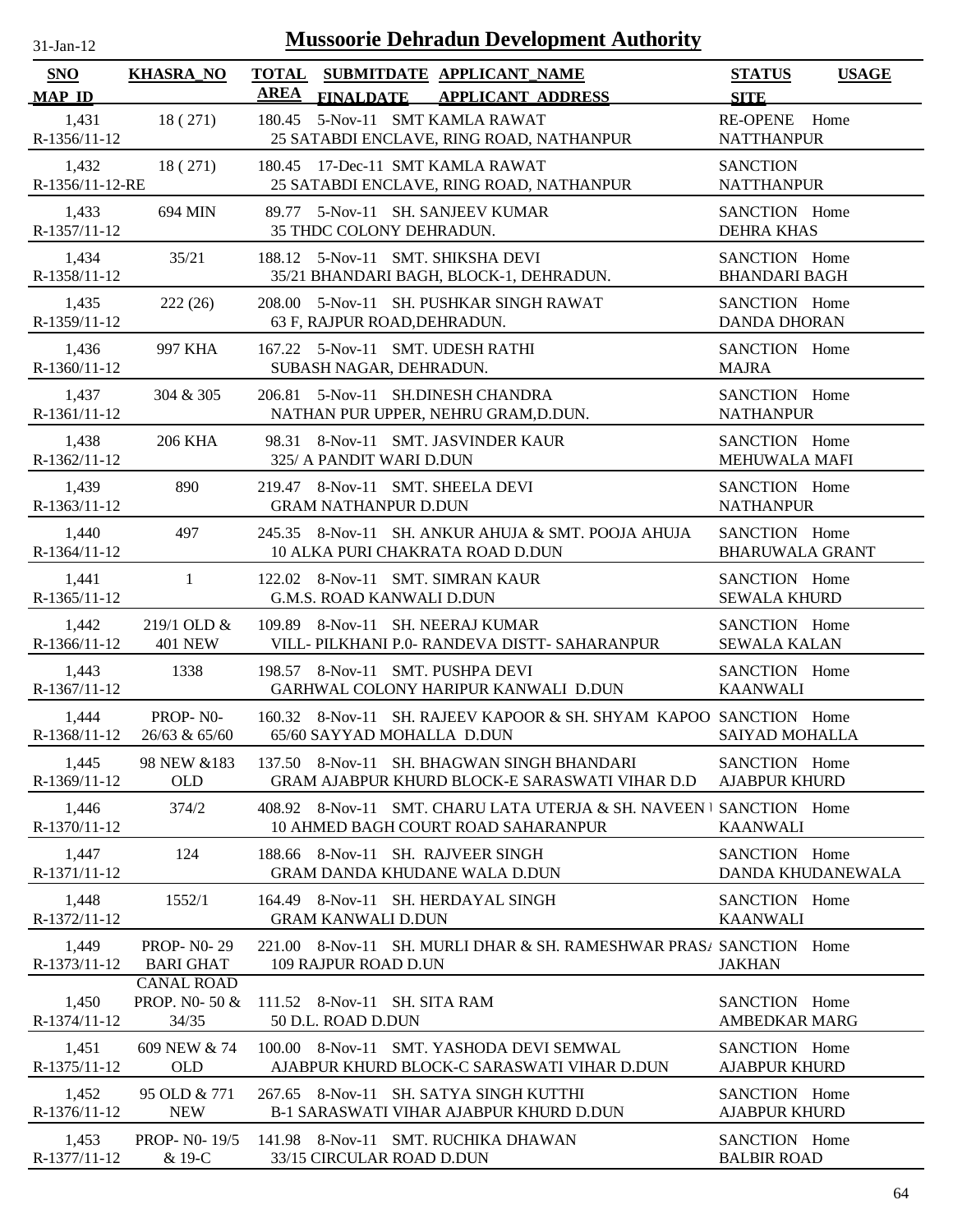# Mussoorie Dehradun Development Authority

31-Jan-12

| SNO / MAP_ID | KHASRA_NO | TOTAL AREA | SUBMITDATE / FINALDATE | APPLICANT_NAME / APPLICANT_ADDRESS | STATUS / SITE | USAGE |
|---|---|---|---|---|---|---|
| 1,431 / R-1356/11-12 | 18 ( 271) | 180.45 | 5-Nov-11 | SMT KAMLA RAWAT / 25 SATABDI ENCLAVE, RING ROAD, NATHANPUR | RE-OPENE / NATTHANPUR | Home |
| 1,432 / R-1356/11-12-RE | 18 ( 271) | 180.45 | 17-Dec-11 | SMT KAMLA RAWAT / 25 SATABDI ENCLAVE, RING ROAD, NATHANPUR | SANCTION / NATTHANPUR | |
| 1,433 / R-1357/11-12 | 694 MIN | 89.77 | 5-Nov-11 | SH. SANJEEV KUMAR / 35 THDC COLONY DEHRADUN. | SANCTION / DEHRA KHAS | Home |
| 1,434 / R-1358/11-12 | 35/21 | 188.12 | 5-Nov-11 | SMT. SHIKSHA DEVI / 35/21 BHANDARI BAGH, BLOCK-1, DEHRADUN. | SANCTION / BHANDARI BAGH | Home |
| 1,435 / R-1359/11-12 | 222 (26) | 208.00 | 5-Nov-11 | SH. PUSHKAR SINGH RAWAT / 63 F, RAJPUR ROAD,DEHRADUN. | SANCTION / DANDA DHORAN | Home |
| 1,436 / R-1360/11-12 | 997 KHA | 167.22 | 5-Nov-11 | SMT. UDESH RATHI / SUBASH NAGAR, DEHRADUN. | SANCTION / MAJRA | Home |
| 1,437 / R-1361/11-12 | 304 & 305 | 206.81 | 5-Nov-11 | SH.DINESH CHANDRA / NATHAN PUR UPPER, NEHRU GRAM,D.DUN. | SANCTION / NATHANPUR | Home |
| 1,438 / R-1362/11-12 | 206 KHA | 98.31 | 8-Nov-11 | SMT. JASVINDER KAUR / 325/ A PANDIT WARI D.DUN | SANCTION / MEHUWALA MAFI | Home |
| 1,439 / R-1363/11-12 | 890 | 219.47 | 8-Nov-11 | SMT. SHEELA DEVI / GRAM NATHANPUR D.DUN | SANCTION / NATHANPUR | Home |
| 1,440 / R-1364/11-12 | 497 | 245.35 | 8-Nov-11 | SH. ANKUR AHUJA & SMT. POOJA AHUJA / 10 ALKA PURI CHAKRATA ROAD D.DUN | SANCTION / BHARUWALA GRANT | Home |
| 1,441 / R-1365/11-12 | 1 | 122.02 | 8-Nov-11 | SMT. SIMRAN KAUR / G.M.S. ROAD KANWALI D.DUN | SANCTION / SEWALA KHURD | Home |
| 1,442 / R-1366/11-12 | 219/1 OLD & 401 NEW | 109.89 | 8-Nov-11 | SH. NEERAJ KUMAR / VILL- PILKHANI P.0- RANDEVA DISTT- SAHARANPUR | SANCTION / SEWALA KALAN | Home |
| 1,443 / R-1367/11-12 | 1338 | 198.57 | 8-Nov-11 | SMT. PUSHPA DEVI / GARHWAL COLONY HARIPUR KANWALI D.DUN | SANCTION / KAANWALI | Home |
| 1,444 / R-1368/11-12 | PROP- N0- 26/63 & 65/60 | 160.32 | 8-Nov-11 | SH. RAJEEV KAPOOR & SH. SHYAM KAPOO / 65/60 SAYYAD MOHALLA D.DUN | SANCTION / SAIYAD MOHALLA | Home |
| 1,445 / R-1369/11-12 | 98 NEW &183 OLD | 137.50 | 8-Nov-11 | SH. BHAGWAN SINGH BHANDARI / GRAM AJABPUR KHURD BLOCK-E SARASWATI VIHAR D.D | SANCTION / AJABPUR KHURD | Home |
| 1,446 / R-1370/11-12 | 374/2 | 408.92 | 8-Nov-11 | SMT. CHARU LATA UTERJA & SH. NAVEEN / 10 AHMED BAGH COURT ROAD SAHARANPUR | SANCTION / KAANWALI | Home |
| 1,447 / R-1371/11-12 | 124 | 188.66 | 8-Nov-11 | SH. RAJVEER SINGH / GRAM DANDA KHUDANE WALA D.DUN | SANCTION / DANDA KHUDANEWALA | Home |
| 1,448 / R-1372/11-12 | 1552/1 | 164.49 | 8-Nov-11 | SH. HERDAYAL SINGH / GRAM KANWALI D.DUN | SANCTION / KAANWALI | Home |
| 1,449 / R-1373/11-12 | PROP- N0- 29 BARI GHAT CANAL ROAD | 221.00 | 8-Nov-11 | SH. MURLI DHAR & SH. RAMESHWAR PRAS/ / 109 RAJPUR ROAD D.UN | SANCTION / JAKHAN | Home |
| 1,450 / R-1374/11-12 | PROP. N0- 50 & 34/35 | 111.52 | 8-Nov-11 | SH. SITA RAM / 50 D.L. ROAD D.DUN | SANCTION / AMBEDKAR MARG | Home |
| 1,451 / R-1375/11-12 | 609 NEW & 74 OLD | 100.00 | 8-Nov-11 | SMT. YASHODA DEVI SEMWAL / AJABPUR KHURD BLOCK-C SARASWATI VIHAR D.DUN | SANCTION / AJABPUR KHURD | Home |
| 1,452 / R-1376/11-12 | 95 OLD & 771 NEW | 267.65 | 8-Nov-11 | SH. SATYA SINGH KUTTHI / B-1 SARASWATI VIHAR AJABPUR KHURD D.DUN | SANCTION / AJABPUR KHURD | Home |
| 1,453 / R-1377/11-12 | PROP- N0- 19/5 & 19-C | 141.98 | 8-Nov-11 | SMT. RUCHIKA DHAWAN / 33/15 CIRCULAR ROAD D.DUN | SANCTION / BALBIR ROAD | Home |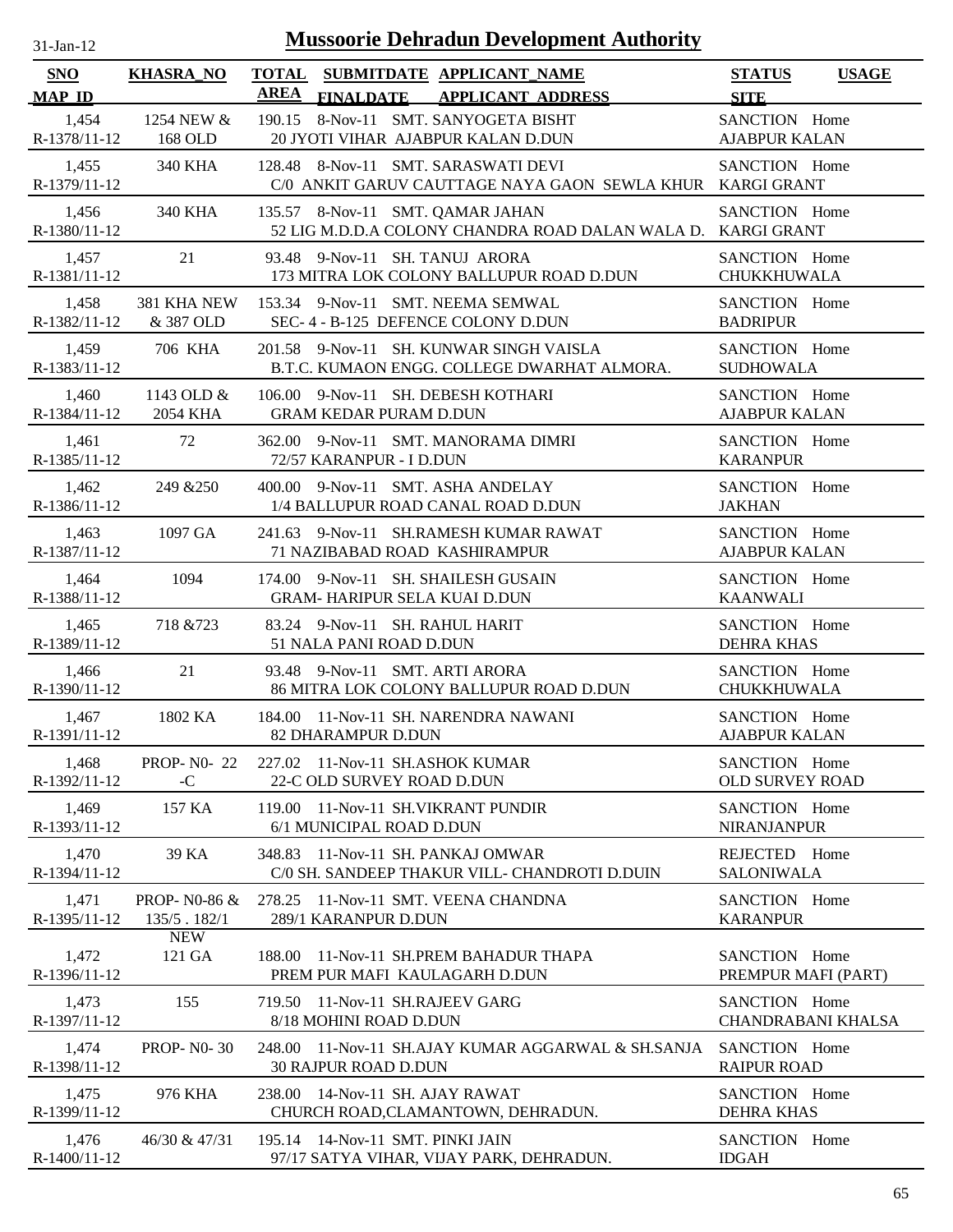# Mussoorie Dehradun Development Authority

31-Jan-12

| SNO / MAP_ID | KHASRA_NO | TOTAL AREA | SUBMITDATE / FINALDATE | APPLICANT_NAME / APPLICANT_ADDRESS | STATUS / SITE | USAGE |
|---|---|---|---|---|---|---|
| 1,454 R-1378/11-12 | 1254 NEW & 168 OLD | 190.15 | 8-Nov-11 | SMT. SANYOGETA BISHT 20 JYOTI VIHAR AJABPUR KALAN D.DUN | SANCTION AJABPUR KALAN | Home |
| 1,455 R-1379/11-12 | 340 KHA | 128.48 | 8-Nov-11 | SMT. SARASWATI DEVI C/0 ANKIT GARUV CAUTTAGE NAYA GAON SEWLA KHUR | SANCTION KARGI GRANT | Home |
| 1,456 R-1380/11-12 | 340 KHA | 135.57 | 8-Nov-11 | SMT. QAMAR JAHAN 52 LIG M.D.D.A COLONY CHANDRA ROAD DALAN WALA D. | SANCTION KARGI GRANT | Home |
| 1,457 R-1381/11-12 | 21 | 93.48 | 9-Nov-11 | SH. TANUJ ARORA 173 MITRA LOK COLONY BALLUPUR ROAD D.DUN | SANCTION CHUKKHUWALA | Home |
| 1,458 R-1382/11-12 | 381 KHA NEW & 387 OLD | 153.34 | 9-Nov-11 | SMT. NEEMA SEMWAL SEC- 4 - B-125 DEFENCE COLONY D.DUN | SANCTION BADRIPUR | Home |
| 1,459 R-1383/11-12 | 706 KHA | 201.58 | 9-Nov-11 | SH. KUNWAR SINGH VAISLA B.T.C. KUMAON ENGG. COLLEGE DWARHAT ALMORA. | SANCTION SUDHOWALA | Home |
| 1,460 R-1384/11-12 | 1143 OLD & 2054 KHA | 106.00 | 9-Nov-11 | SH. DEBESH KOTHARI GRAM KEDAR PURAM D.DUN | SANCTION AJABPUR KALAN | Home |
| 1,461 R-1385/11-12 | 72 | 362.00 | 9-Nov-11 | SMT. MANORAMA DIMRI 72/57 KARANPUR - I D.DUN | SANCTION KARANPUR | Home |
| 1,462 R-1386/11-12 | 249 &250 | 400.00 | 9-Nov-11 | SMT. ASHA ANDELAY 1/4 BALLUPUR ROAD CANAL ROAD D.DUN | SANCTION JAKHAN | Home |
| 1,463 R-1387/11-12 | 1097 GA | 241.63 | 9-Nov-11 | SH.RAMESH KUMAR RAWAT 71 NAZIBABAD ROAD KASHIRAMPUR | SANCTION AJABPUR KALAN | Home |
| 1,464 R-1388/11-12 | 1094 | 174.00 | 9-Nov-11 | SH. SHAILESH GUSAIN GRAM- HARIPUR SELA KUAI D.DUN | SANCTION KAANWALI | Home |
| 1,465 R-1389/11-12 | 718 &723 | 83.24 | 9-Nov-11 | SH. RAHUL HARIT 51 NALA PANI ROAD D.DUN | SANCTION DEHRA KHAS | Home |
| 1,466 R-1390/11-12 | 21 | 93.48 | 9-Nov-11 | SMT. ARTI ARORA 86 MITRA LOK COLONY BALLUPUR ROAD D.DUN | SANCTION CHUKKHUWALA | Home |
| 1,467 R-1391/11-12 | 1802 KA | 184.00 | 11-Nov-11 | SH. NARENDRA NAWANI 82 DHARAMPUR D.DUN | SANCTION AJABPUR KALAN | Home |
| 1,468 R-1392/11-12 | PROP- N0- 22 -C | 227.02 | 11-Nov-11 | SH.ASHOK KUMAR 22-C OLD SURVEY ROAD D.DUN | SANCTION OLD SURVEY ROAD | Home |
| 1,469 R-1393/11-12 | 157 KA | 119.00 | 11-Nov-11 | SH.VIKRANT PUNDIR 6/1 MUNICIPAL ROAD D.DUN | SANCTION NIRANJANPUR | Home |
| 1,470 R-1394/11-12 | 39 KA | 348.83 | 11-Nov-11 | SH. PANKAJ OMWAR C/0 SH. SANDEEP THAKUR VILL- CHANDROTI D.DUIN | REJECTED SALONIWALA | Home |
| 1,471 R-1395/11-12 | PROP- N0-86 & 135/5 . 182/1 NEW | 278.25 | 11-Nov-11 | SMT. VEENA CHANDNA 289/1 KARANPUR D.DUN | SANCTION KARANPUR | Home |
| 1,472 R-1396/11-12 | 121 GA | 188.00 | 11-Nov-11 | SH.PREM BAHADUR THAPA PREM PUR MAFI KAULAGARH D.DUN | SANCTION PREMPUR MAFI (PART) | Home |
| 1,473 R-1397/11-12 | 155 | 719.50 | 11-Nov-11 | SH.RAJEEV GARG 8/18 MOHINI ROAD D.DUN | SANCTION CHANDRABANI KHALSA | Home |
| 1,474 R-1398/11-12 | PROP- N0- 30 | 248.00 | 11-Nov-11 | SH.AJAY KUMAR AGGARWAL & SH.SANJA 30 RAJPUR ROAD D.DUN | SANCTION RAIPUR ROAD | Home |
| 1,475 R-1399/11-12 | 976 KHA | 238.00 | 14-Nov-11 | SH. AJAY RAWAT CHURCH ROAD,CLAMANTOWN, DEHRADUN. | SANCTION DEHRA KHAS | Home |
| 1,476 R-1400/11-12 | 46/30 & 47/31 | 195.14 | 14-Nov-11 | SMT. PINKI JAIN 97/17 SATYA VIHAR, VIJAY PARK, DEHRADUN. | SANCTION IDGAH | Home |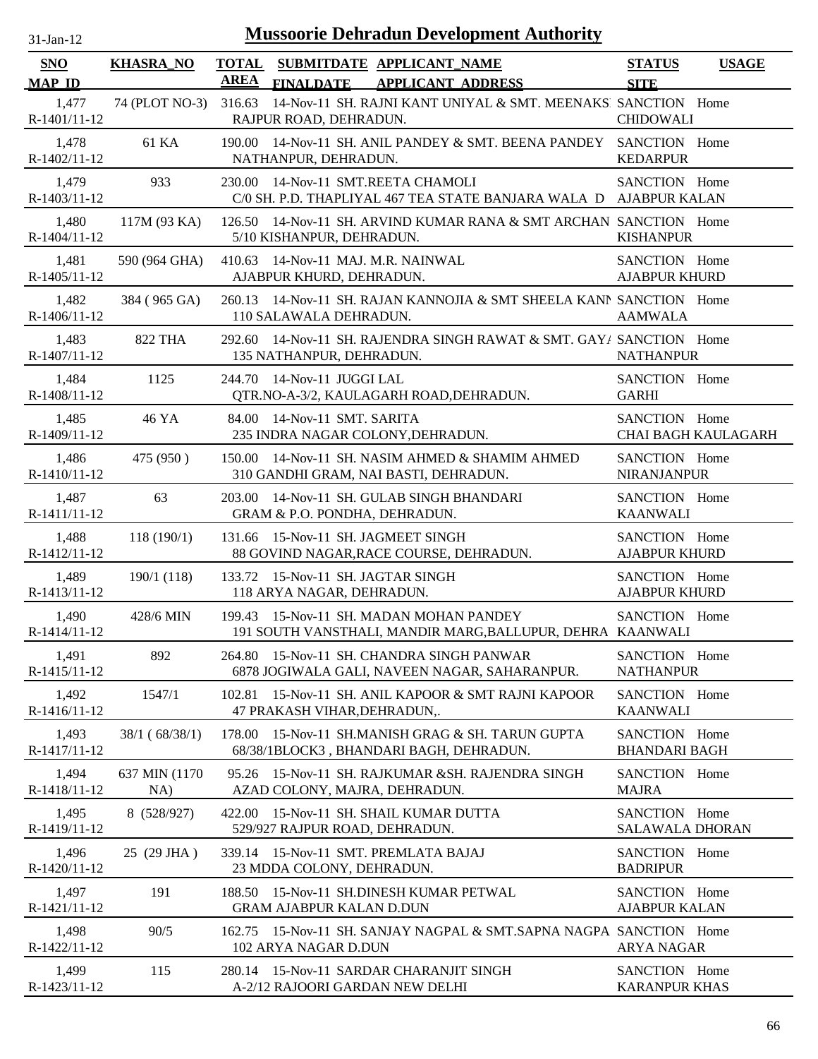# Mussoorie Dehradun Development Authority

31-Jan-12

| SNO / MAP_ID | KHASRA_NO | TOTAL AREA | SUBMITDATE / FINALDATE | APPLICANT_NAME / APPLICANT_ADDRESS | STATUS / SITE | USAGE |
|---|---|---|---|---|---|---|
| 1,477 R-1401/11-12 | 74 (PLOT NO-3) | 316.63 | 14-Nov-11 | SH. RAJNI KANT UNIYAL & SMT. MEENAKS RAJPUR ROAD, DEHRADUN. | SANCTION CHIDOWALI | Home |
| 1,478 R-1402/11-12 | 61 KA | 190.00 | 14-Nov-11 | SH. ANIL PANDEY & SMT. BEENA PANDEY NATHANPUR, DEHRADUN. | SANCTION KEDARPUR | Home |
| 1,479 R-1403/11-12 | 933 | 230.00 | 14-Nov-11 | SMT.REETA CHAMOLI C/0 SH. P.D. THAPLIYAL 467 TEA STATE BANJARA WALA D | SANCTION AJABPUR KALAN | Home |
| 1,480 R-1404/11-12 | 117M (93 KA) | 126.50 | 14-Nov-11 | SH. ARVIND KUMAR RANA & SMT ARCHAN 5/10 KISHANPUR, DEHRADUN. | SANCTION KISHANPUR | Home |
| 1,481 R-1405/11-12 | 590 (964 GHA) | 410.63 | 14-Nov-11 | MAJ. M.R. NAINWAL AJABPUR KHURD, DEHRADUN. | SANCTION AJABPUR KHURD | Home |
| 1,482 R-1406/11-12 | 384 ( 965 GA) | 260.13 | 14-Nov-11 | SH. RAJAN KANNOJIA & SMT SHEELA KANN 110 SALAWALA DEHRADUN. | SANCTION AAMWALA | Home |
| 1,483 R-1407/11-12 | 822 THA | 292.60 | 14-Nov-11 | SH. RAJENDRA SINGH RAWAT & SMT. GAYA 135 NATHANPUR, DEHRADUN. | SANCTION NATHANPUR | Home |
| 1,484 R-1408/11-12 | 1125 | 244.70 | 14-Nov-11 | JUGGI LAL QTR.NO-A-3/2, KAULAGARH ROAD,DEHRADUN. | SANCTION GARHI | Home |
| 1,485 R-1409/11-12 | 46 YA | 84.00 | 14-Nov-11 | SMT. SARITA 235 INDRA NAGAR COLONY,DEHRADUN. | SANCTION CHAI BAGH KAULAGARH | Home |
| 1,486 R-1410/11-12 | 475 (950 ) | 150.00 | 14-Nov-11 | SH. NASIM AHMED & SHAMIM AHMED 310 GANDHI GRAM, NAI BASTI, DEHRADUN. | SANCTION NIRANJANPUR | Home |
| 1,487 R-1411/11-12 | 63 | 203.00 | 14-Nov-11 | SH. GULAB SINGH BHANDARI GRAM & P.O. PONDHA, DEHRADUN. | SANCTION KAANWALI | Home |
| 1,488 R-1412/11-12 | 118 (190/1) | 131.66 | 15-Nov-11 | SH. JAGMEET SINGH 88 GOVIND NAGAR,RACE COURSE, DEHRADUN. | SANCTION AJABPUR KHURD | Home |
| 1,489 R-1413/11-12 | 190/1 (118) | 133.72 | 15-Nov-11 | SH. JAGTAR SINGH 118 ARYA NAGAR, DEHRADUN. | SANCTION AJABPUR KHURD | Home |
| 1,490 R-1414/11-12 | 428/6 MIN | 199.43 | 15-Nov-11 | SH. MADAN MOHAN PANDEY 191 SOUTH VANSTHALI, MANDIR MARG,BALLUPUR, DEHRA | SANCTION KAANWALI | Home |
| 1,491 R-1415/11-12 | 892 | 264.80 | 15-Nov-11 | SH. CHANDRA SINGH PANWAR 6878 JOGIWALA GALI, NAVEEN NAGAR, SAHARANPUR. | SANCTION NATHANPUR | Home |
| 1,492 R-1416/11-12 | 1547/1 | 102.81 | 15-Nov-11 | SH. ANIL KAPOOR & SMT RAJNI KAPOOR 47 PRAKASH VIHAR,DEHRADUN,. | SANCTION KAANWALI | Home |
| 1,493 R-1417/11-12 | 38/1 ( 68/38/1) | 178.00 | 15-Nov-11 | SH.MANISH GRAG & SH. TARUN GUPTA 68/38/1BLOCK3 , BHANDARI BAGH, DEHRADUN. | SANCTION BHANDARI BAGH | Home |
| 1,494 R-1418/11-12 | 637 MIN (1170 NA) | 95.26 | 15-Nov-11 | SH. RAJKUMAR &SH. RAJENDRA SINGH AZAD COLONY, MAJRA, DEHRADUN. | SANCTION MAJRA | Home |
| 1,495 R-1419/11-12 | 8 (528/927) | 422.00 | 15-Nov-11 | SH. SHAIL KUMAR DUTTA 529/927 RAJPUR ROAD, DEHRADUN. | SANCTION SALAWALA DHORAN | Home |
| 1,496 R-1420/11-12 | 25 (29 JHA ) | 339.14 | 15-Nov-11 | SMT. PREMLATA BAJAJ 23 MDDA COLONY, DEHRADUN. | SANCTION BADRIPUR | Home |
| 1,497 R-1421/11-12 | 191 | 188.50 | 15-Nov-11 | SH.DINESH KUMAR PETWAL GRAM AJABPUR KALAN D.DUN | SANCTION AJABPUR KALAN | Home |
| 1,498 R-1422/11-12 | 90/5 | 162.75 | 15-Nov-11 | SH. SANJAY NAGPAL & SMT.SAPNA NAGPA 102 ARYA NAGAR D.DUN | SANCTION ARYA NAGAR | Home |
| 1,499 R-1423/11-12 | 115 | 280.14 | 15-Nov-11 | SARDAR CHARANJIT SINGH A-2/12 RAJOORI GARDAN NEW DELHI | SANCTION KARANPUR KHAS | Home |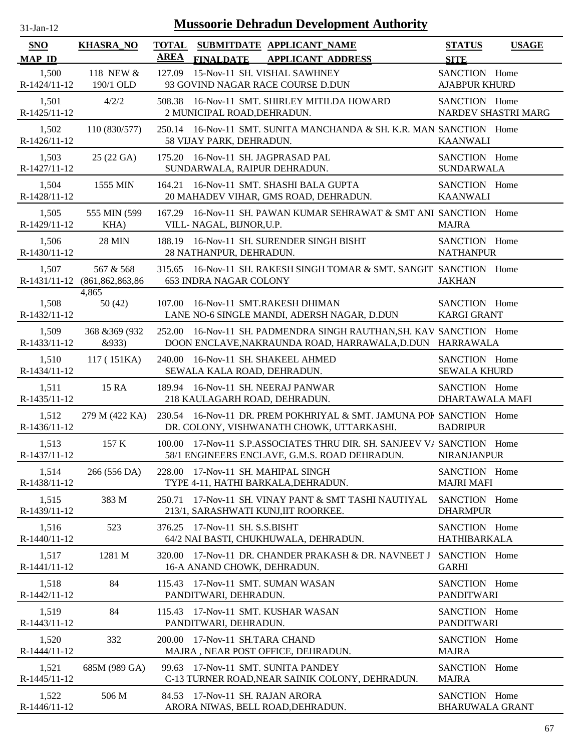# Mussoorie Dehradun Development Authority

31-Jan-12

| SNO / MAP_ID | KHASRA_NO | TOTAL AREA | SUBMITDATE / FINALDATE | APPLICANT_NAME / APPLICANT ADDRESS | STATUS / SITE | USAGE |
|---|---|---|---|---|---|---|
| 1,500 / R-1424/11-12 | 118 NEW & 190/1 OLD | 127.09 | 15-Nov-11 | SH. VISHAL SAWHNEY / 93 GOVIND NAGAR RACE COURSE D.DUN | SANCTION / AJABPUR KHURD | Home |
| 1,501 / R-1425/11-12 | 4/2/2 | 508.38 | 16-Nov-11 | SMT. SHIRLEY MITILDA HOWARD / 2 MUNICIPAL ROAD,DEHRADUN. | SANCTION / NARDEV SHASTRI MARG | Home |
| 1,502 / R-1426/11-12 | 110 (830/577) | 250.14 | 16-Nov-11 | SMT. SUNITA MANCHANDA & SH. K.R. MAN / 58 VIJAY PARK, DEHRADUN. | SANCTION / KAANWALI | Home |
| 1,503 / R-1427/11-12 | 25 (22 GA) | 175.20 | 16-Nov-11 | SH. JAGPRASAD PAL / SUNDARWALA, RAIPUR DEHRADUN. | SANCTION / SUNDARWALA | Home |
| 1,504 / R-1428/11-12 | 1555 MIN | 164.21 | 16-Nov-11 | SMT. SHASHI BALA GUPTA / 20 MAHADEV VIHAR, GMS ROAD, DEHRADUN. | SANCTION / KAANWALI | Home |
| 1,505 / R-1429/11-12 | 555 MIN (599 KHA) | 167.29 | 16-Nov-11 | SH. PAWAN KUMAR SEHRAWAT & SMT ANI / VILL- NAGAL, BIJNOR,U.P. | SANCTION / MAJRA | Home |
| 1,506 / R-1430/11-12 | 28 MIN | 188.19 | 16-Nov-11 | SH. SURENDER SINGH BISHT / 28 NATHANPUR, DEHRADUN. | SANCTION / NATHANPUR | Home |
| 1,507 / R-1431/11-12 | 567 & 568 (861,862,863,86 4,865 | 315.65 | 16-Nov-11 | SH. RAKESH SINGH TOMAR & SMT. SANGIT / 653 INDRA NAGAR COLONY | SANCTION / JAKHAN | Home |
| 1,508 / R-1432/11-12 | 50 (42) | 107.00 | 16-Nov-11 | SMT.RAKESH DHIMAN / LANE NO-6 SINGLE MANDI, ADERSH NAGAR, D.DUN | SANCTION / KARGI GRANT | Home |
| 1,509 / R-1433/11-12 | 368 &369 (932 &933) | 252.00 | 16-Nov-11 | SH. PADMENDRA SINGH RAUTHAN,SH. KAV / DOON ENCLAVE,NAKRAUNDA ROAD, HARRAWALA,D.DUN | SANCTION / HARRAWALA | Home |
| 1,510 / R-1434/11-12 | 117 ( 151KA) | 240.00 | 16-Nov-11 | SH. SHAKEEL AHMED / SEWALA KALA ROAD, DEHRADUN. | SANCTION / SEWALA KHURD | Home |
| 1,511 / R-1435/11-12 | 15 RA | 189.94 | 16-Nov-11 | SH. NEERAJ PANWAR / 218 KAULAGARH ROAD, DEHRADUN. | SANCTION / DHARTAWALA MAFI | Home |
| 1,512 / R-1436/11-12 | 279 M (422 KA) | 230.54 | 16-Nov-11 | DR. PREM POKHRIYAL & SMT. JAMUNA POK / DR. COLONY, VISHWANATH CHOWK, UTTARKASHI. | SANCTION / BADRIPUR | Home |
| 1,513 / R-1437/11-12 | 157 K | 100.00 | 17-Nov-11 | S.P.ASSOCIATES THRU DIR. SH. SANJEEV V/ / 58/1 ENGINEERS ENCLAVE, G.M.S. ROAD DEHRADUN. | SANCTION / NIRANJANPUR | Home |
| 1,514 / R-1438/11-12 | 266 (556 DA) | 228.00 | 17-Nov-11 | SH. MAHIPAL SINGH / TYPE 4-11, HATHI BARKALA,DEHRADUN. | SANCTION / MAJRI MAFI | Home |
| 1,515 / R-1439/11-12 | 383 M | 250.71 | 17-Nov-11 | SH. VINAY PANT & SMT TASHI NAUTIYAL / 213/1, SARASHWATI KUNJ,IIT ROORKEE. | SANCTION / DHARMPUR | Home |
| 1,516 / R-1440/11-12 | 523 | 376.25 | 17-Nov-11 | SH. S.S.BISHT / 64/2 NAI BASTI, CHUKHUWALA, DEHRADUN. | SANCTION / HATHIBARKALA | Home |
| 1,517 / R-1441/11-12 | 1281 M | 320.00 | 17-Nov-11 | DR. CHANDER PRAKASH & DR. NAVNEET J / 16-A ANAND CHOWK, DEHRADUN. | SANCTION / GARHI | Home |
| 1,518 / R-1442/11-12 | 84 | 115.43 | 17-Nov-11 | SMT. SUMAN WASAN / PANDITWARI, DEHRADUN. | SANCTION / PANDITWARI | Home |
| 1,519 / R-1443/11-12 | 84 | 115.43 | 17-Nov-11 | SMT. KUSHAR WASAN / PANDITWARI, DEHRADUN. | SANCTION / PANDITWARI | Home |
| 1,520 / R-1444/11-12 | 332 | 200.00 | 17-Nov-11 | SH.TARA CHAND / MAJRA , NEAR POST OFFICE, DEHRADUN. | SANCTION / MAJRA | Home |
| 1,521 / R-1445/11-12 | 685M (989 GA) | 99.63 | 17-Nov-11 | SMT. SUNITA PANDEY / C-13 TURNER ROAD,NEAR SAINIK COLONY, DEHRADUN. | SANCTION / MAJRA | Home |
| 1,522 / R-1446/11-12 | 506 M | 84.53 | 17-Nov-11 | SH. RAJAN ARORA / ARORA NIWAS, BELL ROAD,DEHRADUN. | SANCTION / BHARUWALA GRANT | Home |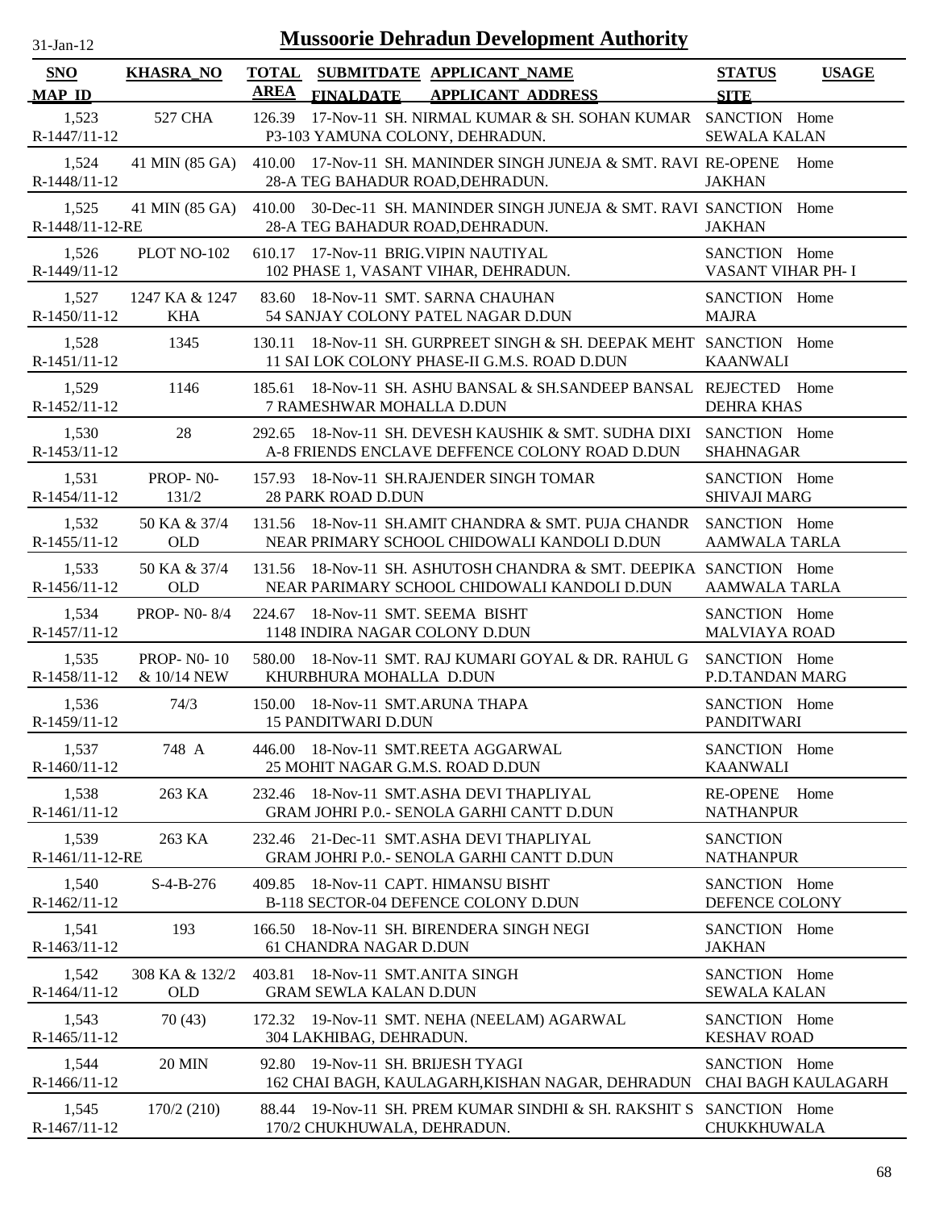# Mussoorie Dehradun Development Authority

31-Jan-12

| SNO / MAP_ID | KHASRA_NO | TOTAL AREA | SUBMITDATE / FINALDATE | APPLICANT_NAME / APPLICANT_ADDRESS | STATUS / SITE | USAGE |
|---|---|---|---|---|---|---|
| 1,523 / R-1447/11-12 | 527 CHA | 126.39 | 17-Nov-11 | SH. NIRMAL KUMAR & SH. SOHAN KUMAR / P3-103 YAMUNA COLONY, DEHRADUN. | SANCTION / SEWALA KALAN | Home |
| 1,524 / R-1448/11-12 | 41 MIN (85 GA) | 410.00 | 17-Nov-11 | SH. MANINDER SINGH JUNEJA & SMT. RAVI / 28-A TEG BAHADUR ROAD,DEHRADUN. | RE-OPENE / JAKHAN | Home |
| 1,525 / R-1448/11-12-RE | 41 MIN (85 GA) | 410.00 | 30-Dec-11 | SH. MANINDER SINGH JUNEJA & SMT. RAVI / 28-A TEG BAHADUR ROAD,DEHRADUN. | SANCTION / JAKHAN | Home |
| 1,526 / R-1449/11-12 | PLOT NO-102 | 610.17 | 17-Nov-11 | BRIG.VIPIN NAUTIYAL / 102 PHASE 1, VASANT VIHAR, DEHRADUN. | SANCTION / VASANT VIHAR PH- I | Home |
| 1,527 / R-1450/11-12 | 1247 KA & 1247 KHA | 83.60 | 18-Nov-11 | SMT. SARNA CHAUHAN / 54 SANJAY COLONY PATEL NAGAR D.DUN | SANCTION / MAJRA | Home |
| 1,528 / R-1451/11-12 | 1345 | 130.11 | 18-Nov-11 | SH. GURPREET SINGH & SH. DEEPAK MEHT / 11 SAI LOK COLONY PHASE-II G.M.S. ROAD D.DUN | SANCTION / KAANWALI | Home |
| 1,529 / R-1452/11-12 | 1146 | 185.61 | 18-Nov-11 | SH. ASHU BANSAL & SH.SANDEEP BANSAL / 7 RAMESHWAR MOHALLA D.DUN | REJECTED / DEHRA KHAS | Home |
| 1,530 / R-1453/11-12 | 28 | 292.65 | 18-Nov-11 | SH. DEVESH KAUSHIK & SMT. SUDHA DIXI / A-8 FRIENDS ENCLAVE DEFFENCE COLONY ROAD D.DUN | SANCTION / SHAHNAGAR | Home |
| 1,531 / R-1454/11-12 | PROP- N0- 131/2 | 157.93 | 18-Nov-11 | SH.RAJENDER SINGH TOMAR / 28 PARK ROAD D.DUN | SANCTION / SHIVAJI MARG | Home |
| 1,532 / R-1455/11-12 | 50 KA & 37/4 OLD | 131.56 | 18-Nov-11 | SH.AMIT CHANDRA & SMT. PUJA CHANDR / NEAR PRIMARY SCHOOL CHIDOWALI KANDOLI D.DUN | SANCTION / AAMWALA TARLA | Home |
| 1,533 / R-1456/11-12 | 50 KA & 37/4 OLD | 131.56 | 18-Nov-11 | SH. ASHUTOSH CHANDRA & SMT. DEEPIKA / NEAR PARIMARY SCHOOL CHIDOWALI KANDOLI D.DUN | SANCTION / AAMWALA TARLA | Home |
| 1,534 / R-1457/11-12 | PROP- N0- 8/4 | 224.67 | 18-Nov-11 | SMT. SEEMA BISHT / 1148 INDIRA NAGAR COLONY D.DUN | SANCTION / MALVIAYA ROAD | Home |
| 1,535 / R-1458/11-12 | PROP- N0- 10 & 10/14 NEW | 580.00 | 18-Nov-11 | SMT. RAJ KUMARI GOYAL & DR. RAHUL G / KHURBHURA MOHALLA D.DUN | SANCTION / P.D.TANDAN MARG | Home |
| 1,536 / R-1459/11-12 | 74/3 | 150.00 | 18-Nov-11 | SMT.ARUNA THAPA / 15 PANDITWARI D.DUN | SANCTION / PANDITWARI | Home |
| 1,537 / R-1460/11-12 | 748 A | 446.00 | 18-Nov-11 | SMT.REETA AGGARWAL / 25 MOHIT NAGAR G.M.S. ROAD D.DUN | SANCTION / KAANWALI | Home |
| 1,538 / R-1461/11-12 | 263 KA | 232.46 | 18-Nov-11 | SMT.ASHA DEVI THAPLIYAL / GRAM JOHRI P.0.- SENOLA GARHI CANTT D.DUN | RE-OPENE / NATHANPUR | Home |
| 1,539 / R-1461/11-12-RE | 263 KA | 232.46 | 21-Dec-11 | SMT.ASHA DEVI THAPLIYAL / GRAM JOHRI P.0.- SENOLA GARHI CANTT D.DUN | SANCTION / NATHANPUR | |
| 1,540 / R-1462/11-12 | S-4-B-276 | 409.85 | 18-Nov-11 | CAPT. HIMANSU BISHT / B-118 SECTOR-04 DEFENCE COLONY D.DUN | SANCTION / DEFENCE COLONY | Home |
| 1,541 / R-1463/11-12 | 193 | 166.50 | 18-Nov-11 | SH. BIRENDERA SINGH NEGI / 61 CHANDRA NAGAR D.DUN | SANCTION / JAKHAN | Home |
| 1,542 / R-1464/11-12 | 308 KA & 132/2 OLD | 403.81 | 18-Nov-11 | SMT.ANITA SINGH / GRAM SEWLA KALAN D.DUN | SANCTION / SEWALA KALAN | Home |
| 1,543 / R-1465/11-12 | 70 (43) | 172.32 | 19-Nov-11 | SMT. NEHA (NEELAM) AGARWAL / 304 LAKHIBAG, DEHRADUN. | SANCTION / KESHAV ROAD | Home |
| 1,544 / R-1466/11-12 | 20 MIN | 92.80 | 19-Nov-11 | SH. BRIJESH TYAGI / 162 CHAI BAGH, KAULAGARH,KISHAN NAGAR, DEHRADUN | SANCTION / CHAI BAGH KAULAGARH | Home |
| 1,545 / R-1467/11-12 | 170/2 (210) | 88.44 | 19-Nov-11 | SH. PREM KUMAR SINDHI & SH. RAKSHIT S / 170/2 CHUKHUWALA, DEHRADUN. | SANCTION / CHUKKHUWALA | Home |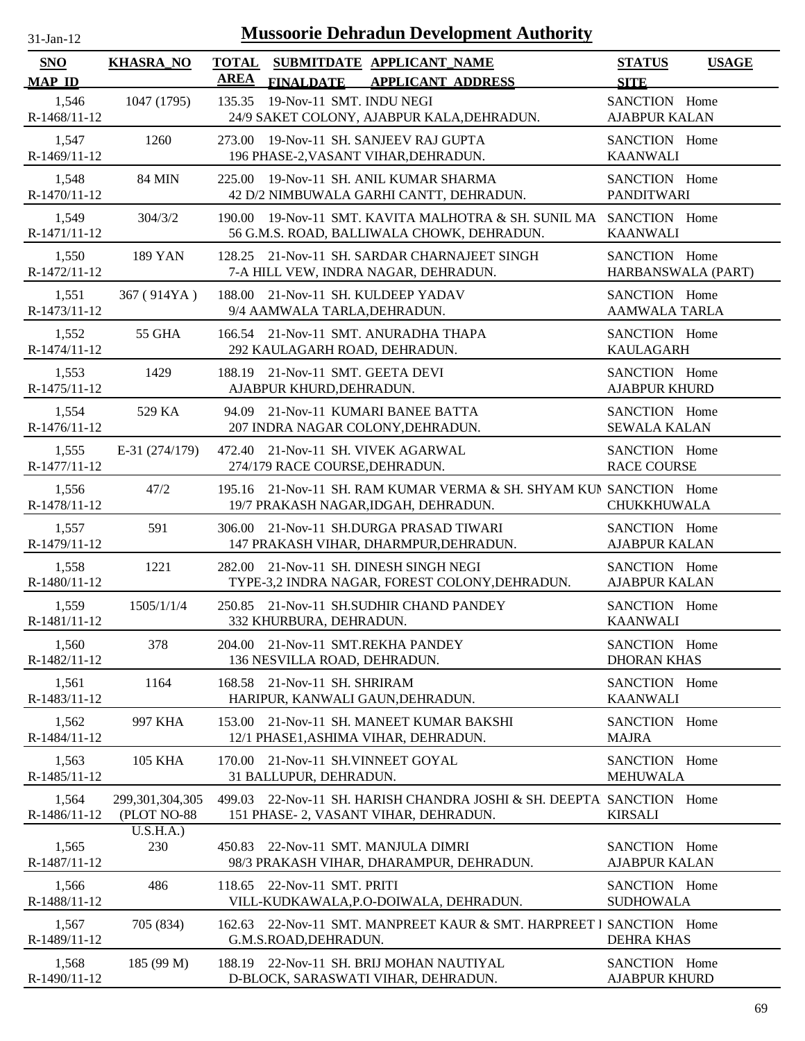# Mussoorie Dehradun Development Authority

31-Jan-12

| SNO / MAP_ID | KHASRA_NO | TOTAL AREA | SUBMITDATE / FINALDATE | APPLICANT_NAME / APPLICANT_ADDRESS | STATUS / SITE | USAGE |
|---|---|---|---|---|---|---|
| 1,546 / R-1468/11-12 | 1047 (1795) | 135.35 | 19-Nov-11 | SMT. INDU NEGI / 24/9 SAKET COLONY, AJABPUR KALA,DEHRADUN. | SANCTION / AJABPUR KALAN | Home |
| 1,547 / R-1469/11-12 | 1260 | 273.00 | 19-Nov-11 | SH. SANJEEV RAJ GUPTA / 196 PHASE-2,VASANT VIHAR,DEHRADUN. | SANCTION / KAANWALI | Home |
| 1,548 / R-1470/11-12 | 84 MIN | 225.00 | 19-Nov-11 | SH. ANIL KUMAR SHARMA / 42 D/2 NIMBUWALA GARHI CANTT, DEHRADUN. | SANCTION / PANDITWARI | Home |
| 1,549 / R-1471/11-12 | 304/3/2 | 190.00 | 19-Nov-11 | SMT. KAVITA MALHOTRA & SH. SUNIL MA / 56 G.M.S. ROAD, BALLIWALA CHOWK, DEHRADUN. | SANCTION / KAANWALI | Home |
| 1,550 / R-1472/11-12 | 189 YAN | 128.25 | 21-Nov-11 | SH. SARDAR CHARNAJEET SINGH / 7-A HILL VEW, INDRA NAGAR, DEHRADUN. | SANCTION / HARBANSWALA (PART) | Home |
| 1,551 / R-1473/11-12 | 367 ( 914YA ) | 188.00 | 21-Nov-11 | SH. KULDEEP YADAV / 9/4 AAMWALA TARLA,DEHRADUN. | SANCTION / AAMWALA TARLA | Home |
| 1,552 / R-1474/11-12 | 55 GHA | 166.54 | 21-Nov-11 | SMT. ANURADHA THAPA / 292 KAULAGARH ROAD, DEHRADUN. | SANCTION / KAULAGARH | Home |
| 1,553 / R-1475/11-12 | 1429 | 188.19 | 21-Nov-11 | SMT. GEETA DEVI / AJABPUR KHURD,DEHRADUN. | SANCTION / AJABPUR KHURD | Home |
| 1,554 / R-1476/11-12 | 529 KA | 94.09 | 21-Nov-11 | KUMARI BANEE BATTA / 207 INDRA NAGAR COLONY,DEHRADUN. | SANCTION / SEWALA KALAN | Home |
| 1,555 / R-1477/11-12 | E-31 (274/179) | 472.40 | 21-Nov-11 | SH. VIVEK AGARWAL / 274/179 RACE COURSE,DEHRADUN. | SANCTION / RACE COURSE | Home |
| 1,556 / R-1478/11-12 | 47/2 | 195.16 | 21-Nov-11 | SH. RAM KUMAR VERMA & SH. SHYAM KUM / 19/7 PRAKASH NAGAR,IDGAH, DEHRADUN. | SANCTION / CHUKKHUWALA | Home |
| 1,557 / R-1479/11-12 | 591 | 306.00 | 21-Nov-11 | SH.DURGA PRASAD TIWARI / 147 PRAKASH VIHAR, DHARMPUR,DEHRADUN. | SANCTION / AJABPUR KALAN | Home |
| 1,558 / R-1480/11-12 | 1221 | 282.00 | 21-Nov-11 | SH. DINESH SINGH NEGI / TYPE-3,2 INDRA NAGAR, FOREST COLONY,DEHRADUN. | SANCTION / AJABPUR KALAN | Home |
| 1,559 / R-1481/11-12 | 1505/1/1/4 | 250.85 | 21-Nov-11 | SH.SUDHIR CHAND PANDEY / 332 KHURBURA, DEHRADUN. | SANCTION / KAANWALI | Home |
| 1,560 / R-1482/11-12 | 378 | 204.00 | 21-Nov-11 | SMT.REKHA PANDEY / 136 NESVILLA ROAD, DEHRADUN. | SANCTION / DHORAN KHAS | Home |
| 1,561 / R-1483/11-12 | 1164 | 168.58 | 21-Nov-11 | SH. SHRIRAM / HARIPUR, KANWALI GAUN,DEHRADUN. | SANCTION / KAANWALI | Home |
| 1,562 / R-1484/11-12 | 997 KHA | 153.00 | 21-Nov-11 | SH. MANEET KUMAR BAKSHI / 12/1 PHASE1,ASHIMA VIHAR, DEHRADUN. | SANCTION / MAJRA | Home |
| 1,563 / R-1485/11-12 | 105 KHA | 170.00 | 21-Nov-11 | SH.VINNEET GOYAL / 31 BALLUPUR, DEHRADUN. | SANCTION / MEHUWALA | Home |
| 1,564 / R-1486/11-12 | 299,301,304,305 (PLOT NO-88 U.S.H.A.) | 499.03 | 22-Nov-11 | SH. HARISH CHANDRA JOSHI & SH. DEEPTA / 151 PHASE- 2, VASANT VIHAR, DEHRADUN. | SANCTION / KIRSALI | Home |
| 1,565 / R-1487/11-12 | 230 | 450.83 | 22-Nov-11 | SMT. MANJULA DIMRI / 98/3 PRAKASH VIHAR, DHARAMPUR, DEHRADUN. | SANCTION / AJABPUR KALAN | Home |
| 1,566 / R-1488/11-12 | 486 | 118.65 | 22-Nov-11 | SMT. PRITI / VILL-KUDKAWALA,P.O-DOIWALA, DEHRADUN. | SANCTION / SUDHOWALA | Home |
| 1,567 / R-1489/11-12 | 705 (834) | 162.63 | 22-Nov-11 | SMT. MANPREET KAUR & SMT. HARPREET I / G.M.S.ROAD,DEHRADUN. | SANCTION / DEHRA KHAS | Home |
| 1,568 / R-1490/11-12 | 185 (99 M) | 188.19 | 22-Nov-11 | SH. BRIJ MOHAN NAUTIYAL / D-BLOCK, SARASWATI VIHAR, DEHRADUN. | SANCTION / AJABPUR KHURD | Home |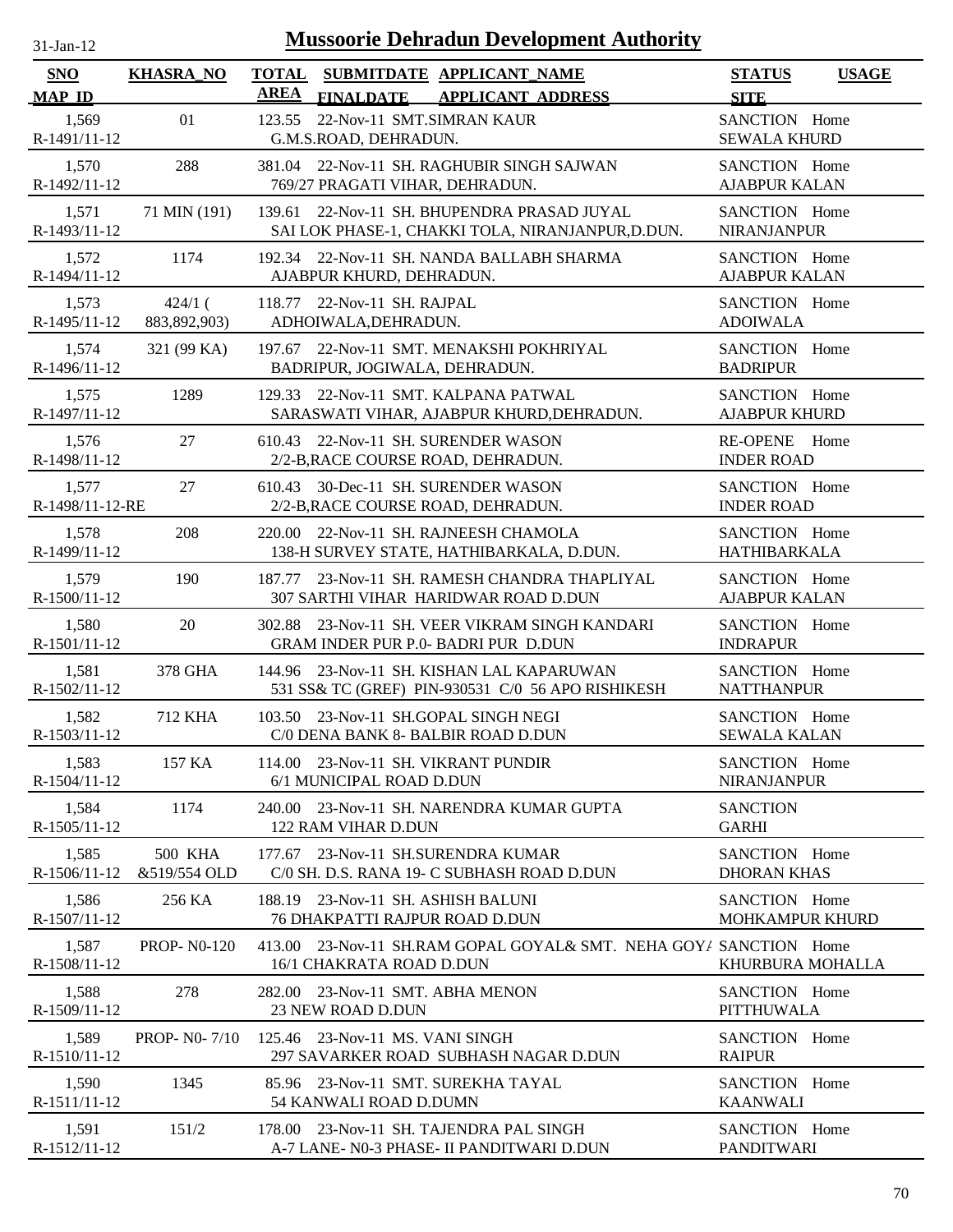31-Jan-12

# Mussoorie Dehradun Development Authority

| SNO / MAP_ID | KHASRA_NO | TOTAL AREA | SUBMITDATE / FINALDATE | APPLICANT_NAME / APPLICANT_ADDRESS | STATUS / SITE | USAGE |
|---|---|---|---|---|---|---|
| 1,569 / R-1491/11-12 | 01 | 123.55 | 22-Nov-11 | SMT.SIMRAN KAUR / G.M.S.ROAD, DEHRADUN. | SANCTION / SEWALA KHURD | Home |
| 1,570 / R-1492/11-12 | 288 | 381.04 | 22-Nov-11 | SH. RAGHUBIR SINGH SAJWAN / 769/27 PRAGATI VIHAR, DEHRADUN. | SANCTION / AJABPUR KALAN | Home |
| 1,571 / R-1493/11-12 | 71 MIN (191) | 139.61 | 22-Nov-11 | SH. BHUPENDRA PRASAD JUYAL / SAI LOK PHASE-1, CHAKKI TOLA, NIRANJANPUR,D.DUN. | SANCTION / NIRANJANPUR | Home |
| 1,572 / R-1494/11-12 | 1174 | 192.34 | 22-Nov-11 | SH. NANDA BALLABH SHARMA / AJABPUR KHURD, DEHRADUN. | SANCTION / AJABPUR KALAN | Home |
| 1,573 / R-1495/11-12 | 424/1 ( 883,892,903) | 118.77 | 22-Nov-11 | SH. RAJPAL / ADHOIWALA,DEHRADUN. | SANCTION / ADOIWALA | Home |
| 1,574 / R-1496/11-12 | 321 (99 KA) | 197.67 | 22-Nov-11 | SMT. MENAKSHI POKHRIYAL / BADRIPUR, JOGIWALA, DEHRADUN. | SANCTION / BADRIPUR | Home |
| 1,575 / R-1497/11-12 | 1289 | 129.33 | 22-Nov-11 | SMT. KALPANA PATWAL / SARASWATI VIHAR, AJABPUR KHURD,DEHRADUN. | SANCTION / AJABPUR KHURD | Home |
| 1,576 / R-1498/11-12 | 27 | 610.43 | 22-Nov-11 | SH. SURENDER WASON / 2/2-B,RACE COURSE ROAD, DEHRADUN. | RE-OPENE / INDER ROAD | Home |
| 1,577 / R-1498/11-12-RE | 27 | 610.43 | 30-Dec-11 | SH. SURENDER WASON / 2/2-B,RACE COURSE ROAD, DEHRADUN. | SANCTION / INDER ROAD | Home |
| 1,578 / R-1499/11-12 | 208 | 220.00 | 22-Nov-11 | SH. RAJNEESH CHAMOLA / 138-H SURVEY STATE, HATHIBARKALA, D.DUN. | SANCTION / HATHIBARKALA | Home |
| 1,579 / R-1500/11-12 | 190 | 187.77 | 23-Nov-11 | SH. RAMESH CHANDRA THAPLIYAL / 307 SARTHI VIHAR HARIDWAR ROAD D.DUN | SANCTION / AJABPUR KALAN | Home |
| 1,580 / R-1501/11-12 | 20 | 302.88 | 23-Nov-11 | SH. VEER VIKRAM SINGH KANDARI / GRAM INDER PUR P.0- BADRI PUR D.DUN | SANCTION / INDRAPUR | Home |
| 1,581 / R-1502/11-12 | 378 GHA | 144.96 | 23-Nov-11 | SH. KISHAN LAL KAPARUWAN / 531 SS& TC (GREF) PIN-930531 C/0 56 APO RISHIKESH | SANCTION / NATTHANPUR | Home |
| 1,582 / R-1503/11-12 | 712 KHA | 103.50 | 23-Nov-11 | SH.GOPAL SINGH NEGI / C/0 DENA BANK 8- BALBIR ROAD D.DUN | SANCTION / SEWALA KALAN | Home |
| 1,583 / R-1504/11-12 | 157 KA | 114.00 | 23-Nov-11 | SH. VIKRANT PUNDIR / 6/1 MUNICIPAL ROAD D.DUN | SANCTION / NIRANJANPUR | Home |
| 1,584 / R-1505/11-12 | 1174 | 240.00 | 23-Nov-11 | SH. NARENDRA KUMAR GUPTA / 122 RAM VIHAR D.DUN | SANCTION / GARHI | |
| 1,585 / R-1506/11-12 | 500 KHA &519/554 OLD | 177.67 | 23-Nov-11 | SH.SURENDRA KUMAR / C/0 SH. D.S. RANA 19- C SUBHASH ROAD D.DUN | SANCTION / DHORAN KHAS | Home |
| 1,586 / R-1507/11-12 | 256 KA | 188.19 | 23-Nov-11 | SH. ASHISH BALUNI / 76 DHAKPATTI RAJPUR ROAD D.DUN | SANCTION / MOHKAMPUR KHURD | Home |
| 1,587 / R-1508/11-12 | PROP- N0-120 | 413.00 | 23-Nov-11 | SH.RAM GOPAL GOYAL& SMT. NEHA GOYA / 16/1 CHAKRATA ROAD D.DUN | SANCTION / KHURBURA MOHALLA | Home |
| 1,588 / R-1509/11-12 | 278 | 282.00 | 23-Nov-11 | SMT. ABHA MENON / 23 NEW ROAD D.DUN | SANCTION / PITTHUWALA | Home |
| 1,589 / R-1510/11-12 | PROP- N0- 7/10 | 125.46 | 23-Nov-11 | MS. VANI SINGH / 297 SAVARKER ROAD SUBHASH NAGAR D.DUN | SANCTION / RAIPUR | Home |
| 1,590 / R-1511/11-12 | 1345 | 85.96 | 23-Nov-11 | SMT. SUREKHA TAYAL / 54 KANWALI ROAD D.DUMN | SANCTION / KAANWALI | Home |
| 1,591 / R-1512/11-12 | 151/2 | 178.00 | 23-Nov-11 | SH. TAJENDRA PAL SINGH / A-7 LANE- N0-3 PHASE- II PANDITWARI D.DUN | SANCTION / PANDITWARI | Home |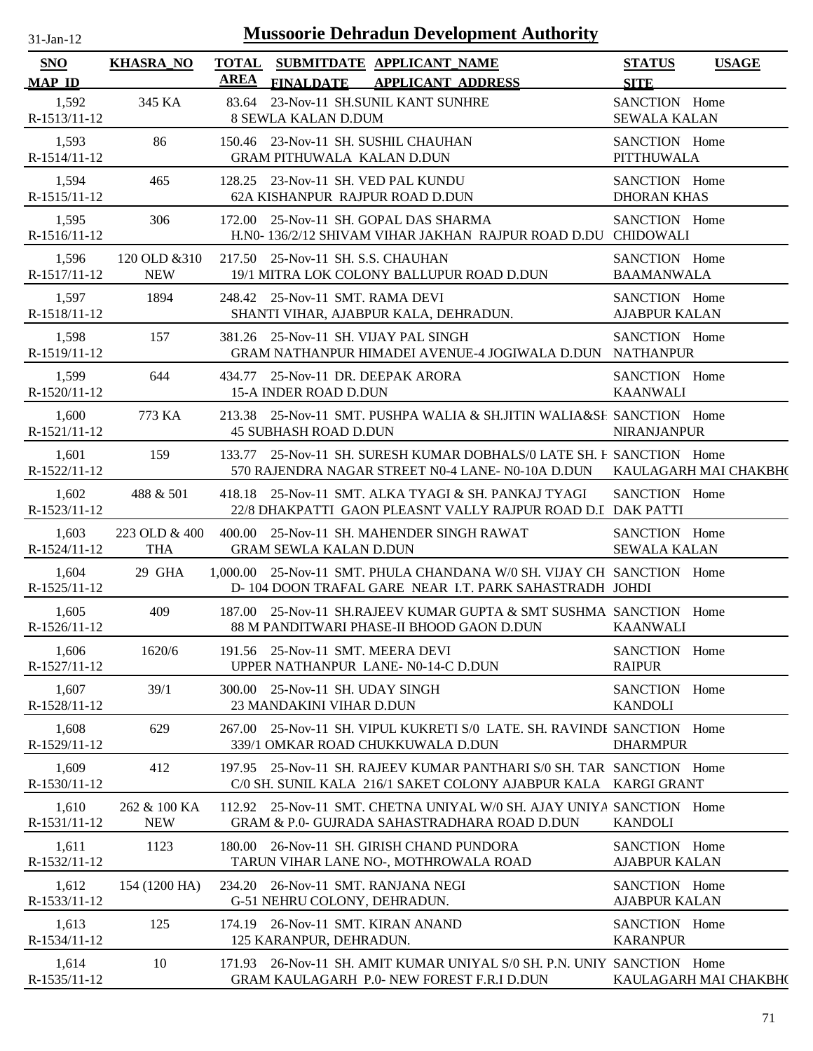# Mussoorie Dehradun Development Authority

31-Jan-12

| SNO / MAP_ID | KHASRA_NO | TOTAL AREA | SUBMITDATE / FINALDATE | APPLICANT_NAME / APPLICANT_ADDRESS | STATUS / SITE | USAGE |
|---|---|---|---|---|---|---|
| 1,592 / R-1513/11-12 | 345 KA | 83.64 | 23-Nov-11 | SH.SUNIL KANT SUNHRE / 8 SEWLA KALAN D.DUM | SANCTION / SEWALA KALAN | Home |
| 1,593 / R-1514/11-12 | 86 | 150.46 | 23-Nov-11 | SH. SUSHIL CHAUHAN / GRAM PITHUWALA KALAN D.DUN | SANCTION / PITTHUWALA | Home |
| 1,594 / R-1515/11-12 | 465 | 128.25 | 23-Nov-11 | SH. VED PAL KUNDU / 62A KISHANPUR RAJPUR ROAD D.DUN | SANCTION / DHORAN KHAS | Home |
| 1,595 / R-1516/11-12 | 306 | 172.00 | 25-Nov-11 | SH. GOPAL DAS SHARMA / H.N0- 136/2/12 SHIVAM VIHAR JAKHAN RAJPUR ROAD D.DU | SANCTION / CHIDOWALI | Home |
| 1,596 / R-1517/11-12 | 120 OLD &310 NEW | 217.50 | 25-Nov-11 | SH. S.S. CHAUHAN / 19/1 MITRA LOK COLONY BALLUPUR ROAD D.DUN | SANCTION / BAAMANWALA | Home |
| 1,597 / R-1518/11-12 | 1894 | 248.42 | 25-Nov-11 | SMT. RAMA DEVI / SHANTI VIHAR, AJABPUR KALA, DEHRADUN. | SANCTION / AJABPUR KALAN | Home |
| 1,598 / R-1519/11-12 | 157 | 381.26 | 25-Nov-11 | SH. VIJAY PAL SINGH / GRAM NATHANPUR HIMADEI AVENUE-4 JOGIWALA D.DUN | SANCTION / NATHANPUR | Home |
| 1,599 / R-1520/11-12 | 644 | 434.77 | 25-Nov-11 | DR. DEEPAK ARORA / 15-A INDER ROAD D.DUN | SANCTION / KAANWALI | Home |
| 1,600 / R-1521/11-12 | 773 KA | 213.38 | 25-Nov-11 | SMT. PUSHPA WALIA & SH.JITIN WALIA&SH / 45 SUBHASH ROAD D.DUN | SANCTION / NIRANJANPUR | Home |
| 1,601 / R-1522/11-12 | 159 | 133.77 | 25-Nov-11 | SH. SURESH KUMAR DOBHALS/0 LATE SH. H / 570 RAJENDRA NAGAR STREET N0-4 LANE- N0-10A D.DUN | SANCTION / KAULAGARH MAI CHAKBHO | Home |
| 1,602 / R-1523/11-12 | 488 & 501 | 418.18 | 25-Nov-11 | SMT. ALKA TYAGI & SH. PANKAJ TYAGI / 22/8 DHAKPATTI GAON PLEASNT VALLY RAJPUR ROAD D.D | SANCTION / DAK PATTI | Home |
| 1,603 / R-1524/11-12 | 223 OLD & 400 THA | 400.00 | 25-Nov-11 | SH. MAHENDER SINGH RAWAT / GRAM SEWLA KALAN D.DUN | SANCTION / SEWALA KALAN | Home |
| 1,604 / R-1525/11-12 | 29 GHA | 1,000.00 | 25-Nov-11 | SMT. PHULA CHANDANA W/0 SH. VIJAY CH / D- 104 DOON TRAFAL GARE NEAR I.T. PARK SAHASTRADH | SANCTION / JOHDI | Home |
| 1,605 / R-1526/11-12 | 409 | 187.00 | 25-Nov-11 | SH.RAJEEV KUMAR GUPTA & SMT SUSHMA / 88 M PANDITWARI PHASE-II BHOOD GAON D.DUN | SANCTION / KAANWALI | Home |
| 1,606 / R-1527/11-12 | 1620/6 | 191.56 | 25-Nov-11 | SMT. MEERA DEVI / UPPER NATHANPUR LANE- N0-14-C D.DUN | SANCTION / RAIPUR | Home |
| 1,607 / R-1528/11-12 | 39/1 | 300.00 | 25-Nov-11 | SH. UDAY SINGH / 23 MANDAKINI VIHAR D.DUN | SANCTION / KANDOLI | Home |
| 1,608 / R-1529/11-12 | 629 | 267.00 | 25-Nov-11 | SH. VIPUL KUKRETI S/0 LATE. SH. RAVINDI / 339/1 OMKAR ROAD CHUKKUWALA D.DUN | SANCTION / DHARMPUR | Home |
| 1,609 / R-1530/11-12 | 412 | 197.95 | 25-Nov-11 | SH. RAJEEV KUMAR PANTHARI S/0 SH. TAR / C/0 SH. SUNIL KALA 216/1 SAKET COLONY AJABPUR KALA | SANCTION / KARGI GRANT | Home |
| 1,610 / R-1531/11-12 | 262 & 100 KA NEW | 112.92 | 25-Nov-11 | SMT. CHETNA UNIYAL W/0 SH. AJAY UNIYA / GRAM & P.0- GUJRADA SAHASTRADHARA ROAD D.DUN | SANCTION / KANDOLI | Home |
| 1,611 / R-1532/11-12 | 1123 | 180.00 | 26-Nov-11 | SH. GIRISH CHAND PUNDORA / TARUN VIHAR LANE NO-, MOTHROWALA ROAD | SANCTION / AJABPUR KALAN | Home |
| 1,612 / R-1533/11-12 | 154 (1200 HA) | 234.20 | 26-Nov-11 | SMT. RANJANA NEGI / G-51 NEHRU COLONY, DEHRADUN. | SANCTION / AJABPUR KALAN | Home |
| 1,613 / R-1534/11-12 | 125 | 174.19 | 26-Nov-11 | SMT. KIRAN ANAND / 125 KARANPUR, DEHRADUN. | SANCTION / KARANPUR | Home |
| 1,614 / R-1535/11-12 | 10 | 171.93 | 26-Nov-11 | SH. AMIT KUMAR UNIYAL S/0 SH. P.N. UNIY / GRAM KAULAGARH P.0- NEW FOREST F.R.I D.DUN | SANCTION / KAULAGARH MAI CHAKBHO | Home |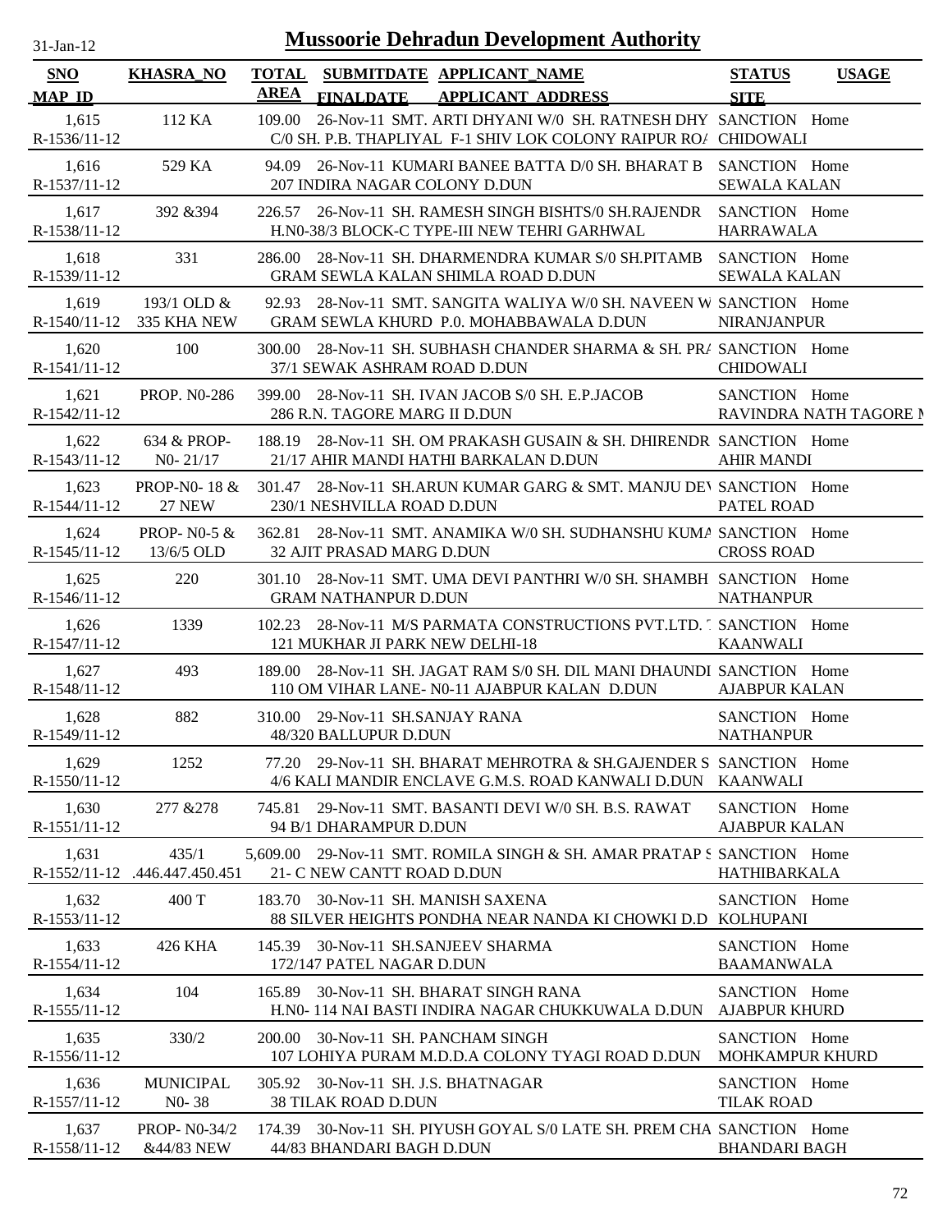# Mussoorie Dehradun Development Authority

31-Jan-12

| SNO<br>MAP_ID | KHASRA_NO | TOTAL AREA | SUBMITDATE<br>FINALDATE | APPLICANT_NAME<br>APPLICANT_ADDRESS | STATUS<br>SITE | USAGE |
|---|---|---|---|---|---|---|
| 1,615<br>R-1536/11-12 | 112 KA | 109.00 | 26-Nov-11 | SMT. ARTI DHYANI W/0 SH. RATNESH DHY<br>C/0 SH. P.B. THAPLIYAL F-1 SHIV LOK COLONY RAIPUR RO/ | SANCTION<br>CHIDOWALI | Home |
| 1,616<br>R-1537/11-12 | 529 KA | 94.09 | 26-Nov-11 | KUMARI BANEE BATTA D/0 SH. BHARAT B<br>207 INDIRA NAGAR COLONY D.DUN | SANCTION<br>SEWALA KALAN | Home |
| 1,617<br>R-1538/11-12 | 392 &394 | 226.57 | 26-Nov-11 | SH. RAMESH SINGH BISHTS/0 SH.RAJENDR<br>H.N0-38/3 BLOCK-C TYPE-III NEW TEHRI GARHWAL | SANCTION<br>HARRAWALA | Home |
| 1,618<br>R-1539/11-12 | 331 | 286.00 | 28-Nov-11 | SH. DHARMENDRA KUMAR S/0 SH.PITAMB<br>GRAM SEWLA KALAN SHIMLA ROAD D.DUN | SANCTION<br>SEWALA KALAN | Home |
| 1,619<br>R-1540/11-12 | 193/1 OLD &<br>335 KHA NEW | 92.93 | 28-Nov-11 | SMT. SANGITA WALIYA W/0 SH. NAVEEN W<br>GRAM SEWLA KHURD P.0. MOHABBAWALA D.DUN | SANCTION<br>NIRANJANPUR | Home |
| 1,620<br>R-1541/11-12 | 100 | 300.00 | 28-Nov-11 | SH. SUBHASH CHANDER SHARMA & SH. PR/<br>37/1 SEWAK ASHRAM ROAD D.DUN | SANCTION<br>CHIDOWALI | Home |
| 1,621<br>R-1542/11-12 | PROP. N0-286 | 399.00 | 28-Nov-11 | SH. IVAN JACOB S/0 SH. E.P.JACOB<br>286 R.N. TAGORE MARG II D.DUN | SANCTION<br>RAVINDRA NATH TAGORE M | Home |
| 1,622<br>R-1543/11-12 | 634 & PROP-<br>N0- 21/17 | 188.19 | 28-Nov-11 | SH. OM PRAKASH GUSAIN & SH. DHIRENDR<br>21/17 AHIR MANDI HATHI BARKALAN D.DUN | SANCTION<br>AHIR MANDI | Home |
| 1,623<br>R-1544/11-12 | PROP-N0- 18 &<br>27 NEW | 301.47 | 28-Nov-11 | SH.ARUN KUMAR GARG & SMT. MANJU DE\<br>230/1 NESHVILLA ROAD D.DUN | SANCTION<br>PATEL ROAD | Home |
| 1,624<br>R-1545/11-12 | PROP- N0-5 &<br>13/6/5 OLD | 362.81 | 28-Nov-11 | SMT. ANAMIKA W/0 SH. SUDHANSHU KUMA<br>32 AJIT PRASAD MARG D.DUN | SANCTION<br>CROSS ROAD | Home |
| 1,625<br>R-1546/11-12 | 220 | 301.10 | 28-Nov-11 | SMT. UMA DEVI PANTHRI W/0 SH. SHAMBH<br>GRAM NATHANPUR D.DUN | SANCTION<br>NATHANPUR | Home |
| 1,626<br>R-1547/11-12 | 1339 | 102.23 | 28-Nov-11 | M/S PARMATA CONSTRUCTIONS PVT.LTD. 1<br>121 MUKHAR JI PARK NEW DELHI-18 | SANCTION<br>KAANWALI | Home |
| 1,627<br>R-1548/11-12 | 493 | 189.00 | 28-Nov-11 | SH. JAGAT RAM S/0 SH. DIL MANI DHAUNDI<br>110 OM VIHAR LANE- N0-11 AJABPUR KALAN D.DUN | SANCTION<br>AJABPUR KALAN | Home |
| 1,628<br>R-1549/11-12 | 882 | 310.00 | 29-Nov-11 | SH.SANJAY RANA<br>48/320 BALLUPUR D.DUN | SANCTION<br>NATHANPUR | Home |
| 1,629<br>R-1550/11-12 | 1252 | 77.20 | 29-Nov-11 | SH. BHARAT MEHROTRA & SH.GAJENDER S<br>4/6 KALI MANDIR ENCLAVE G.M.S. ROAD KANWALI D.DUN | SANCTION<br>KAANWALI | Home |
| 1,630<br>R-1551/11-12 | 277 &278 | 745.81 | 29-Nov-11 | SMT. BASANTI DEVI W/0 SH. B.S. RAWAT<br>94 B/1 DHARAMPUR D.DUN | SANCTION<br>AJABPUR KALAN | Home |
| 1,631<br>R-1552/11-12 | 435/1<br>.446.447.450.451 | 5,609.00 | 29-Nov-11 | SMT. ROMILA SINGH & SH. AMAR PRATAP S<br>21- C NEW CANTT ROAD D.DUN | SANCTION<br>HATHIBARKALA | Home |
| 1,632<br>R-1553/11-12 | 400 T | 183.70 | 30-Nov-11 | SH. MANISH SAXENA<br>88 SILVER HEIGHTS PONDHA NEAR NANDA KI CHOWKI D.D | SANCTION<br>KOLHUPANI | Home |
| 1,633<br>R-1554/11-12 | 426 KHA | 145.39 | 30-Nov-11 | SH.SANJEEV SHARMA<br>172/147 PATEL NAGAR D.DUN | SANCTION<br>BAAMANWALA | Home |
| 1,634<br>R-1555/11-12 | 104 | 165.89 | 30-Nov-11 | SH. BHARAT SINGH RANA<br>H.N0- 114 NAI BASTI INDIRA NAGAR CHUKKUWALA D.DUN | SANCTION<br>AJABPUR KHURD | Home |
| 1,635<br>R-1556/11-12 | 330/2 | 200.00 | 30-Nov-11 | SH. PANCHAM SINGH<br>107 LOHIYA PURAM M.D.D.A COLONY TYAGI ROAD D.DUN | SANCTION<br>MOHKAMPUR KHURD | Home |
| 1,636<br>R-1557/11-12 | MUNICIPAL<br>N0- 38 | 305.92 | 30-Nov-11 | SH. J.S. BHATNAGAR<br>38 TILAK ROAD D.DUN | SANCTION<br>TILAK ROAD | Home |
| 1,637<br>R-1558/11-12 | PROP- N0-34/2<br>&44/83 NEW | 174.39 | 30-Nov-11 | SH. PIYUSH GOYAL S/0 LATE SH. PREM CHA<br>44/83 BHANDARI BAGH D.DUN | SANCTION<br>BHANDARI BAGH | Home |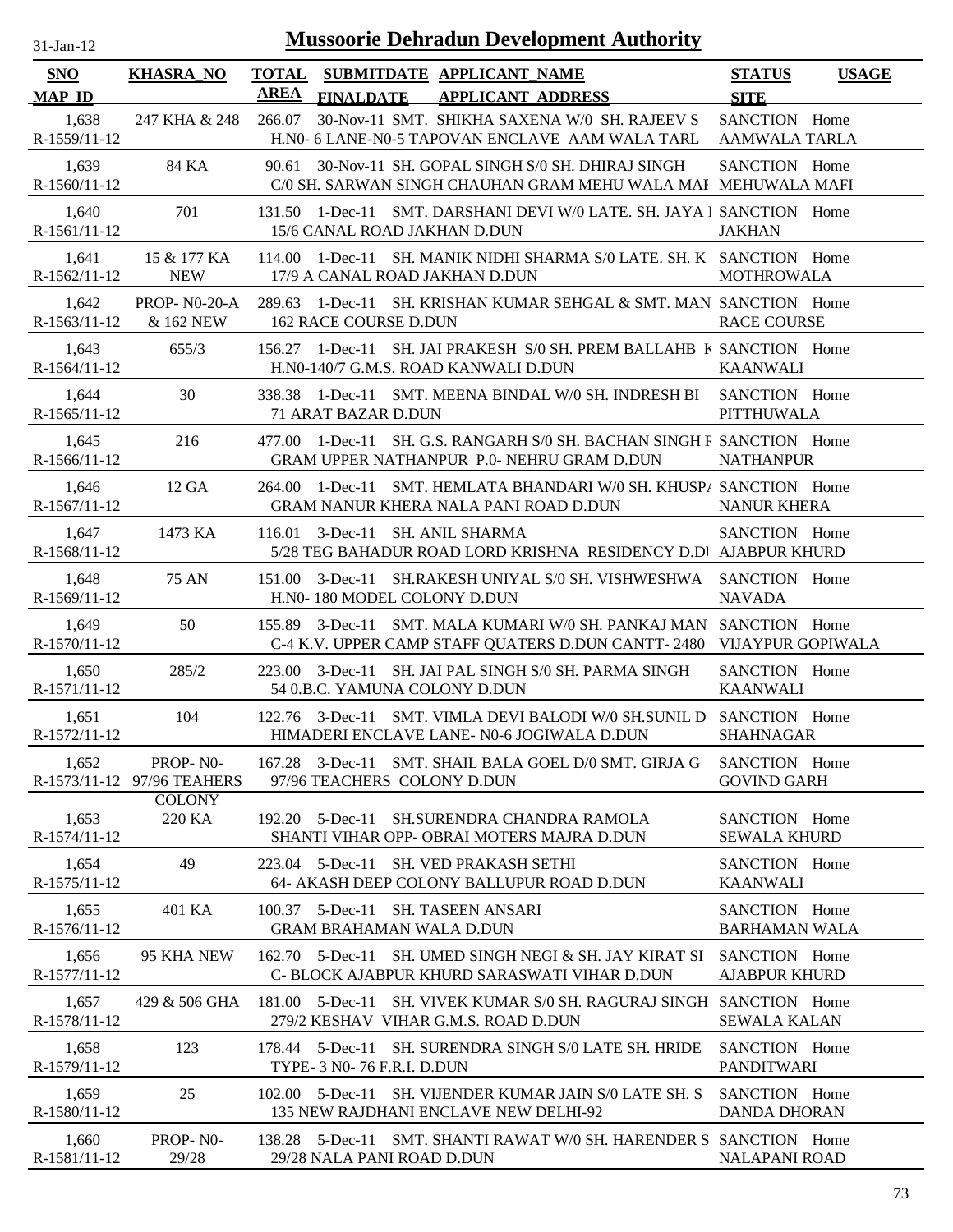# Mussoorie Dehradun Development Authority

31-Jan-12

| SNO<br>MAP ID | KHASRA_NO | TOTAL AREA | SUBMITDATE<br>FINALDATE | APPLICANT_NAME<br>APPLICANT ADDRESS | STATUS<br>SITE | USAGE |
|---|---|---|---|---|---|---|
| 1,638<br>R-1559/11-12 | 247 KHA & 248 | 266.07 | 30-Nov-11 | SMT. SHIKHA SAXENA W/0 SH. RAJEEV S<br>H.N0- 6 LANE-N0-5 TAPOVAN ENCLAVE AAM WALA TARL | SANCTION<br>AAMWALA TARLA | Home |
| 1,639<br>R-1560/11-12 | 84 KA | 90.61 | 30-Nov-11 | SH. GOPAL SINGH S/0 SH. DHIRAJ SINGH<br>C/0 SH. SARWAN SINGH CHAUHAN GRAM MEHU WALA MAI | SANCTION<br>MEHUWALA MAFI | Home |
| 1,640<br>R-1561/11-12 | 701 | 131.50 | 1-Dec-11 | SMT. DARSHANI DEVI W/0 LATE. SH. JAYA I<br>15/6 CANAL ROAD JAKHAN D.DUN | SANCTION<br>JAKHAN | Home |
| 1,641<br>R-1562/11-12 | 15 & 177 KA NEW | 114.00 | 1-Dec-11 | SH. MANIK NIDHI SHARMA S/0 LATE. SH. K<br>17/9 A CANAL ROAD JAKHAN D.DUN | SANCTION<br>MOTHROWALA | Home |
| 1,642<br>R-1563/11-12 | PROP- N0-20-A & 162 NEW | 289.63 | 1-Dec-11 | SH. KRISHAN KUMAR SEHGAL & SMT. MAN<br>162 RACE COURSE D.DUN | SANCTION<br>RACE COURSE | Home |
| 1,643<br>R-1564/11-12 | 655/3 | 156.27 | 1-Dec-11 | SH. JAI PRAKESH S/0 SH. PREM BALLAHB K<br>H.N0-140/7 G.M.S. ROAD KANWALI D.DUN | SANCTION<br>KAANWALI | Home |
| 1,644<br>R-1565/11-12 | 30 | 338.38 | 1-Dec-11 | SMT. MEENA BINDAL W/0 SH. INDRESH BI<br>71 ARAT BAZAR D.DUN | SANCTION<br>PITTHUWALA | Home |
| 1,645<br>R-1566/11-12 | 216 | 477.00 | 1-Dec-11 | SH. G.S. RANGARH S/0 SH. BACHAN SINGH F<br>GRAM UPPER NATHANPUR P.0- NEHRU GRAM D.DUN | SANCTION<br>NATHANPUR | Home |
| 1,646<br>R-1567/11-12 | 12 GA | 264.00 | 1-Dec-11 | SMT. HEMLATA BHANDARI W/0 SH. KHUSPA<br>GRAM NANUR KHERA NALA PANI ROAD D.DUN | SANCTION<br>NANUR KHERA | Home |
| 1,647<br>R-1568/11-12 | 1473 KA | 116.01 | 3-Dec-11 | SH. ANIL SHARMA<br>5/28 TEG BAHADUR ROAD LORD KRISHNA RESIDENCY D.DI | SANCTION<br>AJABPUR KHURD | Home |
| 1,648<br>R-1569/11-12 | 75 AN | 151.00 | 3-Dec-11 | SH.RAKESH UNIYAL S/0 SH. VISHWESHWA<br>H.N0- 180 MODEL COLONY D.DUN | SANCTION<br>NAVADA | Home |
| 1,649<br>R-1570/11-12 | 50 | 155.89 | 3-Dec-11 | SMT. MALA KUMARI W/0 SH. PANKAJ MAN<br>C-4 K.V. UPPER CAMP STAFF QUATERS D.DUN CANTT- 2480 | SANCTION<br>VIJAYPUR GOPIWALA | Home |
| 1,650<br>R-1571/11-12 | 285/2 | 223.00 | 3-Dec-11 | SH. JAI PAL SINGH S/0 SH. PARMA SINGH<br>54 0.B.C. YAMUNA COLONY D.DUN | SANCTION<br>KAANWALI | Home |
| 1,651<br>R-1572/11-12 | 104 | 122.76 | 3-Dec-11 | SMT. VIMLA DEVI BALODI W/0 SH.SUNIL D<br>HIMADERI ENCLAVE LANE- N0-6 JOGIWALA D.DUN | SANCTION<br>SHAHNAGAR | Home |
| 1,652<br>R-1573/11-12 | PROP- N0- 97/96 TEAHERS COLONY | 167.28 | 3-Dec-11 | SMT. SHAIL BALA GOEL D/0 SMT. GIRJA G<br>97/96 TEACHERS COLONY D.DUN | SANCTION<br>GOVIND GARH | Home |
| 1,653<br>R-1574/11-12 | 220 KA | 192.20 | 5-Dec-11 | SH.SURENDRA CHANDRA RAMOLA<br>SHANTI VIHAR OPP- OBRAI MOTERS MAJRA D.DUN | SANCTION<br>SEWALA KHURD | Home |
| 1,654<br>R-1575/11-12 | 49 | 223.04 | 5-Dec-11 | SH. VED PRAKASH SETHI<br>64- AKASH DEEP COLONY BALLUPUR ROAD D.DUN | SANCTION<br>KAANWALI | Home |
| 1,655<br>R-1576/11-12 | 401 KA | 100.37 | 5-Dec-11 | SH. TASEEN ANSARI<br>GRAM BRAHAMAN WALA D.DUN | SANCTION<br>BARHAMAN WALA | Home |
| 1,656<br>R-1577/11-12 | 95 KHA NEW | 162.70 | 5-Dec-11 | SH. UMED SINGH NEGI & SH. JAY KIRAT SI<br>C- BLOCK AJABPUR KHURD SARASWATI VIHAR D.DUN | SANCTION<br>AJABPUR KHURD | Home |
| 1,657<br>R-1578/11-12 | 429 & 506 GHA | 181.00 | 5-Dec-11 | SH. VIVEK KUMAR S/0 SH. RAGURAJ SINGH<br>279/2 KESHAV VIHAR G.M.S. ROAD D.DUN | SANCTION<br>SEWALA KALAN | Home |
| 1,658<br>R-1579/11-12 | 123 | 178.44 | 5-Dec-11 | SH. SURENDRA SINGH S/0 LATE SH. HRIDE<br>TYPE- 3 N0- 76 F.R.I. D.DUN | SANCTION<br>PANDITWARI | Home |
| 1,659<br>R-1580/11-12 | 25 | 102.00 | 5-Dec-11 | SH. VIJENDER KUMAR JAIN S/0 LATE SH. S<br>135 NEW RAJDHANI ENCLAVE NEW DELHI-92 | SANCTION<br>DANDA DHORAN | Home |
| 1,660<br>R-1581/11-12 | PROP- N0- 29/28 | 138.28 | 5-Dec-11 | SMT. SHANTI RAWAT W/0 SH. HARENDER S<br>29/28 NALA PANI ROAD D.DUN | SANCTION<br>NALAPANI ROAD | Home |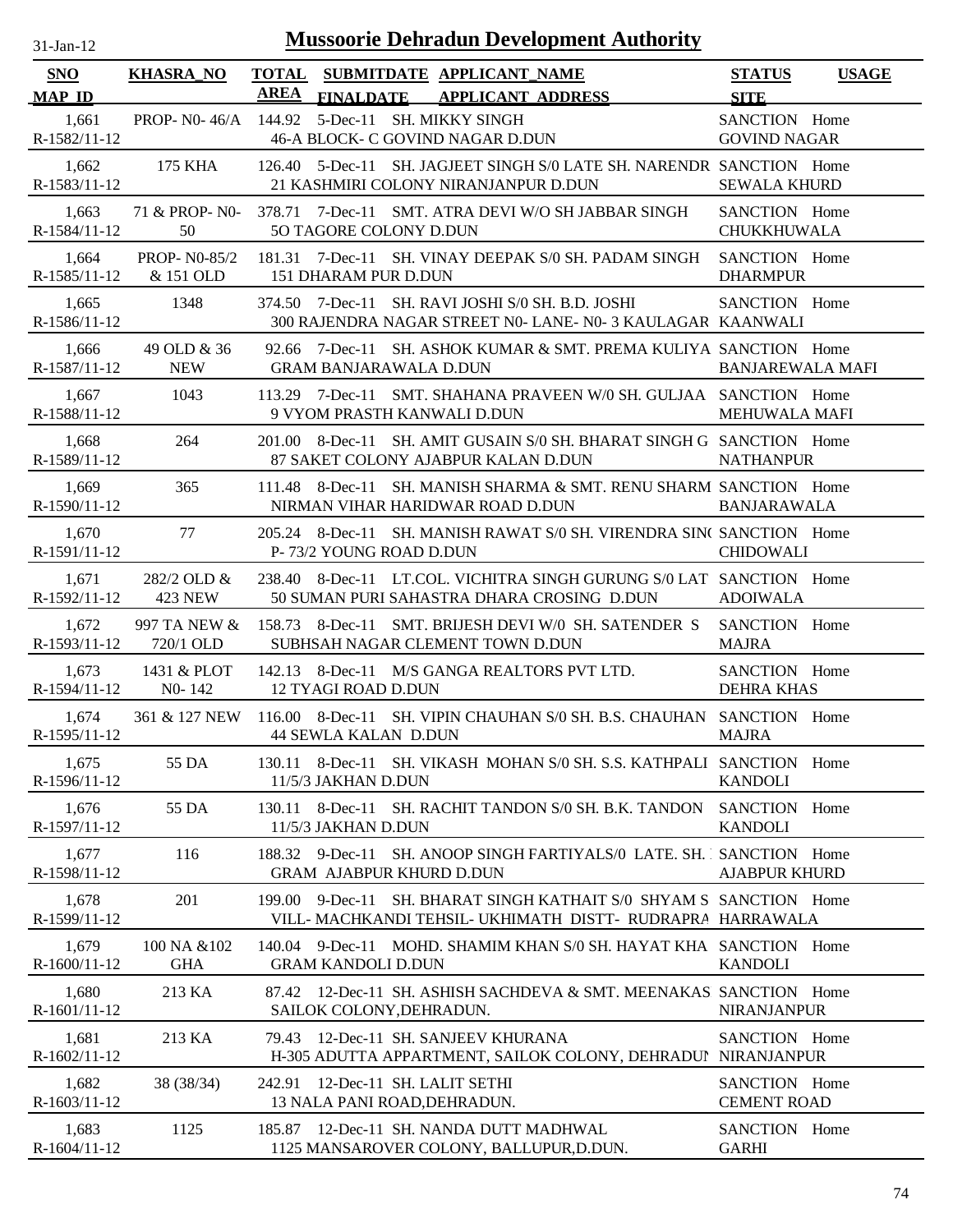31-Jan-12

# Mussoorie Dehradun Development Authority

| SNO<br>MAP_ID | KHASRA_NO | TOTAL AREA | SUBMITDATE<br>FINALDATE | APPLICANT_NAME<br>APPLICANT_ADDRESS | STATUS<br>SITE | USAGE |
|---|---|---|---|---|---|---|
| 1,661<br>R-1582/11-12 | PROP- N0- 46/A | 144.92 | 5-Dec-11 | SH. MIKKY SINGH<br>46-A BLOCK- C GOVIND NAGAR D.DUN | SANCTION<br>GOVIND NAGAR | Home |
| 1,662<br>R-1583/11-12 | 175 KHA | 126.40 | 5-Dec-11 | SH. JAGJEET SINGH S/0 LATE SH. NARENDR<br>21 KASHMIRI COLONY NIRANJANPUR D.DUN | SANCTION<br>SEWALA KHURD | Home |
| 1,663<br>R-1584/11-12 | 71 & PROP- N0- 50 | 378.71 | 7-Dec-11 | SMT. ATRA DEVI W/O SH JABBAR SINGH<br>5O TAGORE COLONY D.DUN | SANCTION<br>CHUKKHUWALA | Home |
| 1,664<br>R-1585/11-12 | PROP- N0-85/2 & 151 OLD | 181.31 | 7-Dec-11 | SH. VINAY DEEPAK S/0 SH. PADAM SINGH<br>151 DHARAM PUR D.DUN | SANCTION<br>DHARMPUR | Home |
| 1,665<br>R-1586/11-12 | 1348 | 374.50 | 7-Dec-11 | SH. RAVI JOSHI S/0 SH. B.D. JOSHI<br>300 RAJENDRA NAGAR STREET N0- LANE- N0- 3 KAULAGAR | SANCTION<br>KAANWALI | Home |
| 1,666<br>R-1587/11-12 | 49 OLD & 36 NEW | 92.66 | 7-Dec-11 | SH. ASHOK KUMAR & SMT. PREMA KULIYA<br>GRAM BANJARAWALA D.DUN | SANCTION<br>BANJAREWALA MAFI | Home |
| 1,667<br>R-1588/11-12 | 1043 | 113.29 | 7-Dec-11 | SMT. SHAHANA PRAVEEN W/0 SH. GULJAA<br>9 VYOM PRASTH KANWALI D.DUN | SANCTION<br>MEHUWALA MAFI | Home |
| 1,668<br>R-1589/11-12 | 264 | 201.00 | 8-Dec-11 | SH. AMIT GUSAIN S/0 SH. BHARAT SINGH G<br>87 SAKET COLONY AJABPUR KALAN D.DUN | SANCTION<br>NATHANPUR | Home |
| 1,669<br>R-1590/11-12 | 365 | 111.48 | 8-Dec-11 | SH. MANISH SHARMA & SMT. RENU SHARM<br>NIRMAN VIHAR HARIDWAR ROAD D.DUN | SANCTION<br>BANJARAWALA | Home |
| 1,670<br>R-1591/11-12 | 77 | 205.24 | 8-Dec-11 | SH. MANISH RAWAT S/0 SH. VIRENDRA SIN(<br>P- 73/2 YOUNG ROAD D.DUN | SANCTION<br>CHIDOWALI | Home |
| 1,671<br>R-1592/11-12 | 282/2 OLD & 423 NEW | 238.40 | 8-Dec-11 | LT.COL. VICHITRA SINGH GURUNG S/0 LAT<br>50 SUMAN PURI SAHASTRA DHARA CROSING D.DUN | SANCTION<br>ADOIWALA | Home |
| 1,672<br>R-1593/11-12 | 997 TA NEW & 720/1 OLD | 158.73 | 8-Dec-11 | SMT. BRIJESH DEVI W/0 SH. SATENDER S<br>SUBHSAH NAGAR CLEMENT TOWN D.DUN | SANCTION<br>MAJRA | Home |
| 1,673<br>R-1594/11-12 | 1431 & PLOT N0- 142 | 142.13 | 8-Dec-11 | M/S GANGA REALTORS PVT LTD.<br>12 TYAGI ROAD D.DUN | SANCTION<br>DEHRA KHAS | Home |
| 1,674<br>R-1595/11-12 | 361 & 127 NEW | 116.00 | 8-Dec-11 | SH. VIPIN CHAUHAN S/0 SH. B.S. CHAUHAN<br>44 SEWLA KALAN D.DUN | SANCTION<br>MAJRA | Home |
| 1,675<br>R-1596/11-12 | 55 DA | 130.11 | 8-Dec-11 | SH. VIKASH MOHAN S/0 SH. S.S. KATHPALI<br>11/5/3 JAKHAN D.DUN | SANCTION<br>KANDOLI | Home |
| 1,676<br>R-1597/11-12 | 55 DA | 130.11 | 8-Dec-11 | SH. RACHIT TANDON S/0 SH. B.K. TANDON<br>11/5/3 JAKHAN D.DUN | SANCTION<br>KANDOLI | Home |
| 1,677<br>R-1598/11-12 | 116 | 188.32 | 9-Dec-11 | SH. ANOOP SINGH FARTIYALS/0 LATE. SH.<br>GRAM AJABPUR KHURD D.DUN | SANCTION<br>AJABPUR KHURD | Home |
| 1,678<br>R-1599/11-12 | 201 | 199.00 | 9-Dec-11 | SH. BHARAT SINGH KATHAIT S/0 SHYAM S<br>VILL- MACHKANDI TEHSIL- UKHIMATH DISTT- RUDRAPRA | SANCTION<br>HARRAWALA | Home |
| 1,679<br>R-1600/11-12 | 100 NA &102 GHA | 140.04 | 9-Dec-11 | MOHD. SHAMIM KHAN S/0 SH. HAYAT KHA<br>GRAM KANDOLI D.DUN | SANCTION<br>KANDOLI | Home |
| 1,680<br>R-1601/11-12 | 213 KA | 87.42 | 12-Dec-11 | SH. ASHISH SACHDEVA & SMT. MEENAKAS<br>SAILOK COLONY,DEHRADUN. | SANCTION<br>NIRANJANPUR | Home |
| 1,681<br>R-1602/11-12 | 213 KA | 79.43 | 12-Dec-11 | SH. SANJEEV KHURANA<br>H-305 ADUTTA APPARTMENT, SAILOK COLONY, DEHRADUN | SANCTION<br>NIRANJANPUR | Home |
| 1,682<br>R-1603/11-12 | 38 (38/34) | 242.91 | 12-Dec-11 | SH. LALIT SETHI<br>13 NALA PANI ROAD,DEHRADUN. | SANCTION<br>CEMENT ROAD | Home |
| 1,683<br>R-1604/11-12 | 1125 | 185.87 | 12-Dec-11 | SH. NANDA DUTT MADHWAL<br>1125 MANSAROVER COLONY, BALLUPUR,D.DUN. | SANCTION<br>GARHI | Home |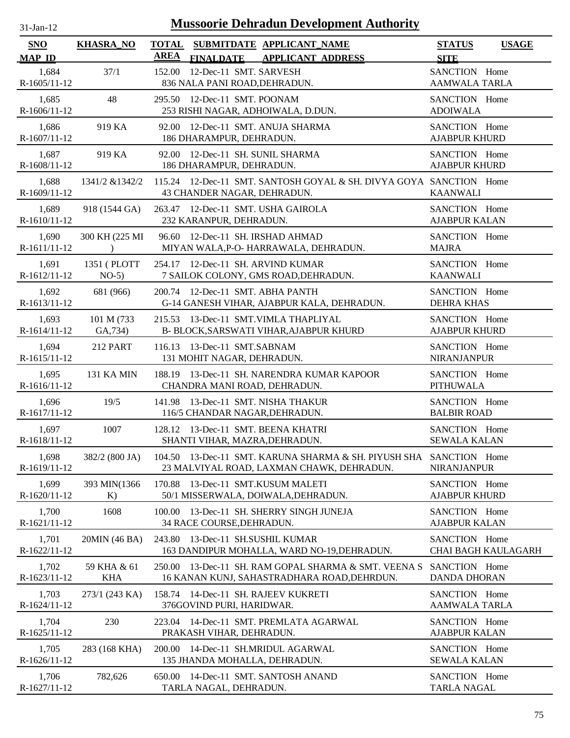# Mussoorie Dehradun Development Authority

31-Jan-12

| SNO<br>MAP_ID | KHASRA_NO | TOTAL AREA | SUBMITDATE<br>FINALDATE | APPLICANT_NAME<br>APPLICANT_ADDRESS | STATUS<br>SITE | USAGE |
|---|---|---|---|---|---|---|
| 1,684<br>R-1605/11-12 | 37/1 | 152.00 | 12-Dec-11 | SMT. SARVESH<br>836 NALA PANI ROAD,DEHRADUN. | SANCTION<br>AAMWALA TARLA | Home |
| 1,685<br>R-1606/11-12 | 48 | 295.50 | 12-Dec-11 | SMT. POONAM<br>253 RISHI NAGAR, ADHOIWALA, D.DUN. | SANCTION<br>ADOIWALA | Home |
| 1,686<br>R-1607/11-12 | 919 KA | 92.00 | 12-Dec-11 | SMT. ANUJA SHARMA<br>186 DHARAMPUR, DEHRADUN. | SANCTION<br>AJABPUR KHURD | Home |
| 1,687<br>R-1608/11-12 | 919 KA | 92.00 | 12-Dec-11 | SH. SUNIL SHARMA<br>186 DHARAMPUR, DEHRADUN. | SANCTION<br>AJABPUR KHURD | Home |
| 1,688<br>R-1609/11-12 | 1341/2 &1342/2 | 115.24 | 12-Dec-11 | SMT. SANTOSH GOYAL & SH. DIVYA GOYA<br>43 CHANDER NAGAR, DEHRADUN. | SANCTION<br>KAANWALI | Home |
| 1,689<br>R-1610/11-12 | 918 (1544 GA) | 263.47 | 12-Dec-11 | SMT. USHA GAIROLA<br>232 KARANPUR, DEHRADUN. | SANCTION<br>AJABPUR KALAN | Home |
| 1,690<br>R-1611/11-12 | 300 KH (225 MI ) | 96.60 | 12-Dec-11 | SH. IRSHAD AHMAD<br>MIYAN WALA,P-O- HARRAWALA, DEHRADUN. | SANCTION<br>MAJRA | Home |
| 1,691<br>R-1612/11-12 | 1351 ( PLOTT NO-5) | 254.17 | 12-Dec-11 | SH. ARVIND KUMAR<br>7 SAILOK COLONY, GMS ROAD,DEHRADUN. | SANCTION<br>KAANWALI | Home |
| 1,692<br>R-1613/11-12 | 681 (966) | 200.74 | 12-Dec-11 | SMT. ABHA PANTH<br>G-14 GANESH VIHAR, AJABPUR KALA, DEHRADUN. | SANCTION<br>DEHRA KHAS | Home |
| 1,693<br>R-1614/11-12 | 101 M (733 GA,734) | 215.53 | 13-Dec-11 | SMT.VIMLA THAPLIYAL<br>B- BLOCK,SARSWATI VIHAR,AJABPUR KHURD | SANCTION<br>AJABPUR KHURD | Home |
| 1,694<br>R-1615/11-12 | 212 PART | 116.13 | 13-Dec-11 | SMT.SABNAM<br>131 MOHIT NAGAR, DEHRADUN. | SANCTION<br>NIRANJANPUR | Home |
| 1,695<br>R-1616/11-12 | 131 KA MIN | 188.19 | 13-Dec-11 | SH. NARENDRA KUMAR KAPOOR<br>CHANDRA MANI ROAD, DEHRADUN. | SANCTION<br>PITHUWALA | Home |
| 1,696<br>R-1617/11-12 | 19/5 | 141.98 | 13-Dec-11 | SMT. NISHA THAKUR<br>116/5 CHANDAR NAGAR,DEHRADUN. | SANCTION<br>BALBIR ROAD | Home |
| 1,697<br>R-1618/11-12 | 1007 | 128.12 | 13-Dec-11 | SMT. BEENA KHATRI<br>SHANTI VIHAR, MAZRA,DEHRADUN. | SANCTION<br>SEWALA KALAN | Home |
| 1,698<br>R-1619/11-12 | 382/2 (800 JA) | 104.50 | 13-Dec-11 | SMT. KARUNA SHARMA & SH. PIYUSH SHA<br>23 MALVIYAL ROAD, LAXMAN CHAWK, DEHRADUN. | SANCTION<br>NIRANJANPUR | Home |
| 1,699<br>R-1620/11-12 | 393 MIN(1366 K) | 170.88 | 13-Dec-11 | SMT.KUSUM MALETI<br>50/1 MISSERWALA, DOIWALA,DEHRADUN. | SANCTION<br>AJABPUR KHURD | Home |
| 1,700<br>R-1621/11-12 | 1608 | 100.00 | 13-Dec-11 | SH. SHERRY SINGH JUNEJA<br>34 RACE COURSE,DEHRADUN. | SANCTION<br>AJABPUR KALAN | Home |
| 1,701<br>R-1622/11-12 | 20MIN (46 BA) | 243.80 | 13-Dec-11 | SH.SUSHIL KUMAR<br>163 DANDIPUR MOHALLA, WARD NO-19,DEHRADUN. | SANCTION<br>CHAI BAGH KAULAGARH | Home |
| 1,702<br>R-1623/11-12 | 59 KHA & 61 KHA | 250.00 | 13-Dec-11 | SH. RAM GOPAL SHARMA & SMT. VEENA S<br>16 KANAN KUNJ, SAHASTRADHARA ROAD,DEHRDUN. | SANCTION<br>DANDA DHORAN | Home |
| 1,703<br>R-1624/11-12 | 273/1 (243 KA) | 158.74 | 14-Dec-11 | SH. RAJEEV KUKRETI<br>376GOVIND PURI, HARIDWAR. | SANCTION<br>AAMWALA TARLA | Home |
| 1,704<br>R-1625/11-12 | 230 | 223.04 | 14-Dec-11 | SMT. PREMLATA AGARWAL<br>PRAKASH VIHAR, DEHRADUN. | SANCTION<br>AJABPUR KALAN | Home |
| 1,705<br>R-1626/11-12 | 283 (168 KHA) | 200.00 | 14-Dec-11 | SH.MRIDUL AGARWAL<br>135 JHANDA MOHALLA, DEHRADUN. | SANCTION<br>SEWALA KALAN | Home |
| 1,706<br>R-1627/11-12 | 782,626 | 650.00 | 14-Dec-11 | SMT. SANTOSH ANAND<br>TARLA NAGAL, DEHRADUN. | SANCTION<br>TARLA NAGAL | Home |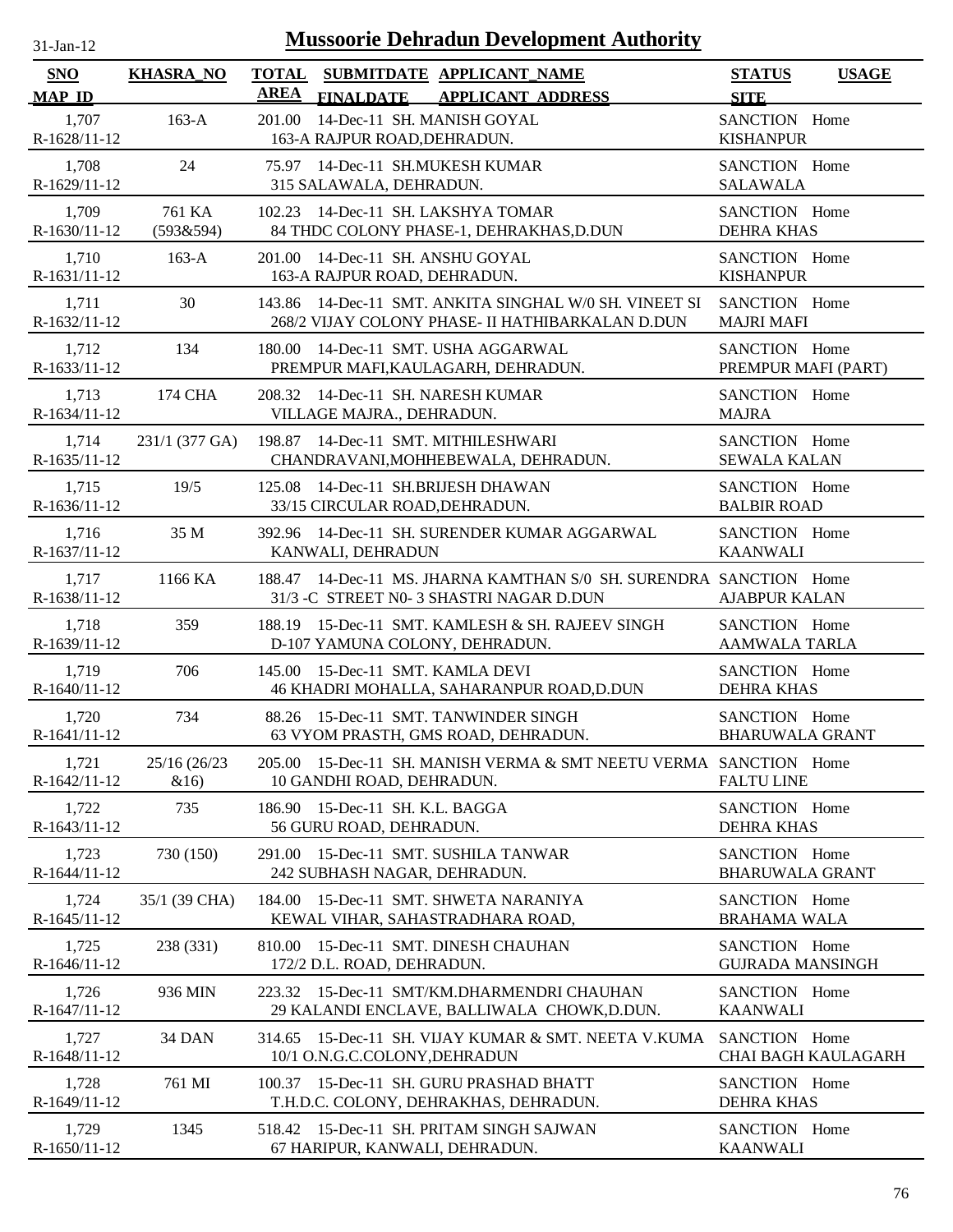31-Jan-12

# Mussoorie Dehradun Development Authority

| SNO / MAP_ID | KHASRA_NO | TOTAL AREA | SUBMITDATE / FINALDATE | APPLICANT_NAME / APPLICANT ADDRESS | STATUS / SITE | USAGE |
|---|---|---|---|---|---|---|
| 1,707 R-1628/11-12 | 163-A | 201.00 | 14-Dec-11 | SH. MANISH GOYAL 163-A RAJPUR ROAD,DEHRADUN. | SANCTION KISHANPUR | Home |
| 1,708 R-1629/11-12 | 24 | 75.97 | 14-Dec-11 | SH.MUKESH KUMAR 315 SALAWALA, DEHRADUN. | SANCTION SALAWALA | Home |
| 1,709 R-1630/11-12 | 761 KA (593&594) | 102.23 | 14-Dec-11 | SH. LAKSHYA TOMAR 84 THDC COLONY PHASE-1, DEHRAKHAS,D.DUN | SANCTION DEHRA KHAS | Home |
| 1,710 R-1631/11-12 | 163-A | 201.00 | 14-Dec-11 | SH. ANSHU GOYAL 163-A RAJPUR ROAD, DEHRADUN. | SANCTION KISHANPUR | Home |
| 1,711 R-1632/11-12 | 30 | 143.86 | 14-Dec-11 | SMT. ANKITA SINGHAL W/0 SH. VINEET SI 268/2 VIJAY COLONY PHASE- II HATHIBARKALAN D.DUN | SANCTION MAJRI MAFI | Home |
| 1,712 R-1633/11-12 | 134 | 180.00 | 14-Dec-11 | SMT. USHA AGGARWAL PREMPUR MAFI,KAULAGARH, DEHRADUN. | SANCTION PREMPUR MAFI (PART) | Home |
| 1,713 R-1634/11-12 | 174 CHA | 208.32 | 14-Dec-11 | SH. NARESH KUMAR VILLAGE MAJRA., DEHRADUN. | SANCTION MAJRA | Home |
| 1,714 R-1635/11-12 | 231/1 (377 GA) | 198.87 | 14-Dec-11 | SMT. MITHILESHWARI CHANDRAVANI,MOHHEBEWALA, DEHRADUN. | SANCTION SEWALA KALAN | Home |
| 1,715 R-1636/11-12 | 19/5 | 125.08 | 14-Dec-11 | SH.BRIJESH DHAWAN 33/15 CIRCULAR ROAD,DEHRADUN. | SANCTION BALBIR ROAD | Home |
| 1,716 R-1637/11-12 | 35 M | 392.96 | 14-Dec-11 | SH. SURENDER KUMAR AGGARWAL KANWALI, DEHRADUN | SANCTION KAANWALI | Home |
| 1,717 R-1638/11-12 | 1166 KA | 188.47 | 14-Dec-11 | MS. JHARNA KAMTHAN S/0 SH. SURENDRA 31/3 -C STREET N0- 3 SHASTRI NAGAR D.DUN | SANCTION AJABPUR KALAN | Home |
| 1,718 R-1639/11-12 | 359 | 188.19 | 15-Dec-11 | SMT. KAMLESH & SH. RAJEEV SINGH D-107 YAMUNA COLONY, DEHRADUN. | SANCTION AAMWALA TARLA | Home |
| 1,719 R-1640/11-12 | 706 | 145.00 | 15-Dec-11 | SMT. KAMLA DEVI 46 KHADRI MOHALLA, SAHARANPUR ROAD,D.DUN | SANCTION DEHRA KHAS | Home |
| 1,720 R-1641/11-12 | 734 | 88.26 | 15-Dec-11 | SMT. TANWINDER SINGH 63 VYOM PRASTH, GMS ROAD, DEHRADUN. | SANCTION BHARUWALA GRANT | Home |
| 1,721 R-1642/11-12 | 25/16 (26/23 &16) | 205.00 | 15-Dec-11 | SH. MANISH VERMA & SMT NEETU VERMA 10 GANDHI ROAD, DEHRADUN. | SANCTION FALTU LINE | Home |
| 1,722 R-1643/11-12 | 735 | 186.90 | 15-Dec-11 | SH. K.L. BAGGA 56 GURU ROAD, DEHRADUN. | SANCTION DEHRA KHAS | Home |
| 1,723 R-1644/11-12 | 730 (150) | 291.00 | 15-Dec-11 | SMT. SUSHILA TANWAR 242 SUBHASH NAGAR, DEHRADUN. | SANCTION BHARUWALA GRANT | Home |
| 1,724 R-1645/11-12 | 35/1 (39 CHA) | 184.00 | 15-Dec-11 | SMT. SHWETA NARANIYA KEWAL VIHAR, SAHASTRADHARA ROAD, | SANCTION BRAHAMA WALA | Home |
| 1,725 R-1646/11-12 | 238 (331) | 810.00 | 15-Dec-11 | SMT. DINESH CHAUHAN 172/2 D.L. ROAD, DEHRADUN. | SANCTION GUJRADA MANSINGH | Home |
| 1,726 R-1647/11-12 | 936 MIN | 223.32 | 15-Dec-11 | SMT/KM.DHARMENDRI CHAUHAN 29 KALANDI ENCLAVE, BALLIWALA CHOWK,D.DUN. | SANCTION KAANWALI | Home |
| 1,727 R-1648/11-12 | 34 DAN | 314.65 | 15-Dec-11 | SH. VIJAY KUMAR & SMT. NEETA V.KUMA 10/1 O.N.G.C.COLONY,DEHRADUN | SANCTION CHAI BAGH KAULAGARH | Home |
| 1,728 R-1649/11-12 | 761 MI | 100.37 | 15-Dec-11 | SH. GURU PRASHAD BHATT T.H.D.C. COLONY, DEHRAKHAS, DEHRADUN. | SANCTION DEHRA KHAS | Home |
| 1,729 R-1650/11-12 | 1345 | 518.42 | 15-Dec-11 | SH. PRITAM SINGH SAJWAN 67 HARIPUR, KANWALI, DEHRADUN. | SANCTION KAANWALI | Home |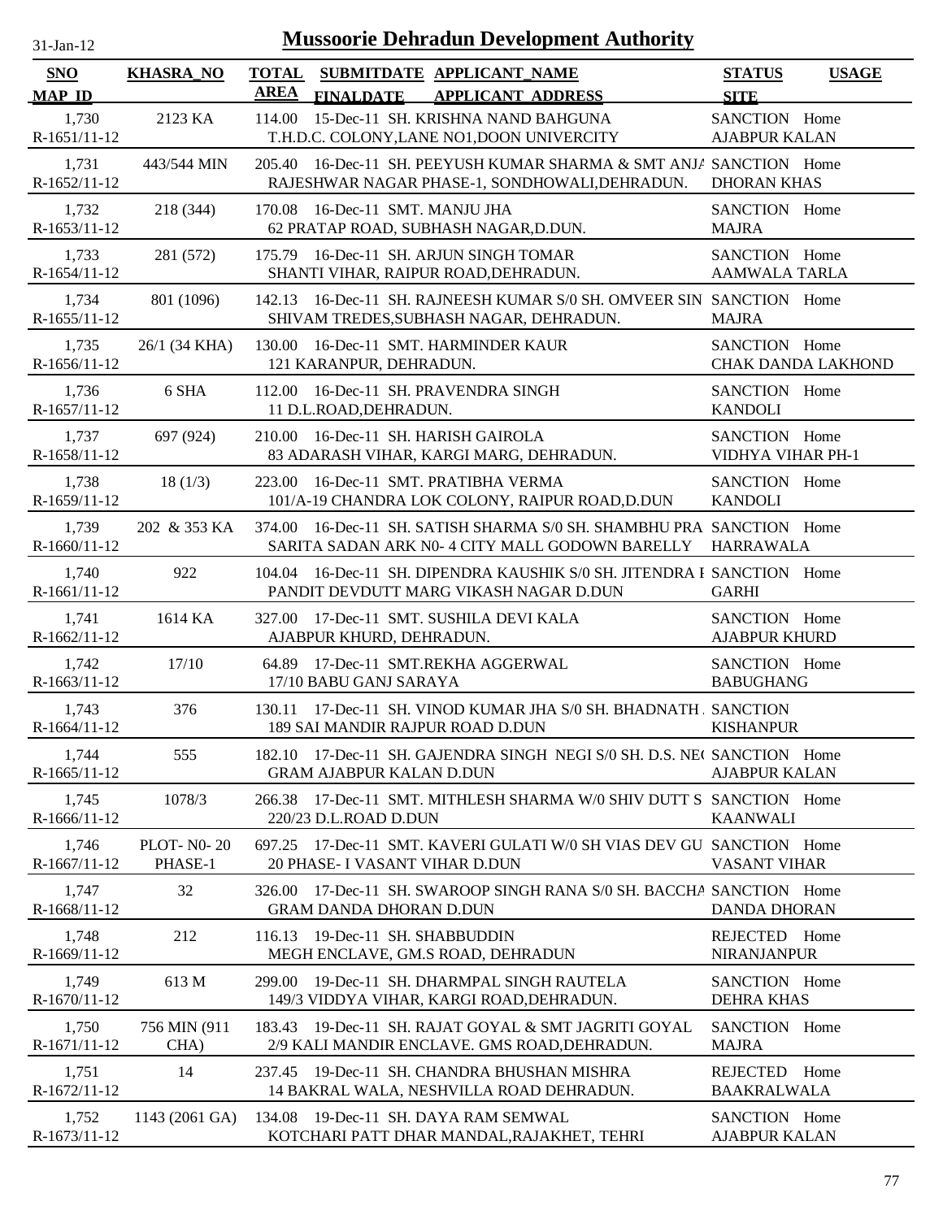# Mussoorie Dehradun Development Authority

31-Jan-12

| SNO / MAP_ID | KHASRA_NO | TOTAL AREA | SUBMITDATE / FINALDATE | APPLICANT_NAME / APPLICANT_ADDRESS | STATUS / SITE | USAGE |
|---|---|---|---|---|---|---|
| 1,730 / R-1651/11-12 | 2123 KA | 114.00 | 15-Dec-11 | SH. KRISHNA NAND BAHGUNA / T.H.D.C. COLONY,LANE NO1,DOON UNIVERCITY | SANCTION / AJABPUR KALAN | Home |
| 1,731 / R-1652/11-12 | 443/544 MIN | 205.40 | 16-Dec-11 | SH. PEEYUSH KUMAR SHARMA & SMT ANJA / RAJESHWAR NAGAR PHASE-1, SONDHOWALI,DEHRADUN. | SANCTION / DHORAN KHAS | Home |
| 1,732 / R-1653/11-12 | 218 (344) | 170.08 | 16-Dec-11 | SMT. MANJU JHA / 62 PRATAP ROAD, SUBHASH NAGAR,D.DUN. | SANCTION / MAJRA | Home |
| 1,733 / R-1654/11-12 | 281 (572) | 175.79 | 16-Dec-11 | SH. ARJUN SINGH TOMAR / SHANTI VIHAR, RAIPUR ROAD,DEHRADUN. | SANCTION / AAMWALA TARLA | Home |
| 1,734 / R-1655/11-12 | 801 (1096) | 142.13 | 16-Dec-11 | SH. RAJNEESH KUMAR S/0 SH. OMVEER SIN / SHIVAM TREDES,SUBHASH NAGAR, DEHRADUN. | SANCTION / MAJRA | Home |
| 1,735 / R-1656/11-12 | 26/1 (34 KHA) | 130.00 | 16-Dec-11 | SMT. HARMINDER KAUR / 121 KARANPUR, DEHRADUN. | SANCTION / CHAK DANDA LAKHOND | Home |
| 1,736 / R-1657/11-12 | 6 SHA | 112.00 | 16-Dec-11 | SH. PRAVENDRA SINGH / 11 D.L.ROAD,DEHRADUN. | SANCTION / KANDOLI | Home |
| 1,737 / R-1658/11-12 | 697 (924) | 210.00 | 16-Dec-11 | SH. HARISH GAIROLA / 83 ADARASH VIHAR, KARGI MARG, DEHRADUN. | SANCTION / VIDHYA VIHAR PH-1 | Home |
| 1,738 / R-1659/11-12 | 18 (1/3) | 223.00 | 16-Dec-11 | SMT. PRATIBHA VERMA / 101/A-19 CHANDRA LOK COLONY, RAIPUR ROAD,D.DUN | SANCTION / KANDOLI | Home |
| 1,739 / R-1660/11-12 | 202 & 353 KA | 374.00 | 16-Dec-11 | SH. SATISH SHARMA S/0 SH. SHAMBHU PRA / SARITA SADAN ARK N0- 4 CITY MALL GODOWN BARELLY | SANCTION / HARRAWALA | Home |
| 1,740 / R-1661/11-12 | 922 | 104.04 | 16-Dec-11 | SH. DIPENDRA KAUSHIK S/0 SH. JITENDRA I / PANDIT DEVDUTT MARG VIKASH NAGAR D.DUN | SANCTION / GARHI | Home |
| 1,741 / R-1662/11-12 | 1614 KA | 327.00 | 17-Dec-11 | SMT. SUSHILA DEVI KALA / AJABPUR KHURD, DEHRADUN. | SANCTION / AJABPUR KHURD | Home |
| 1,742 / R-1663/11-12 | 17/10 | 64.89 | 17-Dec-11 | SMT.REKHA AGGERWAL / 17/10 BABU GANJ SARAYA | SANCTION / BABUGHANG | Home |
| 1,743 / R-1664/11-12 | 376 | 130.11 | 17-Dec-11 | SH. VINOD KUMAR JHA S/0 SH. BHADNATH / 189 SAI MANDIR RAJPUR ROAD D.DUN | SANCTION / KISHANPUR | |
| 1,744 / R-1665/11-12 | 555 | 182.10 | 17-Dec-11 | SH. GAJENDRA SINGH NEGI S/0 SH. D.S. NE( / GRAM AJABPUR KALAN D.DUN | SANCTION / AJABPUR KALAN | Home |
| 1,745 / R-1666/11-12 | 1078/3 | 266.38 | 17-Dec-11 | SMT. MITHLESH SHARMA W/0 SHIV DUTT S / 220/23 D.L.ROAD D.DUN | SANCTION / KAANWALI | Home |
| 1,746 / R-1667/11-12 | PLOT- N0- 20 PHASE-1 | 697.25 | 17-Dec-11 | SMT. KAVERI GULATI W/0 SH VIAS DEV GU / 20 PHASE- I VASANT VIHAR D.DUN | SANCTION / VASANT VIHAR | Home |
| 1,747 / R-1668/11-12 | 32 | 326.00 | 17-Dec-11 | SH. SWAROOP SINGH RANA S/0 SH. BACCHA / GRAM DANDA DHORAN D.DUN | SANCTION / DANDA DHORAN | Home |
| 1,748 / R-1669/11-12 | 212 | 116.13 | 19-Dec-11 | SH. SHABBUDDIN / MEGH ENCLAVE, GM.S ROAD, DEHRADUN | REJECTED / NIRANJANPUR | Home |
| 1,749 / R-1670/11-12 | 613 M | 299.00 | 19-Dec-11 | SH. DHARMPAL SINGH RAUTELA / 149/3 VIDDYA VIHAR, KARGI ROAD,DEHRADUN. | SANCTION / DEHRA KHAS | Home |
| 1,750 / R-1671/11-12 | 756 MIN (911 CHA) | 183.43 | 19-Dec-11 | SH. RAJAT GOYAL & SMT JAGRITI GOYAL / 2/9 KALI MANDIR ENCLAVE. GMS ROAD,DEHRADUN. | SANCTION / MAJRA | Home |
| 1,751 / R-1672/11-12 | 14 | 237.45 | 19-Dec-11 | SH. CHANDRA BHUSHAN MISHRA / 14 BAKRAL WALA, NESHVILLA ROAD DEHRADUN. | REJECTED / BAAKRALWALA | Home |
| 1,752 / R-1673/11-12 | 1143 (2061 GA) | 134.08 | 19-Dec-11 | SH. DAYA RAM SEMWAL / KOTCHARI PATT DHAR MANDAL,RAJAKHET, TEHRI | SANCTION / AJABPUR KALAN | Home |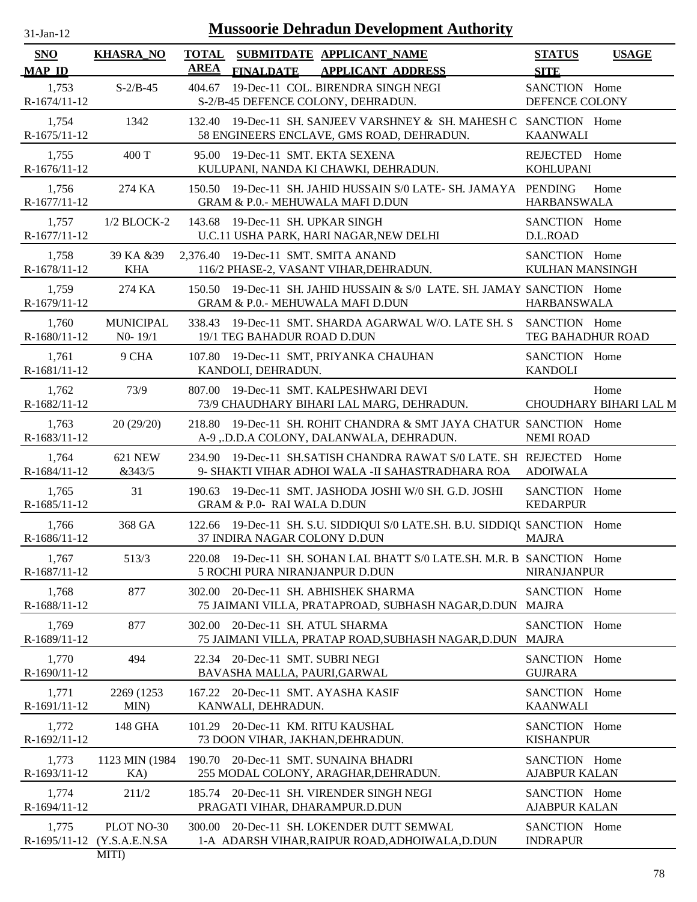# Mussoorie Dehradun Development Authority

31-Jan-12

| SNO / MAP_ID | KHASRA_NO | TOTAL AREA | SUBMITDATE / FINALDATE | APPLICANT_NAME / APPLICANT_ADDRESS | STATUS / SITE | USAGE |
|---|---|---|---|---|---|---|
| 1,753 R-1674/11-12 | S-2/B-45 | 404.67 | 19-Dec-11 | COL. BIRENDRA SINGH NEGI S-2/B-45 DEFENCE COLONY, DEHRADUN. | SANCTION DEFENCE COLONY | Home |
| 1,754 R-1675/11-12 | 1342 | 132.40 | 19-Dec-11 | SH. SANJEEV VARSHNEY & SH. MAHESH C 58 ENGINEERS ENCLAVE, GMS ROAD, DEHRADUN. | SANCTION KAANWALI | Home |
| 1,755 R-1676/11-12 | 400 T | 95.00 | 19-Dec-11 | SMT. EKTA SEXENA KULUPANI, NANDA KI CHAWKI, DEHRADUN. | REJECTED KOHLUPANI | Home |
| 1,756 R-1677/11-12 | 274 KA | 150.50 | 19-Dec-11 | SH. JAHID HUSSAIN S/0 LATE- SH. JAMAYA GRAM & P.0.- MEHUWALA MAFI D.DUN | PENDING HARBANSWALA | Home |
| 1,757 R-1677/11-12 | 1/2 BLOCK-2 | 143.68 | 19-Dec-11 | SH. UPKAR SINGH U.C.11 USHA PARK, HARI NAGAR,NEW DELHI | SANCTION D.L.ROAD | Home |
| 1,758 R-1678/11-12 | 39 KA &39 KHA | 2,376.40 | 19-Dec-11 | SMT. SMITA ANAND 116/2 PHASE-2, VASANT VIHAR,DEHRADUN. | SANCTION KULHAN MANSINGH | Home |
| 1,759 R-1679/11-12 | 274 KA | 150.50 | 19-Dec-11 | SH. JAHID HUSSAIN & S/0 LATE. SH. JAMAY GRAM & P.0.- MEHUWALA MAFI D.DUN | SANCTION HARBANSWALA | Home |
| 1,760 R-1680/11-12 | MUNICIPAL N0- 19/1 | 338.43 | 19-Dec-11 | SMT. SHARDA AGARWAL W/O. LATE SH. S 19/1 TEG BAHADUR ROAD D.DUN | SANCTION TEG BAHADHUR ROAD | Home |
| 1,761 R-1681/11-12 | 9 CHA | 107.80 | 19-Dec-11 | SMT, PRIYANKA CHAUHAN KANDOLI, DEHRADUN. | SANCTION KANDOLI | Home |
| 1,762 R-1682/11-12 | 73/9 | 807.00 | 19-Dec-11 | SMT. KALPESHWARI DEVI 73/9 CHAUDHARY BIHARI LAL MARG, DEHRADUN. | CHOUDHARY BIHARI LAL M | Home |
| 1,763 R-1683/11-12 | 20 (29/20) | 218.80 | 19-Dec-11 | SH. ROHIT CHANDRA & SMT JAYA CHATUR A-9 ,.D.D.A COLONY, DALANWALA, DEHRADUN. | SANCTION NEMI ROAD | Home |
| 1,764 R-1684/11-12 | 621 NEW &343/5 | 234.90 | 19-Dec-11 | SH.SATISH CHANDRA RAWAT S/0 LATE. SH 9- SHAKTI VIHAR ADHOI WALA -II SAHASTRADHARA ROA | REJECTED ADOIWALA | Home |
| 1,765 R-1685/11-12 | 31 | 190.63 | 19-Dec-11 | SMT. JASHODA JOSHI W/0 SH. G.D. JOSHI GRAM & P.0- RAI WALA D.DUN | SANCTION KEDARPUR | Home |
| 1,766 R-1686/11-12 | 368 GA | 122.66 | 19-Dec-11 | SH. S.U. SIDDIQUI S/0 LATE.SH. B.U. SIDDIQU 37 INDIRA NAGAR COLONY D.DUN | SANCTION MAJRA | Home |
| 1,767 R-1687/11-12 | 513/3 | 220.08 | 19-Dec-11 | SH. SOHAN LAL BHATT S/0 LATE.SH. M.R. B 5 ROCHI PURA NIRANJANPUR D.DUN | SANCTION NIRANJANPUR | Home |
| 1,768 R-1688/11-12 | 877 | 302.00 | 20-Dec-11 | SH. ABHISHEK SHARMA 75 JAIMANI VILLA, PRATAPROAD, SUBHASH NAGAR,D.DUN | SANCTION MAJRA | Home |
| 1,769 R-1689/11-12 | 877 | 302.00 | 20-Dec-11 | SH. ATUL SHARMA 75 JAIMANI VILLA, PRATAP ROAD,SUBHASH NAGAR,D.DUN | SANCTION MAJRA | Home |
| 1,770 R-1690/11-12 | 494 | 22.34 | 20-Dec-11 | SMT. SUBRI NEGI BAVASHA MALLA, PAURI,GARWAL | SANCTION GUJRARA | Home |
| 1,771 R-1691/11-12 | 2269 (1253 MIN) | 167.22 | 20-Dec-11 | SMT. AYASHA KASIF KANWALI, DEHRADUN. | SANCTION KAANWALI | Home |
| 1,772 R-1692/11-12 | 148 GHA | 101.29 | 20-Dec-11 | KM. RITU KAUSHAL 73 DOON VIHAR, JAKHAN,DEHRADUN. | SANCTION KISHANPUR | Home |
| 1,773 R-1693/11-12 | 1123 MIN (1984 KA) | 190.70 | 20-Dec-11 | SMT. SUNAINA BHADRI 255 MODAL COLONY, ARAGHAR,DEHRADUN. | SANCTION AJABPUR KALAN | Home |
| 1,774 R-1694/11-12 | 211/2 | 185.74 | 20-Dec-11 | SH. VIRENDER SINGH NEGI PRAGATI VIHAR, DHARAMPUR.D.DUN | SANCTION AJABPUR KALAN | Home |
| 1,775 R-1695/11-12 | PLOT NO-30 (Y.S.A.E.N.SA MITI) | 300.00 | 20-Dec-11 | SH. LOKENDER DUTT SEMWAL 1-A ADARSH VIHAR,RAIPUR ROAD,ADHOIWALA,D.DUN | SANCTION INDRAPUR | Home |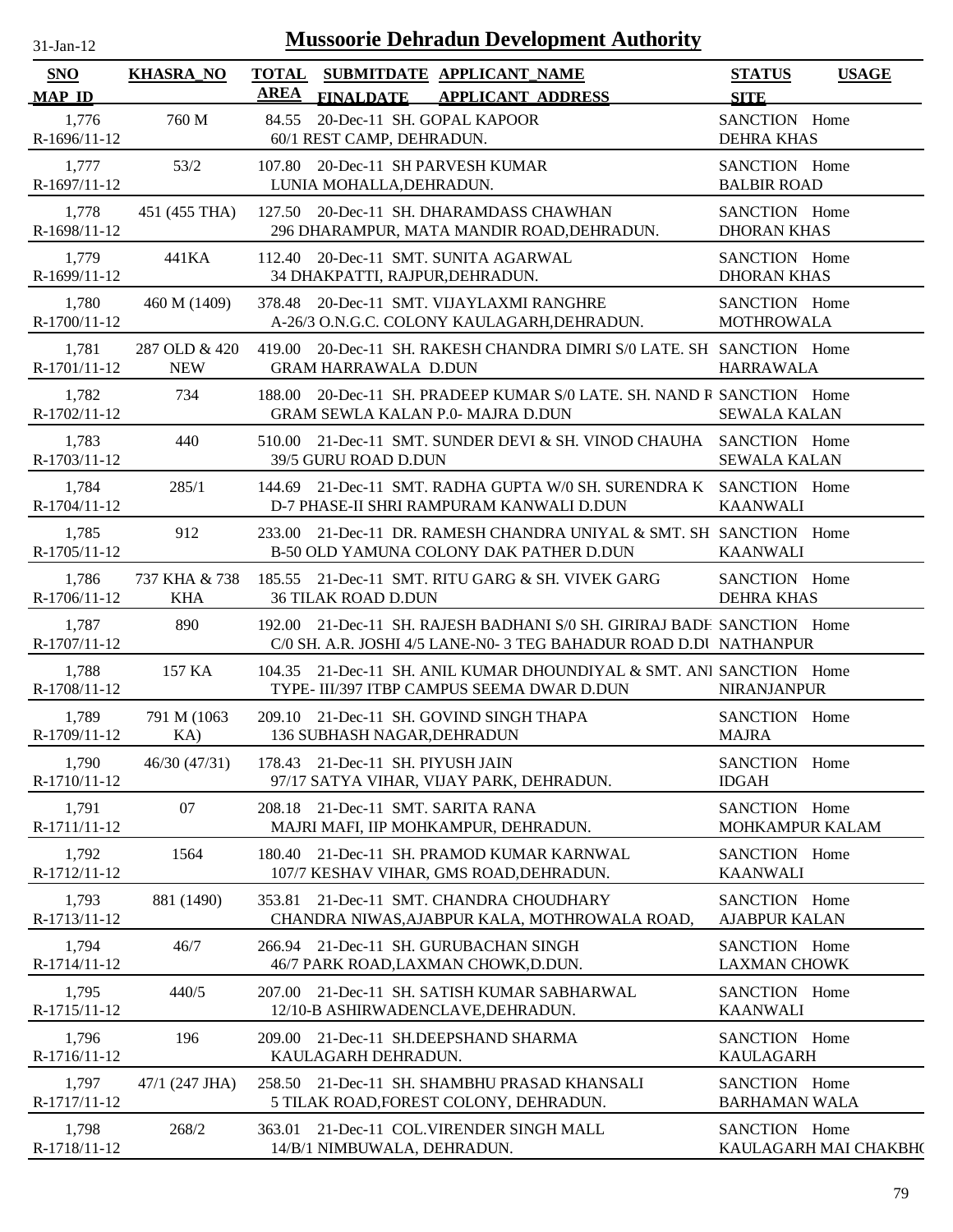# Mussoorie Dehradun Development Authority

31-Jan-12

| SNO / MAP ID | KHASRA_NO | TOTAL AREA | SUBMITDATE / FINALDATE | APPLICANT_NAME / APPLICANT ADDRESS | STATUS / SITE | USAGE |
|---|---|---|---|---|---|---|
| 1,776 / R-1696/11-12 | 760 M | 84.55 | 20-Dec-11 | SH. GOPAL KAPOOR / 60/1 REST CAMP, DEHRADUN. | SANCTION / DEHRA KHAS | Home |
| 1,777 / R-1697/11-12 | 53/2 | 107.80 | 20-Dec-11 | SH PARVESH KUMAR / LUNIA MOHALLA,DEHRADUN. | SANCTION / BALBIR ROAD | Home |
| 1,778 / R-1698/11-12 | 451 (455 THA) | 127.50 | 20-Dec-11 | SH. DHARAMDASS CHAWHAN / 296 DHARAMPUR, MATA MANDIR ROAD,DEHRADUN. | SANCTION / DHORAN KHAS | Home |
| 1,779 / R-1699/11-12 | 441KA | 112.40 | 20-Dec-11 | SMT. SUNITA AGARWAL / 34 DHAKPATTI, RAJPUR,DEHRADUN. | SANCTION / DHORAN KHAS | Home |
| 1,780 / R-1700/11-12 | 460 M (1409) | 378.48 | 20-Dec-11 | SMT. VIJAYLAXMI RANGHRE / A-26/3 O.N.G.C. COLONY KAULAGARH,DEHRADUN. | SANCTION / MOTHROWALA | Home |
| 1,781 / R-1701/11-12 | 287 OLD & 420 NEW | 419.00 | 20-Dec-11 | SH. RAKESH CHANDRA DIMRI S/0 LATE. SH / GRAM HARRAWALA D.DUN | SANCTION / HARRAWALA | Home |
| 1,782 / R-1702/11-12 | 734 | 188.00 | 20-Dec-11 | SH. PRADEEP KUMAR S/0 LATE. SH. NAND R / GRAM SEWLA KALAN P.0- MAJRA D.DUN | SANCTION / SEWALA KALAN | Home |
| 1,783 / R-1703/11-12 | 440 | 510.00 | 21-Dec-11 | SMT. SUNDER DEVI & SH. VINOD CHAUHA / 39/5 GURU ROAD D.DUN | SANCTION / SEWALA KALAN | Home |
| 1,784 / R-1704/11-12 | 285/1 | 144.69 | 21-Dec-11 | SMT. RADHA GUPTA W/0 SH. SURENDRA K / D-7 PHASE-II SHRI RAMPURAM KANWALI D.DUN | SANCTION / KAANWALI | Home |
| 1,785 / R-1705/11-12 | 912 | 233.00 | 21-Dec-11 | DR. RAMESH CHANDRA UNIYAL & SMT. SH / B-50 OLD YAMUNA COLONY DAK PATHER D.DUN | SANCTION / KAANWALI | Home |
| 1,786 / R-1706/11-12 | 737 KHA & 738 KHA | 185.55 | 21-Dec-11 | SMT. RITU GARG & SH. VIVEK GARG / 36 TILAK ROAD D.DUN | SANCTION / DEHRA KHAS | Home |
| 1,787 / R-1707/11-12 | 890 | 192.00 | 21-Dec-11 | SH. RAJESH BADHANI S/0 SH. GIRIRAJ BADH / C/0 SH. A.R. JOSHI 4/5 LANE-N0- 3 TEG BAHADUR ROAD D.DU | SANCTION / NATHANPUR | Home |
| 1,788 / R-1708/11-12 | 157 KA | 104.35 | 21-Dec-11 | SH. ANIL KUMAR DHOUNDIYAL & SMT. ANI / TYPE- III/397 ITBP CAMPUS SEEMA DWAR D.DUN | SANCTION / NIRANJANPUR | Home |
| 1,789 / R-1709/11-12 | 791 M (1063 KA) | 209.10 | 21-Dec-11 | SH. GOVIND SINGH THAPA / 136 SUBHASH NAGAR,DEHRADUN | SANCTION / MAJRA | Home |
| 1,790 / R-1710/11-12 | 46/30 (47/31) | 178.43 | 21-Dec-11 | SH. PIYUSH JAIN / 97/17 SATYA VIHAR, VIJAY PARK, DEHRADUN. | SANCTION / IDGAH | Home |
| 1,791 / R-1711/11-12 | 07 | 208.18 | 21-Dec-11 | SMT. SARITA RANA / MAJRI MAFI, IIP MOHKAMPUR, DEHRADUN. | SANCTION / MOHKAMPUR KALAM | Home |
| 1,792 / R-1712/11-12 | 1564 | 180.40 | 21-Dec-11 | SH. PRAMOD KUMAR KARNWAL / 107/7 KESHAV VIHAR, GMS ROAD,DEHRADUN. | SANCTION / KAANWALI | Home |
| 1,793 / R-1713/11-12 | 881 (1490) | 353.81 | 21-Dec-11 | SMT. CHANDRA CHOUDHARY / CHANDRA NIWAS,AJABPUR KALA, MOTHROWALA ROAD, | SANCTION / AJABPUR KALAN | Home |
| 1,794 / R-1714/11-12 | 46/7 | 266.94 | 21-Dec-11 | SH. GURUBACHAN SINGH / 46/7 PARK ROAD,LAXMAN CHOWK,D.DUN. | SANCTION / LAXMAN CHOWK | Home |
| 1,795 / R-1715/11-12 | 440/5 | 207.00 | 21-Dec-11 | SH. SATISH KUMAR SABHARWAL / 12/10-B ASHIRWADENCLAVE,DEHRADUN. | SANCTION / KAANWALI | Home |
| 1,796 / R-1716/11-12 | 196 | 209.00 | 21-Dec-11 | SH.DEEPSHAND SHARMA / KAULAGARH DEHRADUN. | SANCTION / KAULAGARH | Home |
| 1,797 / R-1717/11-12 | 47/1 (247 JHA) | 258.50 | 21-Dec-11 | SH. SHAMBHU PRASAD KHANSALI / 5 TILAK ROAD,FOREST COLONY, DEHRADUN. | SANCTION / BARHAMAN WALA | Home |
| 1,798 / R-1718/11-12 | 268/2 | 363.01 | 21-Dec-11 | COL.VIRENDER SINGH MALL / 14/B/1 NIMBUWALA, DEHRADUN. | SANCTION / KAULAGARH MAI CHAKBHO | Home |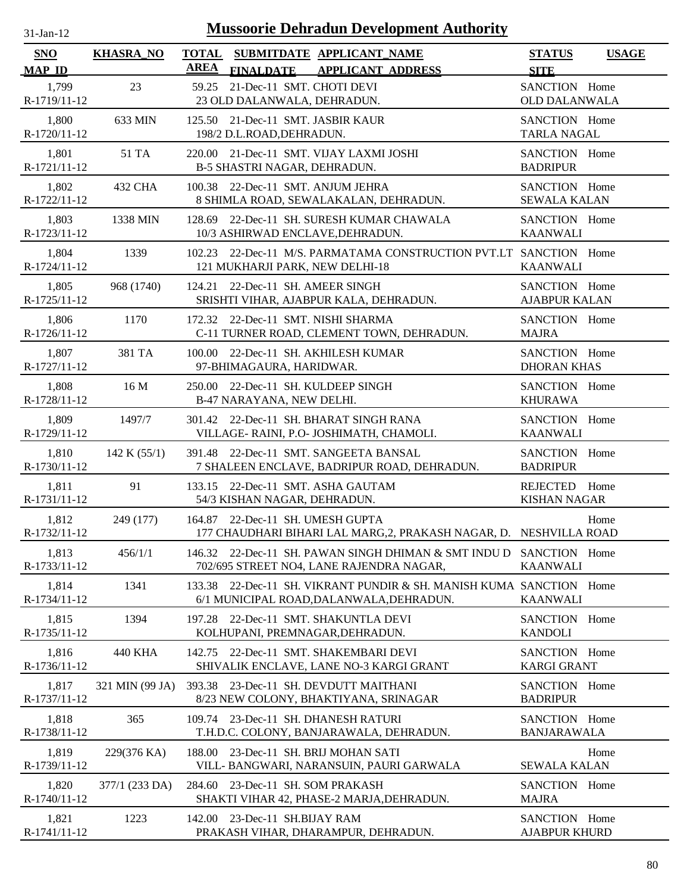# Mussoorie Dehradun Development Authority

31-Jan-12

| SNO / MAP_ID | KHASRA_NO | TOTAL AREA | SUBMITDATE / FINALDATE | APPLICANT_NAME / APPLICANT_ADDRESS | STATUS / SITE | USAGE |
|---|---|---|---|---|---|---|
| 1,799 / R-1719/11-12 | 23 | 59.25 | 21-Dec-11 | SMT. CHOTI DEVI / 23 OLD DALANWALA, DEHRADUN. | SANCTION / OLD DALANWALA | Home |
| 1,800 / R-1720/11-12 | 633 MIN | 125.50 | 21-Dec-11 | SMT. JASBIR KAUR / 198/2 D.L.ROAD,DEHRADUN. | SANCTION / TARLA NAGAL | Home |
| 1,801 / R-1721/11-12 | 51 TA | 220.00 | 21-Dec-11 | SMT. VIJAY LAXMI JOSHI / B-5 SHASTRI NAGAR, DEHRADUN. | SANCTION / BADRIPUR | Home |
| 1,802 / R-1722/11-12 | 432 CHA | 100.38 | 22-Dec-11 | SMT. ANJUM JEHRA / 8 SHIMLA ROAD, SEWALAKALAN, DEHRADUN. | SANCTION / SEWALA KALAN | Home |
| 1,803 / R-1723/11-12 | 1338 MIN | 128.69 | 22-Dec-11 | SH. SURESH KUMAR CHAWALA / 10/3 ASHIRWAD ENCLAVE,DEHRADUN. | SANCTION / KAANWALI | Home |
| 1,804 / R-1724/11-12 | 1339 | 102.23 | 22-Dec-11 | M/S. PARMATAMA CONSTRUCTION PVT.LT / 121 MUKHARJI PARK, NEW DELHI-18 | SANCTION / KAANWALI | Home |
| 1,805 / R-1725/11-12 | 968 (1740) | 124.21 | 22-Dec-11 | SH. AMEER SINGH / SRISHTI VIHAR, AJABPUR KALA, DEHRADUN. | SANCTION / AJABPUR KALAN | Home |
| 1,806 / R-1726/11-12 | 1170 | 172.32 | 22-Dec-11 | SMT. NISHI SHARMA / C-11 TURNER ROAD, CLEMENT TOWN, DEHRADUN. | SANCTION / MAJRA | Home |
| 1,807 / R-1727/11-12 | 381 TA | 100.00 | 22-Dec-11 | SH. AKHILESH KUMAR / 97-BHIMAGAURA, HARIDWAR. | SANCTION / DHORAN KHAS | Home |
| 1,808 / R-1728/11-12 | 16 M | 250.00 | 22-Dec-11 | SH. KULDEEP SINGH / B-47 NARAYANA, NEW DELHI. | SANCTION / KHURAWA | Home |
| 1,809 / R-1729/11-12 | 1497/7 | 301.42 | 22-Dec-11 | SH. BHARAT SINGH RANA / VILLAGE- RAINI, P.O- JOSHIMATH, CHAMOLI. | SANCTION / KAANWALI | Home |
| 1,810 / R-1730/11-12 | 142 K (55/1) | 391.48 | 22-Dec-11 | SMT. SANGEETA BANSAL / 7 SHALEEN ENCLAVE, BADRIPUR ROAD, DEHRADUN. | SANCTION / BADRIPUR | Home |
| 1,811 / R-1731/11-12 | 91 | 133.15 | 22-Dec-11 | SMT. ASHA GAUTAM / 54/3 KISHAN NAGAR, DEHRADUN. | REJECTED / KISHAN NAGAR | Home |
| 1,812 / R-1732/11-12 | 249 (177) | 164.87 | 22-Dec-11 | SH. UMESH GUPTA / 177 CHAUDHARI BIHARI LAL MARG,2, PRAKASH NAGAR, D. | NESHVILLA ROAD | Home |
| 1,813 / R-1733/11-12 | 456/1/1 | 146.32 | 22-Dec-11 | SH. PAWAN SINGH DHIMAN & SMT INDU D / 702/695 STREET NO4, LANE RAJENDRA NAGAR, | SANCTION / KAANWALI | Home |
| 1,814 / R-1734/11-12 | 1341 | 133.38 | 22-Dec-11 | SH. VIKRANT PUNDIR & SH. MANISH KUMA / 6/1 MUNICIPAL ROAD,DALANWALA,DEHRADUN. | SANCTION / KAANWALI | Home |
| 1,815 / R-1735/11-12 | 1394 | 197.28 | 22-Dec-11 | SMT. SHAKUNTLA DEVI / KOLHUPANI, PREMNAGAR,DEHRADUN. | SANCTION / KANDOLI | Home |
| 1,816 / R-1736/11-12 | 440 KHA | 142.75 | 22-Dec-11 | SMT. SHAKEMBARI DEVI / SHIVALIK ENCLAVE, LANE NO-3 KARGI GRANT | SANCTION / KARGI GRANT | Home |
| 1,817 / R-1737/11-12 | 321 MIN (99 JA) | 393.38 | 23-Dec-11 | SH. DEVDUTT MAITHANI / 8/23 NEW COLONY, BHAKTIYANA, SRINAGAR | SANCTION / BADRIPUR | Home |
| 1,818 / R-1738/11-12 | 365 | 109.74 | 23-Dec-11 | SH. DHANESH RATURI / T.H.D.C. COLONY, BANJARAWALA, DEHRADUN. | SANCTION / BANJARAWALA | Home |
| 1,819 / R-1739/11-12 | 229(376 KA) | 188.00 | 23-Dec-11 | SH. BRIJ MOHAN SATI / VILL- BANGWARI, NARANSUIN, PAURI GARWALA | SEWALA KALAN | Home |
| 1,820 / R-1740/11-12 | 377/1 (233 DA) | 284.60 | 23-Dec-11 | SH. SOM PRAKASH / SHAKTI VIHAR 42, PHASE-2 MARJA,DEHRADUN. | SANCTION / MAJRA | Home |
| 1,821 / R-1741/11-12 | 1223 | 142.00 | 23-Dec-11 | SH.BIJAY RAM / PRAKASH VIHAR, DHARAMPUR, DEHRADUN. | SANCTION / AJABPUR KHURD | Home |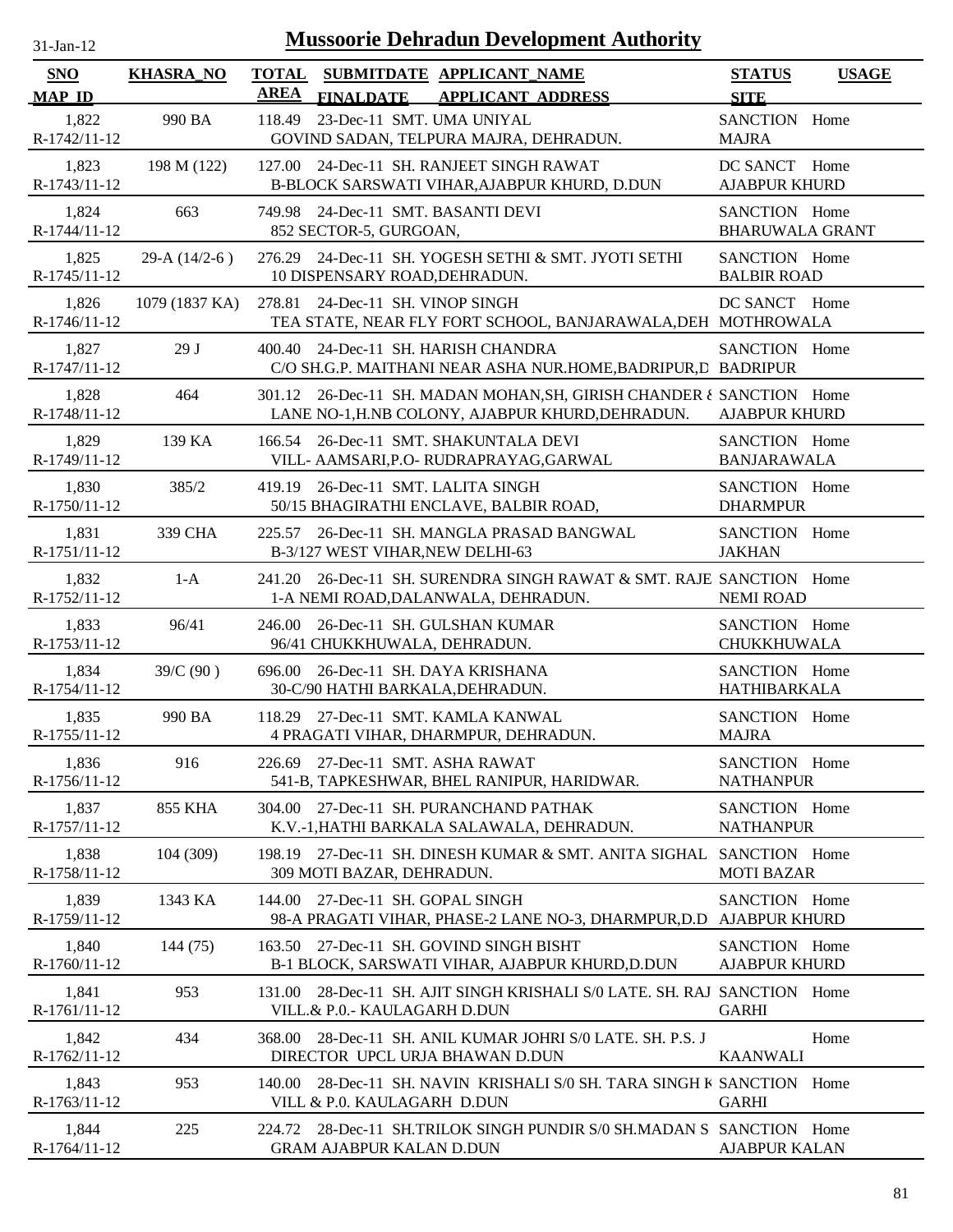# Mussoorie Dehradun Development Authority

31-Jan-12

| SNO<br>MAP_ID | KHASRA_NO | TOTAL AREA | SUBMITDATE<br>FINALDATE | APPLICANT_NAME<br>APPLICANT_ADDRESS | STATUS<br>SITE | USAGE |
|---|---|---|---|---|---|---|
| 1,822<br>R-1742/11-12 | 990 BA | 118.49 | 23-Dec-11 | SMT. UMA UNIYAL<br>GOVIND SADAN, TELPURA MAJRA, DEHRADUN. | SANCTION<br>MAJRA | Home |
| 1,823<br>R-1743/11-12 | 198 M (122) | 127.00 | 24-Dec-11 | SH. RANJEET SINGH RAWAT<br>B-BLOCK SARSWATI VIHAR,AJABPUR KHURD, D.DUN | DC SANCT<br>AJABPUR KHURD | Home |
| 1,824<br>R-1744/11-12 | 663 | 749.98 | 24-Dec-11 | SMT. BASANTI DEVI<br>852 SECTOR-5, GURGOAN, | SANCTION<br>BHARUWALA GRANT | Home |
| 1,825<br>R-1745/11-12 | 29-A (14/2-6 ) | 276.29 | 24-Dec-11 | SH. YOGESH SETHI & SMT. JYOTI SETHI<br>10 DISPENSARY ROAD,DEHRADUN. | SANCTION<br>BALBIR ROAD | Home |
| 1,826<br>R-1746/11-12 | 1079 (1837 KA) | 278.81 | 24-Dec-11 | SH. VINOP SINGH<br>TEA STATE, NEAR FLY FORT SCHOOL, BANJARAWALA,DEH | DC SANCT<br>MOTHROWALA | Home |
| 1,827<br>R-1747/11-12 | 29 J | 400.40 | 24-Dec-11 | SH. HARISH CHANDRA<br>C/O SH.G.P. MAITHANI NEAR ASHA NUR.HOME,BADRIPUR,D | SANCTION<br>BADRIPUR | Home |
| 1,828<br>R-1748/11-12 | 464 | 301.12 | 26-Dec-11 | SH. MADAN MOHAN,SH, GIRISH CHANDER &<br>LANE NO-1,H.NB COLONY, AJABPUR KHURD,DEHRADUN. | SANCTION<br>AJABPUR KHURD | Home |
| 1,829<br>R-1749/11-12 | 139 KA | 166.54 | 26-Dec-11 | SMT. SHAKUNTALA DEVI<br>VILL- AAMSARI,P.O- RUDRAPRAYAG,GARWAL | SANCTION<br>BANJARAWALA | Home |
| 1,830<br>R-1750/11-12 | 385/2 | 419.19 | 26-Dec-11 | SMT. LALITA SINGH<br>50/15 BHAGIRATHI ENCLAVE, BALBIR ROAD, | SANCTION<br>DHARMPUR | Home |
| 1,831<br>R-1751/11-12 | 339 CHA | 225.57 | 26-Dec-11 | SH. MANGLA PRASAD BANGWAL<br>B-3/127 WEST VIHAR,NEW DELHI-63 | SANCTION<br>JAKHAN | Home |
| 1,832<br>R-1752/11-12 | 1-A | 241.20 | 26-Dec-11 | SH. SURENDRA SINGH RAWAT & SMT. RAJE<br>1-A NEMI ROAD,DALANWALA, DEHRADUN. | SANCTION<br>NEMI ROAD | Home |
| 1,833<br>R-1753/11-12 | 96/41 | 246.00 | 26-Dec-11 | SH. GULSHAN KUMAR<br>96/41 CHUKKHUWALA, DEHRADUN. | SANCTION<br>CHUKKHUWALA | Home |
| 1,834<br>R-1754/11-12 | 39/C (90 ) | 696.00 | 26-Dec-11 | SH. DAYA KRISHANA<br>30-C/90 HATHI BARKALA,DEHRADUN. | SANCTION<br>HATHIBARKALA | Home |
| 1,835<br>R-1755/11-12 | 990 BA | 118.29 | 27-Dec-11 | SMT. KAMLA KANWAL<br>4 PRAGATI VIHAR, DHARMPUR, DEHRADUN. | SANCTION<br>MAJRA | Home |
| 1,836<br>R-1756/11-12 | 916 | 226.69 | 27-Dec-11 | SMT. ASHA RAWAT<br>541-B, TAPKESHWAR, BHEL RANIPUR, HARIDWAR. | SANCTION<br>NATHANPUR | Home |
| 1,837<br>R-1757/11-12 | 855 KHA | 304.00 | 27-Dec-11 | SH. PURANCHAND PATHAK<br>K.V.-1,HATHI BARKALA SALAWALA, DEHRADUN. | SANCTION<br>NATHANPUR | Home |
| 1,838<br>R-1758/11-12 | 104 (309) | 198.19 | 27-Dec-11 | SH. DINESH KUMAR & SMT. ANITA SIGHAL<br>309 MOTI BAZAR, DEHRADUN. | SANCTION<br>MOTI BAZAR | Home |
| 1,839<br>R-1759/11-12 | 1343 KA | 144.00 | 27-Dec-11 | SH. GOPAL SINGH<br>98-A PRAGATI VIHAR, PHASE-2 LANE NO-3, DHARMPUR,D.D | SANCTION<br>AJABPUR KHURD | Home |
| 1,840<br>R-1760/11-12 | 144 (75) | 163.50 | 27-Dec-11 | SH. GOVIND SINGH BISHT<br>B-1 BLOCK, SARSWATI VIHAR, AJABPUR KHURD,D.DUN | SANCTION<br>AJABPUR KHURD | Home |
| 1,841<br>R-1761/11-12 | 953 | 131.00 | 28-Dec-11 | SH. AJIT SINGH KRISHALI S/0 LATE. SH. RAJ<br>VILL.& P.0.- KAULAGARH D.DUN | SANCTION<br>GARHI | Home |
| 1,842<br>R-1762/11-12 | 434 | 368.00 | 28-Dec-11 | SH. ANIL KUMAR JOHRI S/0 LATE. SH. P.S. J<br>DIRECTOR UPCL URJA BHAWAN D.DUN | <br>KAANWALI | Home |
| 1,843<br>R-1763/11-12 | 953 | 140.00 | 28-Dec-11 | SH. NAVIN KRISHALI S/0 SH. TARA SINGH K<br>VILL & P.0. KAULAGARH D.DUN | SANCTION<br>GARHI | Home |
| 1,844<br>R-1764/11-12 | 225 | 224.72 | 28-Dec-11 | SH.TRILOK SINGH PUNDIR S/0 SH.MADAN S<br>GRAM AJABPUR KALAN D.DUN | SANCTION<br>AJABPUR KALAN | Home |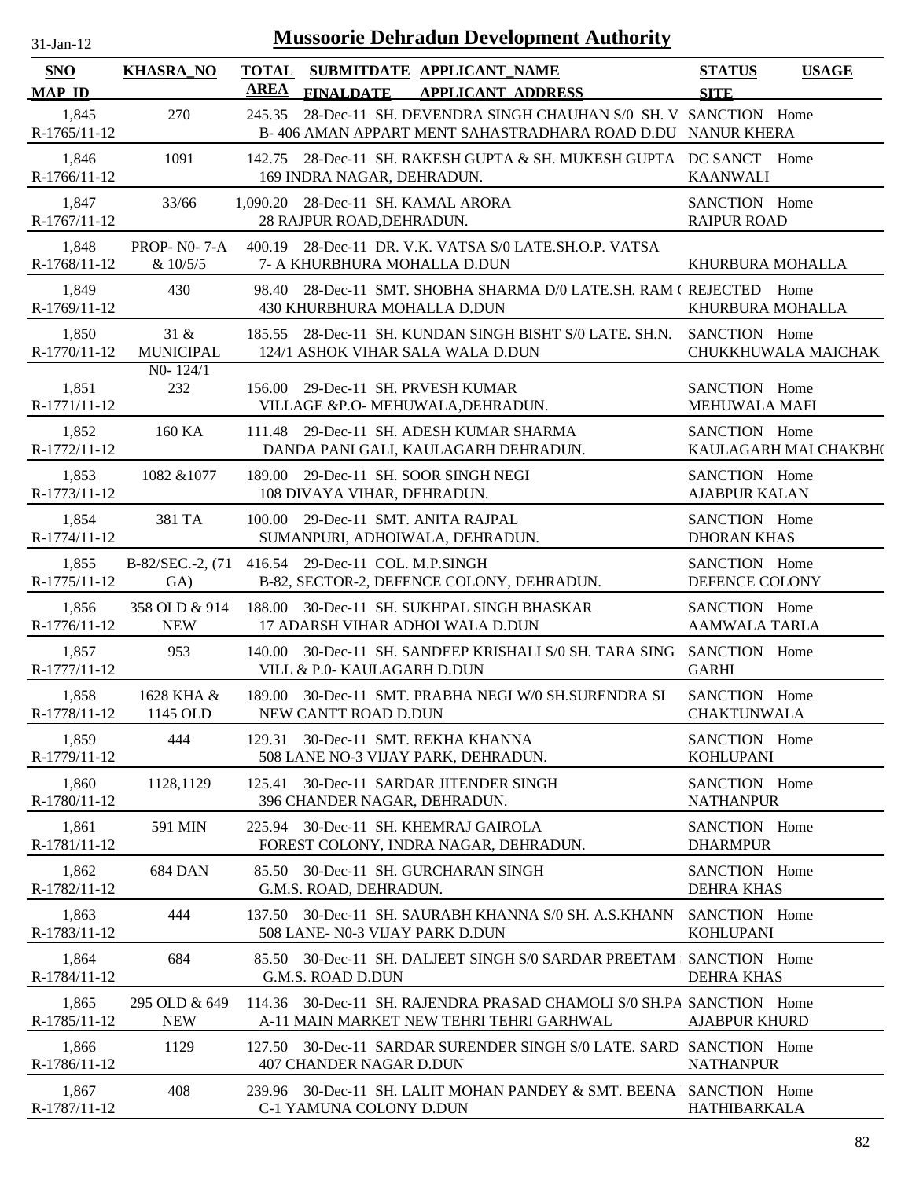# Mussoorie Dehradun Development Authority

31-Jan-12

| SNO / MAP ID | KHASRA_NO | TOTAL AREA | SUBMITDATE / FINALDATE | APPLICANT_NAME / APPLICANT ADDRESS | STATUS / SITE | USAGE |
|---|---|---|---|---|---|---|
| 1,845 R-1765/11-12 | 270 | 245.35 | 28-Dec-11 | SH. DEVENDRA SINGH CHAUHAN S/0 SH. V B- 406 AMAN APPART MENT SAHASTRADHARA ROAD D.DU | SANCTION NANUR KHERA | Home |
| 1,846 R-1766/11-12 | 1091 | 142.75 | 28-Dec-11 | SH. RAKESH GUPTA & SH. MUKESH GUPTA 169 INDRA NAGAR, DEHRADUN. | DC SANCT KAANWALI | Home |
| 1,847 R-1767/11-12 | 33/66 | 1,090.20 | 28-Dec-11 | SH. KAMAL ARORA 28 RAJPUR ROAD,DEHRADUN. | SANCTION RAIPUR ROAD | Home |
| 1,848 R-1768/11-12 | PROP- N0- 7-A & 10/5/5 | 400.19 | 28-Dec-11 | DR. V.K. VATSA S/0 LATE.SH.O.P. VATSA 7- A KHURBHURA MOHALLA D.DUN | KHURBURA MOHALLA | |
| 1,849 R-1769/11-12 | 430 | 98.40 | 28-Dec-11 | SMT. SHOBHA SHARMA D/0 LATE.SH. RAM ( 430 KHURBHURA MOHALLA D.DUN | REJECTED KHURBURA MOHALLA | Home |
| 1,850 R-1770/11-12 | 31 & MUNICIPAL N0- 124/1 | 185.55 | 28-Dec-11 | SH. KUNDAN SINGH BISHT S/0 LATE. SH.N. 124/1 ASHOK VIHAR SALA WALA D.DUN | SANCTION CHUKKHUWALA MAICHAK | Home |
| 1,851 R-1771/11-12 | 232 | 156.00 | 29-Dec-11 | SH. PRVESH KUMAR VILLAGE &P.O- MEHUWALA,DEHRADUN. | SANCTION MEHUWALA MAFI | Home |
| 1,852 R-1772/11-12 | 160 KA | 111.48 | 29-Dec-11 | SH. ADESH KUMAR SHARMA DANDA PANI GALI, KAULAGARH DEHRADUN. | SANCTION KAULAGARH MAI CHAKBH( | Home |
| 1,853 R-1773/11-12 | 1082 &1077 | 189.00 | 29-Dec-11 | SH. SOOR SINGH NEGI 108 DIVAYA VIHAR, DEHRADUN. | SANCTION AJABPUR KALAN | Home |
| 1,854 R-1774/11-12 | 381 TA | 100.00 | 29-Dec-11 | SMT. ANITA RAJPAL SUMANPURI, ADHOIWALA, DEHRADUN. | SANCTION DHORAN KHAS | Home |
| 1,855 R-1775/11-12 | B-82/SEC.-2, (71 GA) | 416.54 | 29-Dec-11 | COL. M.P.SINGH B-82, SECTOR-2, DEFENCE COLONY, DEHRADUN. | SANCTION DEFENCE COLONY | Home |
| 1,856 R-1776/11-12 | 358 OLD & 914 NEW | 188.00 | 30-Dec-11 | SH. SUKHPAL SINGH BHASKAR 17 ADARSH VIHAR ADHOI WALA D.DUN | SANCTION AAMWALA TARLA | Home |
| 1,857 R-1777/11-12 | 953 | 140.00 | 30-Dec-11 | SH. SANDEEP KRISHALI S/0 SH. TARA SING VILL & P.0- KAULAGARH D.DUN | SANCTION GARHI | Home |
| 1,858 R-1778/11-12 | 1628 KHA & 1145 OLD | 189.00 | 30-Dec-11 | SMT. PRABHA NEGI W/0 SH.SURENDRA SI NEW CANTT ROAD D.DUN | SANCTION CHAKTUNWALA | Home |
| 1,859 R-1779/11-12 | 444 | 129.31 | 30-Dec-11 | SMT. REKHA KHANNA 508 LANE NO-3 VIJAY PARK, DEHRADUN. | SANCTION KOHLUPANI | Home |
| 1,860 R-1780/11-12 | 1128,1129 | 125.41 | 30-Dec-11 | SARDAR JITENDER SINGH 396 CHANDER NAGAR, DEHRADUN. | SANCTION NATHANPUR | Home |
| 1,861 R-1781/11-12 | 591 MIN | 225.94 | 30-Dec-11 | SH. KHEMRAJ GAIROLA FOREST COLONY, INDRA NAGAR, DEHRADUN. | SANCTION DHARMPUR | Home |
| 1,862 R-1782/11-12 | 684 DAN | 85.50 | 30-Dec-11 | SH. GURCHARAN SINGH G.M.S. ROAD, DEHRADUN. | SANCTION DEHRA KHAS | Home |
| 1,863 R-1783/11-12 | 444 | 137.50 | 30-Dec-11 | SH. SAURABH KHANNA S/0 SH. A.S.KHANN 508 LANE- N0-3 VIJAY PARK D.DUN | SANCTION KOHLUPANI | Home |
| 1,864 R-1784/11-12 | 684 | 85.50 | 30-Dec-11 | SH. DALJEET SINGH S/0 SARDAR PREETAM G.M.S. ROAD D.DUN | SANCTION DEHRA KHAS | Home |
| 1,865 R-1785/11-12 | 295 OLD & 649 NEW | 114.36 | 30-Dec-11 | SH. RAJENDRA PRASAD CHAMOLI S/0 SH.PA A-11 MAIN MARKET NEW TEHRI TEHRI GARHWAL | SANCTION AJABPUR KHURD | Home |
| 1,866 R-1786/11-12 | 1129 | 127.50 | 30-Dec-11 | SARDAR SURENDER SINGH S/0 LATE. SARD 407 CHANDER NAGAR D.DUN | SANCTION NATHANPUR | Home |
| 1,867 R-1787/11-12 | 408 | 239.96 | 30-Dec-11 | SH. LALIT MOHAN PANDEY & SMT. BEENA C-1 YAMUNA COLONY D.DUN | SANCTION HATHIBARKALA | Home |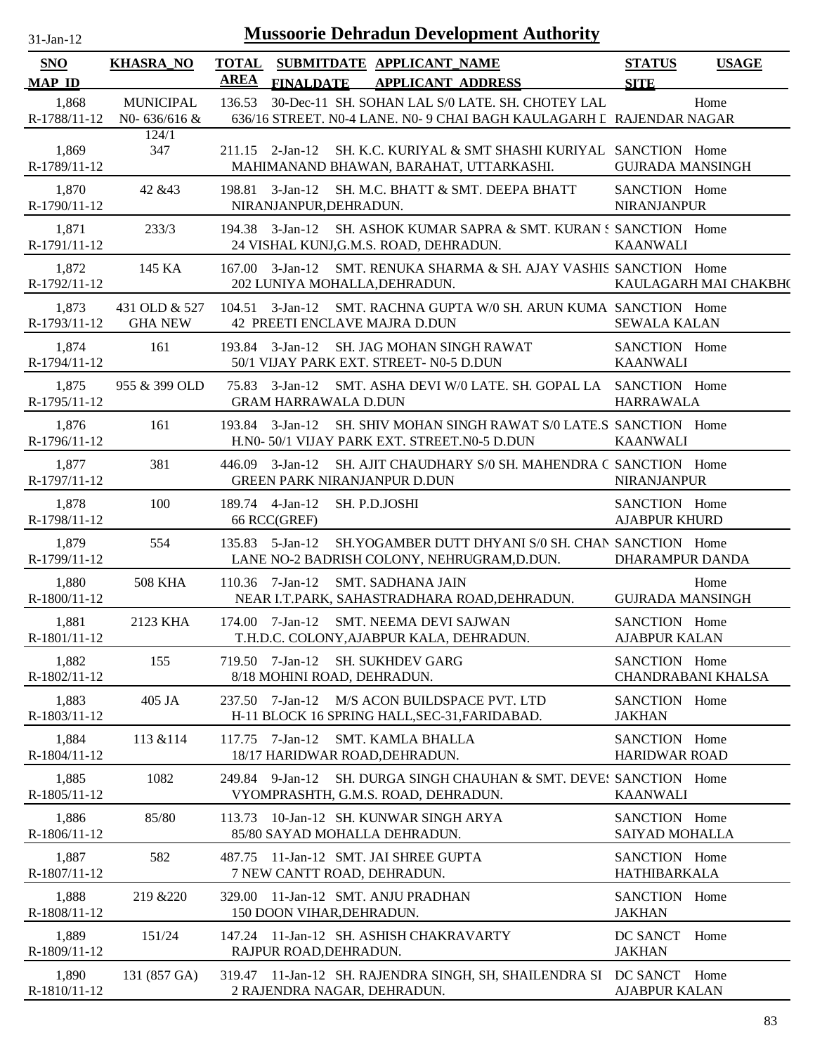31-Jan-12

# Mussoorie Dehradun Development Authority

| SNO / MAP_ID | KHASRA_NO | TOTAL AREA | SUBMITDATE / FINALDATE | APPLICANT_NAME / APPLICANT_ADDRESS | STATUS / SITE | USAGE |
|---|---|---|---|---|---|---|
| 1,868 R-1788/11-12 | MUNICIPAL N0- 636/616 & 124/1 | 136.53 | 30-Dec-11 | SH. SOHAN LAL S/0 LATE. SH. CHOTEY LAL 636/16 STREET. N0-4 LANE. N0- 9 CHAI BAGH KAULAGARH D | RAJENDAR NAGAR | Home |
| 1,869 R-1789/11-12 | 347 | 211.15 | 2-Jan-12 | SH. K.C. KURIYAL & SMT SHASHI KURIYAL MAHIMANAND BHAWAN, BARAHAT, UTTARKASHI. | SANCTION GUJRADA MANSINGH | Home |
| 1,870 R-1790/11-12 | 42 &43 | 198.81 | 3-Jan-12 | SH. M.C. BHATT & SMT. DEEPA BHATT NIRANJANPUR,DEHRADUN. | SANCTION NIRANJANPUR | Home |
| 1,871 R-1791/11-12 | 233/3 | 194.38 | 3-Jan-12 | SH. ASHOK KUMAR SAPRA & SMT. KURAN S 24 VISHAL KUNJ,G.M.S. ROAD, DEHRADUN. | SANCTION KAANWALI | Home |
| 1,872 R-1792/11-12 | 145 KA | 167.00 | 3-Jan-12 | SMT. RENUKA SHARMA & SH. AJAY VASHIS 202 LUNIYA MOHALLA,DEHRADUN. | SANCTION KAULAGARH MAI CHAKBHO | Home |
| 1,873 R-1793/11-12 | 431 OLD & 527 GHA NEW | 104.51 | 3-Jan-12 | SMT. RACHNA GUPTA W/0 SH. ARUN KUMA 42 PREETI ENCLAVE MAJRA D.DUN | SANCTION SEWALA KALAN | Home |
| 1,874 R-1794/11-12 | 161 | 193.84 | 3-Jan-12 | SH. JAG MOHAN SINGH RAWAT 50/1 VIJAY PARK EXT. STREET- N0-5 D.DUN | SANCTION KAANWALI | Home |
| 1,875 R-1795/11-12 | 955 & 399 OLD | 75.83 | 3-Jan-12 | SMT. ASHA DEVI W/0 LATE. SH. GOPAL LA GRAM HARRAWALA D.DUN | SANCTION HARRAWALA | Home |
| 1,876 R-1796/11-12 | 161 | 193.84 | 3-Jan-12 | SH. SHIV MOHAN SINGH RAWAT S/0 LATE.S H.N0- 50/1 VIJAY PARK EXT. STREET.N0-5 D.DUN | SANCTION KAANWALI | Home |
| 1,877 R-1797/11-12 | 381 | 446.09 | 3-Jan-12 | SH. AJIT CHAUDHARY S/0 SH. MAHENDRA C GREEN PARK NIRANJANPUR D.DUN | SANCTION NIRANJANPUR | Home |
| 1,878 R-1798/11-12 | 100 | 189.74 | 4-Jan-12 | SH. P.D.JOSHI 66 RCC(GREF) | SANCTION AJABPUR KHURD | Home |
| 1,879 R-1799/11-12 | 554 | 135.83 | 5-Jan-12 | SH.YOGAMBER DUTT DHYANI S/0 SH. CHAN LANE NO-2 BADRISH COLONY, NEHRUGRAM,D.DUN. | SANCTION DHARAMPUR DANDA | Home |
| 1,880 R-1800/11-12 | 508 KHA | 110.36 | 7-Jan-12 | SMT. SADHANA JAIN NEAR I.T.PARK, SAHASTRADHARA ROAD,DEHRADUN. | GUJRADA MANSINGH | Home |
| 1,881 R-1801/11-12 | 2123 KHA | 174.00 | 7-Jan-12 | SMT. NEEMA DEVI SAJWAN T.H.D.C. COLONY,AJABPUR KALA, DEHRADUN. | SANCTION AJABPUR KALAN | Home |
| 1,882 R-1802/11-12 | 155 | 719.50 | 7-Jan-12 | SH. SUKHDEV GARG 8/18 MOHINI ROAD, DEHRADUN. | SANCTION CHANDRABANI KHALSA | Home |
| 1,883 R-1803/11-12 | 405 JA | 237.50 | 7-Jan-12 | M/S ACON BUILDSPACE PVT. LTD H-11 BLOCK 16 SPRING HALL,SEC-31,FARIDABAD. | SANCTION JAKHAN | Home |
| 1,884 R-1804/11-12 | 113 &114 | 117.75 | 7-Jan-12 | SMT. KAMLA BHALLA 18/17 HARIDWAR ROAD,DEHRADUN. | SANCTION HARIDWAR ROAD | Home |
| 1,885 R-1805/11-12 | 1082 | 249.84 | 9-Jan-12 | SH. DURGA SINGH CHAUHAN & SMT. DEVES VYOMPRASHTH, G.M.S. ROAD, DEHRADUN. | SANCTION KAANWALI | Home |
| 1,886 R-1806/11-12 | 85/80 | 113.73 | 10-Jan-12 | SH. KUNWAR SINGH ARYA 85/80 SAYAD MOHALLA DEHRADUN. | SANCTION SAIYAD MOHALLA | Home |
| 1,887 R-1807/11-12 | 582 | 487.75 | 11-Jan-12 | SMT. JAI SHREE GUPTA 7 NEW CANTT ROAD, DEHRADUN. | SANCTION HATHIBARKALA | Home |
| 1,888 R-1808/11-12 | 219 &220 | 329.00 | 11-Jan-12 | SMT. ANJU PRADHAN 150 DOON VIHAR,DEHRADUN. | SANCTION JAKHAN | Home |
| 1,889 R-1809/11-12 | 151/24 | 147.24 | 11-Jan-12 | SH. ASHISH CHAKRAVARTY RAJPUR ROAD,DEHRADUN. | DC SANCT JAKHAN | Home |
| 1,890 R-1810/11-12 | 131 (857 GA) | 319.47 | 11-Jan-12 | SH. RAJENDRA SINGH, SH, SHAILENDRA SI 2 RAJENDRA NAGAR, DEHRADUN. | DC SANCT AJABPUR KALAN | Home |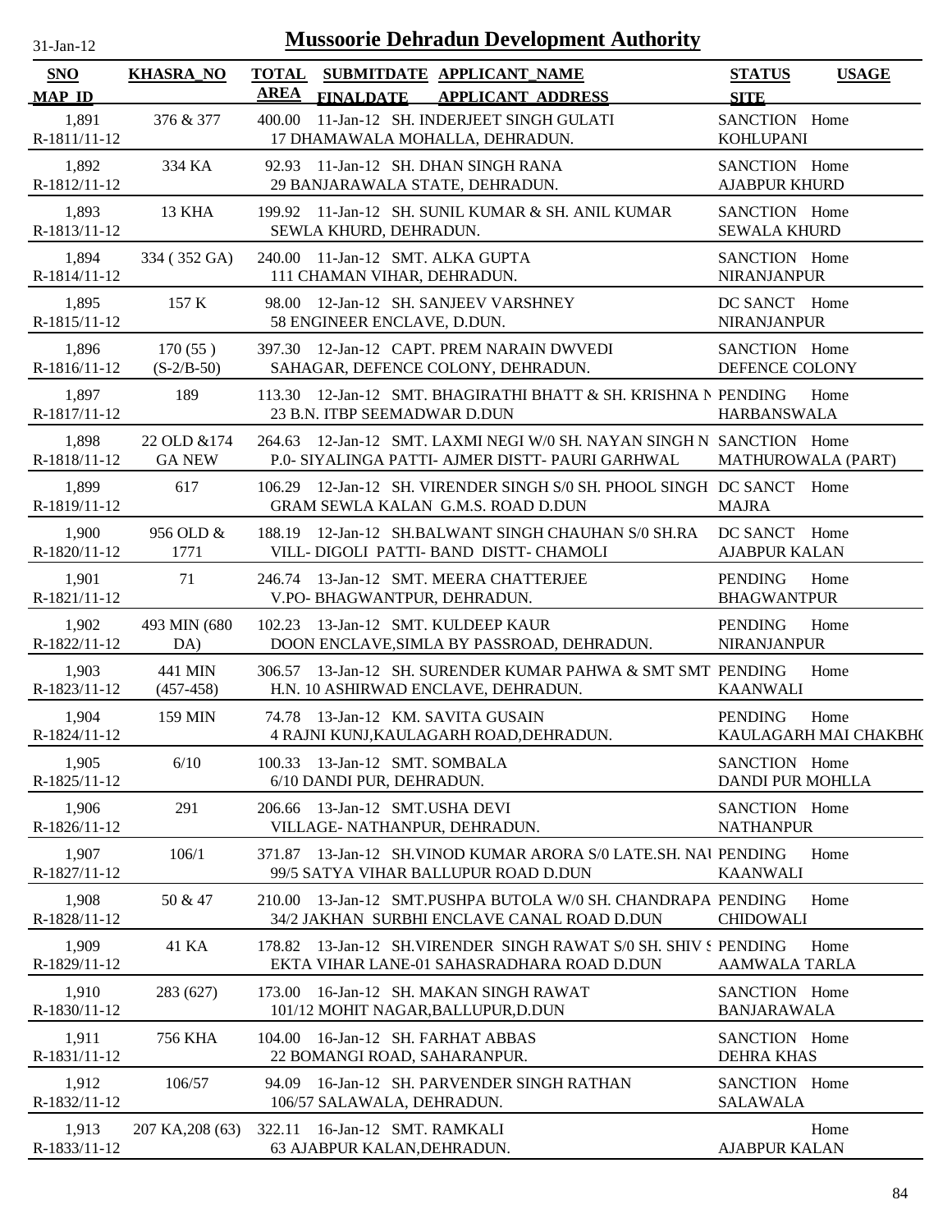31-Jan-12

# Mussoorie Dehradun Development Authority

| SNO / MAP ID | KHASRA_NO | TOTAL AREA | SUBMITDATE / FINALDATE | APPLICANT_NAME / APPLICANT ADDRESS | STATUS / SITE | USAGE |
|---|---|---|---|---|---|---|
| 1,891 R-1811/11-12 | 376 & 377 | 400.00 | 11-Jan-12 | SH. INDERJEET SINGH GULATI 17 DHAMAWALA MOHALLA, DEHRADUN. | SANCTION KOHLUPANI | Home |
| 1,892 R-1812/11-12 | 334 KA | 92.93 | 11-Jan-12 | SH. DHAN SINGH RANA 29 BANJARAWALA STATE, DEHRADUN. | SANCTION AJABPUR KHURD | Home |
| 1,893 R-1813/11-12 | 13 KHA | 199.92 | 11-Jan-12 | SH. SUNIL KUMAR & SH. ANIL KUMAR SEWLA KHURD, DEHRADUN. | SANCTION SEWALA KHURD | Home |
| 1,894 R-1814/11-12 | 334 ( 352 GA) | 240.00 | 11-Jan-12 | SMT. ALKA GUPTA 111 CHAMAN VIHAR, DEHRADUN. | SANCTION NIRANJANPUR | Home |
| 1,895 R-1815/11-12 | 157 K | 98.00 | 12-Jan-12 | SH. SANJEEV VARSHNEY 58 ENGINEER ENCLAVE, D.DUN. | DC SANCT NIRANJANPUR | Home |
| 1,896 R-1816/11-12 | 170 (55 ) (S-2/B-50) | 397.30 | 12-Jan-12 | CAPT. PREM NARAIN DWVEDI SAHAGAR, DEFENCE COLONY, DEHRADUN. | SANCTION DEFENCE COLONY | Home |
| 1,897 R-1817/11-12 | 189 | 113.30 | 12-Jan-12 | SMT. BHAGIRATHI BHATT & SH. KRISHNA N 23 B.N. ITBP SEEMADWAR D.DUN | PENDING HARBANSWALA | Home |
| 1,898 R-1818/11-12 | 22 OLD &174 GA NEW | 264.63 | 12-Jan-12 | SMT. LAXMI NEGI W/0 SH. NAYAN SINGH N P.0- SIYALINGA PATTI- AJMER DISTT- PAURI GARHWAL | SANCTION MATHUROWALA (PART) | Home |
| 1,899 R-1819/11-12 | 617 | 106.29 | 12-Jan-12 | SH. VIRENDER SINGH S/0 SH. PHOOL SINGH GRAM SEWLA KALAN G.M.S. ROAD D.DUN | DC SANCT MAJRA | Home |
| 1,900 R-1820/11-12 | 956 OLD & 1771 | 188.19 | 12-Jan-12 | SH.BALWANT SINGH CHAUHAN S/0 SH.RA VILL- DIGOLI PATTI- BAND DISTT- CHAMOLI | DC SANCT AJABPUR KALAN | Home |
| 1,901 R-1821/11-12 | 71 | 246.74 | 13-Jan-12 | SMT. MEERA CHATTERJEE V.PO- BHAGWANTPUR, DEHRADUN. | PENDING BHAGWANTPUR | Home |
| 1,902 R-1822/11-12 | 493 MIN (680 DA) | 102.23 | 13-Jan-12 | SMT. KULDEEP KAUR DOON ENCLAVE,SIMLA BY PASSROAD, DEHRADUN. | PENDING NIRANJANPUR | Home |
| 1,903 R-1823/11-12 | 441 MIN (457-458) | 306.57 | 13-Jan-12 | SH. SURENDER KUMAR PAHWA & SMT SMT H.N. 10 ASHIRWAD ENCLAVE, DEHRADUN. | PENDING KAANWALI | Home |
| 1,904 R-1824/11-12 | 159 MIN | 74.78 | 13-Jan-12 | KM. SAVITA GUSAIN 4 RAJNI KUNJ,KAULAGARH ROAD,DEHRADUN. | PENDING KAULAGARH MAI CHAKBH( | Home |
| 1,905 R-1825/11-12 | 6/10 | 100.33 | 13-Jan-12 | SMT. SOMBALA 6/10 DANDI PUR, DEHRADUN. | SANCTION DANDI PUR MOHLLA | Home |
| 1,906 R-1826/11-12 | 291 | 206.66 | 13-Jan-12 | SMT.USHA DEVI VILLAGE- NATHANPUR, DEHRADUN. | SANCTION NATHANPUR | Home |
| 1,907 R-1827/11-12 | 106/1 | 371.87 | 13-Jan-12 | SH.VINOD KUMAR ARORA S/0 LATE.SH. NAI 99/5 SATYA VIHAR BALLUPUR ROAD D.DUN | PENDING KAANWALI | Home |
| 1,908 R-1828/11-12 | 50 & 47 | 210.00 | 13-Jan-12 | SMT.PUSHPA BUTOLA W/0 SH. CHANDRAPA 34/2 JAKHAN SURBHI ENCLAVE CANAL ROAD D.DUN | PENDING CHIDOWALI | Home |
| 1,909 R-1829/11-12 | 41 KA | 178.82 | 13-Jan-12 | SH.VIRENDER SINGH RAWAT S/0 SH. SHIV S EKTA VIHAR LANE-01 SAHASRADHARA ROAD D.DUN | PENDING AAMWALA TARLA | Home |
| 1,910 R-1830/11-12 | 283 (627) | 173.00 | 16-Jan-12 | SH. MAKAN SINGH RAWAT 101/12 MOHIT NAGAR,BALLUPUR,D.DUN | SANCTION BANJARAWALA | Home |
| 1,911 R-1831/11-12 | 756 KHA | 104.00 | 16-Jan-12 | SH. FARHAT ABBAS 22 BOMANGI ROAD, SAHARANPUR. | SANCTION DEHRA KHAS | Home |
| 1,912 R-1832/11-12 | 106/57 | 94.09 | 16-Jan-12 | SH. PARVENDER SINGH RATHAN 106/57 SALAWALA, DEHRADUN. | SANCTION SALAWALA | Home |
| 1,913 R-1833/11-12 | 207 KA,208 (63) | 322.11 | 16-Jan-12 | SMT. RAMKALI 63 AJABPUR KALAN,DEHRADUN. | AJABPUR KALAN | Home |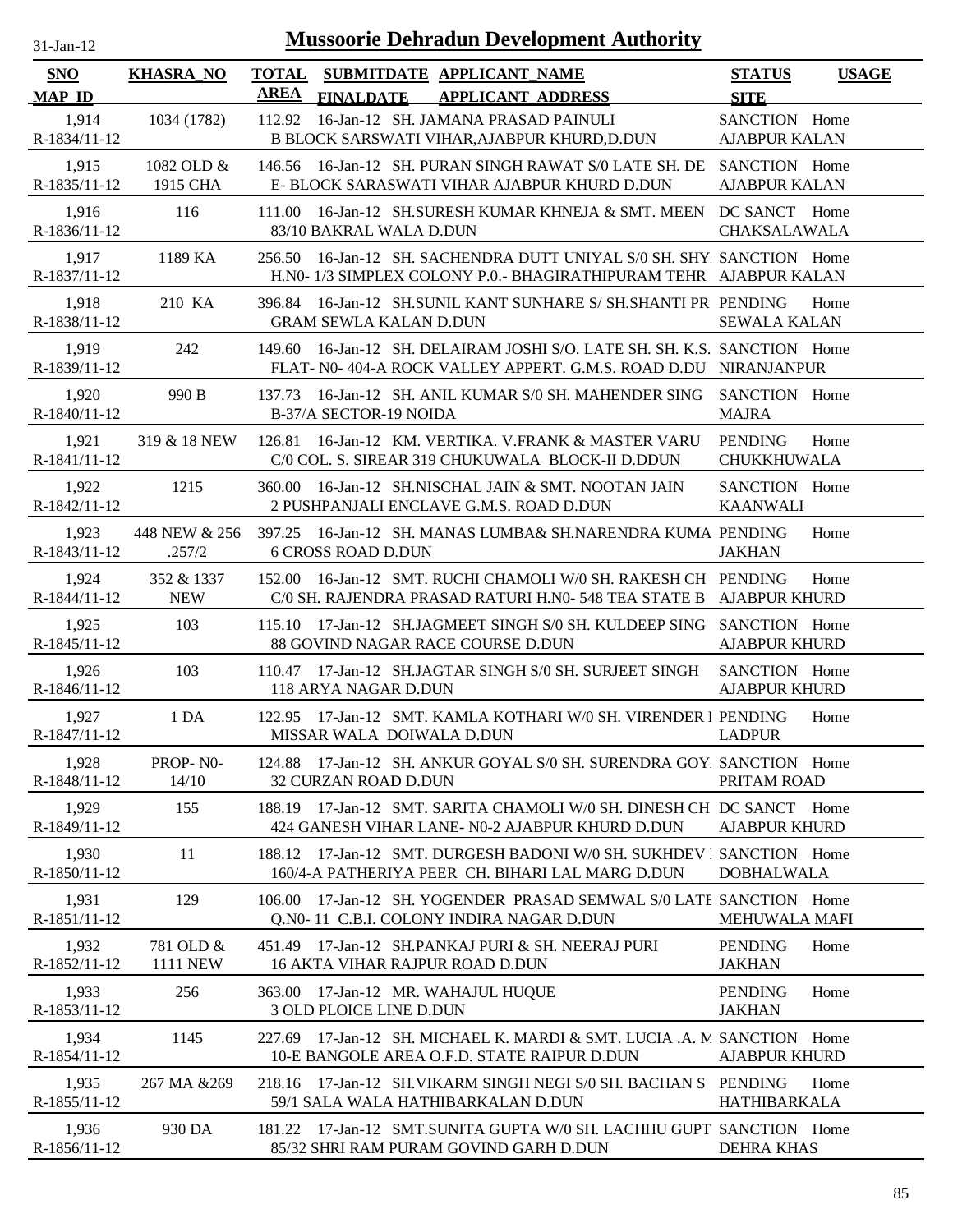31-Jan-12

# Mussoorie Dehradun Development Authority

| SNO<br>MAP_ID | KHASRA_NO | TOTAL AREA | SUBMITDATE<br>FINALDATE | APPLICANT_NAME<br>APPLICANT_ADDRESS | STATUS<br>SITE | USAGE |
|---|---|---|---|---|---|---|
| 1,914<br>R-1834/11-12 | 1034 (1782) | 112.92 | 16-Jan-12 | SH. JAMANA PRASAD PAINULI<br>B BLOCK SARSWATI VIHAR,AJABPUR KHURD,D.DUN | SANCTION<br>AJABPUR KALAN | Home |
| 1,915<br>R-1835/11-12 | 1082 OLD & 1915 CHA | 146.56 | 16-Jan-12 | SH. PURAN SINGH RAWAT S/0 LATE SH. DE<br>E- BLOCK SARASWATI VIHAR AJABPUR KHURD D.DUN | SANCTION<br>AJABPUR KALAN | Home |
| 1,916<br>R-1836/11-12 | 116 | 111.00 | 16-Jan-12 | SH.SURESH KUMAR KHNEJA & SMT. MEEN<br>83/10 BAKRAL WALA D.DUN | DC SANCT<br>CHAKSALAWALA | Home |
| 1,917<br>R-1837/11-12 | 1189 KA | 256.50 | 16-Jan-12 | SH. SACHENDRA DUTT UNIYAL S/0 SH. SHY<br>H.N0- 1/3 SIMPLEX COLONY P.0.- BHAGIRATHIPURAM TEHR | SANCTION<br>AJABPUR KALAN | Home |
| 1,918<br>R-1838/11-12 | 210 KA | 396.84 | 16-Jan-12 | SH.SUNIL KANT SUNHARE S/ SH.SHANTI PR<br>GRAM SEWLA KALAN D.DUN | PENDING<br>SEWALA KALAN | Home |
| 1,919<br>R-1839/11-12 | 242 | 149.60 | 16-Jan-12 | SH. DELAIRAM JOSHI S/O. LATE SH. SH. K.S.<br>FLAT- N0- 404-A ROCK VALLEY APPERT. G.M.S. ROAD D.DU | SANCTION<br>NIRANJANPUR | Home |
| 1,920<br>R-1840/11-12 | 990 B | 137.73 | 16-Jan-12 | SH. ANIL KUMAR S/0 SH. MAHENDER SING<br>B-37/A SECTOR-19 NOIDA | SANCTION<br>MAJRA | Home |
| 1,921<br>R-1841/11-12 | 319 & 18 NEW | 126.81 | 16-Jan-12 | KM. VERTIKA. V.FRANK & MASTER VARU<br>C/0 COL. S. SIREAR 319 CHUKUWALA BLOCK-II D.DDUN | PENDING<br>CHUKKHUWALA | Home |
| 1,922<br>R-1842/11-12 | 1215 | 360.00 | 16-Jan-12 | SH.NISCHAL JAIN & SMT. NOOTAN JAIN<br>2 PUSHPANJALI ENCLAVE G.M.S. ROAD D.DUN | SANCTION<br>KAANWALI | Home |
| 1,923<br>R-1843/11-12 | 448 NEW & 256 .257/2 | 397.25 | 16-Jan-12 | SH. MANAS LUMBA& SH.NARENDRA KUMA<br>6 CROSS ROAD D.DUN | PENDING<br>JAKHAN | Home |
| 1,924<br>R-1844/11-12 | 352 & 1337 NEW | 152.00 | 16-Jan-12 | SMT. RUCHI CHAMOLI W/0 SH. RAKESH CH<br>C/0 SH. RAJENDRA PRASAD RATURI H.N0- 548 TEA STATE B | PENDING<br>AJABPUR KHURD | Home |
| 1,925<br>R-1845/11-12 | 103 | 115.10 | 17-Jan-12 | SH.JAGMEET SINGH S/0 SH. KULDEEP SING<br>88 GOVIND NAGAR RACE COURSE D.DUN | SANCTION<br>AJABPUR KHURD | Home |
| 1,926<br>R-1846/11-12 | 103 | 110.47 | 17-Jan-12 | SH.JAGTAR SINGH S/0 SH. SURJEET SINGH<br>118 ARYA NAGAR D.DUN | SANCTION<br>AJABPUR KHURD | Home |
| 1,927<br>R-1847/11-12 | 1 DA | 122.95 | 17-Jan-12 | SMT. KAMLA KOTHARI W/0 SH. VIRENDER I<br>MISSAR WALA DOIWALA D.DUN | PENDING<br>LADPUR | Home |
| 1,928<br>R-1848/11-12 | PROP- N0- 14/10 | 124.88 | 17-Jan-12 | SH. ANKUR GOYAL S/0 SH. SURENDRA GOY<br>32 CURZAN ROAD D.DUN | SANCTION<br>PRITAM ROAD | Home |
| 1,929<br>R-1849/11-12 | 155 | 188.19 | 17-Jan-12 | SMT. SARITA CHAMOLI W/0 SH. DINESH CH<br>424 GANESH VIHAR LANE- N0-2 AJABPUR KHURD D.DUN | DC SANCT<br>AJABPUR KHURD | Home |
| 1,930<br>R-1850/11-12 | 11 | 188.12 | 17-Jan-12 | SMT. DURGESH BADONI W/0 SH. SUKHDEV I<br>160/4-A PATHERIYA PEER CH. BIHARI LAL MARG D.DUN | SANCTION<br>DOBHALWALA | Home |
| 1,931<br>R-1851/11-12 | 129 | 106.00 | 17-Jan-12 | SH. YOGENDER PRASAD SEMWAL S/0 LATE<br>Q.N0- 11 C.B.I. COLONY INDIRA NAGAR D.DUN | SANCTION<br>MEHUWALA MAFI | Home |
| 1,932<br>R-1852/11-12 | 781 OLD & 1111 NEW | 451.49 | 17-Jan-12 | SH.PANKAJ PURI & SH. NEERAJ PURI<br>16 AKTA VIHAR RAJPUR ROAD D.DUN | PENDING<br>JAKHAN | Home |
| 1,933<br>R-1853/11-12 | 256 | 363.00 | 17-Jan-12 | MR. WAHAJUL HUQUE<br>3 OLD PLOICE LINE D.DUN | PENDING<br>JAKHAN | Home |
| 1,934<br>R-1854/11-12 | 1145 | 227.69 | 17-Jan-12 | SH. MICHAEL K. MARDI & SMT. LUCIA .A. M<br>10-E BANGOLE AREA O.F.D. STATE RAIPUR D.DUN | SANCTION<br>AJABPUR KHURD | Home |
| 1,935<br>R-1855/11-12 | 267 MA &269 | 218.16 | 17-Jan-12 | SH.VIKARM SINGH NEGI S/0 SH. BACHAN S<br>59/1 SALA WALA HATHIBARKALAN D.DUN | PENDING<br>HATHIBARKALA | Home |
| 1,936<br>R-1856/11-12 | 930 DA | 181.22 | 17-Jan-12 | SMT.SUNITA GUPTA W/0 SH. LACHHU GUPT<br>85/32 SHRI RAM PURAM GOVIND GARH D.DUN | SANCTION<br>DEHRA KHAS | Home |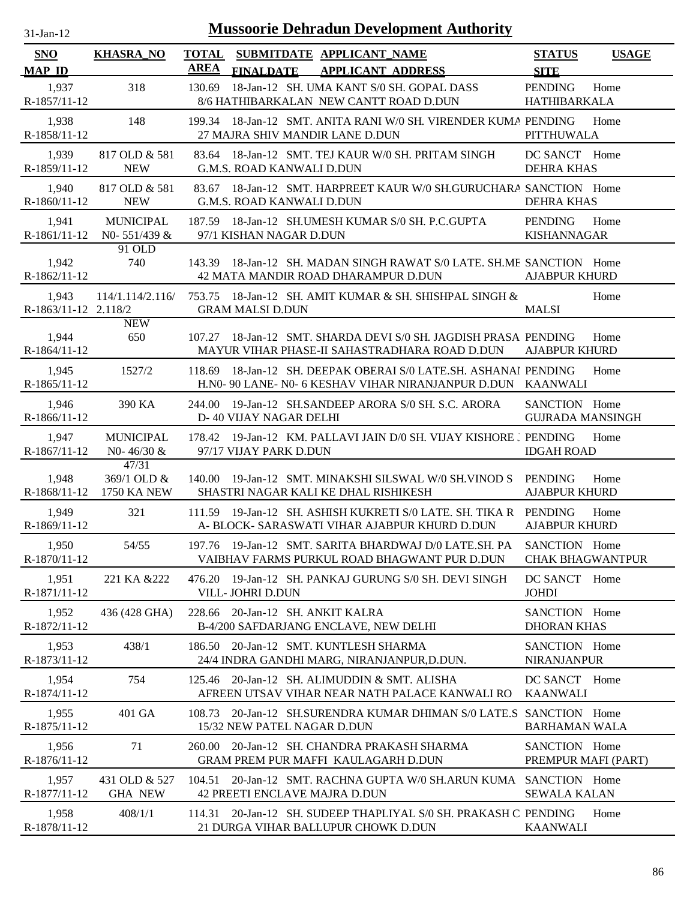# Mussoorie Dehradun Development Authority

31-Jan-12

| SNO<br>MAP ID | KHASRA_NO | TOTAL AREA | SUBMITDATE<br>FINALDATE | APPLICANT_NAME<br>APPLICANT ADDRESS | STATUS<br>SITE | USAGE |
|---|---|---|---|---|---|---|
| 1,937<br>R-1857/11-12 | 318 | 130.69 | 18-Jan-12 | SH. UMA KANT S/0 SH. GOPAL DASS<br>8/6 HATHIBARKALAN NEW CANTT ROAD D.DUN | PENDING<br>HATHIBARKALA | Home |
| 1,938<br>R-1858/11-12 | 148 | 199.34 | 18-Jan-12 | SMT. ANITA RANI W/0 SH. VIRENDER KUMA<br>27 MAJRA SHIV MANDIR LANE D.DUN | PENDING<br>PITTHUWALA | Home |
| 1,939<br>R-1859/11-12 | 817 OLD & 581 NEW | 83.64 | 18-Jan-12 | SMT. TEJ KAUR W/0 SH. PRITAM SINGH<br>G.M.S. ROAD KANWALI D.DUN | DC SANCT<br>DEHRA KHAS | Home |
| 1,940<br>R-1860/11-12 | 817 OLD & 581 NEW | 83.67 | 18-Jan-12 | SMT. HARPREET KAUR W/0 SH.GURUCHARA<br>G.M.S. ROAD KANWALI D.DUN | SANCTION<br>DEHRA KHAS | Home |
| 1,941<br>R-1861/11-12 | MUNICIPAL N0- 551/439 & 91 OLD | 187.59 | 18-Jan-12 | SH.UMESH KUMAR S/0 SH. P.C.GUPTA<br>97/1 KISHAN NAGAR D.DUN | PENDING<br>KISHANNAGAR | Home |
| 1,942<br>R-1862/11-12 | 740 | 143.39 | 18-Jan-12 | SH. MADAN SINGH RAWAT S/0 LATE. SH.ME<br>42 MATA MANDIR ROAD DHARAMPUR D.DUN | SANCTION<br>AJABPUR KHURD | Home |
| 1,943<br>R-1863/11-12 | 114/1.114/2.116/ 2.118/2 NEW | 753.75 | 18-Jan-12 | SH. AMIT KUMAR & SH. SHISHPAL SINGH &<br>GRAM MALSI D.DUN | <br>MALSI | Home |
| 1,944<br>R-1864/11-12 | 650 | 107.27 | 18-Jan-12 | SMT. SHARDA DEVI S/0 SH. JAGDISH PRASA<br>MAYUR VIHAR PHASE-II SAHASTRADHARA ROAD D.DUN | PENDING<br>AJABPUR KHURD | Home |
| 1,945<br>R-1865/11-12 | 1527/2 | 118.69 | 18-Jan-12 | SH. DEEPAK OBERAI S/0 LATE.SH. ASHANAI<br>H.N0- 90 LANE- N0- 6 KESHAV VIHAR NIRANJANPUR D.DUN | PENDING<br>KAANWALI | Home |
| 1,946<br>R-1866/11-12 | 390 KA | 244.00 | 19-Jan-12 | SH.SANDEEP ARORA S/0 SH. S.C. ARORA<br>D- 40 VIJAY NAGAR DELHI | SANCTION<br>GUJRADA MANSINGH | Home |
| 1,947<br>R-1867/11-12 | MUNICIPAL N0- 46/30 & 47/31 | 178.42 | 19-Jan-12 | KM. PALLAVI JAIN D/0 SH. VIJAY KISHORE .<br>97/17 VIJAY PARK D.DUN | PENDING<br>IDGAH ROAD | Home |
| 1,948<br>R-1868/11-12 | 369/1 OLD & 1750 KA NEW | 140.00 | 19-Jan-12 | SMT. MINAKSHI SILSWAL W/0 SH.VINOD S<br>SHASTRI NAGAR KALI KE DHAL RISHIKESH | PENDING<br>AJABPUR KHURD | Home |
| 1,949<br>R-1869/11-12 | 321 | 111.59 | 19-Jan-12 | SH. ASHISH KUKRETI S/0 LATE. SH. TIKA R<br>A- BLOCK- SARASWATI VIHAR AJABPUR KHURD D.DUN | PENDING<br>AJABPUR KHURD | Home |
| 1,950<br>R-1870/11-12 | 54/55 | 197.76 | 19-Jan-12 | SMT. SARITA BHARDWAJ D/0 LATE.SH. PA<br>VAIBHAV FARMS PURKUL ROAD BHAGWANT PUR D.DUN | SANCTION<br>CHAK BHAGWANTPUR | Home |
| 1,951<br>R-1871/11-12 | 221 KA &222 | 476.20 | 19-Jan-12 | SH. PANKAJ GURUNG S/0 SH. DEVI SINGH<br>VILL- JOHRI D.DUN | DC SANCT<br>JOHDI | Home |
| 1,952<br>R-1872/11-12 | 436 (428 GHA) | 228.66 | 20-Jan-12 | SH. ANKIT KALRA<br>B-4/200 SAFDARJANG ENCLAVE, NEW DELHI | SANCTION<br>DHORAN KHAS | Home |
| 1,953<br>R-1873/11-12 | 438/1 | 186.50 | 20-Jan-12 | SMT. KUNTLESH SHARMA<br>24/4 INDRA GANDHI MARG, NIRANJANPUR,D.DUN. | SANCTION<br>NIRANJANPUR | Home |
| 1,954<br>R-1874/11-12 | 754 | 125.46 | 20-Jan-12 | SH. ALIMUDDIN & SMT. ALISHA<br>AFREEN UTSAV VIHAR NEAR NATH PALACE KANWALI RO | DC SANCT<br>KAANWALI | Home |
| 1,955<br>R-1875/11-12 | 401 GA | 108.73 | 20-Jan-12 | SH.SURENDRA KUMAR DHIMAN S/0 LATE.S<br>15/32 NEW PATEL NAGAR D.DUN | SANCTION<br>BARHAMAN WALA | Home |
| 1,956<br>R-1876/11-12 | 71 | 260.00 | 20-Jan-12 | SH. CHANDRA PRAKASH SHARMA<br>GRAM PREM PUR MAFFI KAULAGARH D.DUN | SANCTION<br>PREMPUR MAFI (PART) | Home |
| 1,957<br>R-1877/11-12 | 431 OLD & 527 GHA NEW | 104.51 | 20-Jan-12 | SMT. RACHNA GUPTA W/0 SH.ARUN KUMA<br>42 PREETI ENCLAVE MAJRA D.DUN | SANCTION<br>SEWALA KALAN | Home |
| 1,958<br>R-1878/11-12 | 408/1/1 | 114.31 | 20-Jan-12 | SH. SUDEEP THAPLIYAL S/0 SH. PRAKASH C<br>21 DURGA VIHAR BALLUPUR CHOWK D.DUN | PENDING<br>KAANWALI | Home |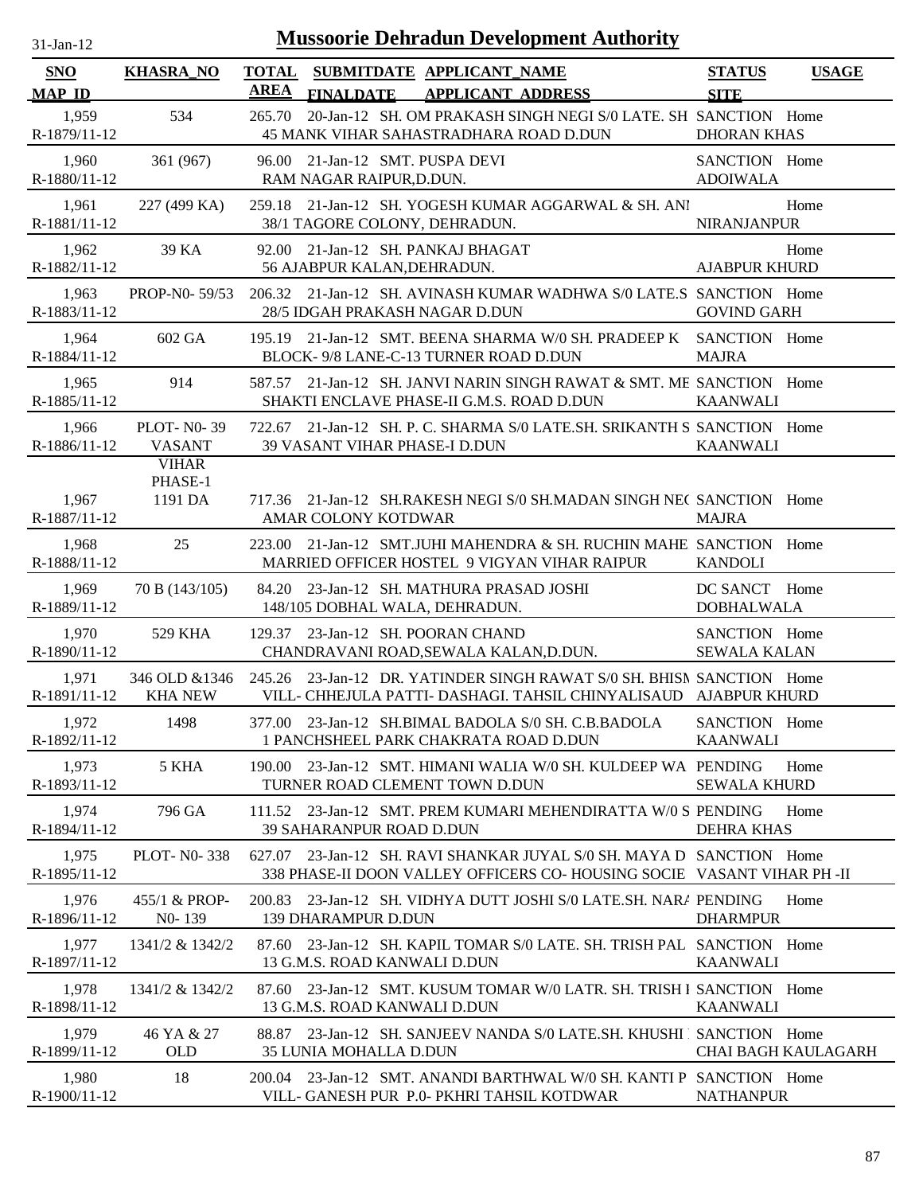31-Jan-12

# Mussoorie Dehradun Development Authority

| SNO / MAP ID | KHASRA_NO | TOTAL AREA | SUBMITDATE / FINALDATE | APPLICANT_NAME / APPLICANT ADDRESS | STATUS / SITE | USAGE |
|---|---|---|---|---|---|---|
| 1,959 / R-1879/11-12 | 534 | 265.70 | 20-Jan-12 | SH. OM PRAKASH SINGH NEGI S/0 LATE. SH / 45 MANK VIHAR SAHASTRADHARA ROAD D.DUN | SANCTION / DHORAN KHAS | Home |
| 1,960 / R-1880/11-12 | 361 (967) | 96.00 | 21-Jan-12 | SMT. PUSPA DEVI / RAM NAGAR RAIPUR,D.DUN. | SANCTION / ADOIWALA | Home |
| 1,961 / R-1881/11-12 | 227 (499 KA) | 259.18 | 21-Jan-12 | SH. YOGESH KUMAR AGGARWAL & SH. ANI / 38/1 TAGORE COLONY, DEHRADUN. | NIRANJANPUR | Home |
| 1,962 / R-1882/11-12 | 39 KA | 92.00 | 21-Jan-12 | SH. PANKAJ BHAGAT / 56 AJABPUR KALAN,DEHRADUN. | AJABPUR KHURD | Home |
| 1,963 / R-1883/11-12 | PROP-N0- 59/53 | 206.32 | 21-Jan-12 | SH. AVINASH KUMAR WADHWA S/0 LATE.S / 28/5 IDGAH PRAKASH NAGAR D.DUN | SANCTION / GOVIND GARH | Home |
| 1,964 / R-1884/11-12 | 602 GA | 195.19 | 21-Jan-12 | SMT. BEENA SHARMA W/0 SH. PRADEEP K / BLOCK- 9/8 LANE-C-13 TURNER ROAD D.DUN | SANCTION / MAJRA | Home |
| 1,965 / R-1885/11-12 | 914 | 587.57 | 21-Jan-12 | SH. JANVI NARIN SINGH RAWAT & SMT. ME / SHAKTI ENCLAVE PHASE-II G.M.S. ROAD D.DUN | SANCTION / KAANWALI | Home |
| 1,966 / R-1886/11-12 | PLOT- N0- 39 VASANT VIHAR PHASE-1 | 722.67 | 21-Jan-12 | SH. P. C. SHARMA S/0 LATE.SH. SRIKANTH S / 39 VASANT VIHAR PHASE-I D.DUN | SANCTION / KAANWALI | Home |
| 1,967 / R-1887/11-12 | 1191 DA | 717.36 | 21-Jan-12 | SH.RAKESH NEGI S/0 SH.MADAN SINGH NE( / AMAR COLONY KOTDWAR | SANCTION / MAJRA | Home |
| 1,968 / R-1888/11-12 | 25 | 223.00 | 21-Jan-12 | SMT.JUHI MAHENDRA & SH. RUCHIN MAHE / MARRIED OFFICER HOSTEL 9 VIGYAN VIHAR RAIPUR | SANCTION / KANDOLI | Home |
| 1,969 / R-1889/11-12 | 70 B (143/105) | 84.20 | 23-Jan-12 | SH. MATHURA PRASAD JOSHI / 148/105 DOBHAL WALA, DEHRADUN. | DC SANCT / DOBHALWALA | Home |
| 1,970 / R-1890/11-12 | 529 KHA | 129.37 | 23-Jan-12 | SH. POORAN CHAND / CHANDRAVANI ROAD,SEWALA KALAN,D.DUN. | SANCTION / SEWALA KALAN | Home |
| 1,971 / R-1891/11-12 | 346 OLD &1346 KHA NEW | 245.26 | 23-Jan-12 | DR. YATINDER SINGH RAWAT S/0 SH. BHISM / VILL- CHHEJULA PATTI- DASHAGI. TAHSIL CHINYALISAUD | SANCTION / AJABPUR KHURD | Home |
| 1,972 / R-1892/11-12 | 1498 | 377.00 | 23-Jan-12 | SH.BIMAL BADOLA S/0 SH. C.B.BADOLA / 1 PANCHSHEEL PARK CHAKRATA ROAD D.DUN | SANCTION / KAANWALI | Home |
| 1,973 / R-1893/11-12 | 5 KHA | 190.00 | 23-Jan-12 | SMT. HIMANI WALIA W/0 SH. KULDEEP WA / TURNER ROAD CLEMENT TOWN D.DUN | PENDING / SEWALA KHURD | Home |
| 1,974 / R-1894/11-12 | 796 GA | 111.52 | 23-Jan-12 | SMT. PREM KUMARI MEHENDIRATTA W/0 S / 39 SAHARANPUR ROAD D.DUN | PENDING / DEHRA KHAS | Home |
| 1,975 / R-1895/11-12 | PLOT- N0- 338 | 627.07 | 23-Jan-12 | SH. RAVI SHANKAR JUYAL S/0 SH. MAYA D / 338 PHASE-II DOON VALLEY OFFICERS CO- HOUSING SOCIE | SANCTION / VASANT VIHAR PH -II | Home |
| 1,976 / R-1896/11-12 | 455/1 & PROP- N0- 139 | 200.83 | 23-Jan-12 | SH. VIDHYA DUTT JOSHI S/0 LATE.SH. NAR/ / 139 DHARAMPUR D.DUN | PENDING / DHARMPUR | Home |
| 1,977 / R-1897/11-12 | 1341/2 & 1342/2 | 87.60 | 23-Jan-12 | SH. KAPIL TOMAR S/0 LATE. SH. TRISH PAL / 13 G.M.S. ROAD KANWALI D.DUN | SANCTION / KAANWALI | Home |
| 1,978 / R-1898/11-12 | 1341/2 & 1342/2 | 87.60 | 23-Jan-12 | SMT. KUSUM TOMAR W/0 LATR. SH. TRISH I / 13 G.M.S. ROAD KANWALI D.DUN | SANCTION / KAANWALI | Home |
| 1,979 / R-1899/11-12 | 46 YA & 27 OLD | 88.87 | 23-Jan-12 | SH. SANJEEV NANDA S/0 LATE.SH. KHUSHI / 35 LUNIA MOHALLA D.DUN | SANCTION / CHAI BAGH KAULAGARH | Home |
| 1,980 / R-1900/11-12 | 18 | 200.04 | 23-Jan-12 | SMT. ANANDI BARTHWAL W/0 SH. KANTI P / VILL- GANESH PUR P.0- PKHRI TAHSIL KOTDWAR | SANCTION / NATHANPUR | Home |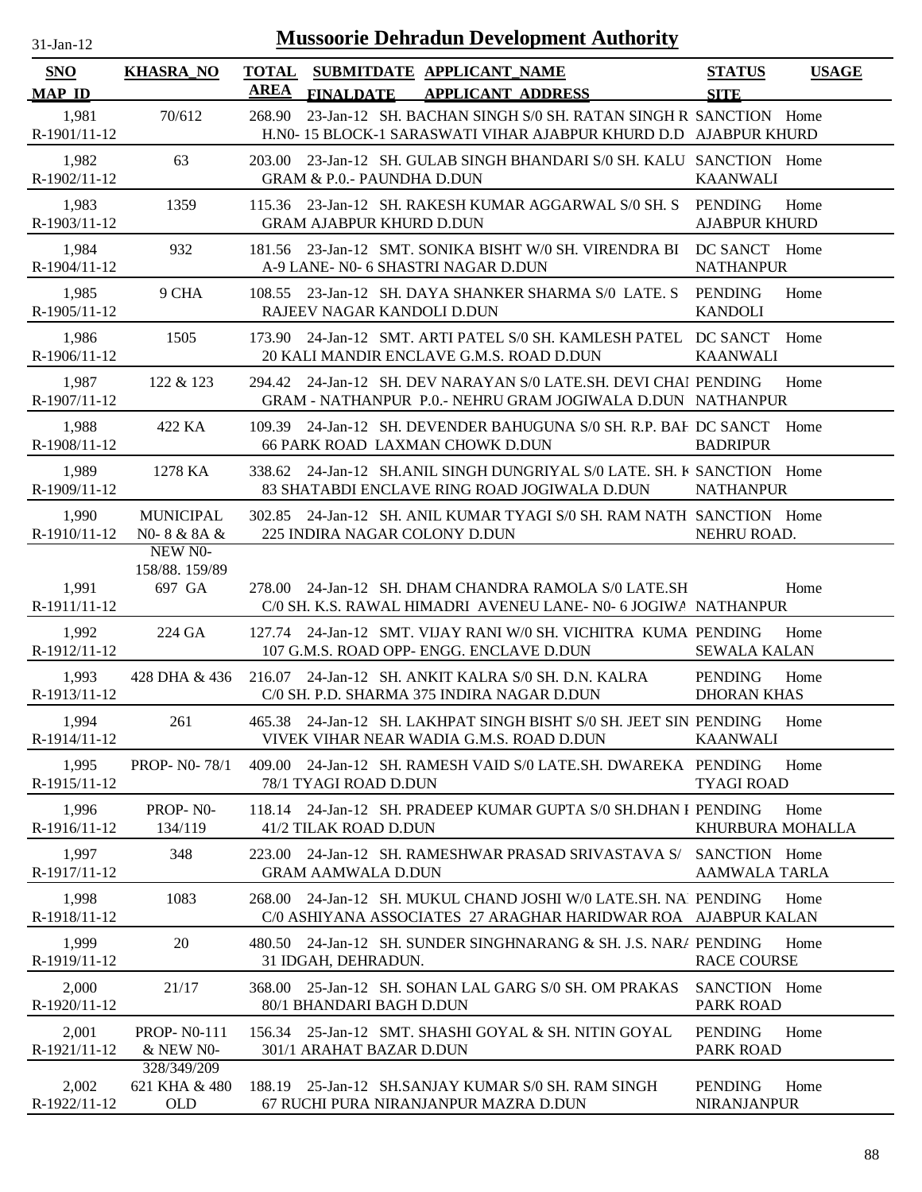# Mussoorie Dehradun Development Authority

31-Jan-12

| SNO / MAP_ID | KHASRA_NO | TOTAL AREA | SUBMITDATE / FINALDATE | APPLICANT_NAME / APPLICANT_ADDRESS | STATUS / SITE | USAGE |
|---|---|---|---|---|---|---|
| 1,981 R-1901/11-12 | 70/612 | 268.90 | 23-Jan-12 | SH. BACHAN SINGH S/0 SH. RATAN SINGH R H.N0- 15 BLOCK-1 SARASWATI VIHAR AJABPUR KHURD D.D | SANCTION AJABPUR KHURD | Home |
| 1,982 R-1902/11-12 | 63 | 203.00 | 23-Jan-12 | SH. GULAB SINGH BHANDARI S/0 SH. KALU GRAM & P.O.- PAUNDHA D.DUN | SANCTION KAANWALI | Home |
| 1,983 R-1903/11-12 | 1359 | 115.36 | 23-Jan-12 | SH. RAKESH KUMAR AGGARWAL S/0 SH. S GRAM AJABPUR KHURD D.DUN | PENDING AJABPUR KHURD | Home |
| 1,984 R-1904/11-12 | 932 | 181.56 | 23-Jan-12 | SMT. SONIKA BISHT W/0 SH. VIRENDRA BI A-9 LANE- N0- 6 SHASTRI NAGAR D.DUN | DC SANCT NATHANPUR | Home |
| 1,985 R-1905/11-12 | 9 CHA | 108.55 | 23-Jan-12 | SH. DAYA SHANKER SHARMA S/0 LATE. S RAJEEV NAGAR KANDOLI D.DUN | PENDING KANDOLI | Home |
| 1,986 R-1906/11-12 | 1505 | 173.90 | 24-Jan-12 | SMT. ARTI PATEL S/0 SH. KAMLESH PATEL 20 KALI MANDIR ENCLAVE G.M.S. ROAD D.DUN | DC SANCT KAANWALI | Home |
| 1,987 R-1907/11-12 | 122 & 123 | 294.42 | 24-Jan-12 | SH. DEV NARAYAN S/0 LATE.SH. DEVI CHAI GRAM - NATHANPUR P.0.- NEHRU GRAM JOGIWALA D.DUN | PENDING NATHANPUR | Home |
| 1,988 R-1908/11-12 | 422 KA | 109.39 | 24-Jan-12 | SH. DEVENDER BAHUGUNA S/0 SH. R.P. BAH 66 PARK ROAD LAXMAN CHOWK D.DUN | DC SANCT BADRIPUR | Home |
| 1,989 R-1909/11-12 | 1278 KA | 338.62 | 24-Jan-12 | SH.ANIL SINGH DUNGRIYAL S/0 LATE. SH. K 83 SHATABDI ENCLAVE RING ROAD JOGIWALA D.DUN | SANCTION NATHANPUR | Home |
| 1,990 R-1910/11-12 | MUNICIPAL N0- 8 & 8A & NEW N0- 158/88. 159/89 | 302.85 | 24-Jan-12 | SH. ANIL KUMAR TYAGI S/0 SH. RAM NATH 225 INDIRA NAGAR COLONY D.DUN | SANCTION NEHRU ROAD. | Home |
| 1,991 R-1911/11-12 | 697 GA | 278.00 | 24-Jan-12 | SH. DHAM CHANDRA RAMOLA S/0 LATE.SH C/0 SH. K.S. RAWAL HIMADRI AVENEU LANE- N0- 6 JOGIWA | NATHANPUR | Home |
| 1,992 R-1912/11-12 | 224 GA | 127.74 | 24-Jan-12 | SMT. VIJAY RANI W/0 SH. VICHITRA KUMA 107 G.M.S. ROAD OPP- ENGG. ENCLAVE D.DUN | PENDING SEWALA KALAN | Home |
| 1,993 R-1913/11-12 | 428 DHA & 436 | 216.07 | 24-Jan-12 | SH. ANKIT KALRA S/0 SH. D.N. KALRA C/0 SH. P.D. SHARMA 375 INDIRA NAGAR D.DUN | PENDING DHORAN KHAS | Home |
| 1,994 R-1914/11-12 | 261 | 465.38 | 24-Jan-12 | SH. LAKHPAT SINGH BISHT S/0 SH. JEET SIN VIVEK VIHAR NEAR WADIA G.M.S. ROAD D.DUN | PENDING KAANWALI | Home |
| 1,995 R-1915/11-12 | PROP- N0- 78/1 | 409.00 | 24-Jan-12 | SH. RAMESH VAID S/0 LATE.SH. DWAREKA 78/1 TYAGI ROAD D.DUN | PENDING TYAGI ROAD | Home |
| 1,996 R-1916/11-12 | PROP- N0- 134/119 | 118.14 | 24-Jan-12 | SH. PRADEEP KUMAR GUPTA S/0 SH.DHAN I 41/2 TILAK ROAD D.DUN | PENDING KHURBURA MOHALLA | Home |
| 1,997 R-1917/11-12 | 348 | 223.00 | 24-Jan-12 | SH. RAMESHWAR PRASAD SRIVASTAVA S/ GRAM AAMWALA D.DUN | SANCTION AAMWALA TARLA | Home |
| 1,998 R-1918/11-12 | 1083 | 268.00 | 24-Jan-12 | SH. MUKUL CHAND JOSHI W/0 LATE.SH. NA C/0 ASHIYANA ASSOCIATES 27 ARAGHAR HARIDWAR ROA | PENDING AJABPUR KALAN | Home |
| 1,999 R-1919/11-12 | 20 | 480.50 | 24-Jan-12 | SH. SUNDER SINGHNARANG & SH. J.S. NAR/ 31 IDGAH, DEHRADUN. | PENDING RACE COURSE | Home |
| 2,000 R-1920/11-12 | 21/17 | 368.00 | 25-Jan-12 | SH. SOHAN LAL GARG S/0 SH. OM PRAKAS 80/1 BHANDARI BAGH D.DUN | SANCTION PARK ROAD | Home |
| 2,001 R-1921/11-12 | PROP- N0-111 & NEW N0- 328/349/209 | 156.34 | 25-Jan-12 | SMT. SHASHI GOYAL & SH. NITIN GOYAL 301/1 ARAHAT BAZAR D.DUN | PENDING PARK ROAD | Home |
| 2,002 R-1922/11-12 | 621 KHA & 480 OLD | 188.19 | 25-Jan-12 | SH.SANJAY KUMAR S/0 SH. RAM SINGH 67 RUCHI PURA NIRANJANPUR MAZRA D.DUN | PENDING NIRANJANPUR | Home |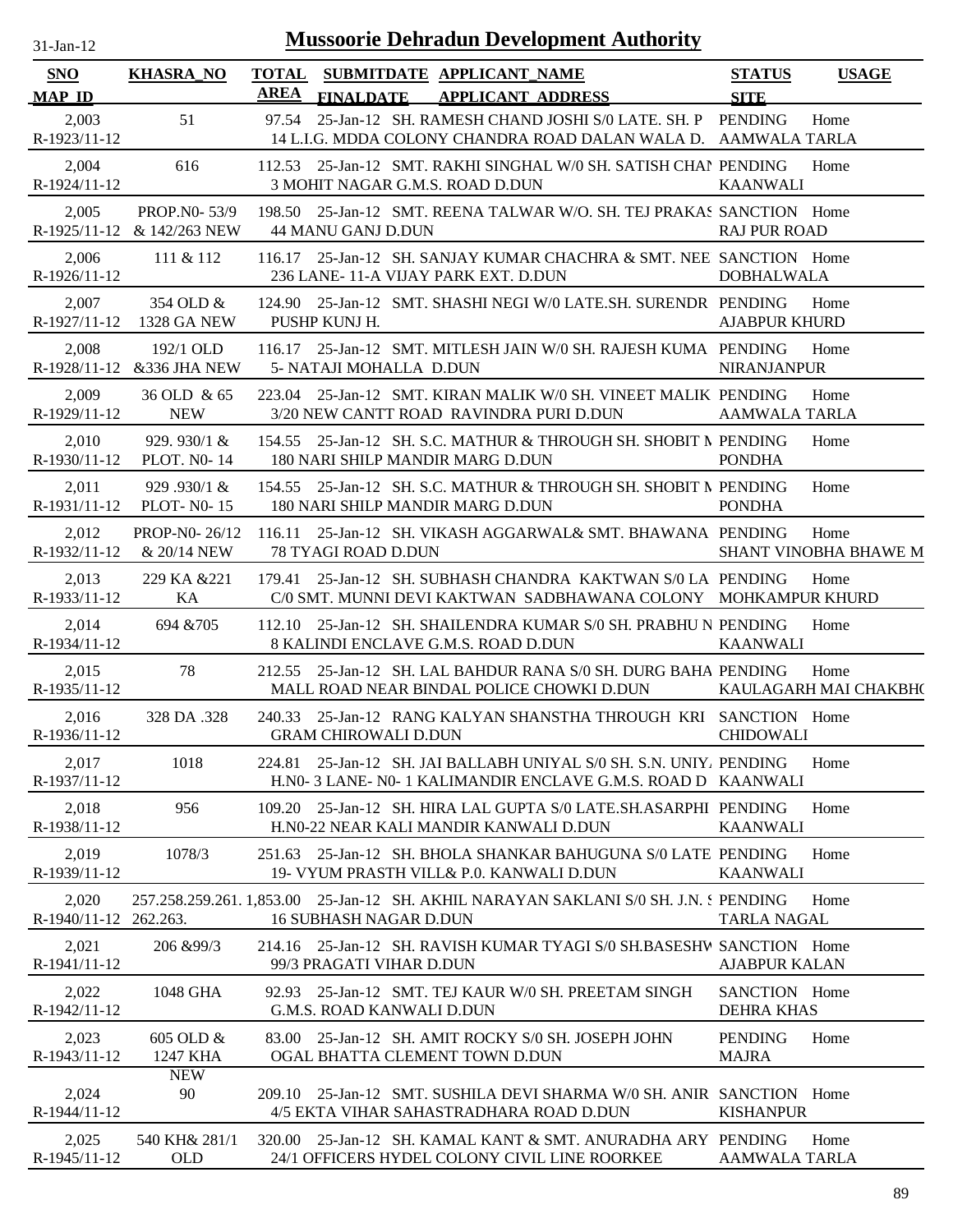# Mussoorie Dehradun Development Authority

31-Jan-12

| SNO / MAP ID | KHASRA_NO | TOTAL AREA | SUBMITDATE / FINALDATE | APPLICANT_NAME / APPLICANT ADDRESS | STATUS / SITE | USAGE |
|---|---|---|---|---|---|---|
| 2,003 R-1923/11-12 | 51 | 97.54 | 25-Jan-12 | SH. RAMESH CHAND JOSHI S/0 LATE. SH. P 14 L.I.G. MDDA COLONY CHANDRA ROAD DALAN WALA D. | PENDING AAMWALA TARLA | Home |
| 2,004 R-1924/11-12 | 616 | 112.53 | 25-Jan-12 | SMT. RAKHI SINGHAL W/0 SH. SATISH CHAI 3 MOHIT NAGAR G.M.S. ROAD D.DUN | PENDING KAANWALI | Home |
| 2,005 R-1925/11-12 | PROP.N0- 53/9 & 142/263 NEW | 198.50 | 25-Jan-12 | SMT. REENA TALWAR W/O. SH. TEJ PRAKAS 44 MANU GANJ D.DUN | SANCTION RAJ PUR ROAD | Home |
| 2,006 R-1926/11-12 | 111 & 112 | 116.17 | 25-Jan-12 | SH. SANJAY KUMAR CHACHRA & SMT. NEE 236 LANE- 11-A VIJAY PARK EXT. D.DUN | SANCTION DOBHALWALA | Home |
| 2,007 R-1927/11-12 | 354 OLD & 1328 GA NEW | 124.90 | 25-Jan-12 | SMT. SHASHI NEGI W/0 LATE.SH. SURENDR PUSHP KUNJ H. | PENDING AJABPUR KHURD | Home |
| 2,008 R-1928/11-12 | 192/1 OLD &336 JHA NEW | 116.17 | 25-Jan-12 | SMT. MITLESH JAIN W/0 SH. RAJESH KUMA 5- NATAJI MOHALLA D.DUN | PENDING NIRANJANPUR | Home |
| 2,009 R-1929/11-12 | 36 OLD & 65 NEW | 223.04 | 25-Jan-12 | SMT. KIRAN MALIK W/0 SH. VINEET MALIK 3/20 NEW CANTT ROAD RAVINDRA PURI D.DUN | PENDING AAMWALA TARLA | Home |
| 2,010 R-1930/11-12 | 929. 930/1 & PLOT. N0- 14 | 154.55 | 25-Jan-12 | SH. S.C. MATHUR & THROUGH SH. SHOBIT M 180 NARI SHILP MANDIR MARG D.DUN | PENDING PONDHA | Home |
| 2,011 R-1931/11-12 | 929 .930/1 & PLOT- N0- 15 | 154.55 | 25-Jan-12 | SH. S.C. MATHUR & THROUGH SH. SHOBIT M 180 NARI SHILP MANDIR MARG D.DUN | PENDING PONDHA | Home |
| 2,012 R-1932/11-12 | PROP-N0- 26/12 & 20/14 NEW | 116.11 | 25-Jan-12 | SH. VIKASH AGGARWAL& SMT. BHAWANA 78 TYAGI ROAD D.DUN | PENDING SHANT VINOBHA BHAWE M | Home |
| 2,013 R-1933/11-12 | 229 KA &221 KA | 179.41 | 25-Jan-12 | SH. SUBHASH CHANDRA KAKTWAN S/0 LA C/0 SMT. MUNNI DEVI KAKTWAN SADBHAWANA COLONY | PENDING MOHKAMPUR KHURD | Home |
| 2,014 R-1934/11-12 | 694 &705 | 112.10 | 25-Jan-12 | SH. SHAILENDRA KUMAR S/0 SH. PRABHU N 8 KALINDI ENCLAVE G.M.S. ROAD D.DUN | PENDING KAANWALI | Home |
| 2,015 R-1935/11-12 | 78 | 212.55 | 25-Jan-12 | SH. LAL BAHDUR RANA S/0 SH. DURG BAHA MALL ROAD NEAR BINDAL POLICE CHOWKI D.DUN | PENDING KAULAGARH MAI CHAKBH( | Home |
| 2,016 R-1936/11-12 | 328 DA .328 | 240.33 | 25-Jan-12 | RANG KALYAN SHANSTHA THROUGH KRI GRAM CHIROWALI D.DUN | SANCTION CHIDOWALI | Home |
| 2,017 R-1937/11-12 | 1018 | 224.81 | 25-Jan-12 | SH. JAI BALLABH UNIYAL S/0 SH. S.N. UNIY. H.N0- 3 LANE- N0- 1 KALIMANDIR ENCLAVE G.M.S. ROAD D | PENDING KAANWALI | Home |
| 2,018 R-1938/11-12 | 956 | 109.20 | 25-Jan-12 | SH. HIRA LAL GUPTA S/0 LATE.SH.ASARPHI H.N0-22 NEAR KALI MANDIR KANWALI D.DUN | PENDING KAANWALI | Home |
| 2,019 R-1939/11-12 | 1078/3 | 251.63 | 25-Jan-12 | SH. BHOLA SHANKAR BAHUGUNA S/0 LATE 19- VYUM PRASTH VILL& P.0. KANWALI D.DUN | PENDING KAANWALI | Home |
| 2,020 R-1940/11-12 | 257.258.259.261. 262.263. | 1,853.00 | 25-Jan-12 | SH. AKHIL NARAYAN SAKLANI S/0 SH. J.N. S 16 SUBHASH NAGAR D.DUN | PENDING TARLA NAGAL | Home |
| 2,021 R-1941/11-12 | 206 &99/3 | 214.16 | 25-Jan-12 | SH. RAVISH KUMAR TYAGI S/0 SH.BASESHW 99/3 PRAGATI VIHAR D.DUN | SANCTION AJABPUR KALAN | Home |
| 2,022 R-1942/11-12 | 1048 GHA | 92.93 | 25-Jan-12 | SMT. TEJ KAUR W/0 SH. PREETAM SINGH G.M.S. ROAD KANWALI D.DUN | SANCTION DEHRA KHAS | Home |
| 2,023 R-1943/11-12 | 605 OLD & 1247 KHA NEW | 83.00 | 25-Jan-12 | SH. AMIT ROCKY S/0 SH. JOSEPH JOHN OGAL BHATTA CLEMENT TOWN D.DUN | PENDING MAJRA | Home |
| 2,024 R-1944/11-12 | 90 | 209.10 | 25-Jan-12 | SMT. SUSHILA DEVI SHARMA W/0 SH. ANIR 4/5 EKTA VIHAR SAHASTRADHARA ROAD D.DUN | SANCTION KISHANPUR | Home |
| 2,025 R-1945/11-12 | 540 KH& 281/1 OLD | 320.00 | 25-Jan-12 | SH. KAMAL KANT & SMT. ANURADHA ARY 24/1 OFFICERS HYDEL COLONY CIVIL LINE ROORKEE | PENDING AAMWALA TARLA | Home |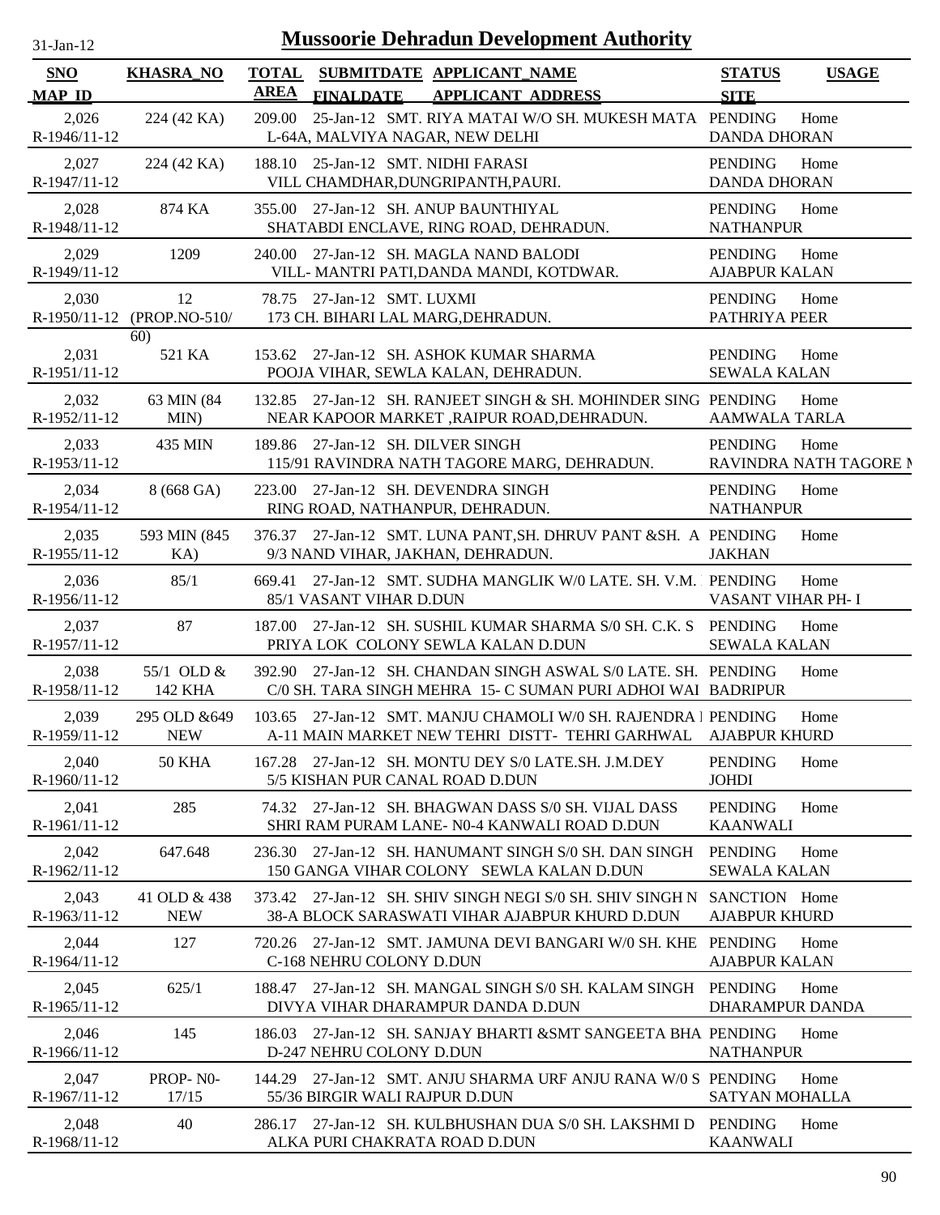# Mussoorie Dehradun Development Authority

31-Jan-12

| SNO / MAP_ID | KHASRA_NO | TOTAL AREA | SUBMITDATE / FINALDATE | APPLICANT_NAME / APPLICANT_ADDRESS | STATUS / SITE | USAGE |
|---|---|---|---|---|---|---|
| 2,026 / R-1946/11-12 | 224 (42 KA) | 209.00 | 25-Jan-12 | SMT. RIYA MATAI W/O SH. MUKESH MATA / L-64A, MALVIYA NAGAR, NEW DELHI | PENDING / DANDA DHORAN | Home |
| 2,027 / R-1947/11-12 | 224 (42 KA) | 188.10 | 25-Jan-12 | SMT. NIDHI FARASI / VILL CHAMDHAR,DUNGRIPANTH,PAURI. | PENDING / DANDA DHORAN | Home |
| 2,028 / R-1948/11-12 | 874 KA | 355.00 | 27-Jan-12 | SH. ANUP BAUNTHIYAL / SHATABDI ENCLAVE, RING ROAD, DEHRADUN. | PENDING / NATHANPUR | Home |
| 2,029 / R-1949/11-12 | 1209 | 240.00 | 27-Jan-12 | SH. MAGLA NAND BALODI / VILL- MANTRI PATI,DANDA MANDI, KOTDWAR. | PENDING / AJABPUR KALAN | Home |
| 2,030 / R-1950/11-12 | 12 (PROP.NO-510/ 60) | 78.75 | 27-Jan-12 | SMT. LUXMI / 173 CH. BIHARI LAL MARG,DEHRADUN. | PENDING / PATHRIYA PEER | Home |
| 2,031 / R-1951/11-12 | 521 KA | 153.62 | 27-Jan-12 | SH. ASHOK KUMAR SHARMA / POOJA VIHAR, SEWLA KALAN, DEHRADUN. | PENDING / SEWALA KALAN | Home |
| 2,032 / R-1952/11-12 | 63 MIN (84 MIN) | 132.85 | 27-Jan-12 | SH. RANJEET SINGH & SH. MOHINDER SING / NEAR KAPOOR MARKET ,RAIPUR ROAD,DEHRADUN. | PENDING / AAMWALA TARLA | Home |
| 2,033 / R-1953/11-12 | 435 MIN | 189.86 | 27-Jan-12 | SH. DILVER SINGH / 115/91 RAVINDRA NATH TAGORE MARG, DEHRADUN. | PENDING / RAVINDRA NATH TAGORE M | Home |
| 2,034 / R-1954/11-12 | 8 (668 GA) | 223.00 | 27-Jan-12 | SH. DEVENDRA SINGH / RING ROAD, NATHANPUR, DEHRADUN. | PENDING / NATHANPUR | Home |
| 2,035 / R-1955/11-12 | 593 MIN (845 KA) | 376.37 | 27-Jan-12 | SMT. LUNA PANT,SH. DHRUV PANT &SH. A / 9/3 NAND VIHAR, JAKHAN, DEHRADUN. | PENDING / JAKHAN | Home |
| 2,036 / R-1956/11-12 | 85/1 | 669.41 | 27-Jan-12 | SMT. SUDHA MANGLIK W/0 LATE. SH. V.M. / 85/1 VASANT VIHAR D.DUN | PENDING / VASANT VIHAR PH- I | Home |
| 2,037 / R-1957/11-12 | 87 | 187.00 | 27-Jan-12 | SH. SUSHIL KUMAR SHARMA S/0 SH. C.K. S / PRIYA LOK COLONY SEWLA KALAN D.DUN | PENDING / SEWALA KALAN | Home |
| 2,038 / R-1958/11-12 | 55/1 OLD & 142 KHA | 392.90 | 27-Jan-12 | SH. CHANDAN SINGH ASWAL S/0 LATE. SH. / C/0 SH. TARA SINGH MEHRA 15- C SUMAN PURI ADHOI WAI | PENDING / BADRIPUR | Home |
| 2,039 / R-1959/11-12 | 295 OLD &649 NEW | 103.65 | 27-Jan-12 | SMT. MANJU CHAMOLI W/0 SH. RAJENDRA / A-11 MAIN MARKET NEW TEHRI DISTT- TEHRI GARHWAL | PENDING / AJABPUR KHURD | Home |
| 2,040 / R-1960/11-12 | 50 KHA | 167.28 | 27-Jan-12 | SH. MONTU DEY S/0 LATE.SH. J.M.DEY / 5/5 KISHAN PUR CANAL ROAD D.DUN | PENDING / JOHDI | Home |
| 2,041 / R-1961/11-12 | 285 | 74.32 | 27-Jan-12 | SH. BHAGWAN DASS S/0 SH. VIJAL DASS / SHRI RAM PURAM LANE- N0-4 KANWALI ROAD D.DUN | PENDING / KAANWALI | Home |
| 2,042 / R-1962/11-12 | 647.648 | 236.30 | 27-Jan-12 | SH. HANUMANT SINGH S/0 SH. DAN SINGH / 150 GANGA VIHAR COLONY SEWLA KALAN D.DUN | PENDING / SEWALA KALAN | Home |
| 2,043 / R-1963/11-12 | 41 OLD & 438 NEW | 373.42 | 27-Jan-12 | SH. SHIV SINGH NEGI S/0 SH. SHIV SINGH N / 38-A BLOCK SARASWATI VIHAR AJABPUR KHURD D.DUN | SANCTION / AJABPUR KHURD | Home |
| 2,044 / R-1964/11-12 | 127 | 720.26 | 27-Jan-12 | SMT. JAMUNA DEVI BANGARI W/0 SH. KHE / C-168 NEHRU COLONY D.DUN | PENDING / AJABPUR KALAN | Home |
| 2,045 / R-1965/11-12 | 625/1 | 188.47 | 27-Jan-12 | SH. MANGAL SINGH S/0 SH. KALAM SINGH / DIVYA VIHAR DHARAMPUR DANDA D.DUN | PENDING / DHARAMPUR DANDA | Home |
| 2,046 / R-1966/11-12 | 145 | 186.03 | 27-Jan-12 | SH. SANJAY BHARTI &SMT SANGEETA BHA / D-247 NEHRU COLONY D.DUN | PENDING / NATHANPUR | Home |
| 2,047 / R-1967/11-12 | PROP- N0- 17/15 | 144.29 | 27-Jan-12 | SMT. ANJU SHARMA URF ANJU RANA W/0 S / 55/36 BIRGIR WALI RAJPUR D.DUN | PENDING / SATYAN MOHALLA | Home |
| 2,048 / R-1968/11-12 | 40 | 286.17 | 27-Jan-12 | SH. KULBHUSHAN DUA S/0 SH. LAKSHMI D / ALKA PURI CHAKRATA ROAD D.DUN | PENDING / KAANWALI | Home |